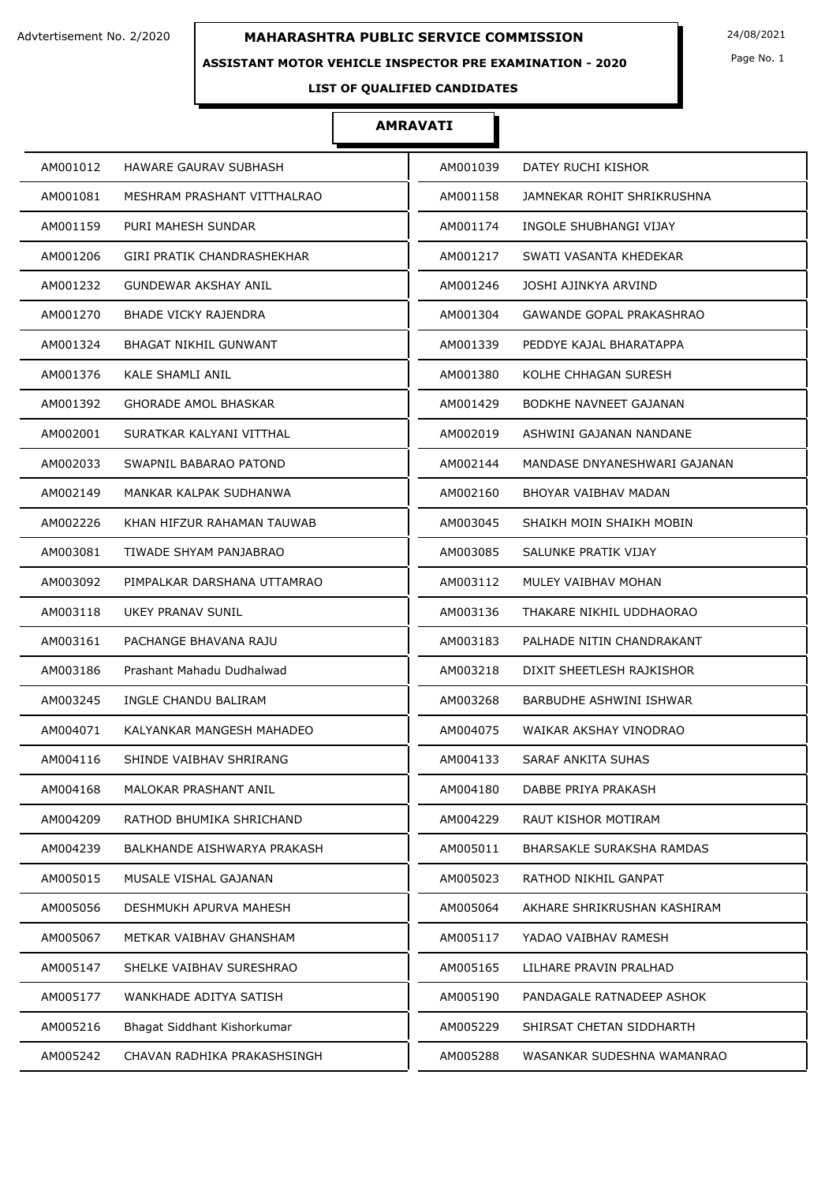Advtertisement No. 2/2020

# MAHARASHTRA PUBLIC SERVICE COMMISSION

24/08/2021

## ASSISTANT MOTOR VEHICLE INSPECTOR PRE EXAMINATION - 2020

### LIST OF QUALIFIED CANDIDATES

### AMRAVATI

| | | | |
|---|---|---|---|
| AM001012 | HAWARE GAURAV SUBHASH | AM001039 | DATEY RUCHI KISHOR |
| AM001081 | MESHRAM PRASHANT VITTHALRAO | AM001158 | JAMNEKAR ROHIT SHRIKRUSHNA |
| AM001159 | PURI MAHESH SUNDAR | AM001174 | INGOLE SHUBHANGI VIJAY |
| AM001206 | GIRI PRATIK CHANDRASHEKHAR | AM001217 | SWATI VASANTA KHEDEKAR |
| AM001232 | GUNDEWAR AKSHAY ANIL | AM001246 | JOSHI AJINKYA ARVIND |
| AM001270 | BHADE VICKY RAJENDRA | AM001304 | GAWANDE GOPAL PRAKASHRAO |
| AM001324 | BHAGAT NIKHIL GUNWANT | AM001339 | PEDDYE KAJAL BHARATAPPA |
| AM001376 | KALE SHAMLI ANIL | AM001380 | KOLHE CHHAGAN SURESH |
| AM001392 | GHORADE AMOL BHASKAR | AM001429 | BODKHE NAVNEET GAJANAN |
| AM002001 | SURATKAR KALYANI VITTHAL | AM002019 | ASHWINI GAJANAN NANDANE |
| AM002033 | SWAPNIL BABARAO PATOND | AM002144 | MANDASE DNYANESHWARI GAJANAN |
| AM002149 | MANKAR KALPAK SUDHANWA | AM002160 | BHOYAR VAIBHAV MADAN |
| AM002226 | KHAN HIFZUR RAHAMAN TAUWAB | AM003045 | SHAIKH MOIN SHAIKH MOBIN |
| AM003081 | TIWADE SHYAM PANJABRAO | AM003085 | SALUNKE PRATIK VIJAY |
| AM003092 | PIMPALKAR DARSHANA UTTAMRAO | AM003112 | MULEY VAIBHAV MOHAN |
| AM003118 | UKEY PRANAV SUNIL | AM003136 | THAKARE NIKHIL UDDHAORAO |
| AM003161 | PACHANGE BHAVANA RAJU | AM003183 | PALHADE NITIN CHANDRAKANT |
| AM003186 | Prashant Mahadu Dudhalwad | AM003218 | DIXIT SHEETLESH RAJKISHOR |
| AM003245 | INGLE CHANDU BALIRAM | AM003268 | BARBUDHE ASHWINI ISHWAR |
| AM004071 | KALYANKAR MANGESH MAHADEO | AM004075 | WAIKAR AKSHAY VINODRAO |
| AM004116 | SHINDE VAIBHAV SHRIRANG | AM004133 | SARAF ANKITA SUHAS |
| AM004168 | MALOKAR PRASHANT ANIL | AM004180 | DABBE PRIYA PRAKASH |
| AM004209 | RATHOD BHUMIKA SHRICHAND | AM004229 | RAUT KISHOR MOTIRAM |
| AM004239 | BALKHANDE AISHWARYA PRAKASH | AM005011 | BHARSAKLE SURAKSHA RAMDAS |
| AM005015 | MUSALE VISHAL GAJANAN | AM005023 | RATHOD NIKHIL GANPAT |
| AM005056 | DESHMUKH APURVA MAHESH | AM005064 | AKHARE SHRIKRUSHAN KASHIRAM |
| AM005067 | METKAR VAIBHAV GHANSHAM | AM005117 | YADAO VAIBHAV RAMESH |
| AM005147 | SHELKE VAIBHAV SURESHRAO | AM005165 | LILHARE PRAVIN PRALHAD |
| AM005177 | WANKHADE ADITYA SATISH | AM005190 | PANDAGALE RATNADEEP ASHOK |
| AM005216 | Bhagat Siddhant Kishorkumar | AM005229 | SHIRSAT CHETAN SIDDHARTH |
| AM005242 | CHAVAN RADHIKA PRAKASHSINGH | AM005288 | WASANKAR SUDESHNA WAMANRAO |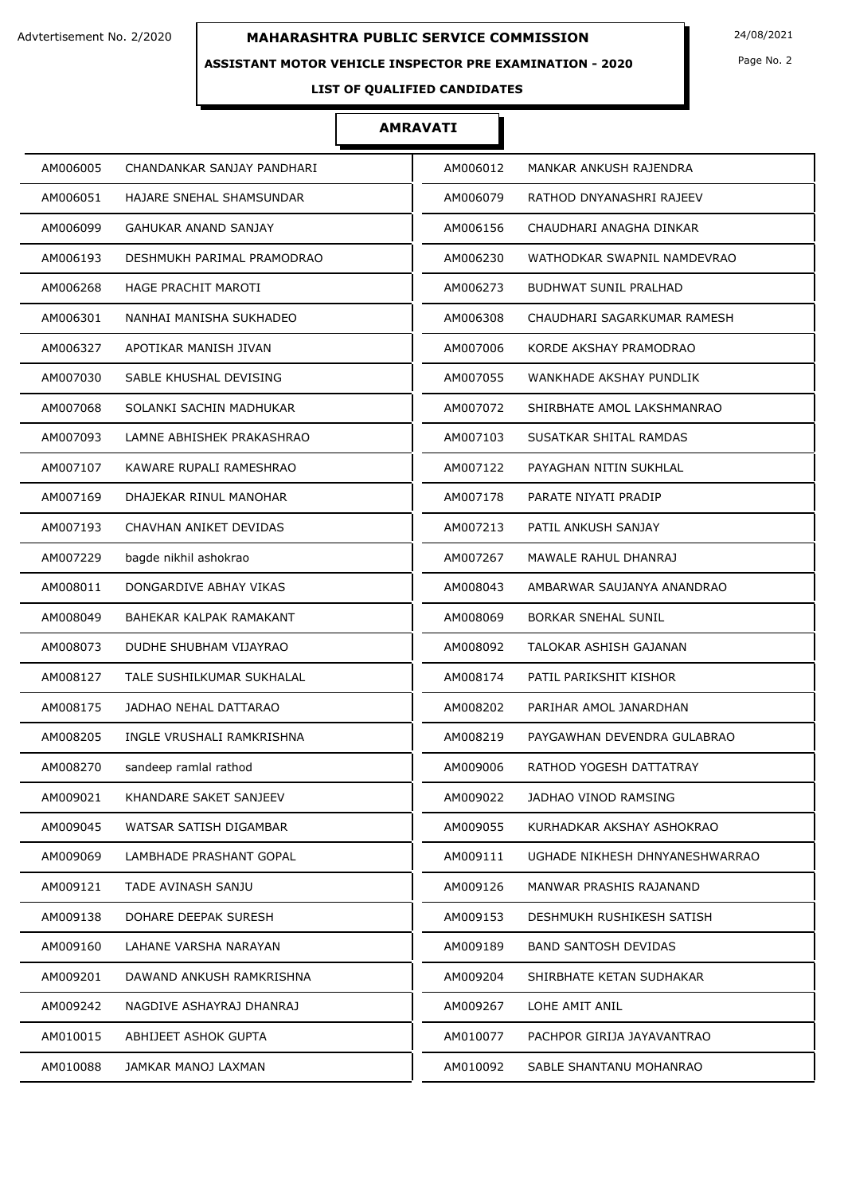Advtertisement No. 2/2020

# MAHARASHTRA PUBLIC SERVICE COMMISSION

24/08/2021

## ASSISTANT MOTOR VEHICLE INSPECTOR PRE EXAMINATION - 2020

### LIST OF QUALIFIED CANDIDATES

### AMRAVATI

| | | | |
|---|---|---|---|
| AM006005 | CHANDANKAR SANJAY PANDHARI | AM006012 | MANKAR ANKUSH RAJENDRA |
| AM006051 | HAJARE SNEHAL SHAMSUNDAR | AM006079 | RATHOD DNYANASHRI RAJEEV |
| AM006099 | GAHUKAR ANAND SANJAY | AM006156 | CHAUDHARI ANAGHA DINKAR |
| AM006193 | DESHMUKH PARIMAL PRAMODRAO | AM006230 | WATHODKAR SWAPNIL NAMDEVRAO |
| AM006268 | HAGE PRACHIT MAROTI | AM006273 | BUDHWAT SUNIL PRALHAD |
| AM006301 | NANHAI MANISHA SUKHADEO | AM006308 | CHAUDHARI SAGARKUMAR RAMESH |
| AM006327 | APOTIKAR MANISH JIVAN | AM007006 | KORDE AKSHAY PRAMODRAO |
| AM007030 | SABLE KHUSHAL DEVISING | AM007055 | WANKHADE AKSHAY PUNDLIK |
| AM007068 | SOLANKI SACHIN MADHUKAR | AM007072 | SHIRBHATE AMOL LAKSHMANRAO |
| AM007093 | LAMNE ABHISHEK PRAKASHRAO | AM007103 | SUSATKAR SHITAL RAMDAS |
| AM007107 | KAWARE RUPALI RAMESHRAO | AM007122 | PAYAGHAN NITIN SUKHLAL |
| AM007169 | DHAJEKAR RINUL MANOHAR | AM007178 | PARATE NIYATI PRADIP |
| AM007193 | CHAVHAN ANIKET DEVIDAS | AM007213 | PATIL ANKUSH SANJAY |
| AM007229 | bagde nikhil ashokrao | AM007267 | MAWALE RAHUL DHANRAJ |
| AM008011 | DONGARDIVE ABHAY VIKAS | AM008043 | AMBARWAR SAUJANYA ANANDRAO |
| AM008049 | BAHEKAR KALPAK RAMAKANT | AM008069 | BORKAR SNEHAL SUNIL |
| AM008073 | DUDHE SHUBHAM VIJAYRAO | AM008092 | TALOKAR ASHISH GAJANAN |
| AM008127 | TALE SUSHILKUMAR SUKHALAL | AM008174 | PATIL PARIKSHIT KISHOR |
| AM008175 | JADHAO NEHAL DATTARAO | AM008202 | PARIHAR AMOL JANARDHAN |
| AM008205 | INGLE VRUSHALI RAMKRISHNA | AM008219 | PAYGAWHAN DEVENDRA GULABRAO |
| AM008270 | sandeep ramlal rathod | AM009006 | RATHOD YOGESH DATTATRAY |
| AM009021 | KHANDARE SAKET SANJEEV | AM009022 | JADHAO VINOD RAMSING |
| AM009045 | WATSAR SATISH DIGAMBAR | AM009055 | KURHADKAR AKSHAY ASHOKRAO |
| AM009069 | LAMBHADE PRASHANT GOPAL | AM009111 | UGHADE NIKHESH DHNYANESHWARRAO |
| AM009121 | TADE AVINASH SANJU | AM009126 | MANWAR PRASHIS RAJANAND |
| AM009138 | DOHARE DEEPAK SURESH | AM009153 | DESHMUKH RUSHIKESH SATISH |
| AM009160 | LAHANE VARSHA NARAYAN | AM009189 | BAND SANTOSH DEVIDAS |
| AM009201 | DAWAND ANKUSH RAMKRISHNA | AM009204 | SHIRBHATE KETAN SUDHAKAR |
| AM009242 | NAGDIVE ASHAYRAJ DHANRAJ | AM009267 | LOHE AMIT ANIL |
| AM010015 | ABHIJEET ASHOK GUPTA | AM010077 | PACHPOR GIRIJA JAYAVANTRAO |
| AM010088 | JAMKAR MANOJ LAXMAN | AM010092 | SABLE SHANTANU MOHANRAO |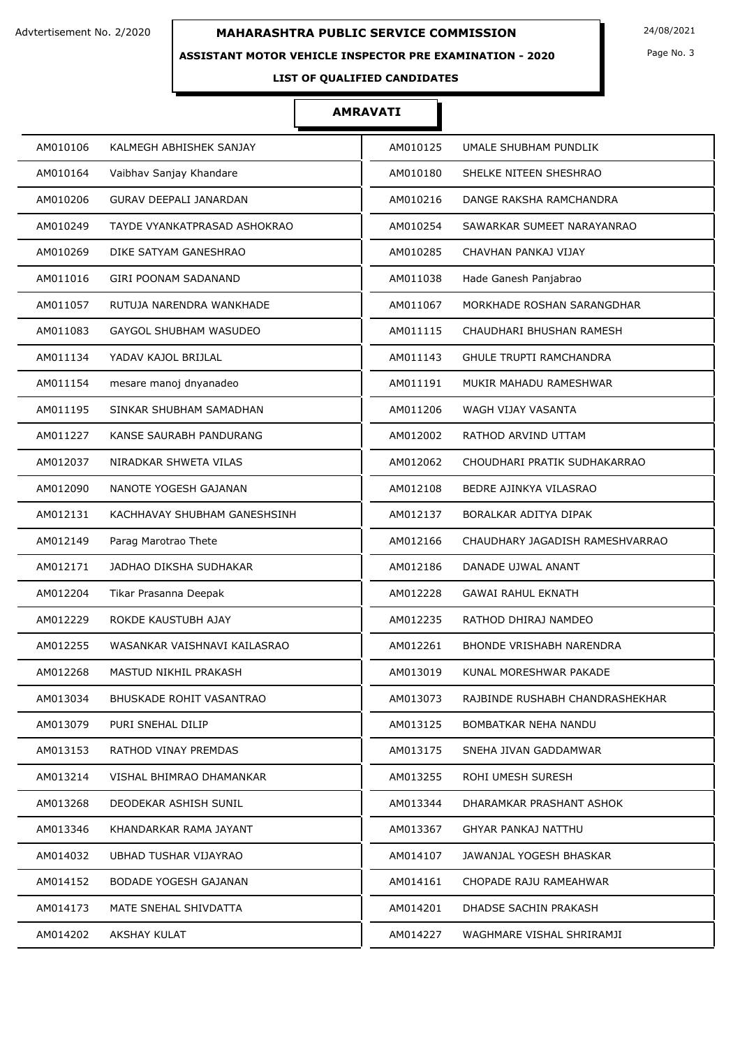Advtertisement No. 2/2020

# MAHARASHTRA PUBLIC SERVICE COMMISSION

24/08/2021

## ASSISTANT MOTOR VEHICLE INSPECTOR PRE EXAMINATION - 2020

### LIST OF QUALIFIED CANDIDATES

### AMRAVATI

| | | | |
|---|---|---|---|
| AM010106 | KALMEGH ABHISHEK SANJAY | AM010125 | UMALE SHUBHAM PUNDLIK |
| AM010164 | Vaibhav Sanjay Khandare | AM010180 | SHELKE NITEEN SHESHRAO |
| AM010206 | GURAV DEEPALI JANARDAN | AM010216 | DANGE RAKSHA RAMCHANDRA |
| AM010249 | TAYDE VYANKATPRASAD ASHOKRAO | AM010254 | SAWARKAR SUMEET NARAYANRAO |
| AM010269 | DIKE SATYAM GANESHRAO | AM010285 | CHAVHAN PANKAJ VIJAY |
| AM011016 | GIRI POONAM SADANAND | AM011038 | Hade Ganesh Panjabrao |
| AM011057 | RUTUJA NARENDRA WANKHADE | AM011067 | MORKHADE ROSHAN SARANGDHAR |
| AM011083 | GAYGOL SHUBHAM WASUDEO | AM011115 | CHAUDHARI BHUSHAN RAMESH |
| AM011134 | YADAV KAJOL BRIJLAL | AM011143 | GHULE TRUPTI RAMCHANDRA |
| AM011154 | mesare manoj dnyanadeo | AM011191 | MUKIR MAHADU RAMESHWAR |
| AM011195 | SINKAR SHUBHAM SAMADHAN | AM011206 | WAGH VIJAY VASANTA |
| AM011227 | KANSE SAURABH PANDURANG | AM012002 | RATHOD ARVIND UTTAM |
| AM012037 | NIRADKAR SHWETA VILAS | AM012062 | CHOUDHARI PRATIK SUDHAKARRAO |
| AM012090 | NANOTE YOGESH GAJANAN | AM012108 | BEDRE AJINKYA VILASRAO |
| AM012131 | KACHHAVAY SHUBHAM GANESHSINH | AM012137 | BORALKAR ADITYA DIPAK |
| AM012149 | Parag Marotrao Thete | AM012166 | CHAUDHARY JAGADISH RAMESHVARRAO |
| AM012171 | JADHAO DIKSHA SUDHAKAR | AM012186 | DANADE UJWAL ANANT |
| AM012204 | Tikar Prasanna Deepak | AM012228 | GAWAI RAHUL EKNATH |
| AM012229 | ROKDE KAUSTUBH AJAY | AM012235 | RATHOD DHIRAJ NAMDEO |
| AM012255 | WASANKAR VAISHNAVI KAILASRAO | AM012261 | BHONDE VRISHABH NARENDRA |
| AM012268 | MASTUD NIKHIL PRAKASH | AM013019 | KUNAL MORESHWAR PAKADE |
| AM013034 | BHUSKADE ROHIT VASANTRAO | AM013073 | RAJBINDE RUSHABH CHANDRASHEKHAR |
| AM013079 | PURI SNEHAL DILIP | AM013125 | BOMBATKAR NEHA NANDU |
| AM013153 | RATHOD VINAY PREMDAS | AM013175 | SNEHA JIVAN GADDAMWAR |
| AM013214 | VISHAL BHIMRAO DHAMANKAR | AM013255 | ROHI UMESH SURESH |
| AM013268 | DEODEKAR ASHISH SUNIL | AM013344 | DHARAMKAR PRASHANT ASHOK |
| AM013346 | KHANDARKAR RAMA JAYANT | AM013367 | GHYAR PANKAJ NATTHU |
| AM014032 | UBHAD TUSHAR VIJAYRAO | AM014107 | JAWANJAL YOGESH BHASKAR |
| AM014152 | BODADE YOGESH GAJANAN | AM014161 | CHOPADE RAJU RAMEAHWAR |
| AM014173 | MATE SNEHAL SHIVDATTA | AM014201 | DHADSE SACHIN PRAKASH |
| AM014202 | AKSHAY KULAT | AM014227 | WAGHMARE VISHAL SHRIRAMJI |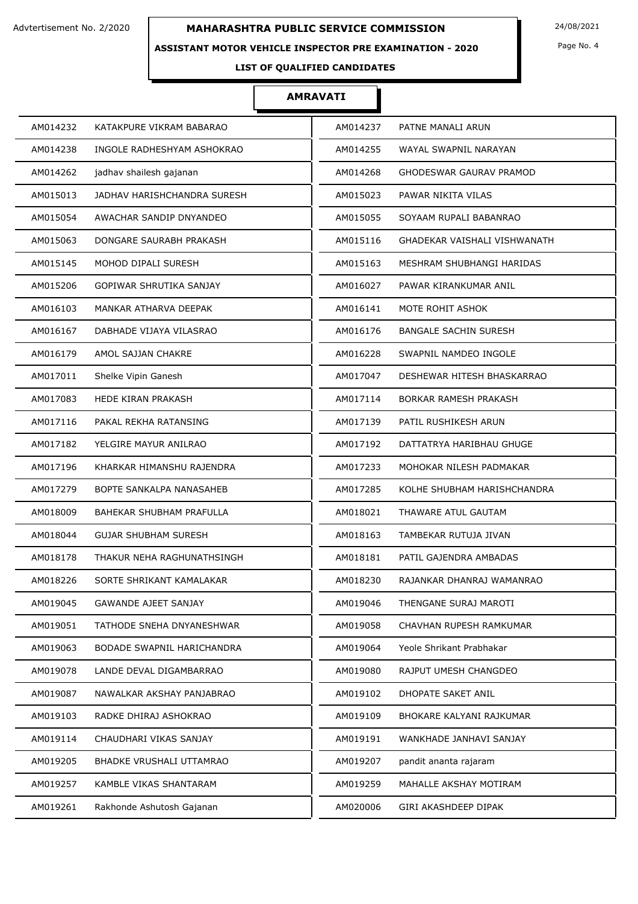Advtertisement No. 2/2020

# MAHARASHTRA PUBLIC SERVICE COMMISSION

24/08/2021

## ASSISTANT MOTOR VEHICLE INSPECTOR PRE EXAMINATION - 2020

### LIST OF QUALIFIED CANDIDATES

### AMRAVATI

| | | | |
|---|---|---|---|
| AM014232 | KATAKPURE VIKRAM BABARAO | AM014237 | PATNE MANALI ARUN |
| AM014238 | INGOLE RADHESHYAM ASHOKRAO | AM014255 | WAYAL SWAPNIL NARAYAN |
| AM014262 | jadhav shailesh gajanan | AM014268 | GHODESWAR GAURAV PRAMOD |
| AM015013 | JADHAV HARISHCHANDRA SURESH | AM015023 | PAWAR NIKITA VILAS |
| AM015054 | AWACHAR SANDIP DNYANDEO | AM015055 | SOYAAM RUPALI BABANRAO |
| AM015063 | DONGARE SAURABH PRAKASH | AM015116 | GHADEKAR VAISHALI VISHWANATH |
| AM015145 | MOHOD DIPALI SURESH | AM015163 | MESHRAM SHUBHANGI HARIDAS |
| AM015206 | GOPIWAR SHRUTIKA SANJAY | AM016027 | PAWAR KIRANKUMAR ANIL |
| AM016103 | MANKAR ATHARVA DEEPAK | AM016141 | MOTE ROHIT ASHOK |
| AM016167 | DABHADE VIJAYA VILASRAO | AM016176 | BANGALE SACHIN SURESH |
| AM016179 | AMOL SAJJAN CHAKRE | AM016228 | SWAPNIL NAMDEO INGOLE |
| AM017011 | Shelke Vipin Ganesh | AM017047 | DESHEWAR HITESH BHASKARRAO |
| AM017083 | HEDE KIRAN PRAKASH | AM017114 | BORKAR RAMESH PRAKASH |
| AM017116 | PAKAL REKHA RATANSING | AM017139 | PATIL RUSHIKESH ARUN |
| AM017182 | YELGIRE MAYUR ANILRAO | AM017192 | DATTATRYA HARIBHAU GHUGE |
| AM017196 | KHARKAR HIMANSHU RAJENDRA | AM017233 | MOHOKAR NILESH PADMAKAR |
| AM017279 | BOPTE SANKALPA NANASAHEB | AM017285 | KOLHE SHUBHAM HARISHCHANDRA |
| AM018009 | BAHEKAR SHUBHAM PRAFULLA | AM018021 | THAWARE ATUL GAUTAM |
| AM018044 | GUJAR SHUBHAM SURESH | AM018163 | TAMBEKAR RUTUJA JIVAN |
| AM018178 | THAKUR NEHA RAGHUNATHSINGH | AM018181 | PATIL GAJENDRA AMBADAS |
| AM018226 | SORTE SHRIKANT KAMALAKAR | AM018230 | RAJANKAR DHANRAJ WAMANRAO |
| AM019045 | GAWANDE AJEET SANJAY | AM019046 | THENGANE SURAJ MAROTI |
| AM019051 | TATHODE SNEHA DNYANESHWAR | AM019058 | CHAVHAN RUPESH RAMKUMAR |
| AM019063 | BODADE SWAPNIL HARICHANDRA | AM019064 | Yeole Shrikant Prabhakar |
| AM019078 | LANDE DEVAL DIGAMBARRAO | AM019080 | RAJPUT UMESH CHANGDEO |
| AM019087 | NAWALKAR AKSHAY PANJABRAO | AM019102 | DHOPATE SAKET ANIL |
| AM019103 | RADKE DHIRAJ ASHOKRAO | AM019109 | BHOKARE KALYANI RAJKUMAR |
| AM019114 | CHAUDHARI VIKAS SANJAY | AM019191 | WANKHADE JANHAVI SANJAY |
| AM019205 | BHADKE VRUSHALI UTTAMRAO | AM019207 | pandit ananta rajaram |
| AM019257 | KAMBLE VIKAS SHANTARAM | AM019259 | MAHALLE AKSHAY MOTIRAM |
| AM019261 | Rakhonde Ashutosh Gajanan | AM020006 | GIRI AKASHDEEP DIPAK |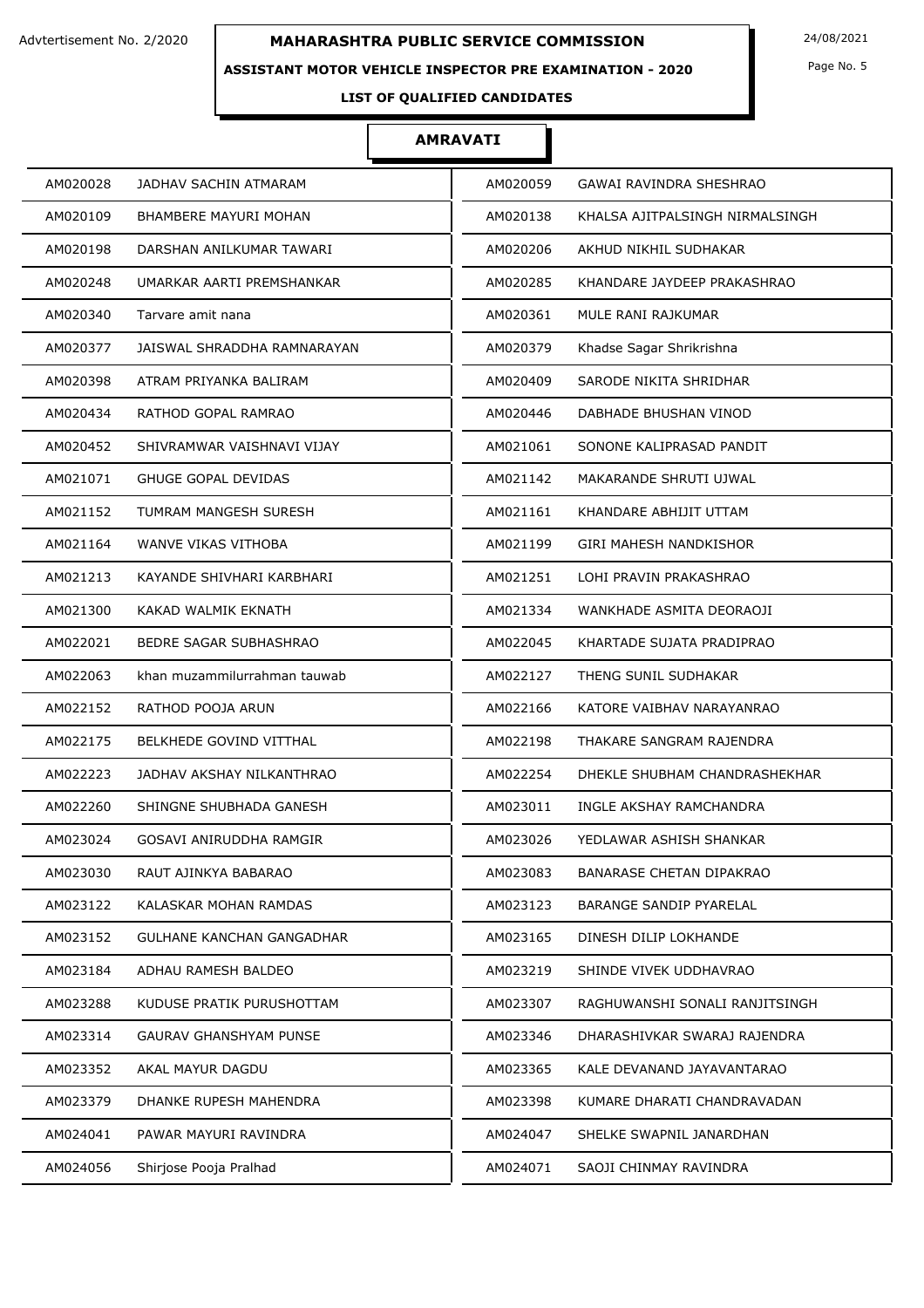Advtertisement No. 2/2020

# MAHARASHTRA PUBLIC SERVICE COMMISSION

24/08/2021

## ASSISTANT MOTOR VEHICLE INSPECTOR PRE EXAMINATION - 2020

### LIST OF QUALIFIED CANDIDATES

### AMRAVATI

| | | | |
|---|---|---|---|
| AM020028 | JADHAV SACHIN ATMARAM | AM020059 | GAWAI RAVINDRA SHESHRAO |
| AM020109 | BHAMBERE MAYURI MOHAN | AM020138 | KHALSA AJITPALSINGH NIRMALSINGH |
| AM020198 | DARSHAN ANILKUMAR TAWARI | AM020206 | AKHUD NIKHIL SUDHAKAR |
| AM020248 | UMARKAR AARTI PREMSHANKAR | AM020285 | KHANDARE JAYDEEP PRAKASHRAO |
| AM020340 | Tarvare amit nana | AM020361 | MULE RANI RAJKUMAR |
| AM020377 | JAISWAL SHRADDHA RAMNARAYAN | AM020379 | Khadse Sagar Shrikrishna |
| AM020398 | ATRAM PRIYANKA BALIRAM | AM020409 | SARODE NIKITA SHRIDHAR |
| AM020434 | RATHOD GOPAL RAMRAO | AM020446 | DABHADE BHUSHAN VINOD |
| AM020452 | SHIVRAMWAR VAISHNAVI VIJAY | AM021061 | SONONE KALIPRASAD PANDIT |
| AM021071 | GHUGE GOPAL DEVIDAS | AM021142 | MAKARANDE SHRUTI UJWAL |
| AM021152 | TUMRAM MANGESH SURESH | AM021161 | KHANDARE ABHIJIT UTTAM |
| AM021164 | WANVE VIKAS VITHOBA | AM021199 | GIRI MAHESH NANDKISHOR |
| AM021213 | KAYANDE SHIVHARI KARBHARI | AM021251 | LOHI PRAVIN PRAKASHRAO |
| AM021300 | KAKAD WALMIK EKNATH | AM021334 | WANKHADE ASMITA DEORAOJI |
| AM022021 | BEDRE SAGAR SUBHASHRAO | AM022045 | KHARTADE SUJATA PRADIPRAO |
| AM022063 | khan muzammilurrahman tauwab | AM022127 | THENG SUNIL SUDHAKAR |
| AM022152 | RATHOD POOJA ARUN | AM022166 | KATORE VAIBHAV NARAYANRAO |
| AM022175 | BELKHEDE GOVIND VITTHAL | AM022198 | THAKARE SANGRAM RAJENDRA |
| AM022223 | JADHAV AKSHAY NILKANTHRAO | AM022254 | DHEKLE SHUBHAM CHANDRASHEKHAR |
| AM022260 | SHINGNE SHUBHADA GANESH | AM023011 | INGLE AKSHAY RAMCHANDRA |
| AM023024 | GOSAVI ANIRUDDHA RAMGIR | AM023026 | YEDLAWAR ASHISH SHANKAR |
| AM023030 | RAUT AJINKYA BABARAO | AM023083 | BANARASE CHETAN DIPAKRAO |
| AM023122 | KALASKAR MOHAN RAMDAS | AM023123 | BARANGE SANDIP PYARELAL |
| AM023152 | GULHANE KANCHAN GANGADHAR | AM023165 | DINESH DILIP LOKHANDE |
| AM023184 | ADHAU RAMESH BALDEO | AM023219 | SHINDE VIVEK UDDHAVRAO |
| AM023288 | KUDUSE PRATIK PURUSHOTTAM | AM023307 | RAGHUWANSHI SONALI RANJITSINGH |
| AM023314 | GAURAV GHANSHYAM PUNSE | AM023346 | DHARASHIVKAR SWARAJ RAJENDRA |
| AM023352 | AKAL MAYUR DAGDU | AM023365 | KALE DEVANAND JAYAVANTARAO |
| AM023379 | DHANKE RUPESH MAHENDRA | AM023398 | KUMARE DHARATI CHANDRAVADAN |
| AM024041 | PAWAR MAYURI RAVINDRA | AM024047 | SHELKE SWAPNIL JANARDHAN |
| AM024056 | Shirjose Pooja Pralhad | AM024071 | SAOJI CHINMAY RAVINDRA |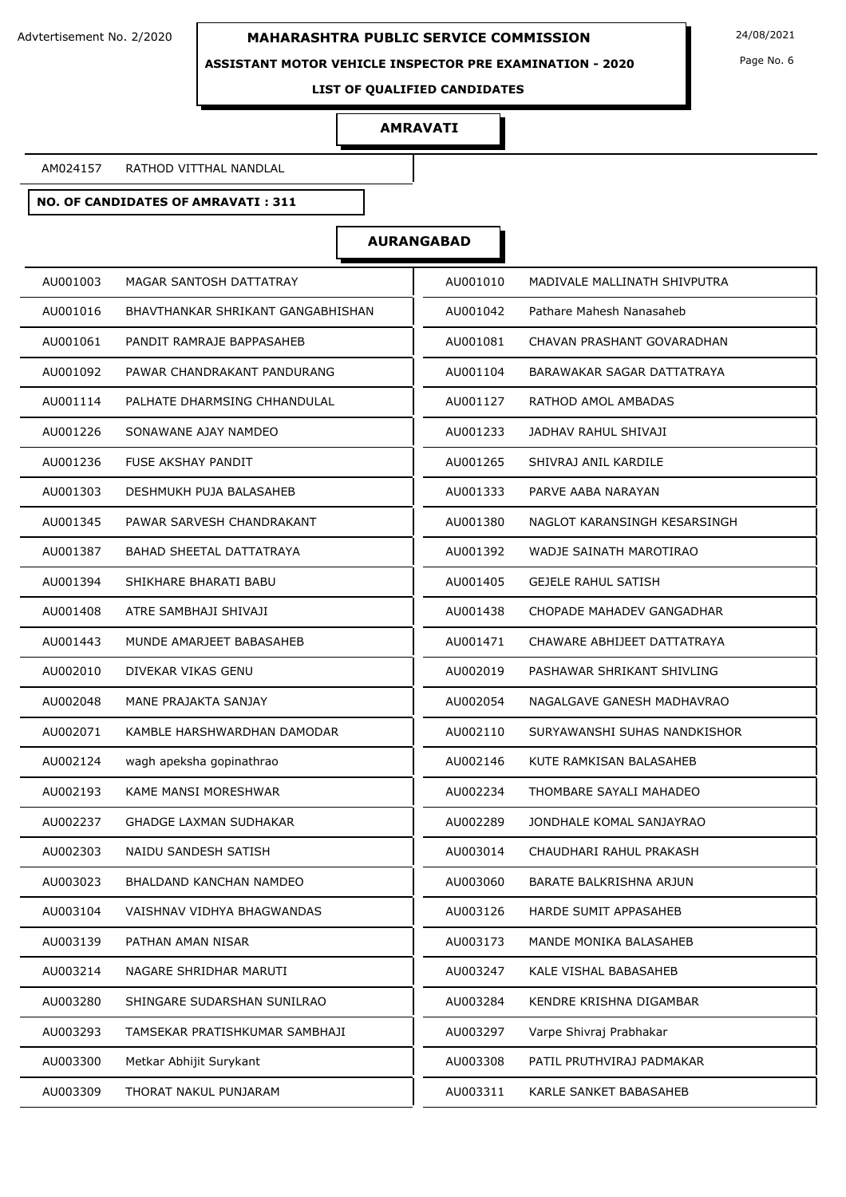**AMRAVATI**

| | | | |
|---|---|---|---|
| AM024157 | RATHOD VITTHAL NANDLAL | | |

**NO. OF CANDIDATES OF AMRAVATI : 311**

**AURANGABAD**

| | | | |
|---|---|---|---|
| AU001003 | MAGAR SANTOSH DATTATRAY | AU001010 | MADIVALE MALLINATH SHIVPUTRA |
| AU001016 | BHAVTHANKAR SHRIKANT GANGABHISHAN | AU001042 | Pathare Mahesh Nanasaheb |
| AU001061 | PANDIT RAMRAJE BAPPASAHEB | AU001081 | CHAVAN PRASHANT GOVARADHAN |
| AU001092 | PAWAR CHANDRAKANT PANDURANG | AU001104 | BARAWAKAR SAGAR DATTATRAYA |
| AU001114 | PALHATE DHARMSING CHHANDULAL | AU001127 | RATHOD AMOL AMBADAS |
| AU001226 | SONAWANE AJAY NAMDEO | AU001233 | JADHAV RAHUL SHIVAJI |
| AU001236 | FUSE AKSHAY PANDIT | AU001265 | SHIVRAJ ANIL KARDILE |
| AU001303 | DESHMUKH PUJA BALASAHEB | AU001333 | PARVE AABA NARAYAN |
| AU001345 | PAWAR SARVESH CHANDRAKANT | AU001380 | NAGLOT KARANSINGH KESARSINGH |
| AU001387 | BAHAD SHEETAL DATTATRAYA | AU001392 | WADJE SAINATH MAROTIRAO |
| AU001394 | SHIKHARE BHARATI BABU | AU001405 | GEJELE RAHUL SATISH |
| AU001408 | ATRE SAMBHAJI SHIVAJI | AU001438 | CHOPADE MAHADEV GANGADHAR |
| AU001443 | MUNDE AMARJEET BABASAHEB | AU001471 | CHAWARE ABHIJEET DATTATRAYA |
| AU002010 | DIVEKAR VIKAS GENU | AU002019 | PASHAWAR SHRIKANT SHIVLING |
| AU002048 | MANE PRAJAKTA SANJAY | AU002054 | NAGALGAVE GANESH MADHAVRAO |
| AU002071 | KAMBLE HARSHWARDHAN DAMODAR | AU002110 | SURYAWANSHI SUHAS NANDKISHOR |
| AU002124 | wagh apeksha gopinathrao | AU002146 | KUTE RAMKISAN BALASAHEB |
| AU002193 | KAME MANSI MORESHWAR | AU002234 | THOMBARE SAYALI MAHADEO |
| AU002237 | GHADGE LAXMAN SUDHAKAR | AU002289 | JONDHALE KOMAL SANJAYRAO |
| AU002303 | NAIDU SANDESH SATISH | AU003014 | CHAUDHARI RAHUL PRAKASH |
| AU003023 | BHALDAND KANCHAN NAMDEO | AU003060 | BARATE BALKRISHNA ARJUN |
| AU003104 | VAISHNAV VIDHYA BHAGWANDAS | AU003126 | HARDE SUMIT APPASAHEB |
| AU003139 | PATHAN AMAN NISAR | AU003173 | MANDE MONIKA BALASAHEB |
| AU003214 | NAGARE SHRIDHAR MARUTI | AU003247 | KALE VISHAL BABASAHEB |
| AU003280 | SHINGARE SUDARSHAN SUNILRAO | AU003284 | KENDRE KRISHNA DIGAMBAR |
| AU003293 | TAMSEKAR PRATISHKUMAR SAMBHAJI | AU003297 | Varpe Shivraj Prabhakar |
| AU003300 | Metkar Abhijit Surykant | AU003308 | PATIL PRUTHVIRAJ PADMAKAR |
| AU003309 | THORAT NAKUL PUNJARAM | AU003311 | KARLE SANKET BABASAHEB |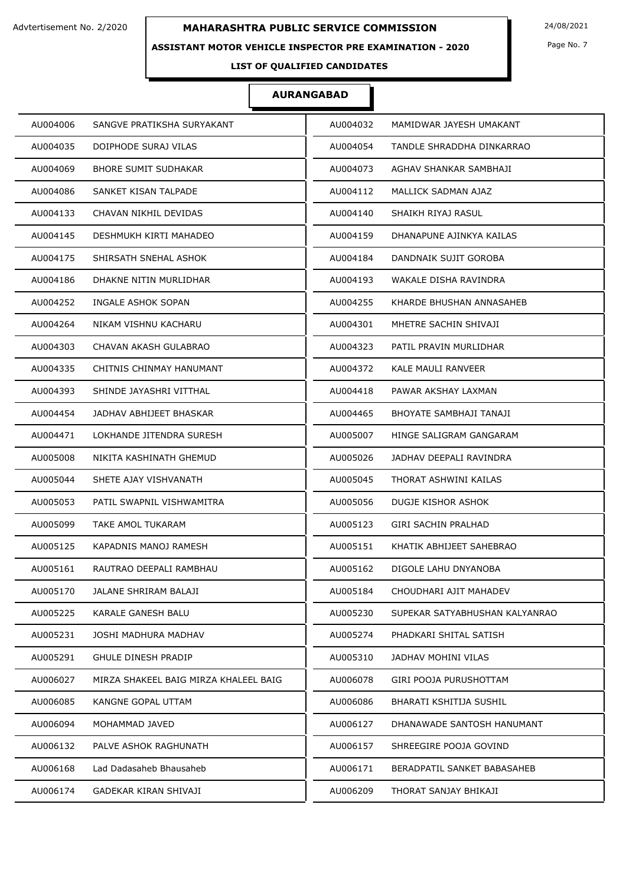Advtertisement No. 2/2020

# MAHARASHTRA PUBLIC SERVICE COMMISSION

24/08/2021

## ASSISTANT MOTOR VEHICLE INSPECTOR PRE EXAMINATION - 2020

### LIST OF QUALIFIED CANDIDATES

### AURANGABAD

| | | | |
|---|---|---|---|
| AU004006 | SANGVE PRATIKSHA SURYAKANT | AU004032 | MAMIDWAR JAYESH UMAKANT |
| AU004035 | DOIPHODE SURAJ VILAS | AU004054 | TANDLE SHRADDHA DINKARRAO |
| AU004069 | BHORE SUMIT SUDHAKAR | AU004073 | AGHAV SHANKAR SAMBHAJI |
| AU004086 | SANKET KISAN TALPADE | AU004112 | MALLICK SADMAN AJAZ |
| AU004133 | CHAVAN NIKHIL DEVIDAS | AU004140 | SHAIKH RIYAJ RASUL |
| AU004145 | DESHMUKH KIRTI MAHADEO | AU004159 | DHANAPUNE AJINKYA KAILAS |
| AU004175 | SHIRSATH SNEHAL ASHOK | AU004184 | DANDNAIK SUJIT GOROBA |
| AU004186 | DHAKNE NITIN MURLIDHAR | AU004193 | WAKALE DISHA RAVINDRA |
| AU004252 | INGALE ASHOK SOPAN | AU004255 | KHARDE BHUSHAN ANNASAHEB |
| AU004264 | NIKAM VISHNU KACHARU | AU004301 | MHETRE SACHIN SHIVAJI |
| AU004303 | CHAVAN AKASH GULABRAO | AU004323 | PATIL PRAVIN MURLIDHAR |
| AU004335 | CHITNIS CHINMAY HANUMANT | AU004372 | KALE MAULI RANVEER |
| AU004393 | SHINDE JAYASHRI VITTHAL | AU004418 | PAWAR AKSHAY LAXMAN |
| AU004454 | JADHAV ABHIJEET BHASKAR | AU004465 | BHOYATE SAMBHAJI TANAJI |
| AU004471 | LOKHANDE JITENDRA SURESH | AU005007 | HINGE SALIGRAM GANGARAM |
| AU005008 | NIKITA KASHINATH GHEMUD | AU005026 | JADHAV DEEPALI RAVINDRA |
| AU005044 | SHETE AJAY VISHVANATH | AU005045 | THORAT ASHWINI KAILAS |
| AU005053 | PATIL SWAPNIL VISHWAMITRA | AU005056 | DUGJE KISHOR ASHOK |
| AU005099 | TAKE AMOL TUKARAM | AU005123 | GIRI SACHIN PRALHAD |
| AU005125 | KAPADNIS MANOJ RAMESH | AU005151 | KHATIK ABHIJEET SAHEBRAO |
| AU005161 | RAUTRAO DEEPALI RAMBHAU | AU005162 | DIGOLE LAHU DNYANOBA |
| AU005170 | JALANE SHRIRAM BALAJI | AU005184 | CHOUDHARI AJIT MAHADEV |
| AU005225 | KARALE GANESH BALU | AU005230 | SUPEKAR SATYABHUSHAN KALYANRAO |
| AU005231 | JOSHI MADHURA MADHAV | AU005274 | PHADKARI SHITAL SATISH |
| AU005291 | GHULE DINESH PRADIP | AU005310 | JADHAV MOHINI VILAS |
| AU006027 | MIRZA SHAKEEL BAIG MIRZA KHALEEL BAIG | AU006078 | GIRI POOJA PURUSHOTTAM |
| AU006085 | KANGNE GOPAL UTTAM | AU006086 | BHARATI KSHITIJA SUSHIL |
| AU006094 | MOHAMMAD JAVED | AU006127 | DHANAWADE SANTOSH HANUMANT |
| AU006132 | PALVE ASHOK RAGHUNATH | AU006157 | SHREEGIRE POOJA GOVIND |
| AU006168 | Lad Dadasaheb Bhausaheb | AU006171 | BERADPATIL SANKET BABASAHEB |
| AU006174 | GADEKAR KIRAN SHIVAJI | AU006209 | THORAT SANJAY BHIKAJI |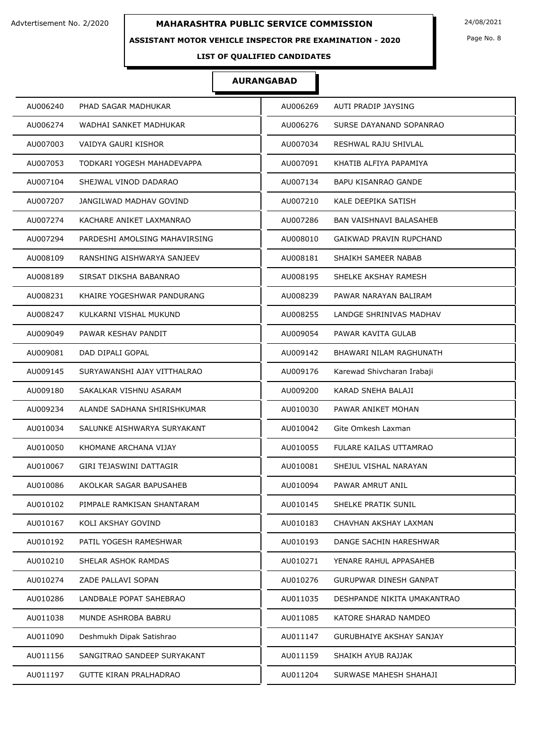**MAHARASHTRA PUBLIC SERVICE COMMISSION**

**ASSISTANT MOTOR VEHICLE INSPECTOR PRE EXAMINATION - 2020**

**LIST OF QUALIFIED CANDIDATES**

Advtertisement No. 2/2020 — 24/08/2021

## AURANGABAD

| | | | |
|---|---|---|---|
| AU006240 | PHAD SAGAR MADHUKAR | AU006269 | AUTI PRADIP JAYSING |
| AU006274 | WADHAI SANKET MADHUKAR | AU006276 | SURSE DAYANAND SOPANRAO |
| AU007003 | VAIDYA GAURI KISHOR | AU007034 | RESHWAL RAJU SHIVLAL |
| AU007053 | TODKARI YOGESH MAHADEVAPPA | AU007091 | KHATIB ALFIYA PAPAMIYA |
| AU007104 | SHEJWAL VINOD DADARAO | AU007134 | BAPU KISANRAO GANDE |
| AU007207 | JANGILWAD MADHAV GOVIND | AU007210 | KALE DEEPIKA SATISH |
| AU007274 | KACHARE ANIKET LAXMANRAO | AU007286 | BAN VAISHNAVI BALASAHEB |
| AU007294 | PARDESHI AMOLSING MAHAVIRSING | AU008010 | GAIKWAD PRAVIN RUPCHAND |
| AU008109 | RANSHING AISHWARYA SANJEEV | AU008181 | SHAIKH SAMEER NABAB |
| AU008189 | SIRSAT DIKSHA BABANRAO | AU008195 | SHELKE AKSHAY RAMESH |
| AU008231 | KHAIRE YOGESHWAR PANDURANG | AU008239 | PAWAR NARAYAN BALIRAM |
| AU008247 | KULKARNI VISHAL MUKUND | AU008255 | LANDGE SHRINIVAS MADHAV |
| AU009049 | PAWAR KESHAV PANDIT | AU009054 | PAWAR KAVITA GULAB |
| AU009081 | DAD DIPALI GOPAL | AU009142 | BHAWARI NILAM RAGHUNATH |
| AU009145 | SURYAWANSHI AJAY VITTHALRAO | AU009176 | Karewad Shivcharan Irabaji |
| AU009180 | SAKALKAR VISHNU ASARAM | AU009200 | KARAD SNEHA BALAJI |
| AU009234 | ALANDE SADHANA SHIRISHKUMAR | AU010030 | PAWAR ANIKET MOHAN |
| AU010034 | SALUNKE AISHWARYA SURYAKANT | AU010042 | Gite Omkesh Laxman |
| AU010050 | KHOMANE ARCHANA VIJAY | AU010055 | FULARE KAILAS UTTAMRAO |
| AU010067 | GIRI TEJASWINI DATTAGIR | AU010081 | SHEJUL VISHAL NARAYAN |
| AU010086 | AKOLKAR SAGAR BAPUSAHEB | AU010094 | PAWAR AMRUT ANIL |
| AU010102 | PIMPALE RAMKISAN SHANTARAM | AU010145 | SHELKE PRATIK SUNIL |
| AU010167 | KOLI AKSHAY GOVIND | AU010183 | CHAVHAN AKSHAY LAXMAN |
| AU010192 | PATIL YOGESH RAMESHWAR | AU010193 | DANGE SACHIN HARESHWAR |
| AU010210 | SHELAR ASHOK RAMDAS | AU010271 | YENARE RAHUL APPASAHEB |
| AU010274 | ZADE PALLAVI SOPAN | AU010276 | GURUPWAR DINESH GANPAT |
| AU010286 | LANDBALE POPAT SAHEBRAO | AU011035 | DESHPANDE NIKITA UMAKANTRAO |
| AU011038 | MUNDE ASHROBA BABRU | AU011085 | KATORE SHARAD NAMDEO |
| AU011090 | Deshmukh Dipak Satishrao | AU011147 | GURUBHAIYE AKSHAY SANJAY |
| AU011156 | SANGITRAO SANDEEP SURYAKANT | AU011159 | SHAIKH AYUB RAJJAK |
| AU011197 | GUTTE KIRAN PRALHADRAO | AU011204 | SURWASE MAHESH SHAHAJI |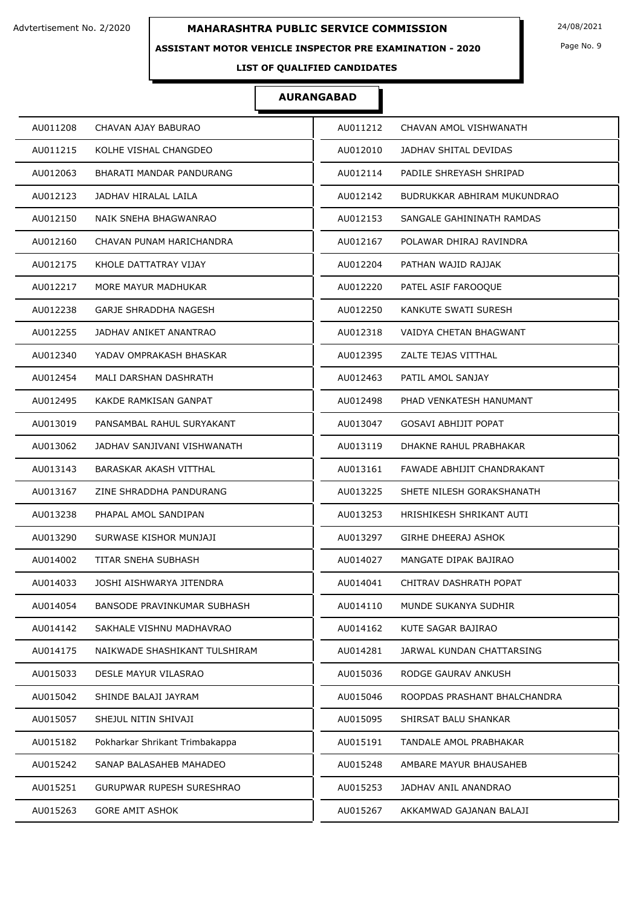Advtertisement No. 2/2020

# MAHARASHTRA PUBLIC SERVICE COMMISSION

24/08/2021

## ASSISTANT MOTOR VEHICLE INSPECTOR PRE EXAMINATION - 2020

### LIST OF QUALIFIED CANDIDATES

### AURANGABAD

| | | | |
|---|---|---|---|
| AU011208 | CHAVAN AJAY BABURAO | AU011212 | CHAVAN AMOL VISHWANATH |
| AU011215 | KOLHE VISHAL CHANGDEO | AU012010 | JADHAV SHITAL DEVIDAS |
| AU012063 | BHARATI MANDAR PANDURANG | AU012114 | PADILE SHREYASH SHRIPAD |
| AU012123 | JADHAV HIRALAL LAILA | AU012142 | BUDRUKKAR ABHIRAM MUKUNDRAO |
| AU012150 | NAIK SNEHA BHAGWANRAO | AU012153 | SANGALE GAHININATH RAMDAS |
| AU012160 | CHAVAN PUNAM HARICHANDRA | AU012167 | POLAWAR DHIRAJ RAVINDRA |
| AU012175 | KHOLE DATTATRAY VIJAY | AU012204 | PATHAN WAJID RAJJAK |
| AU012217 | MORE MAYUR MADHUKAR | AU012220 | PATEL ASIF FAROOQUE |
| AU012238 | GARJE SHRADDHA NAGESH | AU012250 | KANKUTE SWATI SURESH |
| AU012255 | JADHAV ANIKET ANANTRAO | AU012318 | VAIDYA CHETAN BHAGWANT |
| AU012340 | YADAV OMPRAKASH BHASKAR | AU012395 | ZALTE TEJAS VITTHAL |
| AU012454 | MALI DARSHAN DASHRATH | AU012463 | PATIL AMOL SANJAY |
| AU012495 | KAKDE RAMKISAN GANPAT | AU012498 | PHAD VENKATESH HANUMANT |
| AU013019 | PANSAMBAL RAHUL SURYAKANT | AU013047 | GOSAVI ABHIJIT POPAT |
| AU013062 | JADHAV SANJIVANI VISHWANATH | AU013119 | DHAKNE RAHUL PRABHAKAR |
| AU013143 | BARASKAR AKASH VITTHAL | AU013161 | FAWADE ABHIJIT CHANDRAKANT |
| AU013167 | ZINE SHRADDHA PANDURANG | AU013225 | SHETE NILESH GORAKSHANATH |
| AU013238 | PHAPAL AMOL SANDIPAN | AU013253 | HRISHIKESH SHRIKANT AUTI |
| AU013290 | SURWASE KISHOR MUNJAJI | AU013297 | GIRHE DHEERAJ ASHOK |
| AU014002 | TITAR SNEHA SUBHASH | AU014027 | MANGATE DIPAK BAJIRAO |
| AU014033 | JOSHI AISHWARYA JITENDRA | AU014041 | CHITRAV DASHRATH POPAT |
| AU014054 | BANSODE PRAVINKUMAR SUBHASH | AU014110 | MUNDE SUKANYA SUDHIR |
| AU014142 | SAKHALE VISHNU MADHAVRAO | AU014162 | KUTE SAGAR BAJIRAO |
| AU014175 | NAIKWADE SHASHIKANT TULSHIRAM | AU014281 | JARWAL KUNDAN CHATTARSING |
| AU015033 | DESLE MAYUR VILASRAO | AU015036 | RODGE GAURAV ANKUSH |
| AU015042 | SHINDE BALAJI JAYRAM | AU015046 | ROOPDAS PRASHANT BHALCHANDRA |
| AU015057 | SHEJUL NITIN SHIVAJI | AU015095 | SHIRSAT BALU SHANKAR |
| AU015182 | Pokharkar Shrikant Trimbakappa | AU015191 | TANDALE AMOL PRABHAKAR |
| AU015242 | SANAP BALASAHEB MAHADEO | AU015248 | AMBARE MAYUR BHAUSAHEB |
| AU015251 | GURUPWAR RUPESH SURESHRAO | AU015253 | JADHAV ANIL ANANDRAO |
| AU015263 | GORE AMIT ASHOK | AU015267 | AKKAMWAD GAJANAN BALAJI |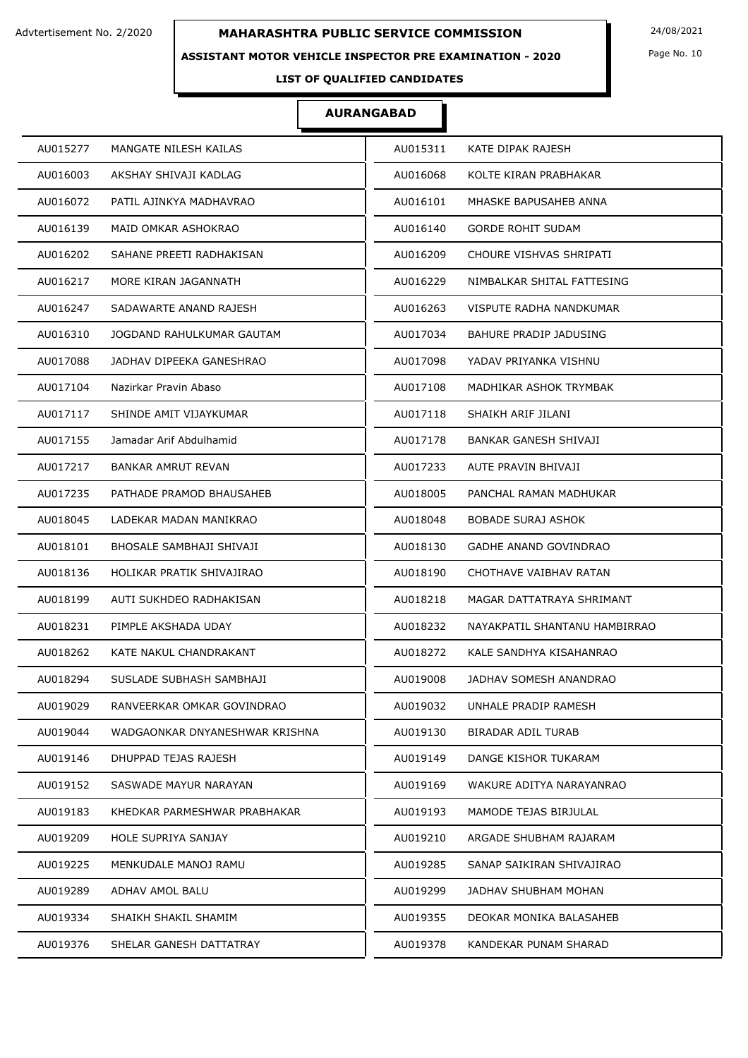Advtertisement No. 2/2020

# MAHARASHTRA PUBLIC SERVICE COMMISSION

24/08/2021

## ASSISTANT MOTOR VEHICLE INSPECTOR PRE EXAMINATION - 2020

### LIST OF QUALIFIED CANDIDATES

### AURANGABAD

| | | | |
|---|---|---|---|
| AU015277 | MANGATE NILESH KAILAS | AU015311 | KATE DIPAK RAJESH |
| AU016003 | AKSHAY SHIVAJI KADLAG | AU016068 | KOLTE KIRAN PRABHAKAR |
| AU016072 | PATIL AJINKYA MADHAVRAO | AU016101 | MHASKE BAPUSAHEB ANNA |
| AU016139 | MAID OMKAR ASHOKRAO | AU016140 | GORDE ROHIT SUDAM |
| AU016202 | SAHANE PREETI RADHAKISAN | AU016209 | CHOURE VISHVAS SHRIPATI |
| AU016217 | MORE KIRAN JAGANNATH | AU016229 | NIMBALKAR SHITAL FATTESING |
| AU016247 | SADAWARTE ANAND RAJESH | AU016263 | VISPUTE RADHA NANDKUMAR |
| AU016310 | JOGDAND RAHULKUMAR GAUTAM | AU017034 | BAHURE PRADIP JADUSING |
| AU017088 | JADHAV DIPEEKA GANESHRAO | AU017098 | YADAV PRIYANKA VISHNU |
| AU017104 | Nazirkar Pravin Abaso | AU017108 | MADHIKAR ASHOK TRYMBAK |
| AU017117 | SHINDE AMIT VIJAYKUMAR | AU017118 | SHAIKH ARIF JILANI |
| AU017155 | Jamadar Arif Abdulhamid | AU017178 | BANKAR GANESH SHIVAJI |
| AU017217 | BANKAR AMRUT REVAN | AU017233 | AUTE PRAVIN BHIVAJI |
| AU017235 | PATHADE PRAMOD BHAUSAHEB | AU018005 | PANCHAL RAMAN MADHUKAR |
| AU018045 | LADEKAR MADAN MANIKRAO | AU018048 | BOBADE SURAJ ASHOK |
| AU018101 | BHOSALE SAMBHAJI SHIVAJI | AU018130 | GADHE ANAND GOVINDRAO |
| AU018136 | HOLIKAR PRATIK SHIVAJIRAO | AU018190 | CHOTHAVE VAIBHAV RATAN |
| AU018199 | AUTI SUKHDEO RADHAKISAN | AU018218 | MAGAR DATTATRAYA SHRIMANT |
| AU018231 | PIMPLE AKSHADA UDAY | AU018232 | NAYAKPATIL SHANTANU HAMBIRRAO |
| AU018262 | KATE NAKUL CHANDRAKANT | AU018272 | KALE SANDHYA KISAHANRAO |
| AU018294 | SUSLADE SUBHASH SAMBHAJI | AU019008 | JADHAV SOMESH ANANDRAO |
| AU019029 | RANVEERKAR OMKAR GOVINDRAO | AU019032 | UNHALE PRADIP RAMESH |
| AU019044 | WADGAONKAR DNYANESHWAR KRISHNA | AU019130 | BIRADAR ADIL TURAB |
| AU019146 | DHUPPAD TEJAS RAJESH | AU019149 | DANGE KISHOR TUKARAM |
| AU019152 | SASWADE MAYUR NARAYAN | AU019169 | WAKURE ADITYA NARAYANRAO |
| AU019183 | KHEDKAR PARMESHWAR PRABHAKAR | AU019193 | MAMODE TEJAS BIRJULAL |
| AU019209 | HOLE SUPRIYA SANJAY | AU019210 | ARGADE SHUBHAM RAJARAM |
| AU019225 | MENKUDALE MANOJ RAMU | AU019285 | SANAP SAIKIRAN SHIVAJIRAO |
| AU019289 | ADHAV AMOL BALU | AU019299 | JADHAV SHUBHAM MOHAN |
| AU019334 | SHAIKH SHAKIL SHAMIM | AU019355 | DEOKAR MONIKA BALASAHEB |
| AU019376 | SHELAR GANESH DATTATRAY | AU019378 | KANDEKAR PUNAM SHARAD |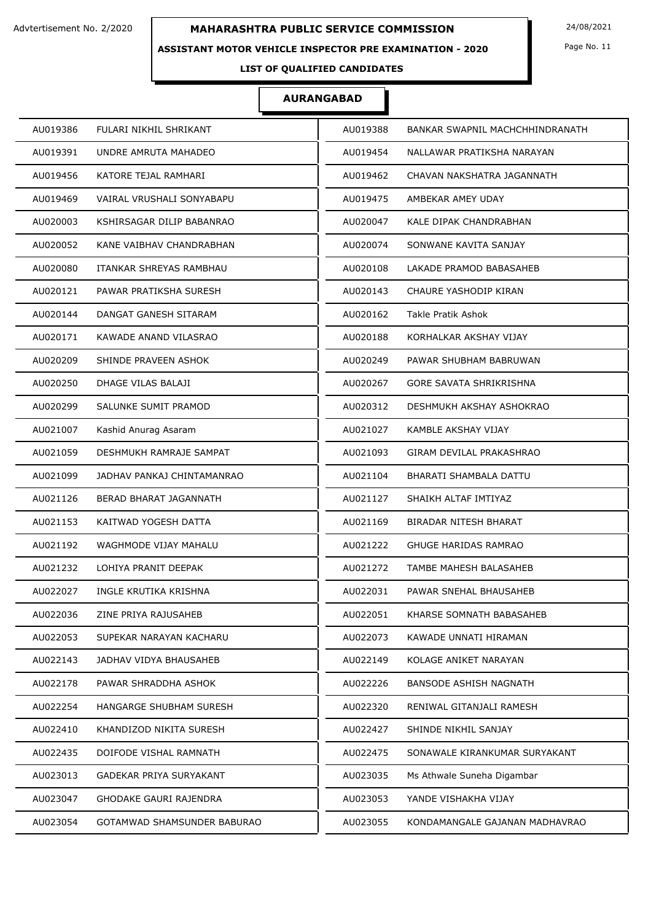## AURANGABAD

| Roll No. | Name | Roll No. | Name |
|---|---|---|---|
| AU019386 | FULARI NIKHIL SHRIKANT | AU019388 | BANKAR SWAPNIL MACHCHHINDRANATH |
| AU019391 | UNDRE AMRUTA MAHADEO | AU019454 | NALLAWAR PRATIKSHA NARAYAN |
| AU019456 | KATORE TEJAL RAMHARI | AU019462 | CHAVAN NAKSHATRA JAGANNATH |
| AU019469 | VAIRAL VRUSHALI SONYABAPU | AU019475 | AMBEKAR AMEY UDAY |
| AU020003 | KSHIRSAGAR DILIP BABANRAO | AU020047 | KALE DIPAK CHANDRABHAN |
| AU020052 | KANE VAIBHAV CHANDRABHAN | AU020074 | SONWANE KAVITA SANJAY |
| AU020080 | ITANKAR SHREYAS RAMBHAU | AU020108 | LAKADE PRAMOD BABASAHEB |
| AU020121 | PAWAR PRATIKSHA SURESH | AU020143 | CHAURE YASHODIP KIRAN |
| AU020144 | DANGAT GANESH SITARAM | AU020162 | Takle Pratik Ashok |
| AU020171 | KAWADE ANAND VILASRAO | AU020188 | KORHALKAR AKSHAY VIJAY |
| AU020209 | SHINDE PRAVEEN ASHOK | AU020249 | PAWAR SHUBHAM BABRUWAN |
| AU020250 | DHAGE VILAS BALAJI | AU020267 | GORE SAVATA SHRIKRISHNA |
| AU020299 | SALUNKE SUMIT PRAMOD | AU020312 | DESHMUKH AKSHAY ASHOKRAO |
| AU021007 | Kashid Anurag Asaram | AU021027 | KAMBLE AKSHAY VIJAY |
| AU021059 | DESHMUKH RAMRAJE SAMPAT | AU021093 | GIRAM DEVILAL PRAKASHRAO |
| AU021099 | JADHAV PANKAJ CHINTAMANRAO | AU021104 | BHARATI SHAMBALA DATTU |
| AU021126 | BERAD BHARAT JAGANNATH | AU021127 | SHAIKH ALTAF IMTIYAZ |
| AU021153 | KAITWAD YOGESH DATTA | AU021169 | BIRADAR NITESH BHARAT |
| AU021192 | WAGHMODE VIJAY MAHALU | AU021222 | GHUGE HARIDAS RAMRAO |
| AU021232 | LOHIYA PRANIT DEEPAK | AU021272 | TAMBE MAHESH BALASAHEB |
| AU022027 | INGLE KRUTIKA KRISHNA | AU022031 | PAWAR SNEHAL BHAUSAHEB |
| AU022036 | ZINE PRIYA RAJUSAHEB | AU022051 | KHARSE SOMNATH BABASAHEB |
| AU022053 | SUPEKAR NARAYAN KACHARU | AU022073 | KAWADE UNNATI HIRAMAN |
| AU022143 | JADHAV VIDYA BHAUSAHEB | AU022149 | KOLAGE ANIKET NARAYAN |
| AU022178 | PAWAR SHRADDHA ASHOK | AU022226 | BANSODE ASHISH NAGNATH |
| AU022254 | HANGARGE SHUBHAM SURESH | AU022320 | RENIWAL GITANJALI RAMESH |
| AU022410 | KHANDIZOD NIKITA SURESH | AU022427 | SHINDE NIKHIL SANJAY |
| AU022435 | DOIFODE VISHAL RAMNATH | AU022475 | SONAWALE KIRANKUMAR SURYAKANT |
| AU023013 | GADEKAR PRIYA SURYAKANT | AU023035 | Ms Athwale Suneha Digambar |
| AU023047 | GHODAKE GAURI RAJENDRA | AU023053 | YANDE VISHAKHA VIJAY |
| AU023054 | GOTAMWAD SHAMSUNDER BABURAO | AU023055 | KONDAMANGALE GAJANAN MADHAVRAO |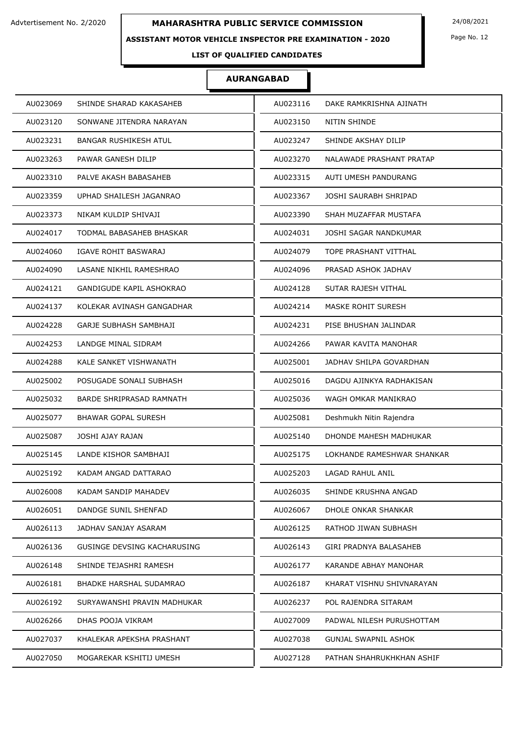Advtertisement No. 2/2020

# MAHARASHTRA PUBLIC SERVICE COMMISSION

24/08/2021

## ASSISTANT MOTOR VEHICLE INSPECTOR PRE EXAMINATION - 2020

### LIST OF QUALIFIED CANDIDATES

### AURANGABAD

| | | | |
|---|---|---|---|
| AU023069 | SHINDE SHARAD KAKASAHEB | AU023116 | DAKE RAMKRISHNA AJINATH |
| AU023120 | SONWANE JITENDRA NARAYAN | AU023150 | NITIN SHINDE |
| AU023231 | BANGAR RUSHIKESH ATUL | AU023247 | SHINDE AKSHAY DILIP |
| AU023263 | PAWAR GANESH DILIP | AU023270 | NALAWADE PRASHANT PRATAP |
| AU023310 | PALVE AKASH BABASAHEB | AU023315 | AUTI UMESH PANDURANG |
| AU023359 | UPHAD SHAILESH JAGANRAO | AU023367 | JOSHI SAURABH SHRIPAD |
| AU023373 | NIKAM KULDIP SHIVAJI | AU023390 | SHAH MUZAFFAR MUSTAFA |
| AU024017 | TODMAL BABASAHEB BHASKAR | AU024031 | JOSHI SAGAR NANDKUMAR |
| AU024060 | IGAVE ROHIT BASWARAJ | AU024079 | TOPE PRASHANT VITTHAL |
| AU024090 | LASANE NIKHIL RAMESHRAO | AU024096 | PRASAD ASHOK JADHAV |
| AU024121 | GANDIGUDE KAPIL ASHOKRAO | AU024128 | SUTAR RAJESH VITHAL |
| AU024137 | KOLEKAR AVINASH GANGADHAR | AU024214 | MASKE ROHIT SURESH |
| AU024228 | GARJE SUBHASH SAMBHAJI | AU024231 | PISE BHUSHAN JALINDAR |
| AU024253 | LANDGE MINAL SIDRAM | AU024266 | PAWAR KAVITA MANOHAR |
| AU024288 | KALE SANKET VISHWANATH | AU025001 | JADHAV SHILPA GOVARDHAN |
| AU025002 | POSUGADE SONALI SUBHASH | AU025016 | DAGDU AJINKYA RADHAKISAN |
| AU025032 | BARDE SHRIPRASAD RAMNATH | AU025036 | WAGH OMKAR MANIKRAO |
| AU025077 | BHAWAR GOPAL SURESH | AU025081 | Deshmukh Nitin Rajendra |
| AU025087 | JOSHI AJAY RAJAN | AU025140 | DHONDE MAHESH MADHUKAR |
| AU025145 | LANDE KISHOR SAMBHAJI | AU025175 | LOKHANDE RAMESHWAR SHANKAR |
| AU025192 | KADAM ANGAD DATTARAO | AU025203 | LAGAD RAHUL ANIL |
| AU026008 | KADAM SANDIP MAHADEV | AU026035 | SHINDE KRUSHNA ANGAD |
| AU026051 | DANDGE SUNIL SHENFAD | AU026067 | DHOLE ONKAR SHANKAR |
| AU026113 | JADHAV SANJAY ASARAM | AU026125 | RATHOD JIWAN SUBHASH |
| AU026136 | GUSINGE DEVSING KACHARUSING | AU026143 | GIRI PRADNYA BALASAHEB |
| AU026148 | SHINDE TEJASHRI RAMESH | AU026177 | KARANDE ABHAY MANOHAR |
| AU026181 | BHADKE HARSHAL SUDAMRAO | AU026187 | KHARAT VISHNU SHIVNARAYAN |
| AU026192 | SURYAWANSHI PRAVIN MADHUKAR | AU026237 | POL RAJENDRA SITARAM |
| AU026266 | DHAS POOJA VIKRAM | AU027009 | PADWAL NILESH PURUSHOTTAM |
| AU027037 | KHALEKAR APEKSHA PRASHANT | AU027038 | GUNJAL SWAPNIL ASHOK |
| AU027050 | MOGAREKAR KSHITIJ UMESH | AU027128 | PATHAN SHAHRUKHKHAN ASHIF |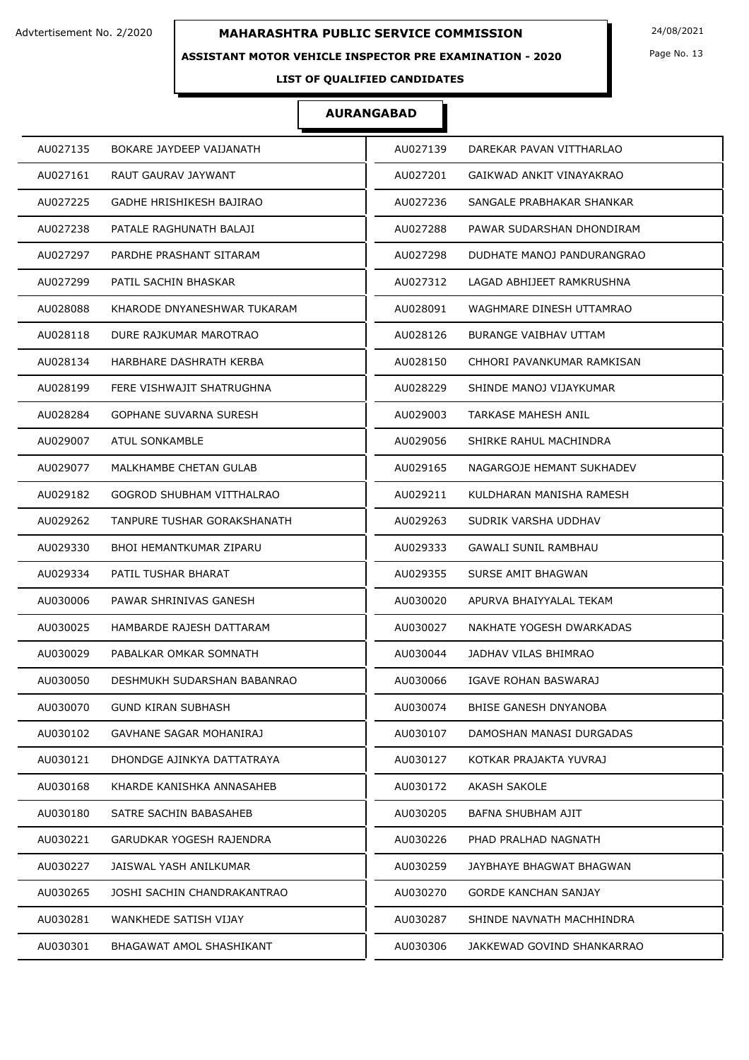Advtertisement No. 2/2020

# MAHARASHTRA PUBLIC SERVICE COMMISSION

24/08/2021

## ASSISTANT MOTOR VEHICLE INSPECTOR PRE EXAMINATION - 2020

### LIST OF QUALIFIED CANDIDATES

### AURANGABAD

| | | | |
|---|---|---|---|
| AU027135 | BOKARE JAYDEEP VAIJANATH | AU027139 | DAREKAR PAVAN VITTHARLAO |
| AU027161 | RAUT GAURAV JAYWANT | AU027201 | GAIKWAD ANKIT VINAYAKRAO |
| AU027225 | GADHE HRISHIKESH BAJIRAO | AU027236 | SANGALE PRABHAKAR SHANKAR |
| AU027238 | PATALE RAGHUNATH BALAJI | AU027288 | PAWAR SUDARSHAN DHONDIRAM |
| AU027297 | PARDHE PRASHANT SITARAM | AU027298 | DUDHATE MANOJ PANDURANGRAO |
| AU027299 | PATIL SACHIN BHASKAR | AU027312 | LAGAD ABHIJEET RAMKRUSHNA |
| AU028088 | KHARODE DNYANESHWAR TUKARAM | AU028091 | WAGHMARE DINESH UTTAMRAO |
| AU028118 | DURE RAJKUMAR MAROTRAO | AU028126 | BURANGE VAIBHAV UTTAM |
| AU028134 | HARBHARE DASHRATH KERBA | AU028150 | CHHORI PAVANKUMAR RAMKISAN |
| AU028199 | FERE VISHWAJIT SHATRUGHNA | AU028229 | SHINDE MANOJ VIJAYKUMAR |
| AU028284 | GOPHANE SUVARNA SURESH | AU029003 | TARKASE MAHESH ANIL |
| AU029007 | ATUL SONKAMBLE | AU029056 | SHIRKE RAHUL MACHINDRA |
| AU029077 | MALKHAMBE CHETAN GULAB | AU029165 | NAGARGOJE HEMANT SUKHADEV |
| AU029182 | GOGROD SHUBHAM VITTHALRAO | AU029211 | KULDHARAN MANISHA RAMESH |
| AU029262 | TANPURE TUSHAR GORAKSHANATH | AU029263 | SUDRIK VARSHA UDDHAV |
| AU029330 | BHOI HEMANTKUMAR ZIPARU | AU029333 | GAWALI SUNIL RAMBHAU |
| AU029334 | PATIL TUSHAR BHARAT | AU029355 | SURSE AMIT BHAGWAN |
| AU030006 | PAWAR SHRINIVAS GANESH | AU030020 | APURVA BHAIYYALAL TEKAM |
| AU030025 | HAMBARDE RAJESH DATTARAM | AU030027 | NAKHATE YOGESH DWARKADAS |
| AU030029 | PABALKAR OMKAR SOMNATH | AU030044 | JADHAV VILAS BHIMRAO |
| AU030050 | DESHMUKH SUDARSHAN BABANRAO | AU030066 | IGAVE ROHAN BASWARAJ |
| AU030070 | GUND KIRAN SUBHASH | AU030074 | BHISE GANESH DNYANOBA |
| AU030102 | GAVHANE SAGAR MOHANIRAJ | AU030107 | DAMOSHAN MANASI DURGADAS |
| AU030121 | DHONDGE AJINKYA DATTATRAYA | AU030127 | KOTKAR PRAJAKTA YUVRAJ |
| AU030168 | KHARDE KANISHKA ANNASAHEB | AU030172 | AKASH SAKOLE |
| AU030180 | SATRE SACHIN BABASAHEB | AU030205 | BAFNA SHUBHAM AJIT |
| AU030221 | GARUDKAR YOGESH RAJENDRA | AU030226 | PHAD PRALHAD NAGNATH |
| AU030227 | JAISWAL YASH ANILKUMAR | AU030259 | JAYBHAYE BHAGWAT BHAGWAN |
| AU030265 | JOSHI SACHIN CHANDRAKANTRAO | AU030270 | GORDE KANCHAN SANJAY |
| AU030281 | WANKHEDE SATISH VIJAY | AU030287 | SHINDE NAVNATH MACHHINDRA |
| AU030301 | BHAGAWAT AMOL SHASHIKANT | AU030306 | JAKKEWAD GOVIND SHANKARRAO |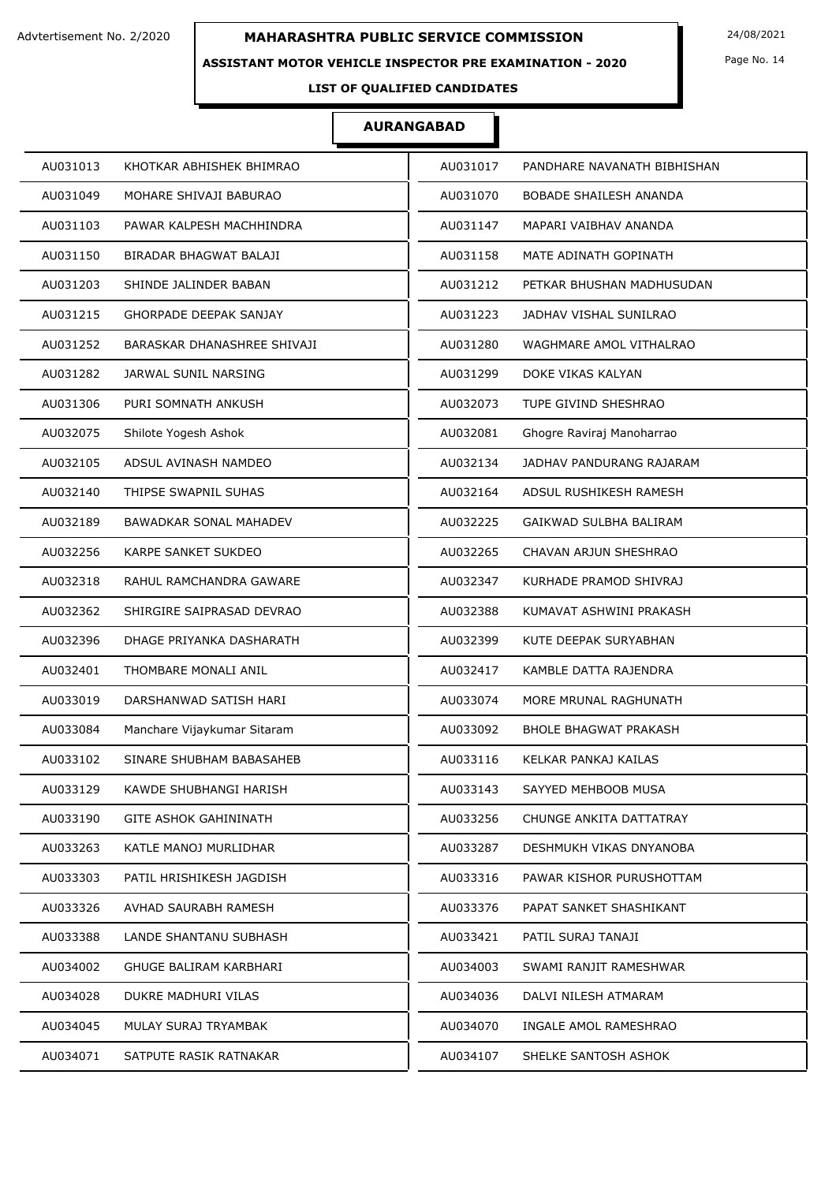Advtertisement No. 2/2020

# MAHARASHTRA PUBLIC SERVICE COMMISSION

24/08/2021

## ASSISTANT MOTOR VEHICLE INSPECTOR PRE EXAMINATION - 2020

### LIST OF QUALIFIED CANDIDATES

### AURANGABAD

| | | | |
|---|---|---|---|
| AU031013 | KHOTKAR ABHISHEK BHIMRAO | AU031017 | PANDHARE NAVANATH BIBHISHAN |
| AU031049 | MOHARE SHIVAJI BABURAO | AU031070 | BOBADE SHAILESH ANANDA |
| AU031103 | PAWAR KALPESH MACHHINDRA | AU031147 | MAPARI VAIBHAV ANANDA |
| AU031150 | BIRADAR BHAGWAT BALAJI | AU031158 | MATE ADINATH GOPINATH |
| AU031203 | SHINDE JALINDER BABAN | AU031212 | PETKAR BHUSHAN MADHUSUDAN |
| AU031215 | GHORPADE DEEPAK SANJAY | AU031223 | JADHAV VISHAL SUNILRAO |
| AU031252 | BARASKAR DHANASHREE SHIVAJI | AU031280 | WAGHMARE AMOL VITHALRAO |
| AU031282 | JARWAL SUNIL NARSING | AU031299 | DOKE VIKAS KALYAN |
| AU031306 | PURI SOMNATH ANKUSH | AU032073 | TUPE GIVIND SHESHRAO |
| AU032075 | Shilote Yogesh Ashok | AU032081 | Ghogre Raviraj Manoharrao |
| AU032105 | ADSUL AVINASH NAMDEO | AU032134 | JADHAV PANDURANG RAJARAM |
| AU032140 | THIPSE SWAPNIL SUHAS | AU032164 | ADSUL RUSHIKESH RAMESH |
| AU032189 | BAWADKAR SONAL MAHADEV | AU032225 | GAIKWAD SULBHA BALIRAM |
| AU032256 | KARPE SANKET SUKDEO | AU032265 | CHAVAN ARJUN SHESHRAO |
| AU032318 | RAHUL RAMCHANDRA GAWARE | AU032347 | KURHADE PRAMOD SHIVRAJ |
| AU032362 | SHIRGIRE SAIPRASAD DEVRAO | AU032388 | KUMAVAT ASHWINI PRAKASH |
| AU032396 | DHAGE PRIYANKA DASHARATH | AU032399 | KUTE DEEPAK SURYABHAN |
| AU032401 | THOMBARE MONALI ANIL | AU032417 | KAMBLE DATTA RAJENDRA |
| AU033019 | DARSHANWAD SATISH HARI | AU033074 | MORE MRUNAL RAGHUNATH |
| AU033084 | Manchare Vijaykumar Sitaram | AU033092 | BHOLE BHAGWAT PRAKASH |
| AU033102 | SINARE SHUBHAM BABASAHEB | AU033116 | KELKAR PANKAJ KAILAS |
| AU033129 | KAWDE SHUBHANGI HARISH | AU033143 | SAYYED MEHBOOB MUSA |
| AU033190 | GITE ASHOK GAHININATH | AU033256 | CHUNGE ANKITA DATTATRAY |
| AU033263 | KATLE MANOJ MURLIDHAR | AU033287 | DESHMUKH VIKAS DNYANOBA |
| AU033303 | PATIL HRISHIKESH JAGDISH | AU033316 | PAWAR KISHOR PURUSHOTTAM |
| AU033326 | AVHAD SAURABH RAMESH | AU033376 | PAPAT SANKET SHASHIKANT |
| AU033388 | LANDE SHANTANU SUBHASH | AU033421 | PATIL SURAJ TANAJI |
| AU034002 | GHUGE BALIRAM KARBHARI | AU034003 | SWAMI RANJIT RAMESHWAR |
| AU034028 | DUKRE MADHURI VILAS | AU034036 | DALVI NILESH ATMARAM |
| AU034045 | MULAY SURAJ TRYAMBAK | AU034070 | INGALE AMOL RAMESHRAO |
| AU034071 | SATPUTE RASIK RATNAKAR | AU034107 | SHELKE SANTOSH ASHOK |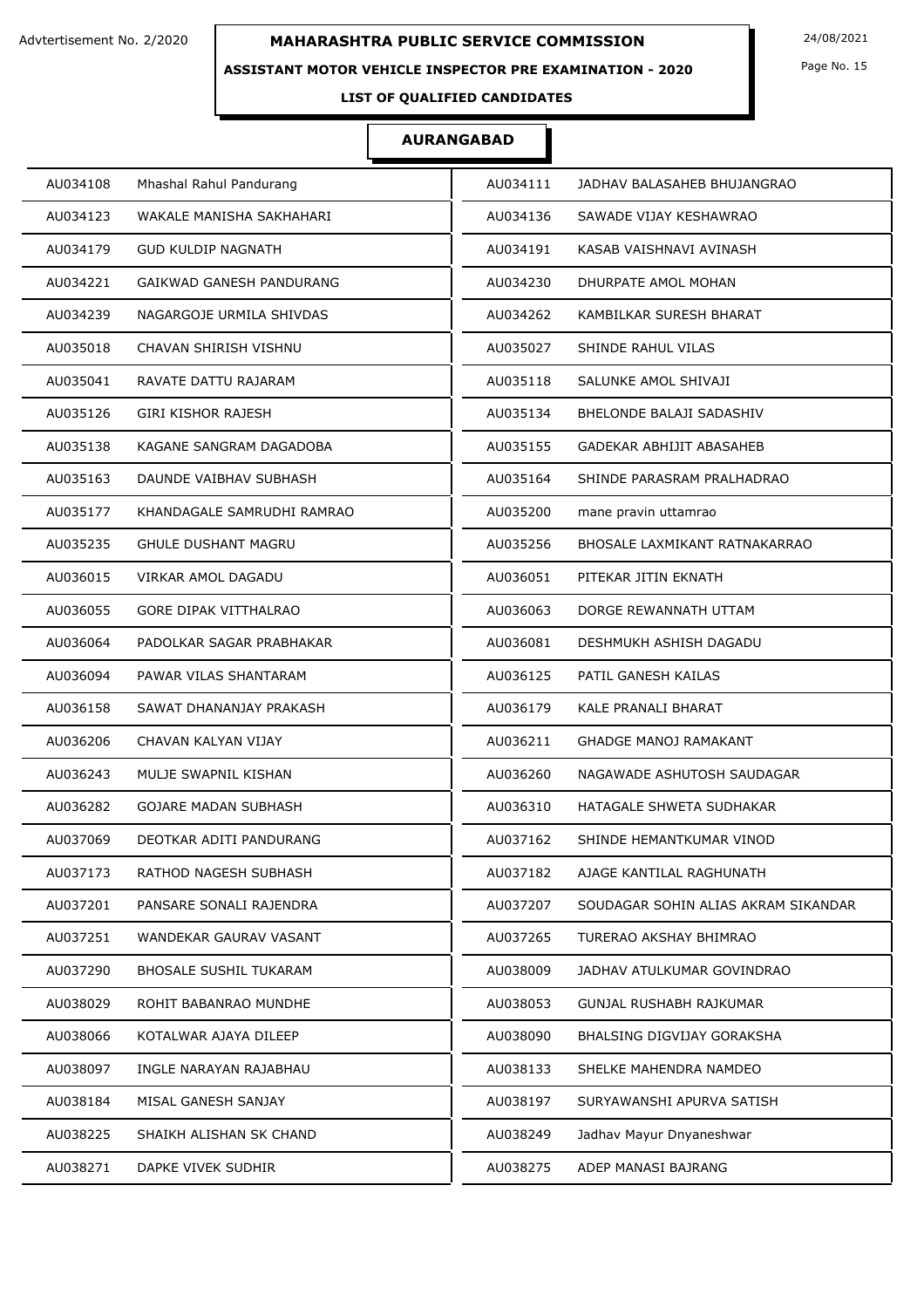# MAHARASHTRA PUBLIC SERVICE COMMISSION

Advtertisement No. 2/2020

24/08/2021

**ASSISTANT MOTOR VEHICLE INSPECTOR PRE EXAMINATION - 2020**

**LIST OF QUALIFIED CANDIDATES**

## AURANGABAD

| | | | |
|---|---|---|---|
| AU034108 | Mhashal Rahul Pandurang | AU034111 | JADHAV BALASAHEB BHUJANGRAO |
| AU034123 | WAKALE MANISHA SAKHAHARI | AU034136 | SAWADE VIJAY KESHAWRAO |
| AU034179 | GUD KULDIP NAGNATH | AU034191 | KASAB VAISHNAVI AVINASH |
| AU034221 | GAIKWAD GANESH PANDURANG | AU034230 | DHURPATE AMOL MOHAN |
| AU034239 | NAGARGOJE URMILA SHIVDAS | AU034262 | KAMBILKAR SURESH BHARAT |
| AU035018 | CHAVAN SHIRISH VISHNU | AU035027 | SHINDE RAHUL VILAS |
| AU035041 | RAVATE DATTU RAJARAM | AU035118 | SALUNKE AMOL SHIVAJI |
| AU035126 | GIRI KISHOR RAJESH | AU035134 | BHELONDE BALAJI SADASHIV |
| AU035138 | KAGANE SANGRAM DAGADOBA | AU035155 | GADEKAR ABHIJIT ABASAHEB |
| AU035163 | DAUNDE VAIBHAV SUBHASH | AU035164 | SHINDE PARASRAM PRALHADRAO |
| AU035177 | KHANDAGALE SAMRUDHI RAMRAO | AU035200 | mane pravin uttamrao |
| AU035235 | GHULE DUSHANT MAGRU | AU035256 | BHOSALE LAXMIKANT RATNAKARRAO |
| AU036015 | VIRKAR AMOL DAGADU | AU036051 | PITEKAR JITIN EKNATH |
| AU036055 | GORE DIPAK VITTHALRAO | AU036063 | DORGE REWANNATH UTTAM |
| AU036064 | PADOLKAR SAGAR PRABHAKAR | AU036081 | DESHMUKH ASHISH DAGADU |
| AU036094 | PAWAR VILAS SHANTARAM | AU036125 | PATIL GANESH KAILAS |
| AU036158 | SAWAT DHANANJAY PRAKASH | AU036179 | KALE PRANALI BHARAT |
| AU036206 | CHAVAN KALYAN VIJAY | AU036211 | GHADGE MANOJ RAMAKANT |
| AU036243 | MULJE SWAPNIL KISHAN | AU036260 | NAGAWADE ASHUTOSH SAUDAGAR |
| AU036282 | GOJARE MADAN SUBHASH | AU036310 | HATAGALE SHWETA SUDHAKAR |
| AU037069 | DEOTKAR ADITI PANDURANG | AU037162 | SHINDE HEMANTKUMAR VINOD |
| AU037173 | RATHOD NAGESH SUBHASH | AU037182 | AJAGE KANTILAL RAGHUNATH |
| AU037201 | PANSARE SONALI RAJENDRA | AU037207 | SOUDAGAR SOHIN ALIAS AKRAM SIKANDAR |
| AU037251 | WANDEKAR GAURAV VASANT | AU037265 | TURERAO AKSHAY BHIMRAO |
| AU037290 | BHOSALE SUSHIL TUKARAM | AU038009 | JADHAV ATULKUMAR GOVINDRAO |
| AU038029 | ROHIT BABANRAO MUNDHE | AU038053 | GUNJAL RUSHABH RAJKUMAR |
| AU038066 | KOTALWAR AJAYA DILEEP | AU038090 | BHALSING DIGVIJAY GORAKSHA |
| AU038097 | INGLE NARAYAN RAJABHAU | AU038133 | SHELKE MAHENDRA NAMDEO |
| AU038184 | MISAL GANESH SANJAY | AU038197 | SURYAWANSHI APURVA SATISH |
| AU038225 | SHAIKH ALISHAN SK CHAND | AU038249 | Jadhav Mayur Dnyaneshwar |
| AU038271 | DAPKE VIVEK SUDHIR | AU038275 | ADEP MANASI BAJRANG |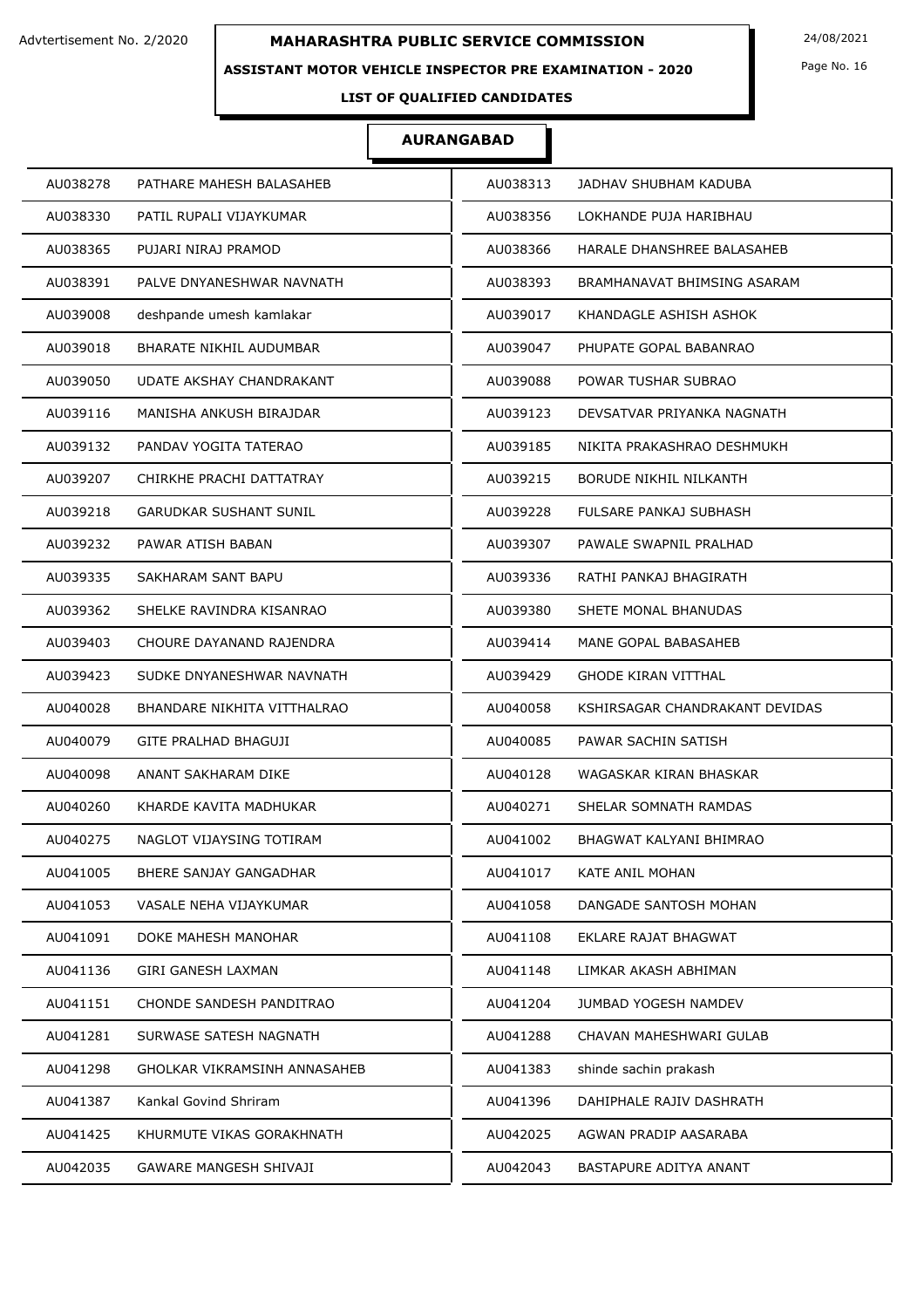Advtertisement No. 2/2020

# MAHARASHTRA PUBLIC SERVICE COMMISSION

24/08/2021

## ASSISTANT MOTOR VEHICLE INSPECTOR PRE EXAMINATION - 2020

### LIST OF QUALIFIED CANDIDATES

### AURANGABAD

| Roll No. | Name | Roll No. | Name |
|---|---|---|---|
| AU038278 | PATHARE MAHESH BALASAHEB | AU038313 | JADHAV SHUBHAM KADUBA |
| AU038330 | PATIL RUPALI VIJAYKUMAR | AU038356 | LOKHANDE PUJA HARIBHAU |
| AU038365 | PUJARI NIRAJ PRAMOD | AU038366 | HARALE DHANSHREE BALASAHEB |
| AU038391 | PALVE DNYANESHWAR NAVNATH | AU038393 | BRAMHANAVAT BHIMSING ASARAM |
| AU039008 | deshpande umesh kamlakar | AU039017 | KHANDAGLE ASHISH ASHOK |
| AU039018 | BHARATE NIKHIL AUDUMBAR | AU039047 | PHUPATE GOPAL BABANRAO |
| AU039050 | UDATE AKSHAY CHANDRAKANT | AU039088 | POWAR TUSHAR SUBRAO |
| AU039116 | MANISHA ANKUSH BIRAJDAR | AU039123 | DEVSATVAR PRIYANKA NAGNATH |
| AU039132 | PANDAV YOGITA TATERAO | AU039185 | NIKITA PRAKASHRAO DESHMUKH |
| AU039207 | CHIRKHE PRACHI DATTATRAY | AU039215 | BORUDE NIKHIL NILKANTH |
| AU039218 | GARUDKAR SUSHANT SUNIL | AU039228 | FULSARE PANKAJ SUBHASH |
| AU039232 | PAWAR ATISH BABAN | AU039307 | PAWALE SWAPNIL PRALHAD |
| AU039335 | SAKHARAM SANT BAPU | AU039336 | RATHI PANKAJ BHAGIRATH |
| AU039362 | SHELKE RAVINDRA KISANRAO | AU039380 | SHETE MONAL BHANUDAS |
| AU039403 | CHOURE DAYANAND RAJENDRA | AU039414 | MANE GOPAL BABASAHEB |
| AU039423 | SUDKE DNYANESHWAR NAVNATH | AU039429 | GHODE KIRAN VITTHAL |
| AU040028 | BHANDARE NIKHITA VITTHALRAO | AU040058 | KSHIRSAGAR CHANDRAKANT DEVIDAS |
| AU040079 | GITE PRALHAD BHAGUJI | AU040085 | PAWAR SACHIN SATISH |
| AU040098 | ANANT SAKHARAM DIKE | AU040128 | WAGASKAR KIRAN BHASKAR |
| AU040260 | KHARDE KAVITA MADHUKAR | AU040271 | SHELAR SOMNATH RAMDAS |
| AU040275 | NAGLOT VIJAYSING TOTIRAM | AU041002 | BHAGWAT KALYANI BHIMRAO |
| AU041005 | BHERE SANJAY GANGADHAR | AU041017 | KATE ANIL MOHAN |
| AU041053 | VASALE NEHA VIJAYKUMAR | AU041058 | DANGADE SANTOSH MOHAN |
| AU041091 | DOKE MAHESH MANOHAR | AU041108 | EKLARE RAJAT BHAGWAT |
| AU041136 | GIRI GANESH LAXMAN | AU041148 | LIMKAR AKASH ABHIMAN |
| AU041151 | CHONDE SANDESH PANDITRAO | AU041204 | JUMBAD YOGESH NAMDEV |
| AU041281 | SURWASE SATESH NAGNATH | AU041288 | CHAVAN MAHESHWARI GULAB |
| AU041298 | GHOLKAR VIKRAMSINH ANNASAHEB | AU041383 | shinde sachin prakash |
| AU041387 | Kankal Govind Shriram | AU041396 | DAHIPHALE RAJIV DASHRATH |
| AU041425 | KHURMUTE VIKAS GORAKHNATH | AU042025 | AGWAN PRADIP AASARABA |
| AU042035 | GAWARE MANGESH SHIVAJI | AU042043 | BASTAPURE ADITYA ANANT |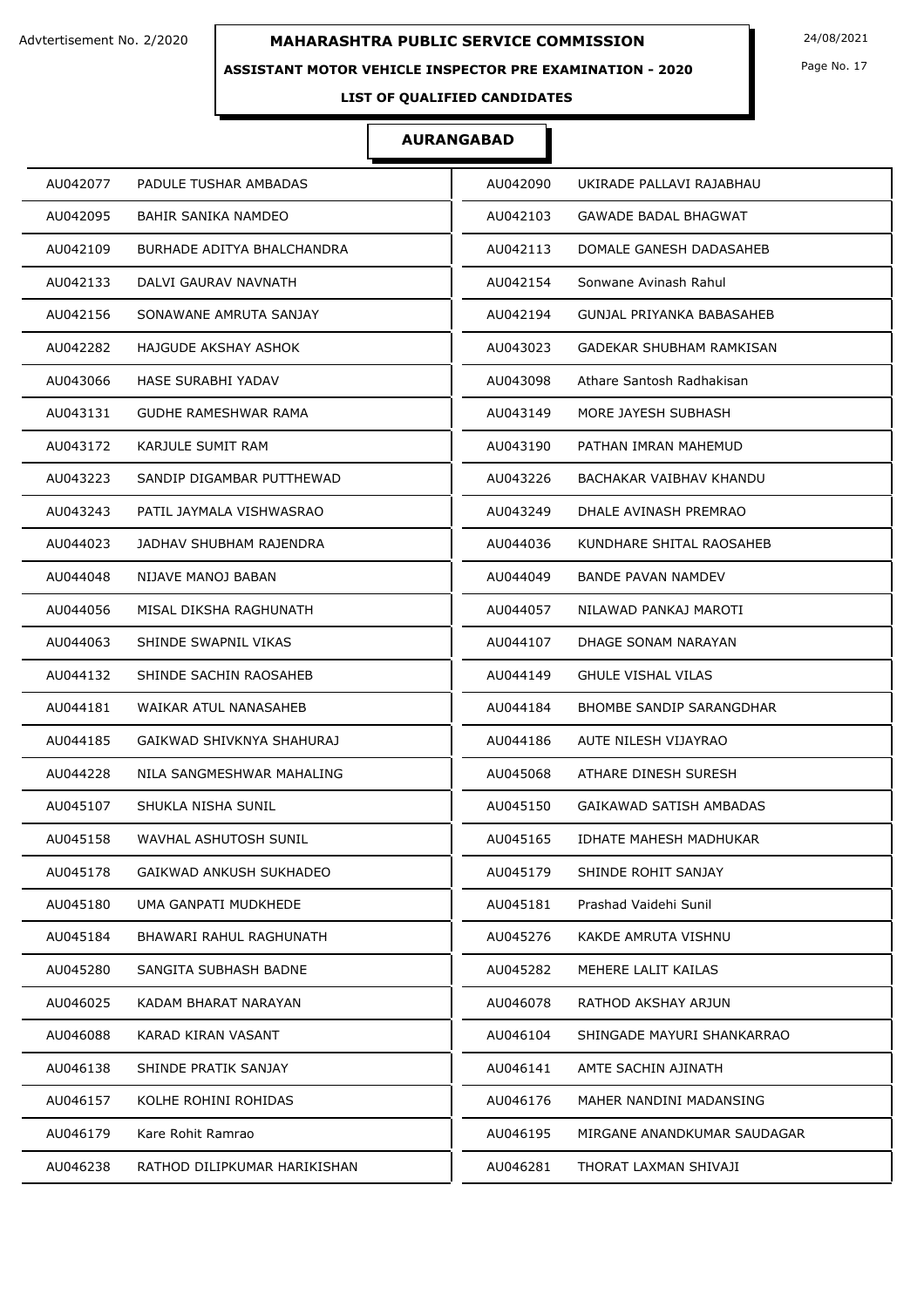Advtertisement No. 2/2020

**MAHARASHTRA PUBLIC SERVICE COMMISSION**

24/08/2021

**ASSISTANT MOTOR VEHICLE INSPECTOR PRE EXAMINATION - 2020**

**LIST OF QUALIFIED CANDIDATES**

## AURANGABAD

| | | | |
|---|---|---|---|
| AU042077 | PADULE TUSHAR AMBADAS | AU042090 | UKIRADE PALLAVI RAJABHAU |
| AU042095 | BAHIR SANIKA NAMDEO | AU042103 | GAWADE BADAL BHAGWAT |
| AU042109 | BURHADE ADITYA BHALCHANDRA | AU042113 | DOMALE GANESH DADASAHEB |
| AU042133 | DALVI GAURAV NAVNATH | AU042154 | Sonwane Avinash Rahul |
| AU042156 | SONAWANE AMRUTA SANJAY | AU042194 | GUNJAL PRIYANKA BABASAHEB |
| AU042282 | HAJGUDE AKSHAY ASHOK | AU043023 | GADEKAR SHUBHAM RAMKISAN |
| AU043066 | HASE SURABHI YADAV | AU043098 | Athare Santosh Radhakisan |
| AU043131 | GUDHE RAMESHWAR RAMA | AU043149 | MORE JAYESH SUBHASH |
| AU043172 | KARJULE SUMIT RAM | AU043190 | PATHAN IMRAN MAHEMUD |
| AU043223 | SANDIP DIGAMBAR PUTTHEWAD | AU043226 | BACHAKAR VAIBHAV KHANDU |
| AU043243 | PATIL JAYMALA VISHWASRAO | AU043249 | DHALE AVINASH PREMRAO |
| AU044023 | JADHAV SHUBHAM RAJENDRA | AU044036 | KUNDHARE SHITAL RAOSAHEB |
| AU044048 | NIJAVE MANOJ BABAN | AU044049 | BANDE PAVAN NAMDEV |
| AU044056 | MISAL DIKSHA RAGHUNATH | AU044057 | NILAWAD PANKAJ MAROTI |
| AU044063 | SHINDE SWAPNIL VIKAS | AU044107 | DHAGE SONAM NARAYAN |
| AU044132 | SHINDE SACHIN RAOSAHEB | AU044149 | GHULE VISHAL VILAS |
| AU044181 | WAIKAR ATUL NANASAHEB | AU044184 | BHOMBE SANDIP SARANGDHAR |
| AU044185 | GAIKWAD SHIVKNYA SHAHURAJ | AU044186 | AUTE NILESH VIJAYRAO |
| AU044228 | NILA SANGMESHWAR MAHALING | AU045068 | ATHARE DINESH SURESH |
| AU045107 | SHUKLA NISHA SUNIL | AU045150 | GAIKAWAD SATISH AMBADAS |
| AU045158 | WAVHAL ASHUTOSH SUNIL | AU045165 | IDHATE MAHESH MADHUKAR |
| AU045178 | GAIKWAD ANKUSH SUKHADEO | AU045179 | SHINDE ROHIT SANJAY |
| AU045180 | UMA GANPATI MUDKHEDE | AU045181 | Prashad Vaidehi Sunil |
| AU045184 | BHAWARI RAHUL RAGHUNATH | AU045276 | KAKDE AMRUTA VISHNU |
| AU045280 | SANGITA SUBHASH BADNE | AU045282 | MEHERE LALIT KAILAS |
| AU046025 | KADAM BHARAT NARAYAN | AU046078 | RATHOD AKSHAY ARJUN |
| AU046088 | KARAD KIRAN VASANT | AU046104 | SHINGADE MAYURI SHANKARRAO |
| AU046138 | SHINDE PRATIK SANJAY | AU046141 | AMTE SACHIN AJINATH |
| AU046157 | KOLHE ROHINI ROHIDAS | AU046176 | MAHER NANDINI MADANSING |
| AU046179 | Kare Rohit Ramrao | AU046195 | MIRGANE ANANDKUMAR SAUDAGAR |
| AU046238 | RATHOD DILIPKUMAR HARIKISHAN | AU046281 | THORAT LAXMAN SHIVAJI |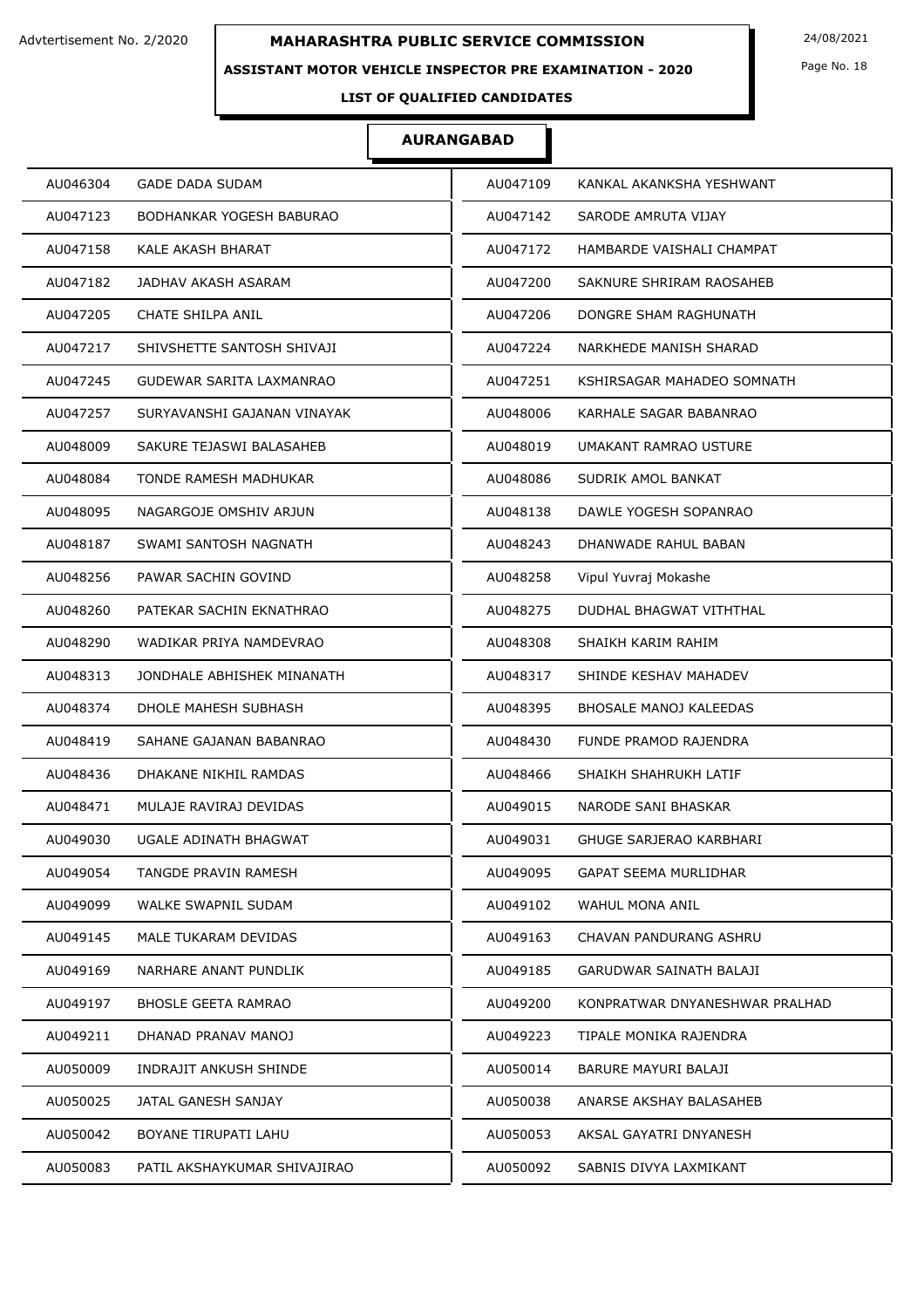Advtertisement No. 2/2020

**MAHARASHTRA PUBLIC SERVICE COMMISSION**

24/08/2021

**ASSISTANT MOTOR VEHICLE INSPECTOR PRE EXAMINATION - 2020**

**LIST OF QUALIFIED CANDIDATES**

## AURANGABAD

| | | | |
|---|---|---|---|
| AU046304 | GADE DADA SUDAM | AU047109 | KANKAL AKANKSHA YESHWANT |
| AU047123 | BODHANKAR YOGESH BABURAO | AU047142 | SARODE AMRUTA VIJAY |
| AU047158 | KALE AKASH BHARAT | AU047172 | HAMBARDE VAISHALI CHAMPAT |
| AU047182 | JADHAV AKASH ASARAM | AU047200 | SAKNURE SHRIRAM RAOSAHEB |
| AU047205 | CHATE SHILPA ANIL | AU047206 | DONGRE SHAM RAGHUNATH |
| AU047217 | SHIVSHETTE SANTOSH SHIVAJI | AU047224 | NARKHEDE MANISH SHARAD |
| AU047245 | GUDEWAR SARITA LAXMANRAO | AU047251 | KSHIRSAGAR MAHADEO SOMNATH |
| AU047257 | SURYAVANSHI GAJANAN VINAYAK | AU048006 | KARHALE SAGAR BABANRAO |
| AU048009 | SAKURE TEJASWI BALASAHEB | AU048019 | UMAKANT RAMRAO USTURE |
| AU048084 | TONDE RAMESH MADHUKAR | AU048086 | SUDRIK AMOL BANKAT |
| AU048095 | NAGARGOJE OMSHIV ARJUN | AU048138 | DAWLE YOGESH SOPANRAO |
| AU048187 | SWAMI SANTOSH NAGNATH | AU048243 | DHANWADE RAHUL BABAN |
| AU048256 | PAWAR SACHIN GOVIND | AU048258 | Vipul Yuvraj Mokashe |
| AU048260 | PATEKAR SACHIN EKNATHRAO | AU048275 | DUDHAL BHAGWAT VITHTHAL |
| AU048290 | WADIKAR PRIYA NAMDEVRAO | AU048308 | SHAIKH KARIM RAHIM |
| AU048313 | JONDHALE ABHISHEK MINANATH | AU048317 | SHINDE KESHAV MAHADEV |
| AU048374 | DHOLE MAHESH SUBHASH | AU048395 | BHOSALE MANOJ KALEEDAS |
| AU048419 | SAHANE GAJANAN BABANRAO | AU048430 | FUNDE PRAMOD RAJENDRA |
| AU048436 | DHAKANE NIKHIL RAMDAS | AU048466 | SHAIKH SHAHRUKH LATIF |
| AU048471 | MULAJE RAVIRAJ DEVIDAS | AU049015 | NARODE SANI BHASKAR |
| AU049030 | UGALE ADINATH BHAGWAT | AU049031 | GHUGE SARJERAO KARBHARI |
| AU049054 | TANGDE PRAVIN RAMESH | AU049095 | GAPAT SEEMA MURLIDHAR |
| AU049099 | WALKE SWAPNIL SUDAM | AU049102 | WAHUL MONA ANIL |
| AU049145 | MALE TUKARAM DEVIDAS | AU049163 | CHAVAN PANDURANG ASHRU |
| AU049169 | NARHARE ANANT PUNDLIK | AU049185 | GARUDWAR SAINATH BALAJI |
| AU049197 | BHOSLE GEETA RAMRAO | AU049200 | KONPRATWAR DNYANESHWAR PRALHAD |
| AU049211 | DHANAD PRANAV MANOJ | AU049223 | TIPALE MONIKA RAJENDRA |
| AU050009 | INDRAJIT ANKUSH SHINDE | AU050014 | BARURE MAYURI BALAJI |
| AU050025 | JATAL GANESH SANJAY | AU050038 | ANARSE AKSHAY BALASAHEB |
| AU050042 | BOYANE TIRUPATI LAHU | AU050053 | AKSAL GAYATRI DNYANESH |
| AU050083 | PATIL AKSHAYKUMAR SHIVAJIRAO | AU050092 | SABNIS DIVYA LAXMIKANT |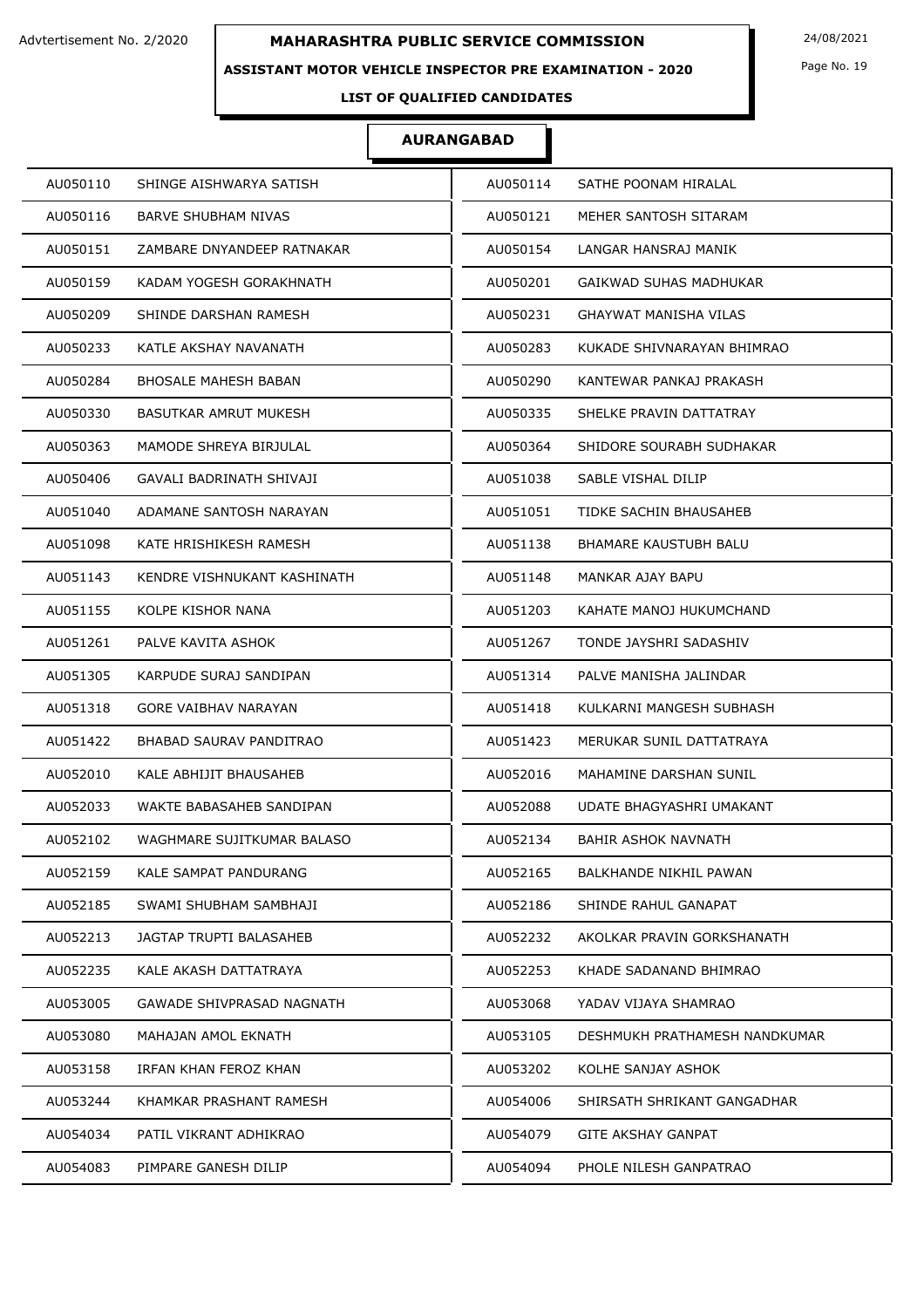Advtertisement No. 2/2020

# MAHARASHTRA PUBLIC SERVICE COMMISSION

24/08/2021

## ASSISTANT MOTOR VEHICLE INSPECTOR PRE EXAMINATION - 2020

### LIST OF QUALIFIED CANDIDATES

### AURANGABAD

| | | | |
|---|---|---|---|
| AU050110 | SHINGE AISHWARYA SATISH | AU050114 | SATHE POONAM HIRALAL |
| AU050116 | BARVE SHUBHAM NIVAS | AU050121 | MEHER SANTOSH SITARAM |
| AU050151 | ZAMBARE DNYANDEEP RATNAKAR | AU050154 | LANGAR HANSRAJ MANIK |
| AU050159 | KADAM YOGESH GORAKHNATH | AU050201 | GAIKWAD SUHAS MADHUKAR |
| AU050209 | SHINDE DARSHAN RAMESH | AU050231 | GHAYWAT MANISHA VILAS |
| AU050233 | KATLE AKSHAY NAVANATH | AU050283 | KUKADE SHIVNARAYAN BHIMRAO |
| AU050284 | BHOSALE MAHESH BABAN | AU050290 | KANTEWAR PANKAJ PRAKASH |
| AU050330 | BASUTKAR AMRUT MUKESH | AU050335 | SHELKE PRAVIN DATTATRAY |
| AU050363 | MAMODE SHREYA BIRJULAL | AU050364 | SHIDORE SOURABH SUDHAKAR |
| AU050406 | GAVALI BADRINATH SHIVAJI | AU051038 | SABLE VISHAL DILIP |
| AU051040 | ADAMANE SANTOSH NARAYAN | AU051051 | TIDKE SACHIN BHAUSAHEB |
| AU051098 | KATE HRISHIKESH RAMESH | AU051138 | BHAMARE KAUSTUBH BALU |
| AU051143 | KENDRE VISHNUKANT KASHINATH | AU051148 | MANKAR AJAY BAPU |
| AU051155 | KOLPE KISHOR NANA | AU051203 | KAHATE MANOJ HUKUMCHAND |
| AU051261 | PALVE KAVITA ASHOK | AU051267 | TONDE JAYSHRI SADASHIV |
| AU051305 | KARPUDE SURAJ SANDIPAN | AU051314 | PALVE MANISHA JALINDAR |
| AU051318 | GORE VAIBHAV NARAYAN | AU051418 | KULKARNI MANGESH SUBHASH |
| AU051422 | BHABAD SAURAV PANDITRAO | AU051423 | MERUKAR SUNIL DATTATRAYA |
| AU052010 | KALE ABHIJIT BHAUSAHEB | AU052016 | MAHAMINE DARSHAN SUNIL |
| AU052033 | WAKTE BABASAHEB SANDIPAN | AU052088 | UDATE BHAGYASHRI UMAKANT |
| AU052102 | WAGHMARE SUJITKUMAR BALASO | AU052134 | BAHIR ASHOK NAVNATH |
| AU052159 | KALE SAMPAT PANDURANG | AU052165 | BALKHANDE NIKHIL PAWAN |
| AU052185 | SWAMI SHUBHAM SAMBHAJI | AU052186 | SHINDE RAHUL GANAPAT |
| AU052213 | JAGTAP TRUPTI BALASAHEB | AU052232 | AKOLKAR PRAVIN GORKSHANATH |
| AU052235 | KALE AKASH DATTATRAYA | AU052253 | KHADE SADANAND BHIMRAO |
| AU053005 | GAWADE SHIVPRASAD NAGNATH | AU053068 | YADAV VIJAYA SHAMRAO |
| AU053080 | MAHAJAN AMOL EKNATH | AU053105 | DESHMUKH PRATHAMESH NANDKUMAR |
| AU053158 | IRFAN KHAN FEROZ KHAN | AU053202 | KOLHE SANJAY ASHOK |
| AU053244 | KHAMKAR PRASHANT RAMESH | AU054006 | SHIRSATH SHRIKANT GANGADHAR |
| AU054034 | PATIL VIKRANT ADHIKRAO | AU054079 | GITE AKSHAY GANPAT |
| AU054083 | PIMPARE GANESH DILIP | AU054094 | PHOLE NILESH GANPATRAO |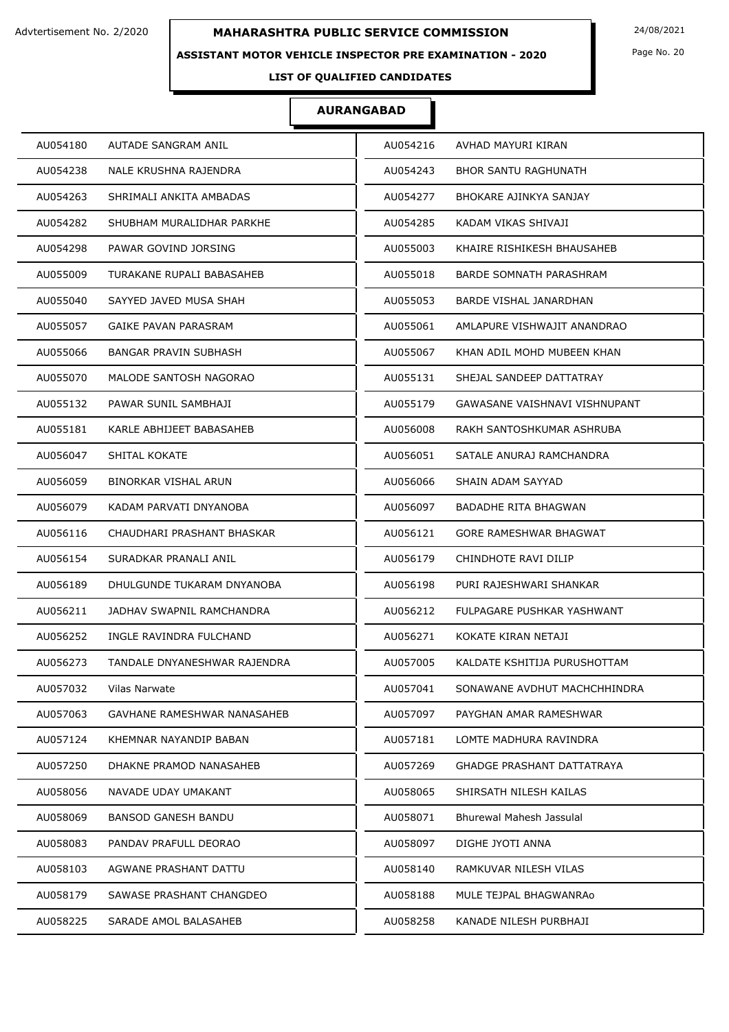Advtertisement No. 2/2020

# MAHARASHTRA PUBLIC SERVICE COMMISSION

24/08/2021

## ASSISTANT MOTOR VEHICLE INSPECTOR PRE EXAMINATION - 2020

### LIST OF QUALIFIED CANDIDATES

### AURANGABAD

| | | | |
|---|---|---|---|
| AU054180 | AUTADE SANGRAM ANIL | AU054216 | AVHAD MAYURI KIRAN |
| AU054238 | NALE KRUSHNA RAJENDRA | AU054243 | BHOR SANTU RAGHUNATH |
| AU054263 | SHRIMALI ANKITA AMBADAS | AU054277 | BHOKARE AJINKYA SANJAY |
| AU054282 | SHUBHAM MURALIDHAR PARKHE | AU054285 | KADAM VIKAS SHIVAJI |
| AU054298 | PAWAR GOVIND JORSING | AU055003 | KHAIRE RISHIKESH BHAUSAHEB |
| AU055009 | TURAKANE RUPALI BABASAHEB | AU055018 | BARDE SOMNATH PARASHRAM |
| AU055040 | SAYYED JAVED MUSA SHAH | AU055053 | BARDE VISHAL JANARDHAN |
| AU055057 | GAIKE PAVAN PARASRAM | AU055061 | AMLAPURE VISHWAJIT ANANDRAO |
| AU055066 | BANGAR PRAVIN SUBHASH | AU055067 | KHAN ADIL MOHD MUBEEN KHAN |
| AU055070 | MALODE SANTOSH NAGORAO | AU055131 | SHEJAL SANDEEP DATTATRAY |
| AU055132 | PAWAR SUNIL SAMBHAJI | AU055179 | GAWASANE VAISHNAVI VISHNUPANT |
| AU055181 | KARLE ABHIJEET BABASAHEB | AU056008 | RAKH SANTOSHKUMAR ASHRUBA |
| AU056047 | SHITAL KOKATE | AU056051 | SATALE ANURAJ RAMCHANDRA |
| AU056059 | BINORKAR VISHAL ARUN | AU056066 | SHAIN ADAM SAYYAD |
| AU056079 | KADAM PARVATI DNYANOBA | AU056097 | BADADHE RITA BHAGWAN |
| AU056116 | CHAUDHARI PRASHANT BHASKAR | AU056121 | GORE RAMESHWAR BHAGWAT |
| AU056154 | SURADKAR PRANALI ANIL | AU056179 | CHINDHOTE RAVI DILIP |
| AU056189 | DHULGUNDE TUKARAM DNYANOBA | AU056198 | PURI RAJESHWARI SHANKAR |
| AU056211 | JADHAV SWAPNIL RAMCHANDRA | AU056212 | FULPAGARE PUSHKAR YASHWANT |
| AU056252 | INGLE RAVINDRA FULCHAND | AU056271 | KOKATE KIRAN NETAJI |
| AU056273 | TANDALE DNYANESHWAR RAJENDRA | AU057005 | KALDATE KSHITIJA PURUSHOTTAM |
| AU057032 | Vilas Narwate | AU057041 | SONAWANE AVDHUT MACHCHHINDRA |
| AU057063 | GAVHANE RAMESHWAR NANASAHEB | AU057097 | PAYGHAN AMAR RAMESHWAR |
| AU057124 | KHEMNAR NAYANDIP BABAN | AU057181 | LOMTE MADHURA RAVINDRA |
| AU057250 | DHAKNE PRAMOD NANASAHEB | AU057269 | GHADGE PRASHANT DATTATRAYA |
| AU058056 | NAVADE UDAY UMAKANT | AU058065 | SHIRSATH NILESH KAILAS |
| AU058069 | BANSOD GANESH BANDU | AU058071 | Bhurewal Mahesh Jassulal |
| AU058083 | PANDAV PRAFULL DEORAO | AU058097 | DIGHE JYOTI ANNA |
| AU058103 | AGWANE PRASHANT DATTU | AU058140 | RAMKUVAR NILESH VILAS |
| AU058179 | SAWASE PRASHANT CHANGDEO | AU058188 | MULE TEJPAL BHAGWANRAo |
| AU058225 | SARADE AMOL BALASAHEB | AU058258 | KANADE NILESH PURBHAJI |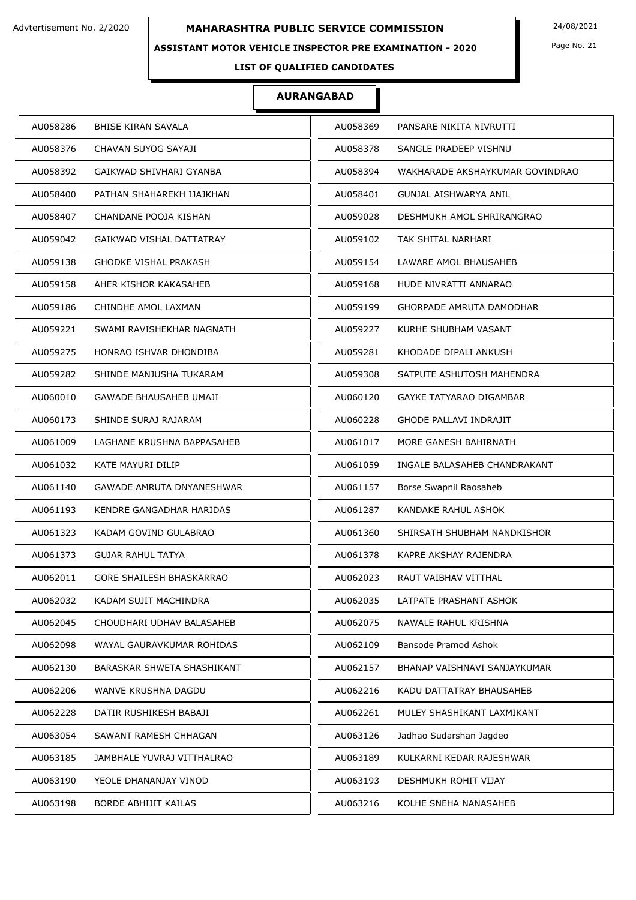**MAHARASHTRA PUBLIC SERVICE COMMISSION**

Advtertisement No. 2/2020

24/08/2021

**ASSISTANT MOTOR VEHICLE INSPECTOR PRE EXAMINATION - 2020**

**LIST OF QUALIFIED CANDIDATES**

## AURANGABAD

| | | | |
|---|---|---|---|
| AU058286 | BHISE KIRAN SAVALA | AU058369 | PANSARE NIKITA NIVRUTTI |
| AU058376 | CHAVAN SUYOG SAYAJI | AU058378 | SANGLE PRADEEP VISHNU |
| AU058392 | GAIKWAD SHIVHARI GYANBA | AU058394 | WAKHARADE AKSHAYKUMAR GOVINDRAO |
| AU058400 | PATHAN SHAHAREKH IJAJKHAN | AU058401 | GUNJAL AISHWARYA ANIL |
| AU058407 | CHANDANE POOJA KISHAN | AU059028 | DESHMUKH AMOL SHRIRANGRAO |
| AU059042 | GAIKWAD VISHAL DATTATRAY | AU059102 | TAK SHITAL NARHARI |
| AU059138 | GHODKE VISHAL PRAKASH | AU059154 | LAWARE AMOL BHAUSAHEB |
| AU059158 | AHER KISHOR KAKASAHEB | AU059168 | HUDE NIVRATTI ANNARAO |
| AU059186 | CHINDHE AMOL LAXMAN | AU059199 | GHORPADE AMRUTA DAMODHAR |
| AU059221 | SWAMI RAVISHEKHAR NAGNATH | AU059227 | KURHE SHUBHAM VASANT |
| AU059275 | HONRAO ISHVAR DHONDIBA | AU059281 | KHODADE DIPALI ANKUSH |
| AU059282 | SHINDE MANJUSHA TUKARAM | AU059308 | SATPUTE ASHUTOSH MAHENDRA |
| AU060010 | GAWADE BHAUSAHEB UMAJI | AU060120 | GAYKE TATYARAO DIGAMBAR |
| AU060173 | SHINDE SURAJ RAJARAM | AU060228 | GHODE PALLAVI INDRAJIT |
| AU061009 | LAGHANE KRUSHNA BAPPASAHEB | AU061017 | MORE GANESH BAHIRNATH |
| AU061032 | KATE MAYURI DILIP | AU061059 | INGALE BALASAHEB CHANDRAKANT |
| AU061140 | GAWADE AMRUTA DNYANESHWAR | AU061157 | Borse Swapnil Raosaheb |
| AU061193 | KENDRE GANGADHAR HARIDAS | AU061287 | KANDAKE RAHUL ASHOK |
| AU061323 | KADAM GOVIND GULABRAO | AU061360 | SHIRSATH SHUBHAM NANDKISHOR |
| AU061373 | GUJAR RAHUL TATYA | AU061378 | KAPRE AKSHAY RAJENDRA |
| AU062011 | GORE SHAILESH BHASKARRAO | AU062023 | RAUT VAIBHAV VITTHAL |
| AU062032 | KADAM SUJIT MACHINDRA | AU062035 | LATPATE PRASHANT ASHOK |
| AU062045 | CHOUDHARI UDHAV BALASAHEB | AU062075 | NAWALE RAHUL KRISHNA |
| AU062098 | WAYAL GAURAVKUMAR ROHIDAS | AU062109 | Bansode Pramod Ashok |
| AU062130 | BARASKAR SHWETA SHASHIKANT | AU062157 | BHANAP VAISHNAVI SANJAYKUMAR |
| AU062206 | WANVE KRUSHNA DAGDU | AU062216 | KADU DATTATRAY BHAUSAHEB |
| AU062228 | DATIR RUSHIKESH BABAJI | AU062261 | MULEY SHASHIKANT LAXMIKANT |
| AU063054 | SAWANT RAMESH CHHAGAN | AU063126 | Jadhao Sudarshan Jagdeo |
| AU063185 | JAMBHALE YUVRAJ VITTHALRAO | AU063189 | KULKARNI KEDAR RAJESHWAR |
| AU063190 | YEOLE DHANANJAY VINOD | AU063193 | DESHMUKH ROHIT VIJAY |
| AU063198 | BORDE ABHIJIT KAILAS | AU063216 | KOLHE SNEHA NANASAHEB |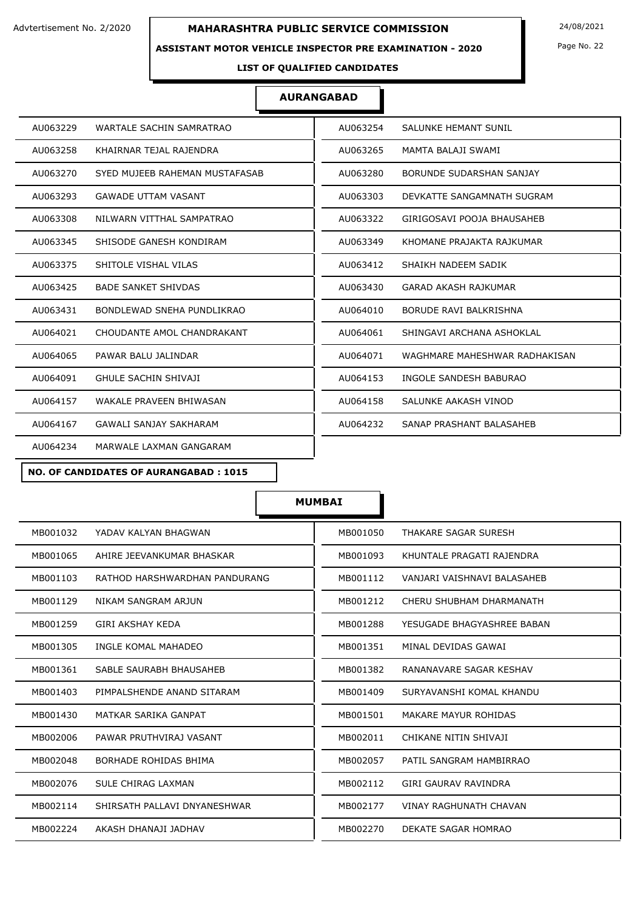Advtertisement No. 2/2020

# MAHARASHTRA PUBLIC SERVICE COMMISSION

24/08/2021

## ASSISTANT MOTOR VEHICLE INSPECTOR PRE EXAMINATION - 2020

### LIST OF QUALIFIED CANDIDATES

### AURANGABAD

| | | | |
|---|---|---|---|
| AU063229 | WARTALE SACHIN SAMRATRAO | AU063254 | SALUNKE HEMANT SUNIL |
| AU063258 | KHAIRNAR TEJAL RAJENDRA | AU063265 | MAMTA BALAJI SWAMI |
| AU063270 | SYED MUJEEB RAHEMAN MUSTAFASAB | AU063280 | BORUNDE SUDARSHAN SANJAY |
| AU063293 | GAWADE UTTAM VASANT | AU063303 | DEVKATTE SANGAMNATH SUGRAM |
| AU063308 | NILWARN VITTHAL SAMPATRAO | AU063322 | GIRIGOSAVI POOJA BHAUSAHEB |
| AU063345 | SHISODE GANESH KONDIRAM | AU063349 | KHOMANE PRAJAKTA RAJKUMAR |
| AU063375 | SHITOLE VISHAL VILAS | AU063412 | SHAIKH NADEEM SADIK |
| AU063425 | BADE SANKET SHIVDAS | AU063430 | GARAD AKASH RAJKUMAR |
| AU063431 | BONDLEWAD SNEHA PUNDLIKRAO | AU064010 | BORUDE RAVI BALKRISHNA |
| AU064021 | CHOUDANTE AMOL CHANDRAKANT | AU064061 | SHINGAVI ARCHANA ASHOKLAL |
| AU064065 | PAWAR BALU JALINDAR | AU064071 | WAGHMARE MAHESHWAR RADHAKISAN |
| AU064091 | GHULE SACHIN SHIVAJI | AU064153 | INGOLE SANDESH BABURAO |
| AU064157 | WAKALE PRAVEEN BHIWASAN | AU064158 | SALUNKE AAKASH VINOD |
| AU064167 | GAWALI SANJAY SAKHARAM | AU064232 | SANAP PRASHANT BALASAHEB |
| AU064234 | MARWALE LAXMAN GANGARAM | | |

**NO. OF CANDIDATES OF AURANGABAD : 1015**

### MUMBAI

| | | | |
|---|---|---|---|
| MB001032 | YADAV KALYAN BHAGWAN | MB001050 | THAKARE SAGAR SURESH |
| MB001065 | AHIRE JEEVANKUMAR BHASKAR | MB001093 | KHUNTALE PRAGATI RAJENDRA |
| MB001103 | RATHOD HARSHWARDHAN PANDURANG | MB001112 | VANJARI VAISHNAVI BALASAHEB |
| MB001129 | NIKAM SANGRAM ARJUN | MB001212 | CHERU SHUBHAM DHARMANATH |
| MB001259 | GIRI AKSHAY KEDA | MB001288 | YESUGADE BHAGYASHREE BABAN |
| MB001305 | INGLE KOMAL MAHADEO | MB001351 | MINAL DEVIDAS GAWAI |
| MB001361 | SABLE SAURABH BHAUSAHEB | MB001382 | RANANAVARE SAGAR KESHAV |
| MB001403 | PIMPALSHENDE ANAND SITARAM | MB001409 | SURYAVANSHI KOMAL KHANDU |
| MB001430 | MATKAR SARIKA GANPAT | MB001501 | MAKARE MAYUR ROHIDAS |
| MB002006 | PAWAR PRUTHVIRAJ VASANT | MB002011 | CHIKANE NITIN SHIVAJI |
| MB002048 | BORHADE ROHIDAS BHIMA | MB002057 | PATIL SANGRAM HAMBIRRAO |
| MB002076 | SULE CHIRAG LAXMAN | MB002112 | GIRI GAURAV RAVINDRA |
| MB002114 | SHIRSATH PALLAVI DNYANESHWAR | MB002177 | VINAY RAGHUNATH CHAVAN |
| MB002224 | AKASH DHANAJI JADHAV | MB002270 | DEKATE SAGAR HOMRAO |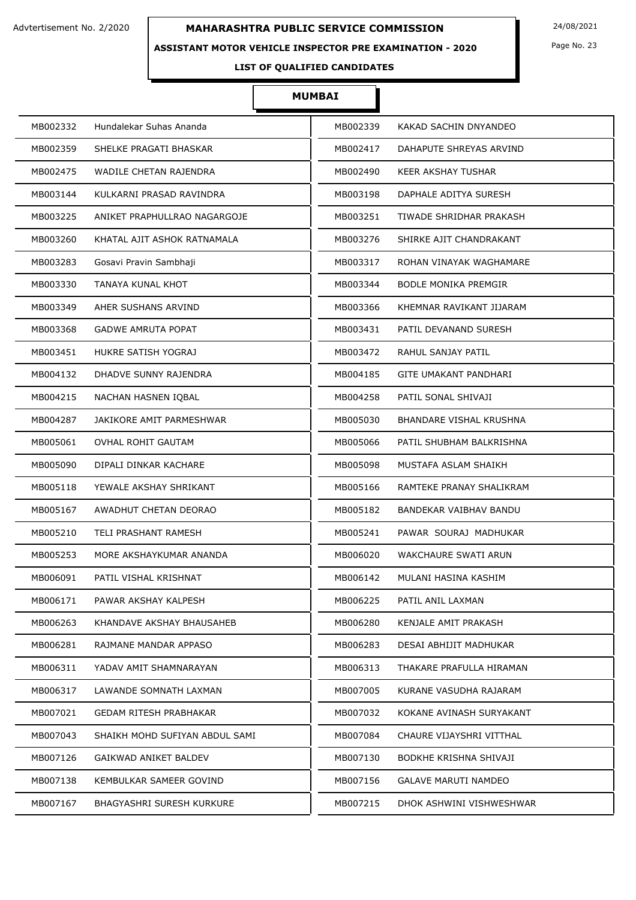Advtertisement No. 2/2020

**MAHARASHTRA PUBLIC SERVICE COMMISSION**

24/08/2021

**ASSISTANT MOTOR VEHICLE INSPECTOR PRE EXAMINATION - 2020**

**LIST OF QUALIFIED CANDIDATES**

## MUMBAI

| | | | |
|---|---|---|---|
| MB002332 | Hundalekar Suhas Ananda | MB002339 | KAKAD SACHIN DNYANDEO |
| MB002359 | SHELKE PRAGATI BHASKAR | MB002417 | DAHAPUTE SHREYAS ARVIND |
| MB002475 | WADILE CHETAN RAJENDRA | MB002490 | KEER AKSHAY TUSHAR |
| MB003144 | KULKARNI PRASAD RAVINDRA | MB003198 | DAPHALE ADITYA SURESH |
| MB003225 | ANIKET PRAPHULLRAO NAGARGOJE | MB003251 | TIWADE SHRIDHAR PRAKASH |
| MB003260 | KHATAL AJIT ASHOK RATNAMALA | MB003276 | SHIRKE AJIT CHANDRAKANT |
| MB003283 | Gosavi Pravin Sambhaji | MB003317 | ROHAN VINAYAK WAGHAMARE |
| MB003330 | TANAYA KUNAL KHOT | MB003344 | BODLE MONIKA PREMGIR |
| MB003349 | AHER SUSHANS ARVIND | MB003366 | KHEMNAR RAVIKANT JIJARAM |
| MB003368 | GADWE AMRUTA POPAT | MB003431 | PATIL DEVANAND SURESH |
| MB003451 | HUKRE SATISH YOGRAJ | MB003472 | RAHUL SANJAY PATIL |
| MB004132 | DHADVE SUNNY RAJENDRA | MB004185 | GITE UMAKANT PANDHARI |
| MB004215 | NACHAN HASNEN IQBAL | MB004258 | PATIL SONAL SHIVAJI |
| MB004287 | JAKIKORE AMIT PARMESHWAR | MB005030 | BHANDARE VISHAL KRUSHNA |
| MB005061 | OVHAL ROHIT GAUTAM | MB005066 | PATIL SHUBHAM BALKRISHNA |
| MB005090 | DIPALI DINKAR KACHARE | MB005098 | MUSTAFA ASLAM SHAIKH |
| MB005118 | YEWALE AKSHAY SHRIKANT | MB005166 | RAMTEKE PRANAY SHALIKRAM |
| MB005167 | AWADHUT CHETAN DEORAO | MB005182 | BANDEKAR VAIBHAV BANDU |
| MB005210 | TELI PRASHANT RAMESH | MB005241 | PAWAR SOURAJ MADHUKAR |
| MB005253 | MORE AKSHAYKUMAR ANANDA | MB006020 | WAKCHAURE SWATI ARUN |
| MB006091 | PATIL VISHAL KRISHNAT | MB006142 | MULANI HASINA KASHIM |
| MB006171 | PAWAR AKSHAY KALPESH | MB006225 | PATIL ANIL LAXMAN |
| MB006263 | KHANDAVE AKSHAY BHAUSAHEB | MB006280 | KENJALE AMIT PRAKASH |
| MB006281 | RAJMANE MANDAR APPASO | MB006283 | DESAI ABHIJIT MADHUKAR |
| MB006311 | YADAV AMIT SHAMNARAYAN | MB006313 | THAKARE PRAFULLA HIRAMAN |
| MB006317 | LAWANDE SOMNATH LAXMAN | MB007005 | KURANE VASUDHA RAJARAM |
| MB007021 | GEDAM RITESH PRABHAKAR | MB007032 | KOKANE AVINASH SURYAKANT |
| MB007043 | SHAIKH MOHD SUFIYAN ABDUL SAMI | MB007084 | CHAURE VIJAYSHRI VITTHAL |
| MB007126 | GAIKWAD ANIKET BALDEV | MB007130 | BODKHE KRISHNA SHIVAJI |
| MB007138 | KEMBULKAR SAMEER GOVIND | MB007156 | GALAVE MARUTI NAMDEO |
| MB007167 | BHAGYASHRI SURESH KURKURE | MB007215 | DHOK ASHWINI VISHWESHWAR |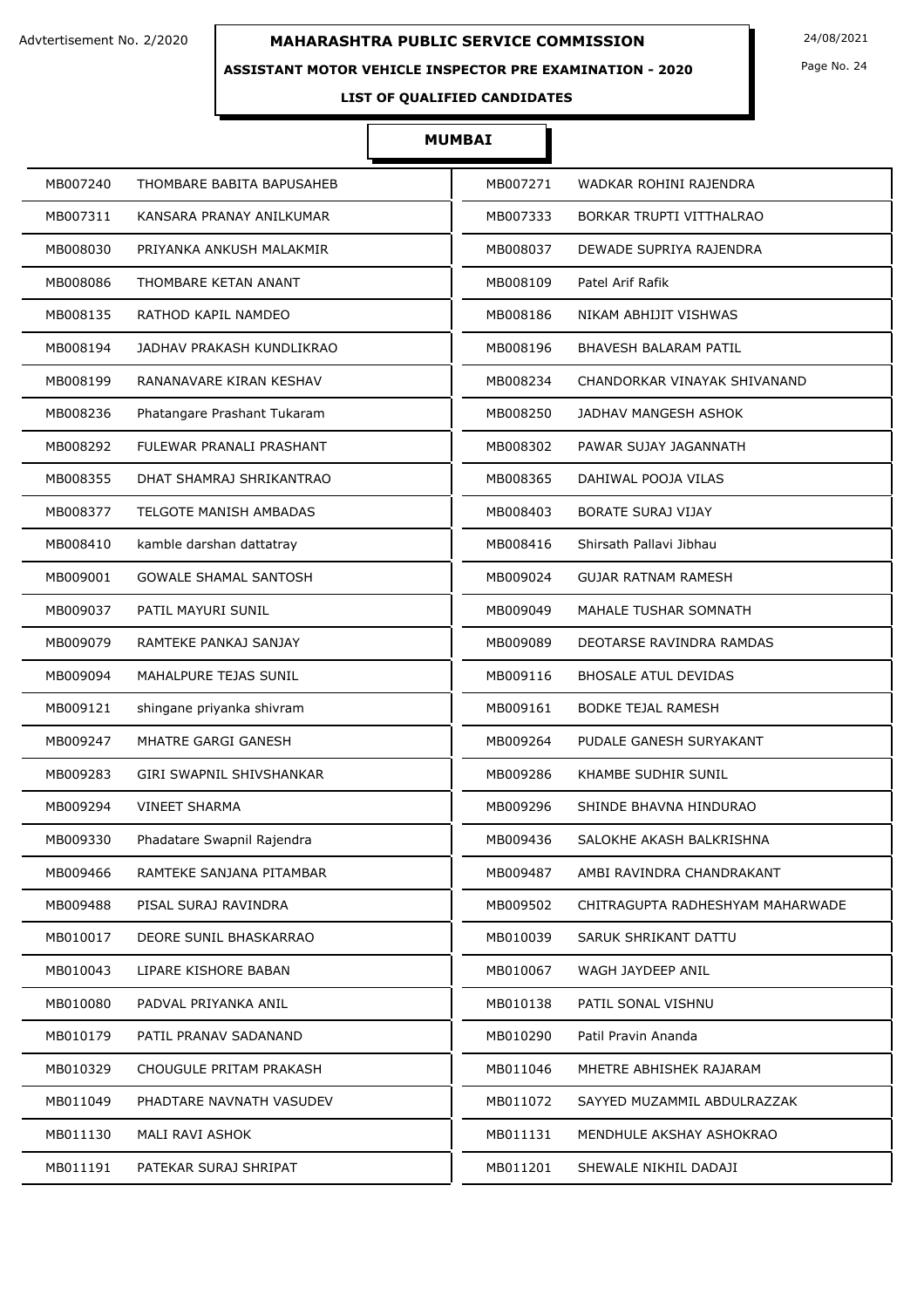Advtertisement No. 2/2020

# MAHARASHTRA PUBLIC SERVICE COMMISSION

24/08/2021

## ASSISTANT MOTOR VEHICLE INSPECTOR PRE EXAMINATION - 2020

### LIST OF QUALIFIED CANDIDATES

### MUMBAI

| | | | |
|---|---|---|---|
| MB007240 | THOMBARE BABITA BAPUSAHEB | MB007271 | WADKAR ROHINI RAJENDRA |
| MB007311 | KANSARA PRANAY ANILKUMAR | MB007333 | BORKAR TRUPTI VITTHALRAO |
| MB008030 | PRIYANKA ANKUSH MALAKMIR | MB008037 | DEWADE SUPRIYA RAJENDRA |
| MB008086 | THOMBARE KETAN ANANT | MB008109 | Patel Arif Rafik |
| MB008135 | RATHOD KAPIL NAMDEO | MB008186 | NIKAM ABHIJIT VISHWAS |
| MB008194 | JADHAV PRAKASH KUNDLIKRAO | MB008196 | BHAVESH BALARAM PATIL |
| MB008199 | RANANAVARE KIRAN KESHAV | MB008234 | CHANDORKAR VINAYAK SHIVANAND |
| MB008236 | Phatangare Prashant Tukaram | MB008250 | JADHAV MANGESH ASHOK |
| MB008292 | FULEWAR PRANALI PRASHANT | MB008302 | PAWAR SUJAY JAGANNATH |
| MB008355 | DHAT SHAMRAJ SHRIKANTRAO | MB008365 | DAHIWAL POOJA VILAS |
| MB008377 | TELGOTE MANISH AMBADAS | MB008403 | BORATE SURAJ VIJAY |
| MB008410 | kamble darshan dattatray | MB008416 | Shirsath Pallavi Jibhau |
| MB009001 | GOWALE SHAMAL SANTOSH | MB009024 | GUJAR RATNAM RAMESH |
| MB009037 | PATIL MAYURI SUNIL | MB009049 | MAHALE TUSHAR SOMNATH |
| MB009079 | RAMTEKE PANKAJ SANJAY | MB009089 | DEOTARSE RAVINDRA RAMDAS |
| MB009094 | MAHALPURE TEJAS SUNIL | MB009116 | BHOSALE ATUL DEVIDAS |
| MB009121 | shingane priyanka shivram | MB009161 | BODKE TEJAL RAMESH |
| MB009247 | MHATRE GARGI GANESH | MB009264 | PUDALE GANESH SURYAKANT |
| MB009283 | GIRI SWAPNIL SHIVSHANKAR | MB009286 | KHAMBE SUDHIR SUNIL |
| MB009294 | VINEET SHARMA | MB009296 | SHINDE BHAVNA HINDURAO |
| MB009330 | Phadatare Swapnil Rajendra | MB009436 | SALOKHE AKASH BALKRISHNA |
| MB009466 | RAMTEKE SANJANA PITAMBAR | MB009487 | AMBI RAVINDRA CHANDRAKANT |
| MB009488 | PISAL SURAJ RAVINDRA | MB009502 | CHITRAGUPTA RADHESHYAM MAHARWADE |
| MB010017 | DEORE SUNIL BHASKARRAO | MB010039 | SARUK SHRIKANT DATTU |
| MB010043 | LIPARE KISHORE BABAN | MB010067 | WAGH JAYDEEP ANIL |
| MB010080 | PADVAL PRIYANKA ANIL | MB010138 | PATIL SONAL VISHNU |
| MB010179 | PATIL PRANAV SADANAND | MB010290 | Patil Pravin Ananda |
| MB010329 | CHOUGULE PRITAM PRAKASH | MB011046 | MHETRE ABHISHEK RAJARAM |
| MB011049 | PHADTARE NAVNATH VASUDEV | MB011072 | SAYYED MUZAMMIL ABDULRAZZAK |
| MB011130 | MALI RAVI ASHOK | MB011131 | MENDHULE AKSHAY ASHOKRAO |
| MB011191 | PATEKAR SURAJ SHRIPAT | MB011201 | SHEWALE NIKHIL DADAJI |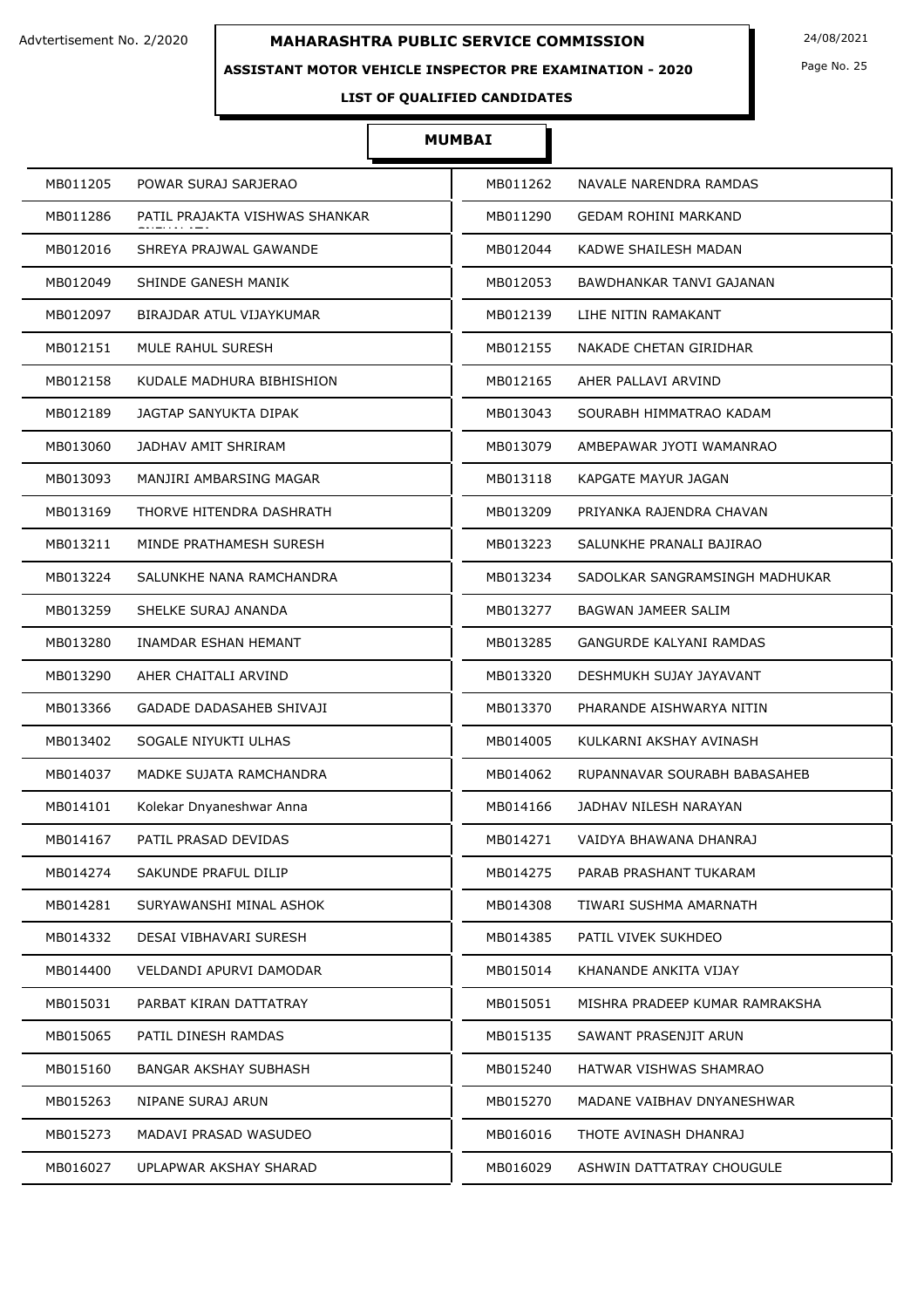Advtertisement No. 2/2020

# MAHARASHTRA PUBLIC SERVICE COMMISSION

24/08/2021

## ASSISTANT MOTOR VEHICLE INSPECTOR PRE EXAMINATION - 2020

### LIST OF QUALIFIED CANDIDATES

### MUMBAI

| | | | |
|---|---|---|---|
| MB011205 | POWAR SURAJ SARJERAO | MB011262 | NAVALE NARENDRA RAMDAS |
| MB011286 | PATIL PRAJAKTA VISHWAS SHANKAR | MB011290 | GEDAM ROHINI MARKAND |
| MB012016 | SHREYA PRAJWAL GAWANDE | MB012044 | KADWE SHAILESH MADAN |
| MB012049 | SHINDE GANESH MANIK | MB012053 | BAWDHANKAR TANVI GAJANAN |
| MB012097 | BIRAJDAR ATUL VIJAYKUMAR | MB012139 | LIHE NITIN RAMAKANT |
| MB012151 | MULE RAHUL SURESH | MB012155 | NAKADE CHETAN GIRIDHAR |
| MB012158 | KUDALE MADHURA BIBHISHION | MB012165 | AHER PALLAVI ARVIND |
| MB012189 | JAGTAP SANYUKTA DIPAK | MB013043 | SOURABH HIMMATRAO KADAM |
| MB013060 | JADHAV AMIT SHRIRAM | MB013079 | AMBEPAWAR JYOTI WAMANRAO |
| MB013093 | MANJIRI AMBARSING MAGAR | MB013118 | KAPGATE MAYUR JAGAN |
| MB013169 | THORVE HITENDRA DASHRATH | MB013209 | PRIYANKA RAJENDRA CHAVAN |
| MB013211 | MINDE PRATHAMESH SURESH | MB013223 | SALUNKHE PRANALI BAJIRAO |
| MB013224 | SALUNKHE NANA RAMCHANDRA | MB013234 | SADOLKAR SANGRAMSINGH MADHUKAR |
| MB013259 | SHELKE SURAJ ANANDA | MB013277 | BAGWAN JAMEER SALIM |
| MB013280 | INAMDAR ESHAN HEMANT | MB013285 | GANGURDE KALYANI RAMDAS |
| MB013290 | AHER CHAITALI ARVIND | MB013320 | DESHMUKH SUJAY JAYAVANT |
| MB013366 | GADADE DADASAHEB SHIVAJI | MB013370 | PHARANDE AISHWARYA NITIN |
| MB013402 | SOGALE NIYUKTI ULHAS | MB014005 | KULKARNI AKSHAY AVINASH |
| MB014037 | MADKE SUJATA RAMCHANDRA | MB014062 | RUPANNAVAR SOURABH BABASAHEB |
| MB014101 | Kolekar Dnyaneshwar Anna | MB014166 | JADHAV NILESH NARAYAN |
| MB014167 | PATIL PRASAD DEVIDAS | MB014271 | VAIDYA BHAWANA DHANRAJ |
| MB014274 | SAKUNDE PRAFUL DILIP | MB014275 | PARAB PRASHANT TUKARAM |
| MB014281 | SURYAWANSHI MINAL ASHOK | MB014308 | TIWARI SUSHMA AMARNATH |
| MB014332 | DESAI VIBHAVARI SURESH | MB014385 | PATIL VIVEK SUKHDEO |
| MB014400 | VELDANDI APURVI DAMODAR | MB015014 | KHANANDE ANKITA VIJAY |
| MB015031 | PARBAT KIRAN DATTATRAY | MB015051 | MISHRA PRADEEP KUMAR RAMRAKSHA |
| MB015065 | PATIL DINESH RAMDAS | MB015135 | SAWANT PRASENJIT ARUN |
| MB015160 | BANGAR AKSHAY SUBHASH | MB015240 | HATWAR VISHWAS SHAMRAO |
| MB015263 | NIPANE SURAJ ARUN | MB015270 | MADANE VAIBHAV DNYANESHWAR |
| MB015273 | MADAVI PRASAD WASUDEO | MB016016 | THOTE AVINASH DHANRAJ |
| MB016027 | UPLAPWAR AKSHAY SHARAD | MB016029 | ASHWIN DATTATRAY CHOUGULE |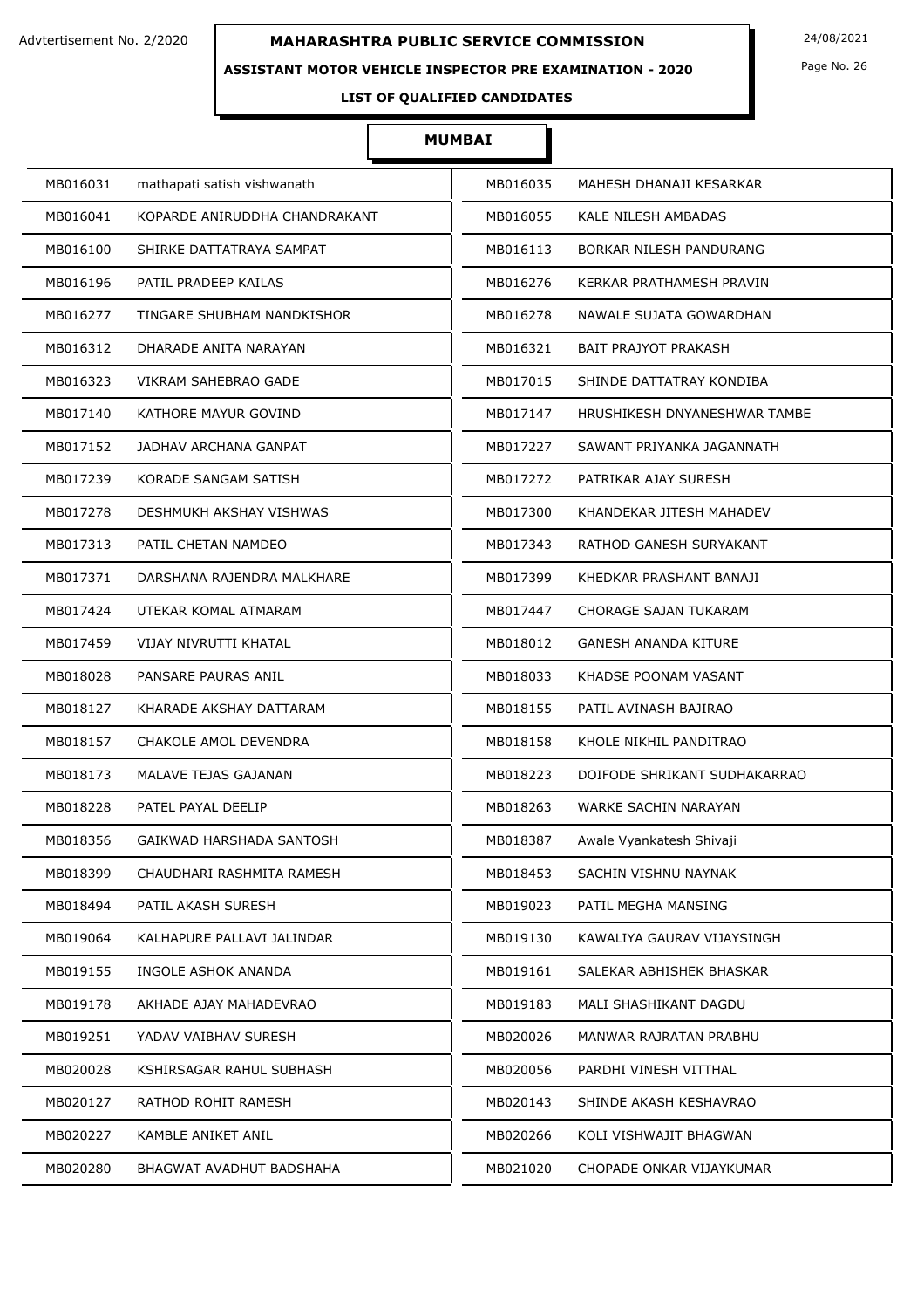Advtertisement No. 2/2020

# MAHARASHTRA PUBLIC SERVICE COMMISSION

24/08/2021

## ASSISTANT MOTOR VEHICLE INSPECTOR PRE EXAMINATION - 2020

### LIST OF QUALIFIED CANDIDATES

### MUMBAI

| | | | |
|---|---|---|---|
| MB016031 | mathapati satish vishwanath | MB016035 | MAHESH DHANAJI KESARKAR |
| MB016041 | KOPARDE ANIRUDDHA CHANDRAKANT | MB016055 | KALE NILESH AMBADAS |
| MB016100 | SHIRKE DATTATRAYA SAMPAT | MB016113 | BORKAR NILESH PANDURANG |
| MB016196 | PATIL PRADEEP KAILAS | MB016276 | KERKAR PRATHAMESH PRAVIN |
| MB016277 | TINGARE SHUBHAM NANDKISHOR | MB016278 | NAWALE SUJATA GOWARDHAN |
| MB016312 | DHARADE ANITA NARAYAN | MB016321 | BAIT PRAJYOT PRAKASH |
| MB016323 | VIKRAM SAHEBRAO GADE | MB017015 | SHINDE DATTATRAY KONDIBA |
| MB017140 | KATHORE MAYUR GOVIND | MB017147 | HRUSHIKESH DNYANESHWAR TAMBE |
| MB017152 | JADHAV ARCHANA GANPAT | MB017227 | SAWANT PRIYANKA JAGANNATH |
| MB017239 | KORADE SANGAM SATISH | MB017272 | PATRIKAR AJAY SURESH |
| MB017278 | DESHMUKH AKSHAY VISHWAS | MB017300 | KHANDEKAR JITESH MAHADEV |
| MB017313 | PATIL CHETAN NAMDEO | MB017343 | RATHOD GANESH SURYAKANT |
| MB017371 | DARSHANA RAJENDRA MALKHARE | MB017399 | KHEDKAR PRASHANT BANAJI |
| MB017424 | UTEKAR KOMAL ATMARAM | MB017447 | CHORAGE SAJAN TUKARAM |
| MB017459 | VIJAY NIVRUTTI KHATAL | MB018012 | GANESH ANANDA KITURE |
| MB018028 | PANSARE PAURAS ANIL | MB018033 | KHADSE POONAM VASANT |
| MB018127 | KHARADE AKSHAY DATTARAM | MB018155 | PATIL AVINASH BAJIRAO |
| MB018157 | CHAKOLE AMOL DEVENDRA | MB018158 | KHOLE NIKHIL PANDITRAO |
| MB018173 | MALAVE TEJAS GAJANAN | MB018223 | DOIFODE SHRIKANT SUDHAKARRAO |
| MB018228 | PATEL PAYAL DEELIP | MB018263 | WARKE SACHIN NARAYAN |
| MB018356 | GAIKWAD HARSHADA SANTOSH | MB018387 | Awale Vyankatesh Shivaji |
| MB018399 | CHAUDHARI RASHMITA RAMESH | MB018453 | SACHIN VISHNU NAYNAK |
| MB018494 | PATIL AKASH SURESH | MB019023 | PATIL MEGHA MANSING |
| MB019064 | KALHAPURE PALLAVI JALINDAR | MB019130 | KAWALIYA GAURAV VIJAYSINGH |
| MB019155 | INGOLE ASHOK ANANDA | MB019161 | SALEKAR ABHISHEK BHASKAR |
| MB019178 | AKHADE AJAY MAHADEVRAO | MB019183 | MALI SHASHIKANT DAGDU |
| MB019251 | YADAV VAIBHAV SURESH | MB020026 | MANWAR RAJRATAN PRABHU |
| MB020028 | KSHIRSAGAR RAHUL SUBHASH | MB020056 | PARDHI VINESH VITTHAL |
| MB020127 | RATHOD ROHIT RAMESH | MB020143 | SHINDE AKASH KESHAVRAO |
| MB020227 | KAMBLE ANIKET ANIL | MB020266 | KOLI VISHWAJIT BHAGWAN |
| MB020280 | BHAGWAT AVADHUT BADSHAHA | MB021020 | CHOPADE ONKAR VIJAYKUMAR |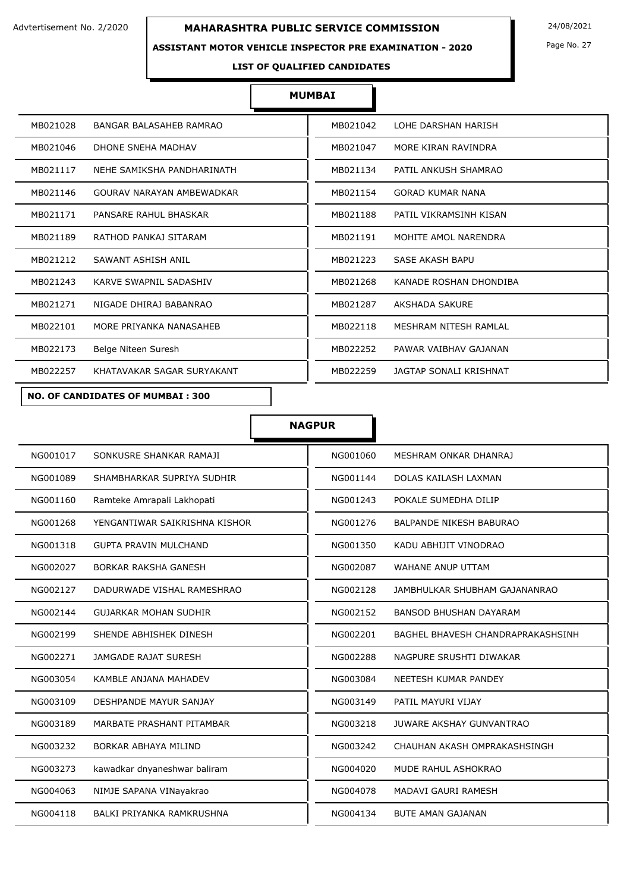## MUMBAI

| | | | |
|---|---|---|---|
| MB021028 | BANGAR BALASAHEB RAMRAO | MB021042 | LOHE DARSHAN HARISH |
| MB021046 | DHONE SNEHA MADHAV | MB021047 | MORE KIRAN RAVINDRA |
| MB021117 | NEHE SAMIKSHA PANDHARINATH | MB021134 | PATIL ANKUSH SHAMRAO |
| MB021146 | GOURAV NARAYAN AMBEWADKAR | MB021154 | GORAD KUMAR NANA |
| MB021171 | PANSARE RAHUL BHASKAR | MB021188 | PATIL VIKRAMSINH KISAN |
| MB021189 | RATHOD PANKAJ SITARAM | MB021191 | MOHITE AMOL NARENDRA |
| MB021212 | SAWANT ASHISH ANIL | MB021223 | SASE AKASH BAPU |
| MB021243 | KARVE SWAPNIL SADASHIV | MB021268 | KANADE ROSHAN DHONDIBA |
| MB021271 | NIGADE DHIRAJ BABANRAO | MB021287 | AKSHADA SAKURE |
| MB022101 | MORE PRIYANKA NANASAHEB | MB022118 | MESHRAM NITESH RAMLAL |
| MB022173 | Belge Niteen Suresh | MB022252 | PAWAR VAIBHAV GAJANAN |
| MB022257 | KHATAVAKAR SAGAR SURYAKANT | MB022259 | JAGTAP SONALI KRISHNAT |

**NO. OF CANDIDATES OF MUMBAI : 300**

## NAGPUR

| | | | |
|---|---|---|---|
| NG001017 | SONKUSRE SHANKAR RAMAJI | NG001060 | MESHRAM ONKAR DHANRAJ |
| NG001089 | SHAMBHARKAR SUPRIYA SUDHIR | NG001144 | DOLAS KAILASH LAXMAN |
| NG001160 | Ramteke Amrapali Lakhopati | NG001243 | POKALE SUMEDHA DILIP |
| NG001268 | YENGANTIWAR SAIKRISHNA KISHOR | NG001276 | BALPANDE NIKESH BABURAO |
| NG001318 | GUPTA PRAVIN MULCHAND | NG001350 | KADU ABHIJIT VINODRAO |
| NG002027 | BORKAR RAKSHA GANESH | NG002087 | WAHANE ANUP UTTAM |
| NG002127 | DADURWADE VISHAL RAMESHRAO | NG002128 | JAMBHULKAR SHUBHAM GAJANANRAO |
| NG002144 | GUJARKAR MOHAN SUDHIR | NG002152 | BANSOD BHUSHAN DAYARAM |
| NG002199 | SHENDE ABHISHEK DINESH | NG002201 | BAGHEL BHAVESH CHANDRAPRAKASHSINH |
| NG002271 | JAMGADE RAJAT SURESH | NG002288 | NAGPURE SRUSHTI DIWAKAR |
| NG003054 | KAMBLE ANJANA MAHADEV | NG003084 | NEETESH KUMAR PANDEY |
| NG003109 | DESHPANDE MAYUR SANJAY | NG003149 | PATIL MAYURI VIJAY |
| NG003189 | MARBATE PRASHANT PITAMBAR | NG003218 | JUWARE AKSHAY GUNVANTRAO |
| NG003232 | BORKAR ABHAYA MILIND | NG003242 | CHAUHAN AKASH OMPRAKASHSINGH |
| NG003273 | kawadkar dnyaneshwar baliram | NG004020 | MUDE RAHUL ASHOKRAO |
| NG004063 | NIMJE SAPANA VINayakrao | NG004078 | MADAVI GAURI RAMESH |
| NG004118 | BALKI PRIYANKA RAMKRUSHNA | NG004134 | BUTE AMAN GAJANAN |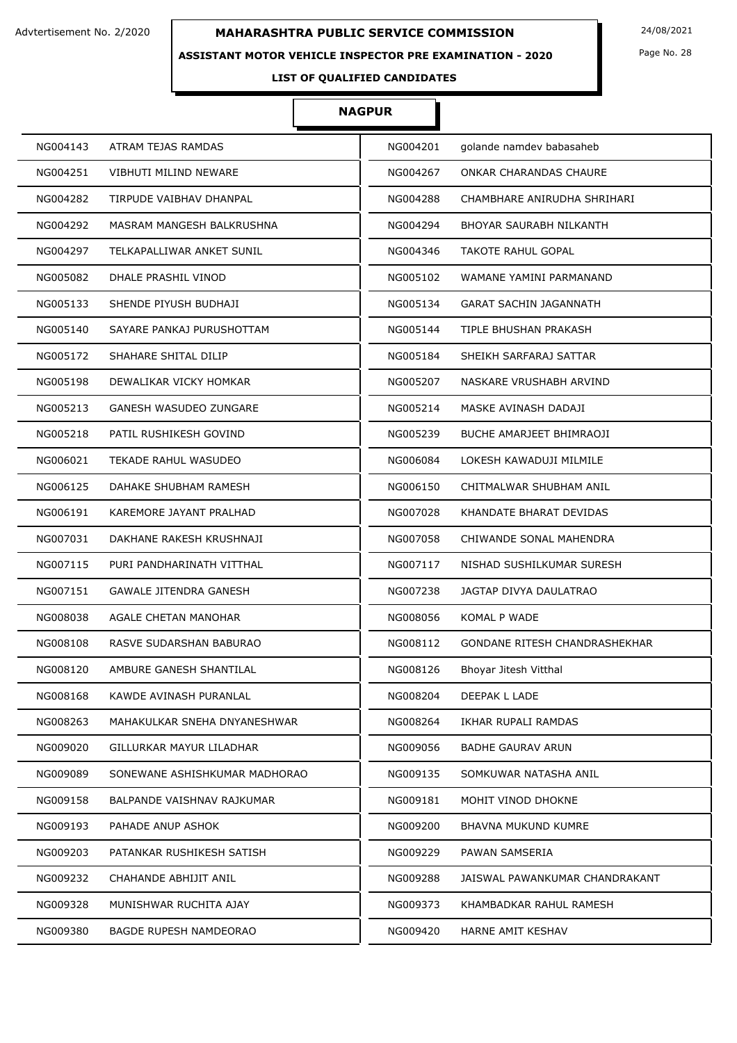# MAHARASHTRA PUBLIC SERVICE COMMISSION

Advtertisement No. 2/2020

24/08/2021

**ASSISTANT MOTOR VEHICLE INSPECTOR PRE EXAMINATION - 2020**

**LIST OF QUALIFIED CANDIDATES**

## NAGPUR

| | | | |
|---|---|---|---|
| NG004143 | ATRAM TEJAS RAMDAS | NG004201 | golande namdev babasaheb |
| NG004251 | VIBHUTI MILIND NEWARE | NG004267 | ONKAR CHARANDAS CHAURE |
| NG004282 | TIRPUDE VAIBHAV DHANPAL | NG004288 | CHAMBHARE ANIRUDHA SHRIHARI |
| NG004292 | MASRAM MANGESH BALKRUSHNA | NG004294 | BHOYAR SAURABH NILKANTH |
| NG004297 | TELKAPALLIWAR ANKET SUNIL | NG004346 | TAKOTE RAHUL GOPAL |
| NG005082 | DHALE PRASHIL VINOD | NG005102 | WAMANE YAMINI PARMANAND |
| NG005133 | SHENDE PIYUSH BUDHAJI | NG005134 | GARAT SACHIN JAGANNATH |
| NG005140 | SAYARE PANKAJ PURUSHOTTAM | NG005144 | TIPLE BHUSHAN PRAKASH |
| NG005172 | SHAHARE SHITAL DILIP | NG005184 | SHEIKH SARFARAJ SATTAR |
| NG005198 | DEWALIKAR VICKY HOMKAR | NG005207 | NASKARE VRUSHABH ARVIND |
| NG005213 | GANESH WASUDEO ZUNGARE | NG005214 | MASKE AVINASH DADAJI |
| NG005218 | PATIL RUSHIKESH GOVIND | NG005239 | BUCHE AMARJEET BHIMRAOJI |
| NG006021 | TEKADE RAHUL WASUDEO | NG006084 | LOKESH KAWADUJI MILMILE |
| NG006125 | DAHAKE SHUBHAM RAMESH | NG006150 | CHITMALWAR SHUBHAM ANIL |
| NG006191 | KAREMORE JAYANT PRALHAD | NG007028 | KHANDATE BHARAT DEVIDAS |
| NG007031 | DAKHANE RAKESH KRUSHNAJI | NG007058 | CHIWANDE SONAL MAHENDRA |
| NG007115 | PURI PANDHARINATH VITTHAL | NG007117 | NISHAD SUSHILKUMAR SURESH |
| NG007151 | GAWALE JITENDRA GANESH | NG007238 | JAGTAP DIVYA DAULATRAO |
| NG008038 | AGALE CHETAN MANOHAR | NG008056 | KOMAL P WADE |
| NG008108 | RASVE SUDARSHAN BABURAO | NG008112 | GONDANE RITESH CHANDRASHEKHAR |
| NG008120 | AMBURE GANESH SHANTILAL | NG008126 | Bhoyar Jitesh Vitthal |
| NG008168 | KAWDE AVINASH PURANLAL | NG008204 | DEEPAK L LADE |
| NG008263 | MAHAKULKAR SNEHA DNYANESHWAR | NG008264 | IKHAR RUPALI RAMDAS |
| NG009020 | GILLURKAR MAYUR LILADHAR | NG009056 | BADHE GAURAV ARUN |
| NG009089 | SONEWANE ASHISHKUMAR MADHORAO | NG009135 | SOMKUWAR NATASHA ANIL |
| NG009158 | BALPANDE VAISHNAV RAJKUMAR | NG009181 | MOHIT VINOD DHOKNE |
| NG009193 | PAHADE ANUP ASHOK | NG009200 | BHAVNA MUKUND KUMRE |
| NG009203 | PATANKAR RUSHIKESH SATISH | NG009229 | PAWAN SAMSERIA |
| NG009232 | CHAHANDE ABHIJIT ANIL | NG009288 | JAISWAL PAWANKUMAR CHANDRAKANT |
| NG009328 | MUNISHWAR RUCHITA AJAY | NG009373 | KHAMBADKAR RAHUL RAMESH |
| NG009380 | BAGDE RUPESH NAMDEORAO | NG009420 | HARNE AMIT KESHAV |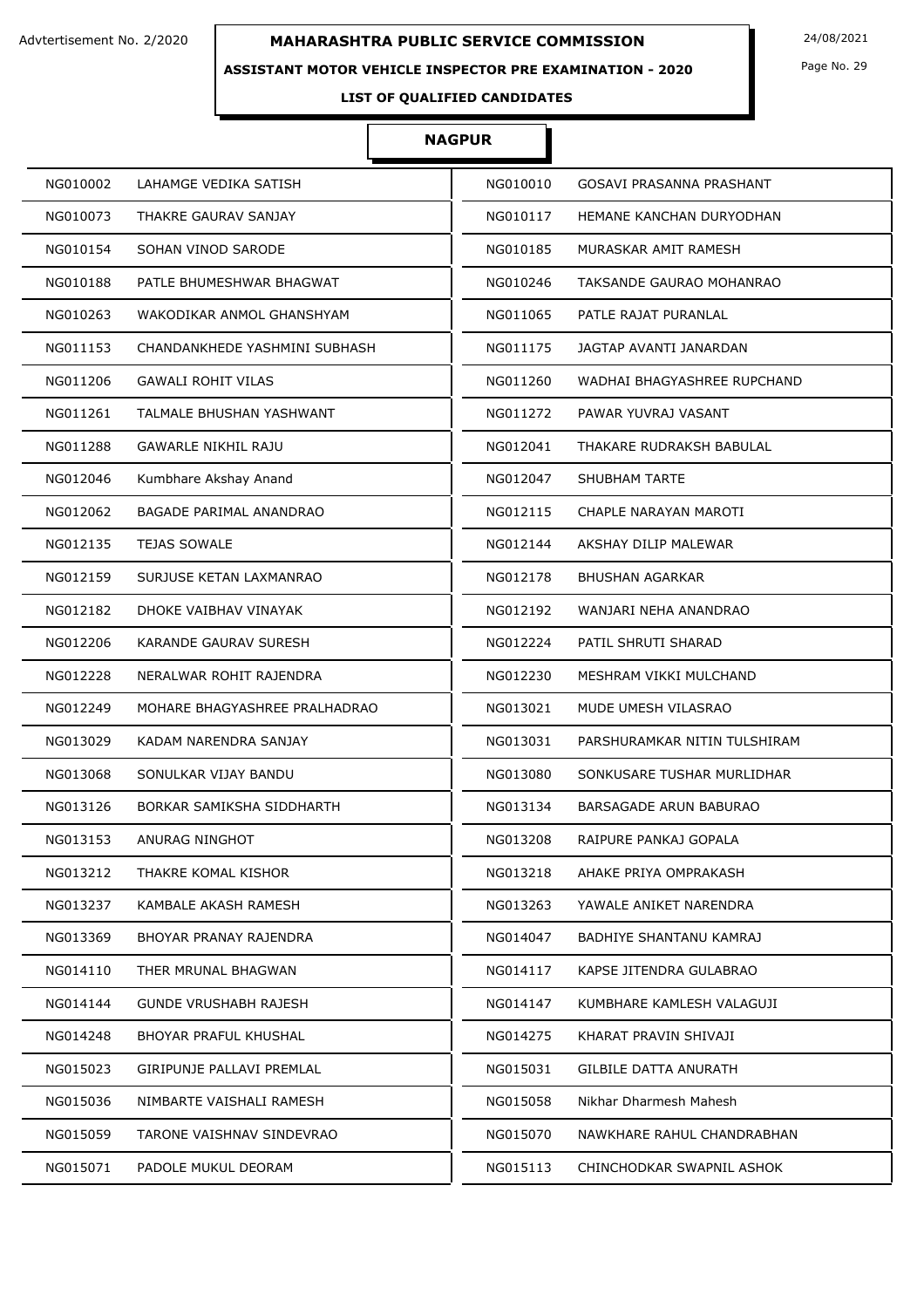Advtertisement No. 2/2020

# MAHARASHTRA PUBLIC SERVICE COMMISSION

24/08/2021

**ASSISTANT MOTOR VEHICLE INSPECTOR PRE EXAMINATION - 2020**

**LIST OF QUALIFIED CANDIDATES**

## NAGPUR

| | | | |
|---|---|---|---|
| NG010002 | LAHAMGE VEDIKA SATISH | NG010010 | GOSAVI PRASANNA PRASHANT |
| NG010073 | THAKRE GAURAV SANJAY | NG010117 | HEMANE KANCHAN DURYODHAN |
| NG010154 | SOHAN VINOD SARODE | NG010185 | MURASKAR AMIT RAMESH |
| NG010188 | PATLE BHUMESHWAR BHAGWAT | NG010246 | TAKSANDE GAURAO MOHANRAO |
| NG010263 | WAKODIKAR ANMOL GHANSHYAM | NG011065 | PATLE RAJAT PURANLAL |
| NG011153 | CHANDANKHEDE YASHMINI SUBHASH | NG011175 | JAGTAP AVANTI JANARDAN |
| NG011206 | GAWALI ROHIT VILAS | NG011260 | WADHAI BHAGYASHREE RUPCHAND |
| NG011261 | TALMALE BHUSHAN YASHWANT | NG011272 | PAWAR YUVRAJ VASANT |
| NG011288 | GAWARLE NIKHIL RAJU | NG012041 | THAKARE RUDRAKSH BABULAL |
| NG012046 | Kumbhare Akshay Anand | NG012047 | SHUBHAM TARTE |
| NG012062 | BAGADE PARIMAL ANANDRAO | NG012115 | CHAPLE NARAYAN MAROTI |
| NG012135 | TEJAS SOWALE | NG012144 | AKSHAY DILIP MALEWAR |
| NG012159 | SURJUSE KETAN LAXMANRAO | NG012178 | BHUSHAN AGARKAR |
| NG012182 | DHOKE VAIBHAV VINAYAK | NG012192 | WANJARI NEHA ANANDRAO |
| NG012206 | KARANDE GAURAV SURESH | NG012224 | PATIL SHRUTI SHARAD |
| NG012228 | NERALWAR ROHIT RAJENDRA | NG012230 | MESHRAM VIKKI MULCHAND |
| NG012249 | MOHARE BHAGYASHREE PRALHADRAO | NG013021 | MUDE UMESH VILASRAO |
| NG013029 | KADAM NARENDRA SANJAY | NG013031 | PARSHURAMKAR NITIN TULSHIRAM |
| NG013068 | SONULKAR VIJAY BANDU | NG013080 | SONKUSARE TUSHAR MURLIDHAR |
| NG013126 | BORKAR SAMIKSHA SIDDHARTH | NG013134 | BARSAGADE ARUN BABURAO |
| NG013153 | ANURAG NINGHOT | NG013208 | RAIPURE PANKAJ GOPALA |
| NG013212 | THAKRE KOMAL KISHOR | NG013218 | AHAKE PRIYA OMPRAKASH |
| NG013237 | KAMBALE AKASH RAMESH | NG013263 | YAWALE ANIKET NARENDRA |
| NG013369 | BHOYAR PRANAY RAJENDRA | NG014047 | BADHIYE SHANTANU KAMRAJ |
| NG014110 | THER MRUNAL BHAGWAN | NG014117 | KAPSE JITENDRA GULABRAO |
| NG014144 | GUNDE VRUSHABH RAJESH | NG014147 | KUMBHARE KAMLESH VALAGUJI |
| NG014248 | BHOYAR PRAFUL KHUSHAL | NG014275 | KHARAT PRAVIN SHIVAJI |
| NG015023 | GIRIPUNJE PALLAVI PREMLAL | NG015031 | GILBILE DATTA ANURATH |
| NG015036 | NIMBARTE VAISHALI RAMESH | NG015058 | Nikhar Dharmesh Mahesh |
| NG015059 | TARONE VAISHNAV SINDEVRAO | NG015070 | NAWKHARE RAHUL CHANDRABHAN |
| NG015071 | PADOLE MUKUL DEORAM | NG015113 | CHINCHODKAR SWAPNIL ASHOK |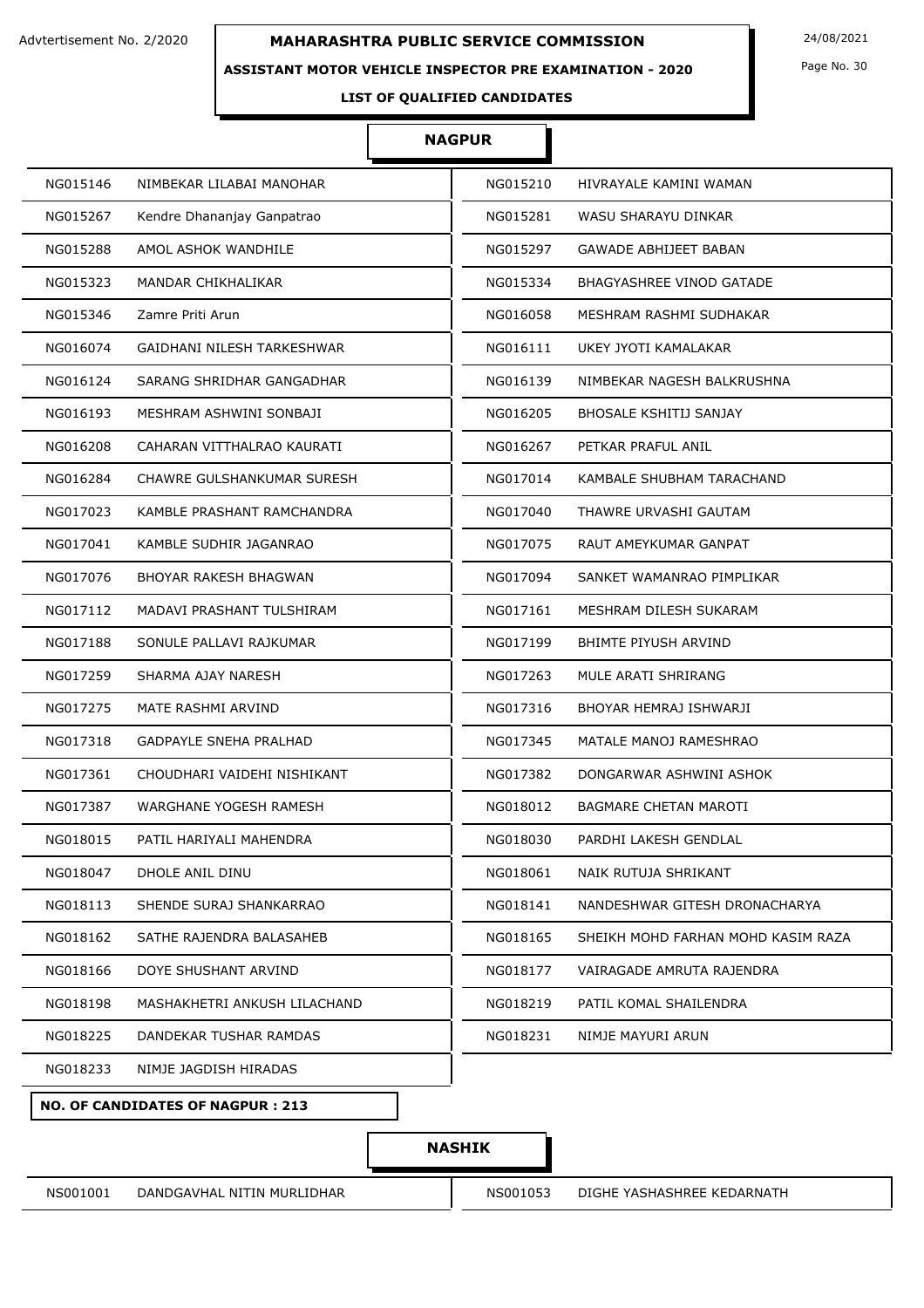Advtertisement No. 2/2020

**MAHARASHTRA PUBLIC SERVICE COMMISSION**

24/08/2021

**ASSISTANT MOTOR VEHICLE INSPECTOR PRE EXAMINATION - 2020**

**LIST OF QUALIFIED CANDIDATES**

## NAGPUR

| | | | |
|---|---|---|---|
| NG015146 | NIMBEKAR LILABAI MANOHAR | NG015210 | HIVRAYALE KAMINI WAMAN |
| NG015267 | Kendre Dhananjay Ganpatrao | NG015281 | WASU SHARAYU DINKAR |
| NG015288 | AMOL ASHOK WANDHILE | NG015297 | GAWADE ABHIJEET BABAN |
| NG015323 | MANDAR CHIKHALIKAR | NG015334 | BHAGYASHREE VINOD GATADE |
| NG015346 | Zamre Priti Arun | NG016058 | MESHRAM RASHMI SUDHAKAR |
| NG016074 | GAIDHANI NILESH TARKESHWAR | NG016111 | UKEY JYOTI KAMALAKAR |
| NG016124 | SARANG SHRIDHAR GANGADHAR | NG016139 | NIMBEKAR NAGESH BALKRUSHNA |
| NG016193 | MESHRAM ASHWINI SONBAJI | NG016205 | BHOSALE KSHITIJ SANJAY |
| NG016208 | CAHARAN VITTHALRAO KAURATI | NG016267 | PETKAR PRAFUL ANIL |
| NG016284 | CHAWRE GULSHANKUMAR SURESH | NG017014 | KAMBALE SHUBHAM TARACHAND |
| NG017023 | KAMBLE PRASHANT RAMCHANDRA | NG017040 | THAWRE URVASHI GAUTAM |
| NG017041 | KAMBLE SUDHIR JAGANRAO | NG017075 | RAUT AMEYKUMAR GANPAT |
| NG017076 | BHOYAR RAKESH BHAGWAN | NG017094 | SANKET WAMANRAO PIMPLIKAR |
| NG017112 | MADAVI PRASHANT TULSHIRAM | NG017161 | MESHRAM DILESH SUKARAM |
| NG017188 | SONULE PALLAVI RAJKUMAR | NG017199 | BHIMTE PIYUSH ARVIND |
| NG017259 | SHARMA AJAY NARESH | NG017263 | MULE ARATI SHRIRANG |
| NG017275 | MATE RASHMI ARVIND | NG017316 | BHOYAR HEMRAJ ISHWARJI |
| NG017318 | GADPAYLE SNEHA PRALHAD | NG017345 | MATALE MANOJ RAMESHRAO |
| NG017361 | CHOUDHARI VAIDEHI NISHIKANT | NG017382 | DONGARWAR ASHWINI ASHOK |
| NG017387 | WARGHANE YOGESH RAMESH | NG018012 | BAGMARE CHETAN MAROTI |
| NG018015 | PATIL HARIYALI MAHENDRA | NG018030 | PARDHI LAKESH GENDLAL |
| NG018047 | DHOLE ANIL DINU | NG018061 | NAIK RUTUJA SHRIKANT |
| NG018113 | SHENDE SURAJ SHANKARRAO | NG018141 | NANDESHWAR GITESH DRONACHARYA |
| NG018162 | SATHE RAJENDRA BALASAHEB | NG018165 | SHEIKH MOHD FARHAN MOHD KASIM RAZA |
| NG018166 | DOYE SHUSHANT ARVIND | NG018177 | VAIRAGADE AMRUTA RAJENDRA |
| NG018198 | MASHAKHETRI ANKUSH LILACHAND | NG018219 | PATIL KOMAL SHAILENDRA |
| NG018225 | DANDEKAR TUSHAR RAMDAS | NG018231 | NIMJE MAYURI ARUN |
| NG018233 | NIMJE JAGDISH HIRADAS | | |

**NO. OF CANDIDATES OF NAGPUR : 213**

## NASHIK

| | | | |
|---|---|---|---|
| NS001001 | DANDGAVHAL NITIN MURLIDHAR | NS001053 | DIGHE YASHASHREE KEDARNATH |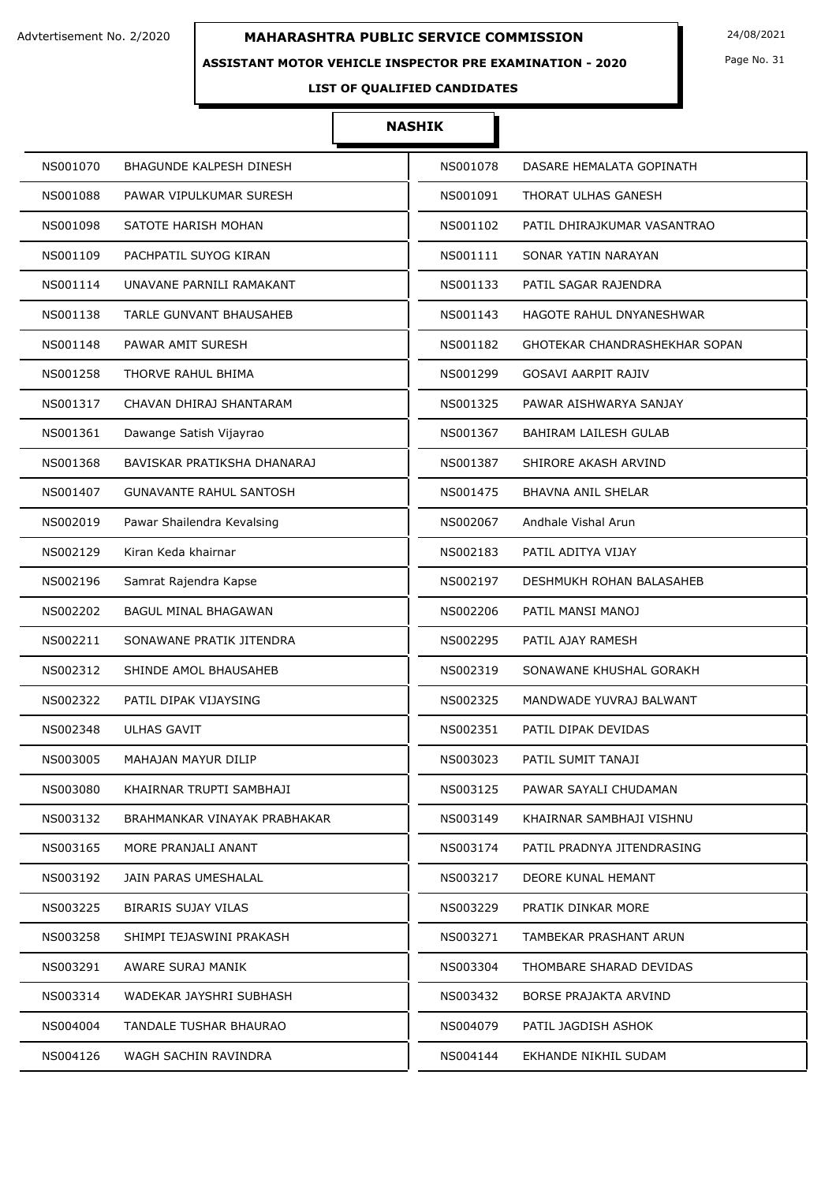Advtertisement No. 2/2020

# MAHARASHTRA PUBLIC SERVICE COMMISSION

24/08/2021

## ASSISTANT MOTOR VEHICLE INSPECTOR PRE EXAMINATION - 2020

### LIST OF QUALIFIED CANDIDATES

### NASHIK

| | | | |
|---|---|---|---|
| NS001070 | BHAGUNDE KALPESH DINESH | NS001078 | DASARE HEMALATA GOPINATH |
| NS001088 | PAWAR VIPULKUMAR SURESH | NS001091 | THORAT ULHAS GANESH |
| NS001098 | SATOTE HARISH MOHAN | NS001102 | PATIL DHIRAJKUMAR VASANTRAO |
| NS001109 | PACHPATIL SUYOG KIRAN | NS001111 | SONAR YATIN NARAYAN |
| NS001114 | UNAVANE PARNILI RAMAKANT | NS001133 | PATIL SAGAR RAJENDRA |
| NS001138 | TARLE GUNVANT BHAUSAHEB | NS001143 | HAGOTE RAHUL DNYANESHWAR |
| NS001148 | PAWAR AMIT SURESH | NS001182 | GHOTEKAR CHANDRASHEKHAR SOPAN |
| NS001258 | THORVE RAHUL BHIMA | NS001299 | GOSAVI AARPIT RAJIV |
| NS001317 | CHAVAN DHIRAJ SHANTARAM | NS001325 | PAWAR AISHWARYA SANJAY |
| NS001361 | Dawange Satish Vijayrao | NS001367 | BAHIRAM LAILESH GULAB |
| NS001368 | BAVISKAR PRATIKSHA DHANARAJ | NS001387 | SHIRORE AKASH ARVIND |
| NS001407 | GUNAVANTE RAHUL SANTOSH | NS001475 | BHAVNA ANIL SHELAR |
| NS002019 | Pawar Shailendra Kevalsing | NS002067 | Andhale Vishal Arun |
| NS002129 | Kiran Keda khairnar | NS002183 | PATIL ADITYA VIJAY |
| NS002196 | Samrat Rajendra Kapse | NS002197 | DESHMUKH ROHAN BALASAHEB |
| NS002202 | BAGUL MINAL BHAGAWAN | NS002206 | PATIL MANSI MANOJ |
| NS002211 | SONAWANE PRATIK JITENDRA | NS002295 | PATIL AJAY RAMESH |
| NS002312 | SHINDE AMOL BHAUSAHEB | NS002319 | SONAWANE KHUSHAL GORAKH |
| NS002322 | PATIL DIPAK VIJAYSING | NS002325 | MANDWADE YUVRAJ BALWANT |
| NS002348 | ULHAS GAVIT | NS002351 | PATIL DIPAK DEVIDAS |
| NS003005 | MAHAJAN MAYUR DILIP | NS003023 | PATIL SUMIT TANAJI |
| NS003080 | KHAIRNAR TRUPTI SAMBHAJI | NS003125 | PAWAR SAYALI CHUDAMAN |
| NS003132 | BRAHMANKAR VINAYAK PRABHAKAR | NS003149 | KHAIRNAR SAMBHAJI VISHNU |
| NS003165 | MORE PRANJALI ANANT | NS003174 | PATIL PRADNYA JITENDRASING |
| NS003192 | JAIN PARAS UMESHALAL | NS003217 | DEORE KUNAL HEMANT |
| NS003225 | BIRARIS SUJAY VILAS | NS003229 | PRATIK DINKAR MORE |
| NS003258 | SHIMPI TEJASWINI PRAKASH | NS003271 | TAMBEKAR PRASHANT ARUN |
| NS003291 | AWARE SURAJ MANIK | NS003304 | THOMBARE SHARAD DEVIDAS |
| NS003314 | WADEKAR JAYSHRI SUBHASH | NS003432 | BORSE PRAJAKTA ARVIND |
| NS004004 | TANDALE TUSHAR BHAURAO | NS004079 | PATIL JAGDISH ASHOK |
| NS004126 | WAGH SACHIN RAVINDRA | NS004144 | EKHANDE NIKHIL SUDAM |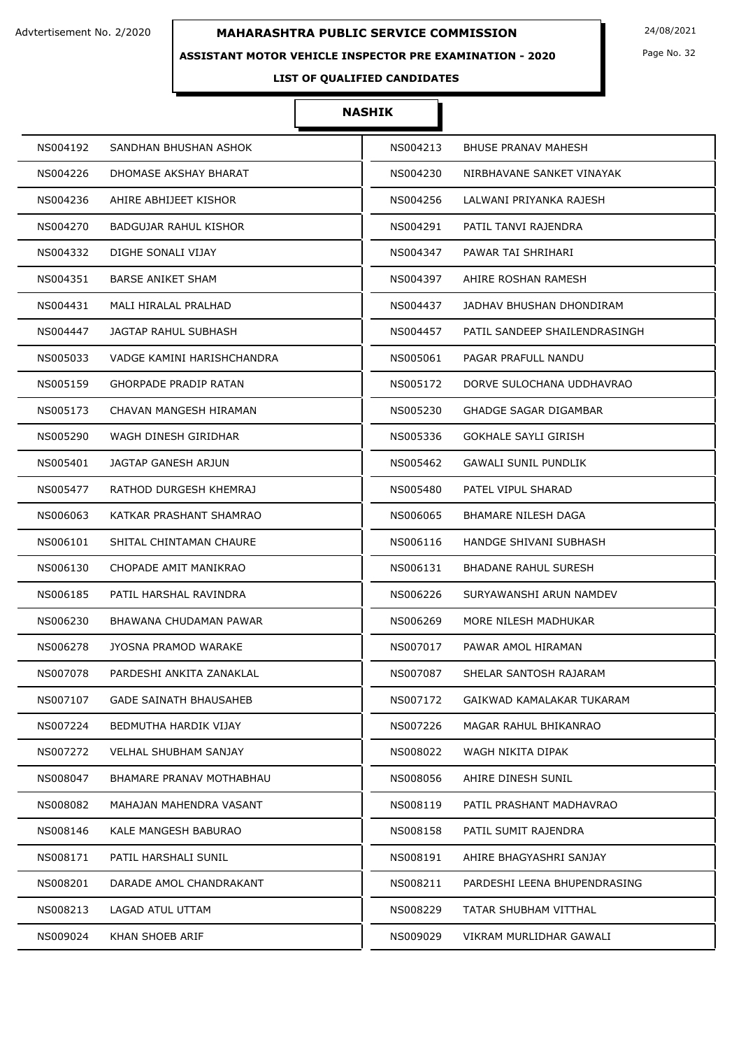Advtertisement No. 2/2020

# MAHARASHTRA PUBLIC SERVICE COMMISSION

24/08/2021

**ASSISTANT MOTOR VEHICLE INSPECTOR PRE EXAMINATION - 2020**

**LIST OF QUALIFIED CANDIDATES**

## NASHIK

| | | | |
|---|---|---|---|
| NS004192 | SANDHAN BHUSHAN ASHOK | NS004213 | BHUSE PRANAV MAHESH |
| NS004226 | DHOMASE AKSHAY BHARAT | NS004230 | NIRBHAVANE SANKET VINAYAK |
| NS004236 | AHIRE ABHIJEET KISHOR | NS004256 | LALWANI PRIYANKA RAJESH |
| NS004270 | BADGUJAR RAHUL KISHOR | NS004291 | PATIL TANVI RAJENDRA |
| NS004332 | DIGHE SONALI VIJAY | NS004347 | PAWAR TAI SHRIHARI |
| NS004351 | BARSE ANIKET SHAM | NS004397 | AHIRE ROSHAN RAMESH |
| NS004431 | MALI HIRALAL PRALHAD | NS004437 | JADHAV BHUSHAN DHONDIRAM |
| NS004447 | JAGTAP RAHUL SUBHASH | NS004457 | PATIL SANDEEP SHAILENDRASINGH |
| NS005033 | VADGE KAMINI HARISHCHANDRA | NS005061 | PAGAR PRAFULL NANDU |
| NS005159 | GHORPADE PRADIP RATAN | NS005172 | DORVE SULOCHANA UDDHAVRAO |
| NS005173 | CHAVAN MANGESH HIRAMAN | NS005230 | GHADGE SAGAR DIGAMBAR |
| NS005290 | WAGH DINESH GIRIDHAR | NS005336 | GOKHALE SAYLI GIRISH |
| NS005401 | JAGTAP GANESH ARJUN | NS005462 | GAWALI SUNIL PUNDLIK |
| NS005477 | RATHOD DURGESH KHEMRAJ | NS005480 | PATEL VIPUL SHARAD |
| NS006063 | KATKAR PRASHANT SHAMRAO | NS006065 | BHAMARE NILESH DAGA |
| NS006101 | SHITAL CHINTAMAN CHAURE | NS006116 | HANDGE SHIVANI SUBHASH |
| NS006130 | CHOPADE AMIT MANIKRAO | NS006131 | BHADANE RAHUL SURESH |
| NS006185 | PATIL HARSHAL RAVINDRA | NS006226 | SURYAWANSHI ARUN NAMDEV |
| NS006230 | BHAWANA CHUDAMAN PAWAR | NS006269 | MORE NILESH MADHUKAR |
| NS006278 | JYOSNA PRAMOD WARAKE | NS007017 | PAWAR AMOL HIRAMAN |
| NS007078 | PARDESHI ANKITA ZANAKLAL | NS007087 | SHELAR SANTOSH RAJARAM |
| NS007107 | GADE SAINATH BHAUSAHEB | NS007172 | GAIKWAD KAMALAKAR TUKARAM |
| NS007224 | BEDMUTHA HARDIK VIJAY | NS007226 | MAGAR RAHUL BHIKANRAO |
| NS007272 | VELHAL SHUBHAM SANJAY | NS008022 | WAGH NIKITA DIPAK |
| NS008047 | BHAMARE PRANAV MOTHABHAU | NS008056 | AHIRE DINESH SUNIL |
| NS008082 | MAHAJAN MAHENDRA VASANT | NS008119 | PATIL PRASHANT MADHAVRAO |
| NS008146 | KALE MANGESH BABURAO | NS008158 | PATIL SUMIT RAJENDRA |
| NS008171 | PATIL HARSHALI SUNIL | NS008191 | AHIRE BHAGYASHRI SANJAY |
| NS008201 | DARADE AMOL CHANDRAKANT | NS008211 | PARDESHI LEENA BHUPENDRASING |
| NS008213 | LAGAD ATUL UTTAM | NS008229 | TATAR SHUBHAM VITTHAL |
| NS009024 | KHAN SHOEB ARIF | NS009029 | VIKRAM MURLIDHAR GAWALI |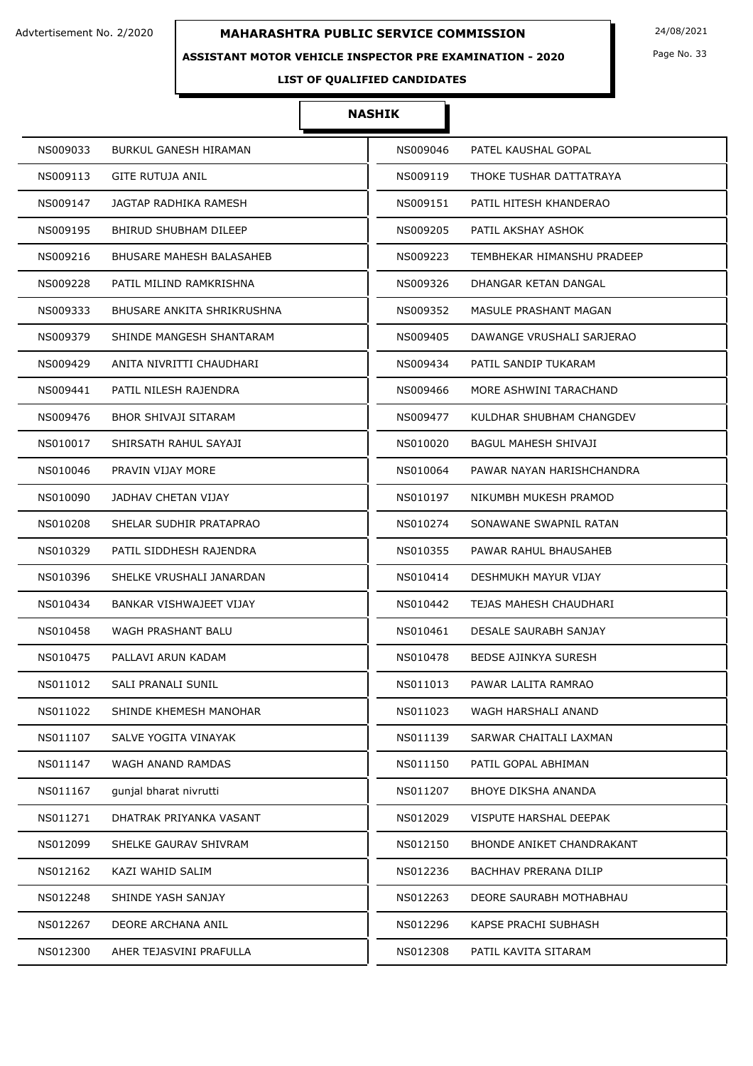Advtertisement No. 2/2020

# MAHARASHTRA PUBLIC SERVICE COMMISSION

24/08/2021

## ASSISTANT MOTOR VEHICLE INSPECTOR PRE EXAMINATION - 2020

### LIST OF QUALIFIED CANDIDATES

### NASHIK

| | | | |
|---|---|---|---|
| NS009033 | BURKUL GANESH HIRAMAN | NS009046 | PATEL KAUSHAL GOPAL |
| NS009113 | GITE RUTUJA ANIL | NS009119 | THOKE TUSHAR DATTATRAYA |
| NS009147 | JAGTAP RADHIKA RAMESH | NS009151 | PATIL HITESH KHANDERAO |
| NS009195 | BHIRUD SHUBHAM DILEEP | NS009205 | PATIL AKSHAY ASHOK |
| NS009216 | BHUSARE MAHESH BALASAHEB | NS009223 | TEMBHEKAR HIMANSHU PRADEEP |
| NS009228 | PATIL MILIND RAMKRISHNA | NS009326 | DHANGAR KETAN DANGAL |
| NS009333 | BHUSARE ANKITA SHRIKRUSHNA | NS009352 | MASULE PRASHANT MAGAN |
| NS009379 | SHINDE MANGESH SHANTARAM | NS009405 | DAWANGE VRUSHALI SARJERAO |
| NS009429 | ANITA NIVRITTI CHAUDHARI | NS009434 | PATIL SANDIP TUKARAM |
| NS009441 | PATIL NILESH RAJENDRA | NS009466 | MORE ASHWINI TARACHAND |
| NS009476 | BHOR SHIVAJI SITARAM | NS009477 | KULDHAR SHUBHAM CHANGDEV |
| NS010017 | SHIRSATH RAHUL SAYAJI | NS010020 | BAGUL MAHESH SHIVAJI |
| NS010046 | PRAVIN VIJAY MORE | NS010064 | PAWAR NAYAN HARISHCHANDRA |
| NS010090 | JADHAV CHETAN VIJAY | NS010197 | NIKUMBH MUKESH PRAMOD |
| NS010208 | SHELAR SUDHIR PRATAPRAO | NS010274 | SONAWANE SWAPNIL RATAN |
| NS010329 | PATIL SIDDHESH RAJENDRA | NS010355 | PAWAR RAHUL BHAUSAHEB |
| NS010396 | SHELKE VRUSHALI JANARDAN | NS010414 | DESHMUKH MAYUR VIJAY |
| NS010434 | BANKAR VISHWAJEET VIJAY | NS010442 | TEJAS MAHESH CHAUDHARI |
| NS010458 | WAGH PRASHANT BALU | NS010461 | DESALE SAURABH SANJAY |
| NS010475 | PALLAVI ARUN KADAM | NS010478 | BEDSE AJINKYA SURESH |
| NS011012 | SALI PRANALI SUNIL | NS011013 | PAWAR LALITA RAMRAO |
| NS011022 | SHINDE KHEMESH MANOHAR | NS011023 | WAGH HARSHALI ANAND |
| NS011107 | SALVE YOGITA VINAYAK | NS011139 | SARWAR CHAITALI LAXMAN |
| NS011147 | WAGH ANAND RAMDAS | NS011150 | PATIL GOPAL ABHIMAN |
| NS011167 | gunjal bharat nivrutti | NS011207 | BHOYE DIKSHA ANANDA |
| NS011271 | DHATRAK PRIYANKA VASANT | NS012029 | VISPUTE HARSHAL DEEPAK |
| NS012099 | SHELKE GAURAV SHIVRAM | NS012150 | BHONDE ANIKET CHANDRAKANT |
| NS012162 | KAZI WAHID SALIM | NS012236 | BACHHAV PRERANA DILIP |
| NS012248 | SHINDE YASH SANJAY | NS012263 | DEORE SAURABH MOTHABHAU |
| NS012267 | DEORE ARCHANA ANIL | NS012296 | KAPSE PRACHI SUBHASH |
| NS012300 | AHER TEJASVINI PRAFULLA | NS012308 | PATIL KAVITA SITARAM |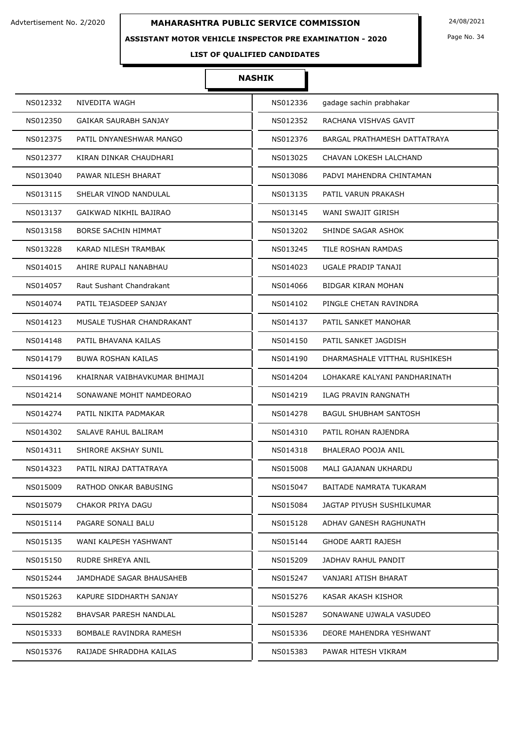# MAHARASHTRA PUBLIC SERVICE COMMISSION

Advtertisement No. 2/2020

24/08/2021

## ASSISTANT MOTOR VEHICLE INSPECTOR PRE EXAMINATION - 2020

### LIST OF QUALIFIED CANDIDATES

### NASHIK

| | | | |
|---|---|---|---|
| NS012332 | NIVEDITA WAGH | NS012336 | gadage sachin prabhakar |
| NS012350 | GAIKAR SAURABH SANJAY | NS012352 | RACHANA VISHVAS GAVIT |
| NS012375 | PATIL DNYANESHWAR MANGO | NS012376 | BARGAL PRATHAMESH DATTATRAYA |
| NS012377 | KIRAN DINKAR CHAUDHARI | NS013025 | CHAVAN LOKESH LALCHAND |
| NS013040 | PAWAR NILESH BHARAT | NS013086 | PADVI MAHENDRA CHINTAMAN |
| NS013115 | SHELAR VINOD NANDULAL | NS013135 | PATIL VARUN PRAKASH |
| NS013137 | GAIKWAD NIKHIL BAJIRAO | NS013145 | WANI SWAJIT GIRISH |
| NS013158 | BORSE SACHIN HIMMAT | NS013202 | SHINDE SAGAR ASHOK |
| NS013228 | KARAD NILESH TRAMBAK | NS013245 | TILE ROSHAN RAMDAS |
| NS014015 | AHIRE RUPALI NANABHAU | NS014023 | UGALE PRADIP TANAJI |
| NS014057 | Raut Sushant Chandrakant | NS014066 | BIDGAR KIRAN MOHAN |
| NS014074 | PATIL TEJASDEEP SANJAY | NS014102 | PINGLE CHETAN RAVINDRA |
| NS014123 | MUSALE TUSHAR CHANDRAKANT | NS014137 | PATIL SANKET MANOHAR |
| NS014148 | PATIL BHAVANA KAILAS | NS014150 | PATIL SANKET JAGDISH |
| NS014179 | BUWA ROSHAN KAILAS | NS014190 | DHARMASHALE VITTHAL RUSHIKESH |
| NS014196 | KHAIRNAR VAIBHAVKUMAR BHIMAJI | NS014204 | LOHAKARE KALYANI PANDHARINATH |
| NS014214 | SONAWANE MOHIT NAMDEORAO | NS014219 | ILAG PRAVIN RANGNATH |
| NS014274 | PATIL NIKITA PADMAKAR | NS014278 | BAGUL SHUBHAM SANTOSH |
| NS014302 | SALAVE RAHUL BALIRAM | NS014310 | PATIL ROHAN RAJENDRA |
| NS014311 | SHIRORE AKSHAY SUNIL | NS014318 | BHALERAO POOJA ANIL |
| NS014323 | PATIL NIRAJ DATTATRAYA | NS015008 | MALI GAJANAN UKHARDU |
| NS015009 | RATHOD ONKAR BABUSING | NS015047 | BAITADE NAMRATA TUKARAM |
| NS015079 | CHAKOR PRIYA DAGU | NS015084 | JAGTAP PIYUSH SUSHILKUMAR |
| NS015114 | PAGARE SONALI BALU | NS015128 | ADHAV GANESH RAGHUNATH |
| NS015135 | WANI KALPESH YASHWANT | NS015144 | GHODE AARTI RAJESH |
| NS015150 | RUDRE SHREYA ANIL | NS015209 | JADHAV RAHUL PANDIT |
| NS015244 | JAMDHADE SAGAR BHAUSAHEB | NS015247 | VANJARI ATISH BHARAT |
| NS015263 | KAPURE SIDDHARTH SANJAY | NS015276 | KASAR AKASH KISHOR |
| NS015282 | BHAVSAR PARESH NANDLAL | NS015287 | SONAWANE UJWALA VASUDEO |
| NS015333 | BOMBALE RAVINDRA RAMESH | NS015336 | DEORE MAHENDRA YESHWANT |
| NS015376 | RAIJADE SHRADDHA KAILAS | NS015383 | PAWAR HITESH VIKRAM |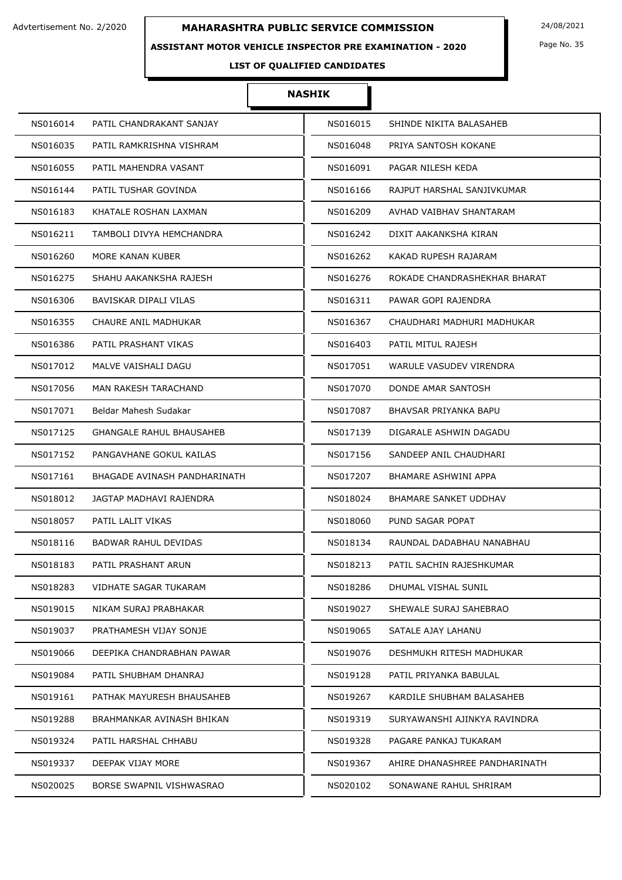Advtertisement No. 2/2020

**MAHARASHTRA PUBLIC SERVICE COMMISSION**

24/08/2021

**ASSISTANT MOTOR VEHICLE INSPECTOR PRE EXAMINATION - 2020**

**LIST OF QUALIFIED CANDIDATES**

## NASHIK

| | | | |
|---|---|---|---|
| NS016014 | PATIL CHANDRAKANT SANJAY | NS016015 | SHINDE NIKITA BALASAHEB |
| NS016035 | PATIL RAMKRISHNA VISHRAM | NS016048 | PRIYA SANTOSH KOKANE |
| NS016055 | PATIL MAHENDRA VASANT | NS016091 | PAGAR NILESH KEDA |
| NS016144 | PATIL TUSHAR GOVINDA | NS016166 | RAJPUT HARSHAL SANJIVKUMAR |
| NS016183 | KHATALE ROSHAN LAXMAN | NS016209 | AVHAD VAIBHAV SHANTARAM |
| NS016211 | TAMBOLI DIVYA HEMCHANDRA | NS016242 | DIXIT AAKANKSHA KIRAN |
| NS016260 | MORE KANAN KUBER | NS016262 | KAKAD RUPESH RAJARAM |
| NS016275 | SHAHU AAKANKSHA RAJESH | NS016276 | ROKADE CHANDRASHEKHAR BHARAT |
| NS016306 | BAVISKAR DIPALI VILAS | NS016311 | PAWAR GOPI RAJENDRA |
| NS016355 | CHAURE ANIL MADHUKAR | NS016367 | CHAUDHARI MADHURI MADHUKAR |
| NS016386 | PATIL PRASHANT VIKAS | NS016403 | PATIL MITUL RAJESH |
| NS017012 | MALVE VAISHALI DAGU | NS017051 | WARULE VASUDEV VIRENDRA |
| NS017056 | MAN RAKESH TARACHAND | NS017070 | DONDE AMAR SANTOSH |
| NS017071 | Beldar Mahesh Sudakar | NS017087 | BHAVSAR PRIYANKA BAPU |
| NS017125 | GHANGALE RAHUL BHAUSAHEB | NS017139 | DIGARALE ASHWIN DAGADU |
| NS017152 | PANGAVHANE GOKUL KAILAS | NS017156 | SANDEEP ANIL CHAUDHARI |
| NS017161 | BHAGADE AVINASH PANDHARINATH | NS017207 | BHAMARE ASHWINI APPA |
| NS018012 | JAGTAP MADHAVI RAJENDRA | NS018024 | BHAMARE SANKET UDDHAV |
| NS018057 | PATIL LALIT VIKAS | NS018060 | PUND SAGAR POPAT |
| NS018116 | BADWAR RAHUL DEVIDAS | NS018134 | RAUNDAL DADABHAU NANABHAU |
| NS018183 | PATIL PRASHANT ARUN | NS018213 | PATIL SACHIN RAJESHKUMAR |
| NS018283 | VIDHATE SAGAR TUKARAM | NS018286 | DHUMAL VISHAL SUNIL |
| NS019015 | NIKAM SURAJ PRABHAKAR | NS019027 | SHEWALE SURAJ SAHEBRAO |
| NS019037 | PRATHAMESH VIJAY SONJE | NS019065 | SATALE AJAY LAHANU |
| NS019066 | DEEPIKA CHANDRABHAN PAWAR | NS019076 | DESHMUKH RITESH MADHUKAR |
| NS019084 | PATIL SHUBHAM DHANRAJ | NS019128 | PATIL PRIYANKA BABULAL |
| NS019161 | PATHAK MAYURESH BHAUSAHEB | NS019267 | KARDILE SHUBHAM BALASAHEB |
| NS019288 | BRAHMANKAR AVINASH BHIKAN | NS019319 | SURYAWANSHI AJINKYA RAVINDRA |
| NS019324 | PATIL HARSHAL CHHABU | NS019328 | PAGARE PANKAJ TUKARAM |
| NS019337 | DEEPAK VIJAY MORE | NS019367 | AHIRE DHANASHREE PANDHARINATH |
| NS020025 | BORSE SWAPNIL VISHWASRAO | NS020102 | SONAWANE RAHUL SHRIRAM |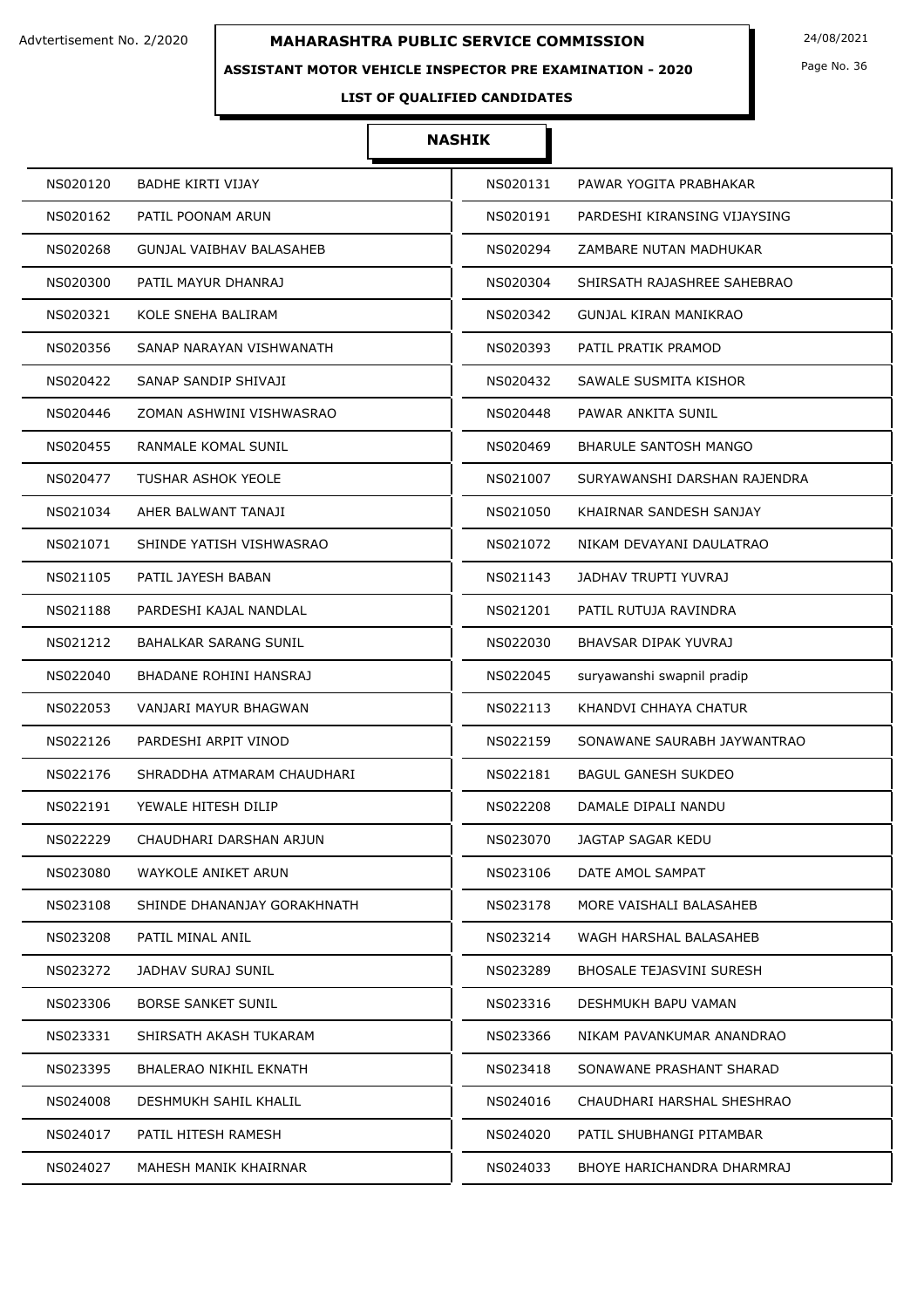Advtertisement No. 2/2020

# MAHARASHTRA PUBLIC SERVICE COMMISSION

24/08/2021

## ASSISTANT MOTOR VEHICLE INSPECTOR PRE EXAMINATION - 2020

### LIST OF QUALIFIED CANDIDATES

### NASHIK

| | | | |
|---|---|---|---|
| NS020120 | BADHE KIRTI VIJAY | NS020131 | PAWAR YOGITA PRABHAKAR |
| NS020162 | PATIL POONAM ARUN | NS020191 | PARDESHI KIRANSING VIJAYSING |
| NS020268 | GUNJAL VAIBHAV BALASAHEB | NS020294 | ZAMBARE NUTAN MADHUKAR |
| NS020300 | PATIL MAYUR DHANRAJ | NS020304 | SHIRSATH RAJASHREE SAHEBRAO |
| NS020321 | KOLE SNEHA BALIRAM | NS020342 | GUNJAL KIRAN MANIKRAO |
| NS020356 | SANAP NARAYAN VISHWANATH | NS020393 | PATIL PRATIK PRAMOD |
| NS020422 | SANAP SANDIP SHIVAJI | NS020432 | SAWALE SUSMITA KISHOR |
| NS020446 | ZOMAN ASHWINI VISHWASRAO | NS020448 | PAWAR ANKITA SUNIL |
| NS020455 | RANMALE KOMAL SUNIL | NS020469 | BHARULE SANTOSH MANGO |
| NS020477 | TUSHAR ASHOK YEOLE | NS021007 | SURYAWANSHI DARSHAN RAJENDRA |
| NS021034 | AHER BALWANT TANAJI | NS021050 | KHAIRNAR SANDESH SANJAY |
| NS021071 | SHINDE YATISH VISHWASRAO | NS021072 | NIKAM DEVAYANI DAULATRAO |
| NS021105 | PATIL JAYESH BABAN | NS021143 | JADHAV TRUPTI YUVRAJ |
| NS021188 | PARDESHI KAJAL NANDLAL | NS021201 | PATIL RUTUJA RAVINDRA |
| NS021212 | BAHALKAR SARANG SUNIL | NS022030 | BHAVSAR DIPAK YUVRAJ |
| NS022040 | BHADANE ROHINI HANSRAJ | NS022045 | suryawanshi swapnil pradip |
| NS022053 | VANJARI MAYUR BHAGWAN | NS022113 | KHANDVI CHHAYA CHATUR |
| NS022126 | PARDESHI ARPIT VINOD | NS022159 | SONAWANE SAURABH JAYWANTRAO |
| NS022176 | SHRADDHA ATMARAM CHAUDHARI | NS022181 | BAGUL GANESH SUKDEO |
| NS022191 | YEWALE HITESH DILIP | NS022208 | DAMALE DIPALI NANDU |
| NS022229 | CHAUDHARI DARSHAN ARJUN | NS023070 | JAGTAP SAGAR KEDU |
| NS023080 | WAYKOLE ANIKET ARUN | NS023106 | DATE AMOL SAMPAT |
| NS023108 | SHINDE DHANANJAY GORAKHNATH | NS023178 | MORE VAISHALI BALASAHEB |
| NS023208 | PATIL MINAL ANIL | NS023214 | WAGH HARSHAL BALASAHEB |
| NS023272 | JADHAV SURAJ SUNIL | NS023289 | BHOSALE TEJASVINI SURESH |
| NS023306 | BORSE SANKET SUNIL | NS023316 | DESHMUKH BAPU VAMAN |
| NS023331 | SHIRSATH AKASH TUKARAM | NS023366 | NIKAM PAVANKUMAR ANANDRAO |
| NS023395 | BHALERAO NIKHIL EKNATH | NS023418 | SONAWANE PRASHANT SHARAD |
| NS024008 | DESHMUKH SAHIL KHALIL | NS024016 | CHAUDHARI HARSHAL SHESHRAO |
| NS024017 | PATIL HITESH RAMESH | NS024020 | PATIL SHUBHANGI PITAMBAR |
| NS024027 | MAHESH MANIK KHAIRNAR | NS024033 | BHOYE HARICHANDRA DHARMRAJ |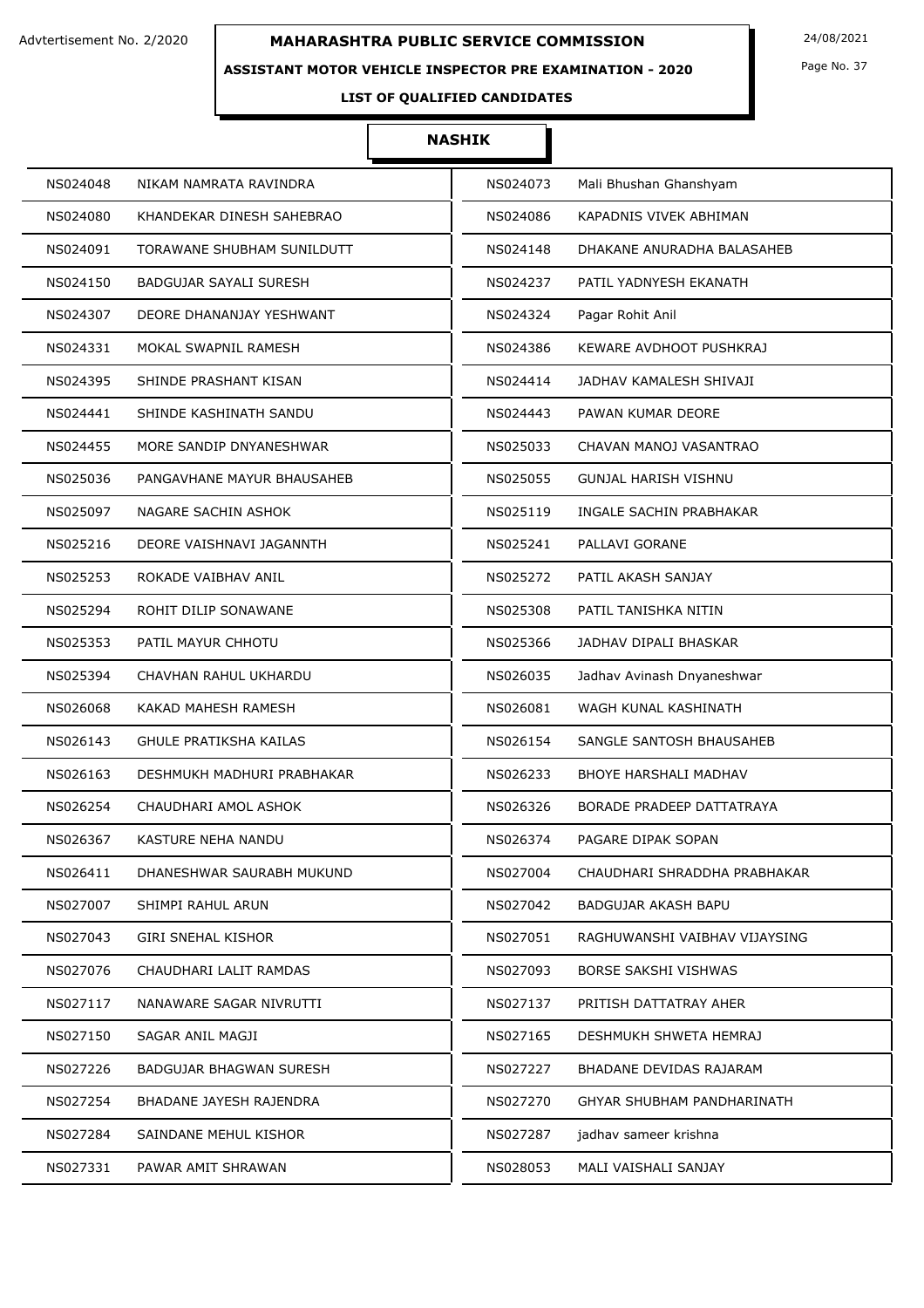Advtertisement No. 2/2020

# MAHARASHTRA PUBLIC SERVICE COMMISSION

24/08/2021

## ASSISTANT MOTOR VEHICLE INSPECTOR PRE EXAMINATION - 2020

### LIST OF QUALIFIED CANDIDATES

### NASHIK

| | | | |
|---|---|---|---|
| NS024048 | NIKAM NAMRATA RAVINDRA | NS024073 | Mali Bhushan Ghanshyam |
| NS024080 | KHANDEKAR DINESH SAHEBRAO | NS024086 | KAPADNIS VIVEK ABHIMAN |
| NS024091 | TORAWANE SHUBHAM SUNILDUTT | NS024148 | DHAKANE ANURADHA BALASAHEB |
| NS024150 | BADGUJAR SAYALI SURESH | NS024237 | PATIL YADNYESH EKANATH |
| NS024307 | DEORE DHANANJAY YESHWANT | NS024324 | Pagar Rohit Anil |
| NS024331 | MOKAL SWAPNIL RAMESH | NS024386 | KEWARE AVDHOOT PUSHKRAJ |
| NS024395 | SHINDE PRASHANT KISAN | NS024414 | JADHAV KAMALESH SHIVAJI |
| NS024441 | SHINDE KASHINATH SANDU | NS024443 | PAWAN KUMAR DEORE |
| NS024455 | MORE SANDIP DNYANESHWAR | NS025033 | CHAVAN MANOJ VASANTRAO |
| NS025036 | PANGAVHANE MAYUR BHAUSAHEB | NS025055 | GUNJAL HARISH VISHNU |
| NS025097 | NAGARE SACHIN ASHOK | NS025119 | INGALE SACHIN PRABHAKAR |
| NS025216 | DEORE VAISHNAVI JAGANNTH | NS025241 | PALLAVI GORANE |
| NS025253 | ROKADE VAIBHAV ANIL | NS025272 | PATIL AKASH SANJAY |
| NS025294 | ROHIT DILIP SONAWANE | NS025308 | PATIL TANISHKA NITIN |
| NS025353 | PATIL MAYUR CHHOTU | NS025366 | JADHAV DIPALI BHASKAR |
| NS025394 | CHAVHAN RAHUL UKHARDU | NS026035 | Jadhav Avinash Dnyaneshwar |
| NS026068 | KAKAD MAHESH RAMESH | NS026081 | WAGH KUNAL KASHINATH |
| NS026143 | GHULE PRATIKSHA KAILAS | NS026154 | SANGLE SANTOSH BHAUSAHEB |
| NS026163 | DESHMUKH MADHURI PRABHAKAR | NS026233 | BHOYE HARSHALI MADHAV |
| NS026254 | CHAUDHARI AMOL ASHOK | NS026326 | BORADE PRADEEP DATTATRAYA |
| NS026367 | KASTURE NEHA NANDU | NS026374 | PAGARE DIPAK SOPAN |
| NS026411 | DHANESHWAR SAURABH MUKUND | NS027004 | CHAUDHARI SHRADDHA PRABHAKAR |
| NS027007 | SHIMPI RAHUL ARUN | NS027042 | BADGUJAR AKASH BAPU |
| NS027043 | GIRI SNEHAL KISHOR | NS027051 | RAGHUWANSHI VAIBHAV VIJAYSING |
| NS027076 | CHAUDHARI LALIT RAMDAS | NS027093 | BORSE SAKSHI VISHWAS |
| NS027117 | NANAWARE SAGAR NIVRUTTI | NS027137 | PRITISH DATTATRAY AHER |
| NS027150 | SAGAR ANIL MAGJI | NS027165 | DESHMUKH SHWETA HEMRAJ |
| NS027226 | BADGUJAR BHAGWAN SURESH | NS027227 | BHADANE DEVIDAS RAJARAM |
| NS027254 | BHADANE JAYESH RAJENDRA | NS027270 | GHYAR SHUBHAM PANDHARINATH |
| NS027284 | SAINDANE MEHUL KISHOR | NS027287 | jadhav sameer krishna |
| NS027331 | PAWAR AMIT SHRAWAN | NS028053 | MALI VAISHALI SANJAY |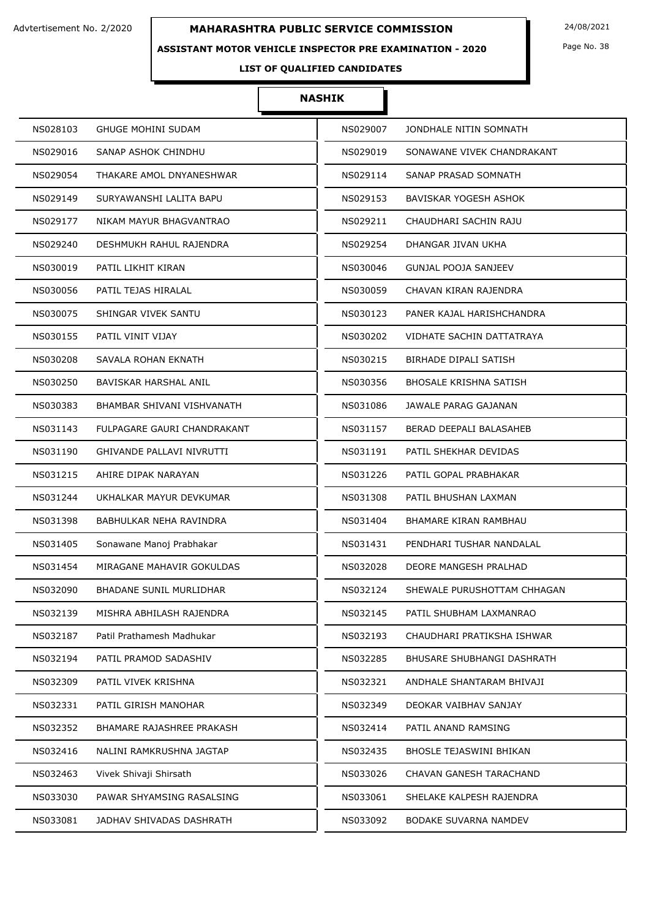Advtertisement No. 2/2020

**MAHARASHTRA PUBLIC SERVICE COMMISSION**

24/08/2021

**ASSISTANT MOTOR VEHICLE INSPECTOR PRE EXAMINATION - 2020**

**LIST OF QUALIFIED CANDIDATES**

## NASHIK

| | | | |
|---|---|---|---|
| NS028103 | GHUGE MOHINI SUDAM | NS029007 | JONDHALE NITIN SOMNATH |
| NS029016 | SANAP ASHOK CHINDHU | NS029019 | SONAWANE VIVEK CHANDRAKANT |
| NS029054 | THAKARE AMOL DNYANESHWAR | NS029114 | SANAP PRASAD SOMNATH |
| NS029149 | SURYAWANSHI LALITA BAPU | NS029153 | BAVISKAR YOGESH ASHOK |
| NS029177 | NIKAM MAYUR BHAGVANTRAO | NS029211 | CHAUDHARI SACHIN RAJU |
| NS029240 | DESHMUKH RAHUL RAJENDRA | NS029254 | DHANGAR JIVAN UKHA |
| NS030019 | PATIL LIKHIT KIRAN | NS030046 | GUNJAL POOJA SANJEEV |
| NS030056 | PATIL TEJAS HIRALAL | NS030059 | CHAVAN KIRAN RAJENDRA |
| NS030075 | SHINGAR VIVEK SANTU | NS030123 | PANER KAJAL HARISHCHANDRA |
| NS030155 | PATIL VINIT VIJAY | NS030202 | VIDHATE SACHIN DATTATRAYA |
| NS030208 | SAVALA ROHAN EKNATH | NS030215 | BIRHADE DIPALI SATISH |
| NS030250 | BAVISKAR HARSHAL ANIL | NS030356 | BHOSALE KRISHNA SATISH |
| NS030383 | BHAMBAR SHIVANI VISHVANATH | NS031086 | JAWALE PARAG GAJANAN |
| NS031143 | FULPAGARE GAURI CHANDRAKANT | NS031157 | BERAD DEEPALI BALASAHEB |
| NS031190 | GHIVANDE PALLAVI NIVRUTTI | NS031191 | PATIL SHEKHAR DEVIDAS |
| NS031215 | AHIRE DIPAK NARAYAN | NS031226 | PATIL GOPAL PRABHAKAR |
| NS031244 | UKHALKAR MAYUR DEVKUMAR | NS031308 | PATIL BHUSHAN LAXMAN |
| NS031398 | BABHULKAR NEHA RAVINDRA | NS031404 | BHAMARE KIRAN RAMBHAU |
| NS031405 | Sonawane Manoj Prabhakar | NS031431 | PENDHARI TUSHAR NANDALAL |
| NS031454 | MIRAGANE MAHAVIR GOKULDAS | NS032028 | DEORE MANGESH PRALHAD |
| NS032090 | BHADANE SUNIL MURLIDHAR | NS032124 | SHEWALE PURUSHOTTAM CHHAGAN |
| NS032139 | MISHRA ABHILASH RAJENDRA | NS032145 | PATIL SHUBHAM LAXMANRAO |
| NS032187 | Patil Prathamesh Madhukar | NS032193 | CHAUDHARI PRATIKSHA ISHWAR |
| NS032194 | PATIL PRAMOD SADASHIV | NS032285 | BHUSARE SHUBHANGI DASHRATH |
| NS032309 | PATIL VIVEK KRISHNA | NS032321 | ANDHALE SHANTARAM BHIVAJI |
| NS032331 | PATIL GIRISH MANOHAR | NS032349 | DEOKAR VAIBHAV SANJAY |
| NS032352 | BHAMARE RAJASHREE PRAKASH | NS032414 | PATIL ANAND RAMSING |
| NS032416 | NALINI RAMKRUSHNA JAGTAP | NS032435 | BHOSLE TEJASWINI BHIKAN |
| NS032463 | Vivek Shivaji Shirsath | NS033026 | CHAVAN GANESH TARACHAND |
| NS033030 | PAWAR SHYAMSING RASALSING | NS033061 | SHELAKE KALPESH RAJENDRA |
| NS033081 | JADHAV SHIVADAS DASHRATH | NS033092 | BODAKE SUVARNA NAMDEV |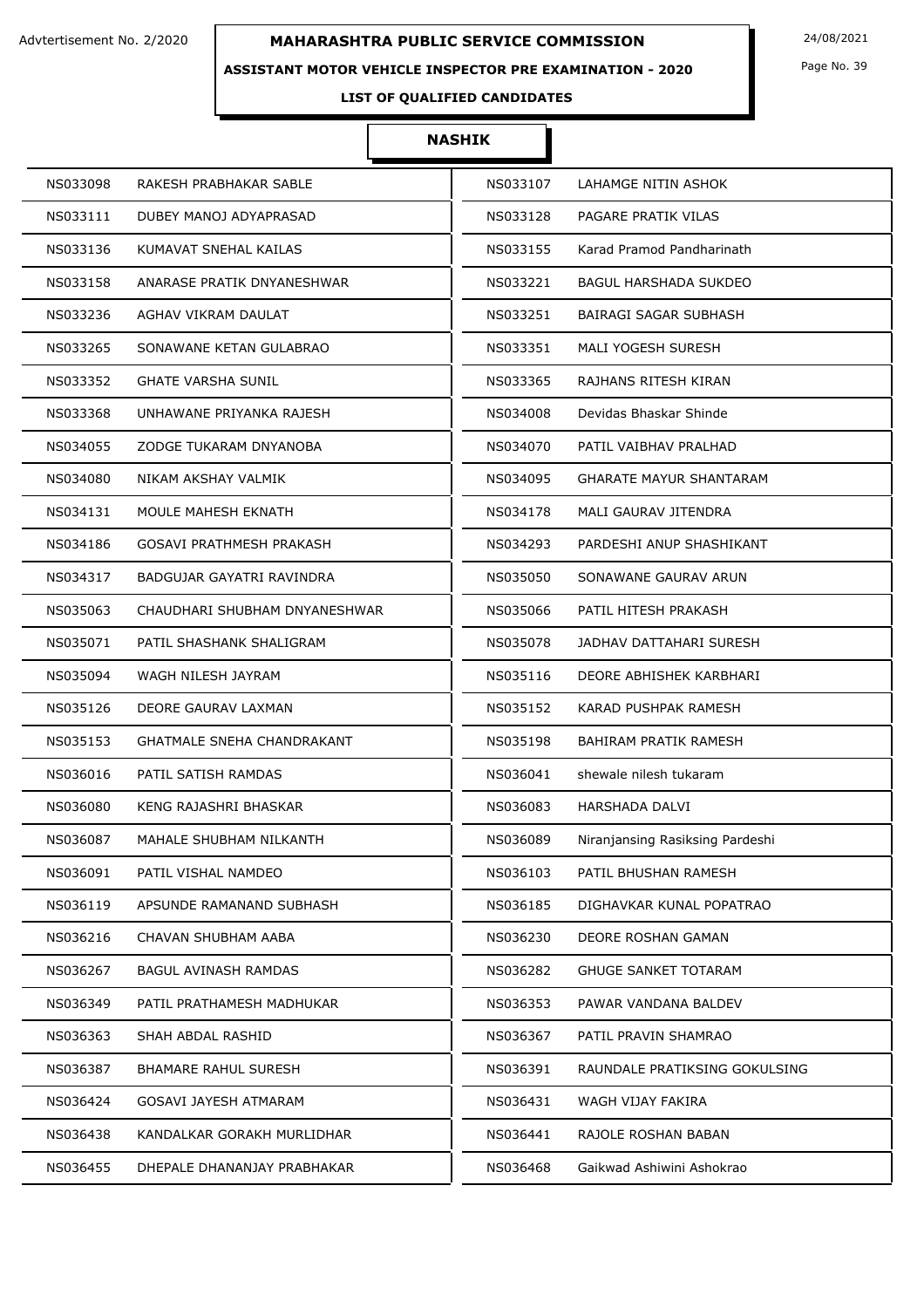Advtertisement No. 2/2020

# MAHARASHTRA PUBLIC SERVICE COMMISSION

24/08/2021

## ASSISTANT MOTOR VEHICLE INSPECTOR PRE EXAMINATION - 2020

### LIST OF QUALIFIED CANDIDATES

### NASHIK

| | | | |
|---|---|---|---|
| NS033098 | RAKESH PRABHAKAR SABLE | NS033107 | LAHAMGE NITIN ASHOK |
| NS033111 | DUBEY MANOJ ADYAPRASAD | NS033128 | PAGARE PRATIK VILAS |
| NS033136 | KUMAVAT SNEHAL KAILAS | NS033155 | Karad Pramod Pandharinath |
| NS033158 | ANARASE PRATIK DNYANESHWAR | NS033221 | BAGUL HARSHADA SUKDEO |
| NS033236 | AGHAV VIKRAM DAULAT | NS033251 | BAIRAGI SAGAR SUBHASH |
| NS033265 | SONAWANE KETAN GULABRAO | NS033351 | MALI YOGESH SURESH |
| NS033352 | GHATE VARSHA SUNIL | NS033365 | RAJHANS RITESH KIRAN |
| NS033368 | UNHAWANE PRIYANKA RAJESH | NS034008 | Devidas Bhaskar Shinde |
| NS034055 | ZODGE TUKARAM DNYANOBA | NS034070 | PATIL VAIBHAV PRALHAD |
| NS034080 | NIKAM AKSHAY VALMIK | NS034095 | GHARATE MAYUR SHANTARAM |
| NS034131 | MOULE MAHESH EKNATH | NS034178 | MALI GAURAV JITENDRA |
| NS034186 | GOSAVI PRATHMESH PRAKASH | NS034293 | PARDESHI ANUP SHASHIKANT |
| NS034317 | BADGUJAR GAYATRI RAVINDRA | NS035050 | SONAWANE GAURAV ARUN |
| NS035063 | CHAUDHARI SHUBHAM DNYANESHWAR | NS035066 | PATIL HITESH PRAKASH |
| NS035071 | PATIL SHASHANK SHALIGRAM | NS035078 | JADHAV DATTAHARI SURESH |
| NS035094 | WAGH NILESH JAYRAM | NS035116 | DEORE ABHISHEK KARBHARI |
| NS035126 | DEORE GAURAV LAXMAN | NS035152 | KARAD PUSHPAK RAMESH |
| NS035153 | GHATMALE SNEHA CHANDRAKANT | NS035198 | BAHIRAM PRATIK RAMESH |
| NS036016 | PATIL SATISH RAMDAS | NS036041 | shewale nilesh tukaram |
| NS036080 | KENG RAJASHRI BHASKAR | NS036083 | HARSHADA DALVI |
| NS036087 | MAHALE SHUBHAM NILKANTH | NS036089 | Niranjansing Rasiksing Pardeshi |
| NS036091 | PATIL VISHAL NAMDEO | NS036103 | PATIL BHUSHAN RAMESH |
| NS036119 | APSUNDE RAMANAND SUBHASH | NS036185 | DIGHAVKAR KUNAL POPATRAO |
| NS036216 | CHAVAN SHUBHAM AABA | NS036230 | DEORE ROSHAN GAMAN |
| NS036267 | BAGUL AVINASH RAMDAS | NS036282 | GHUGE SANKET TOTARAM |
| NS036349 | PATIL PRATHAMESH MADHUKAR | NS036353 | PAWAR VANDANA BALDEV |
| NS036363 | SHAH ABDAL RASHID | NS036367 | PATIL PRAVIN SHAMRAO |
| NS036387 | BHAMARE RAHUL SURESH | NS036391 | RAUNDALE PRATIKSING GOKULSING |
| NS036424 | GOSAVI JAYESH ATMARAM | NS036431 | WAGH VIJAY FAKIRA |
| NS036438 | KANDALKAR GORAKH MURLIDHAR | NS036441 | RAJOLE ROSHAN BABAN |
| NS036455 | DHEPALE DHANANJAY PRABHAKAR | NS036468 | Gaikwad Ashiwini Ashokrao |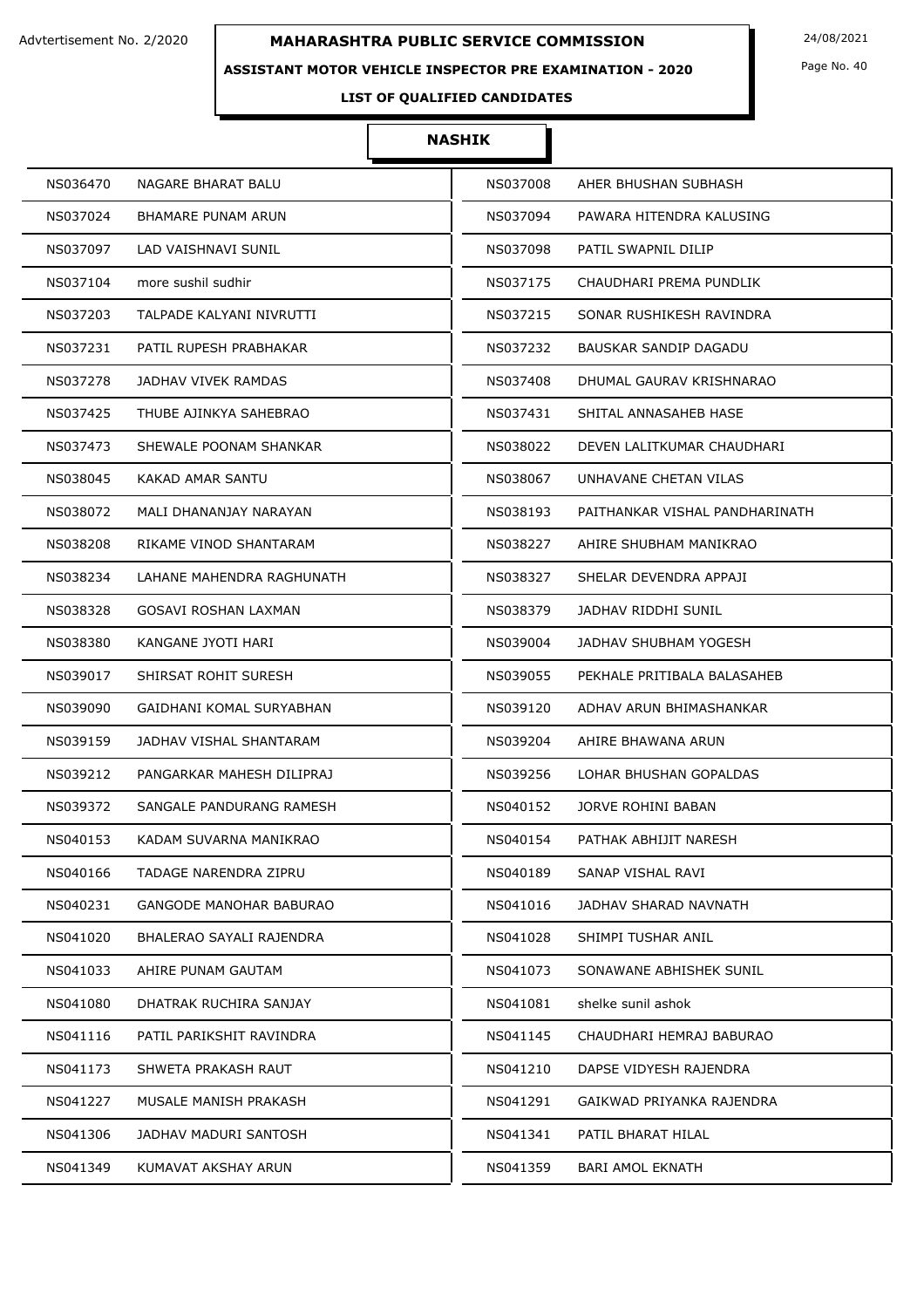Advtertisement No. 2/2020

# MAHARASHTRA PUBLIC SERVICE COMMISSION

24/08/2021

## ASSISTANT MOTOR VEHICLE INSPECTOR PRE EXAMINATION - 2020

### LIST OF QUALIFIED CANDIDATES

### NASHIK

| | | | |
|---|---|---|---|
| NS036470 | NAGARE BHARAT BALU | NS037008 | AHER BHUSHAN SUBHASH |
| NS037024 | BHAMARE PUNAM ARUN | NS037094 | PAWARA HITENDRA KALUSING |
| NS037097 | LAD VAISHNAVI SUNIL | NS037098 | PATIL SWAPNIL DILIP |
| NS037104 | more sushil sudhir | NS037175 | CHAUDHARI PREMA PUNDLIK |
| NS037203 | TALPADE KALYANI NIVRUTTI | NS037215 | SONAR RUSHIKESH RAVINDRA |
| NS037231 | PATIL RUPESH PRABHAKAR | NS037232 | BAUSKAR SANDIP DAGADU |
| NS037278 | JADHAV VIVEK RAMDAS | NS037408 | DHUMAL GAURAV KRISHNARAO |
| NS037425 | THUBE AJINKYA SAHEBRAO | NS037431 | SHITAL ANNASAHEB HASE |
| NS037473 | SHEWALE POONAM SHANKAR | NS038022 | DEVEN LALITKUMAR CHAUDHARI |
| NS038045 | KAKAD AMAR SANTU | NS038067 | UNHAVANE CHETAN VILAS |
| NS038072 | MALI DHANANJAY NARAYAN | NS038193 | PAITHANKAR VISHAL PANDHARINATH |
| NS038208 | RIKAME VINOD SHANTARAM | NS038227 | AHIRE SHUBHAM MANIKRAO |
| NS038234 | LAHANE MAHENDRA RAGHUNATH | NS038327 | SHELAR DEVENDRA APPAJI |
| NS038328 | GOSAVI ROSHAN LAXMAN | NS038379 | JADHAV RIDDHI SUNIL |
| NS038380 | KANGANE JYOTI HARI | NS039004 | JADHAV SHUBHAM YOGESH |
| NS039017 | SHIRSAT ROHIT SURESH | NS039055 | PEKHALE PRITIBALA BALASAHEB |
| NS039090 | GAIDHANI KOMAL SURYABHAN | NS039120 | ADHAV ARUN BHIMASHANKAR |
| NS039159 | JADHAV VISHAL SHANTARAM | NS039204 | AHIRE BHAWANA ARUN |
| NS039212 | PANGARKAR MAHESH DILIPRAJ | NS039256 | LOHAR BHUSHAN GOPALDAS |
| NS039372 | SANGALE PANDURANG RAMESH | NS040152 | JORVE ROHINI BABAN |
| NS040153 | KADAM SUVARNA MANIKRAO | NS040154 | PATHAK ABHIJIT NARESH |
| NS040166 | TADAGE NARENDRA ZIPRU | NS040189 | SANAP VISHAL RAVI |
| NS040231 | GANGODE MANOHAR BABURAO | NS041016 | JADHAV SHARAD NAVNATH |
| NS041020 | BHALERAO SAYALI RAJENDRA | NS041028 | SHIMPI TUSHAR ANIL |
| NS041033 | AHIRE PUNAM GAUTAM | NS041073 | SONAWANE ABHISHEK SUNIL |
| NS041080 | DHATRAK RUCHIRA SANJAY | NS041081 | shelke sunil ashok |
| NS041116 | PATIL PARIKSHIT RAVINDRA | NS041145 | CHAUDHARI HEMRAJ BABURAO |
| NS041173 | SHWETA PRAKASH RAUT | NS041210 | DAPSE VIDYESH RAJENDRA |
| NS041227 | MUSALE MANISH PRAKASH | NS041291 | GAIKWAD PRIYANKA RAJENDRA |
| NS041306 | JADHAV MADURI SANTOSH | NS041341 | PATIL BHARAT HILAL |
| NS041349 | KUMAVAT AKSHAY ARUN | NS041359 | BARI AMOL EKNATH |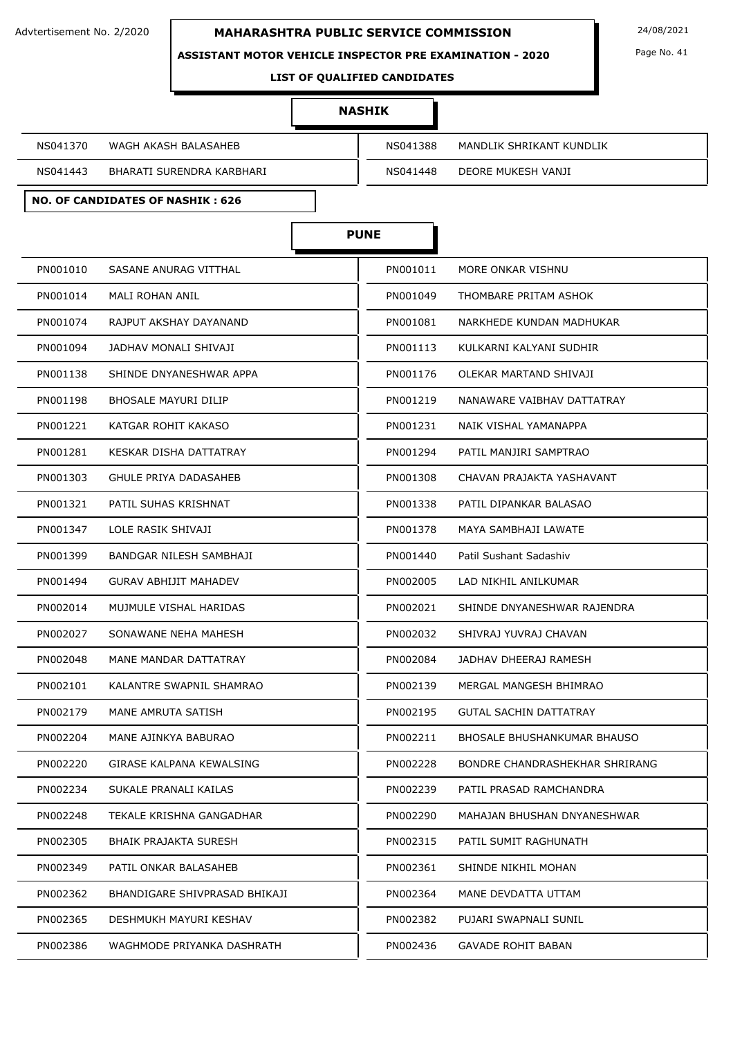# MAHARASHTRA PUBLIC SERVICE COMMISSION

Advtertisement No. 2/2020 — 24/08/2021

## ASSISTANT MOTOR VEHICLE INSPECTOR PRE EXAMINATION - 2020

### LIST OF QUALIFIED CANDIDATES

### NASHIK

| | | | |
|---|---|---|---|
| NS041370 | WAGH AKASH BALASAHEB | NS041388 | MANDLIK SHRIKANT KUNDLIK |
| NS041443 | BHARATI SURENDRA KARBHARI | NS041448 | DEORE MUKESH VANJI |

**NO. OF CANDIDATES OF NASHIK : 626**

### PUNE

| | | | |
|---|---|---|---|
| PN001010 | SASANE ANURAG VITTHAL | PN001011 | MORE ONKAR VISHNU |
| PN001014 | MALI ROHAN ANIL | PN001049 | THOMBARE PRITAM ASHOK |
| PN001074 | RAJPUT AKSHAY DAYANAND | PN001081 | NARKHEDE KUNDAN MADHUKAR |
| PN001094 | JADHAV MONALI SHIVAJI | PN001113 | KULKARNI KALYANI SUDHIR |
| PN001138 | SHINDE DNYANESHWAR APPA | PN001176 | OLEKAR MARTAND SHIVAJI |
| PN001198 | BHOSALE MAYURI DILIP | PN001219 | NANAWARE VAIBHAV DATTATRAY |
| PN001221 | KATGAR ROHIT KAKASO | PN001231 | NAIK VISHAL YAMANAPPA |
| PN001281 | KESKAR DISHA DATTATRAY | PN001294 | PATIL MANJIRI SAMPTRAO |
| PN001303 | GHULE PRIYA DADASAHEB | PN001308 | CHAVAN PRAJAKTA YASHAVANT |
| PN001321 | PATIL SUHAS KRISHNAT | PN001338 | PATIL DIPANKAR BALASAO |
| PN001347 | LOLE RASIK SHIVAJI | PN001378 | MAYA SAMBHAJI LAWATE |
| PN001399 | BANDGAR NILESH SAMBHAJI | PN001440 | Patil Sushant Sadashiv |
| PN001494 | GURAV ABHIJIT MAHADEV | PN002005 | LAD NIKHIL ANILKUMAR |
| PN002014 | MUJMULE VISHAL HARIDAS | PN002021 | SHINDE DNYANESHWAR RAJENDRA |
| PN002027 | SONAWANE NEHA MAHESH | PN002032 | SHIVRAJ YUVRAJ CHAVAN |
| PN002048 | MANE MANDAR DATTATRAY | PN002084 | JADHAV DHEERAJ RAMESH |
| PN002101 | KALANTRE SWAPNIL SHAMRAO | PN002139 | MERGAL MANGESH BHIMRAO |
| PN002179 | MANE AMRUTA SATISH | PN002195 | GUTAL SACHIN DATTATRAY |
| PN002204 | MANE AJINKYA BABURAO | PN002211 | BHOSALE BHUSHANKUMAR BHAUSO |
| PN002220 | GIRASE KALPANA KEWALSING | PN002228 | BONDRE CHANDRASHEKHAR SHRIRANG |
| PN002234 | SUKALE PRANALI KAILAS | PN002239 | PATIL PRASAD RAMCHANDRA |
| PN002248 | TEKALE KRISHNA GANGADHAR | PN002290 | MAHAJAN BHUSHAN DNYANESHWAR |
| PN002305 | BHAIK PRAJAKTA SURESH | PN002315 | PATIL SUMIT RAGHUNATH |
| PN002349 | PATIL ONKAR BALASAHEB | PN002361 | SHINDE NIKHIL MOHAN |
| PN002362 | BHANDIGARE SHIVPRASAD BHIKAJI | PN002364 | MANE DEVDATTA UTTAM |
| PN002365 | DESHMUKH MAYURI KESHAV | PN002382 | PUJARI SWAPNALI SUNIL |
| PN002386 | WAGHMODE PRIYANKA DASHRATH | PN002436 | GAVADE ROHIT BABAN |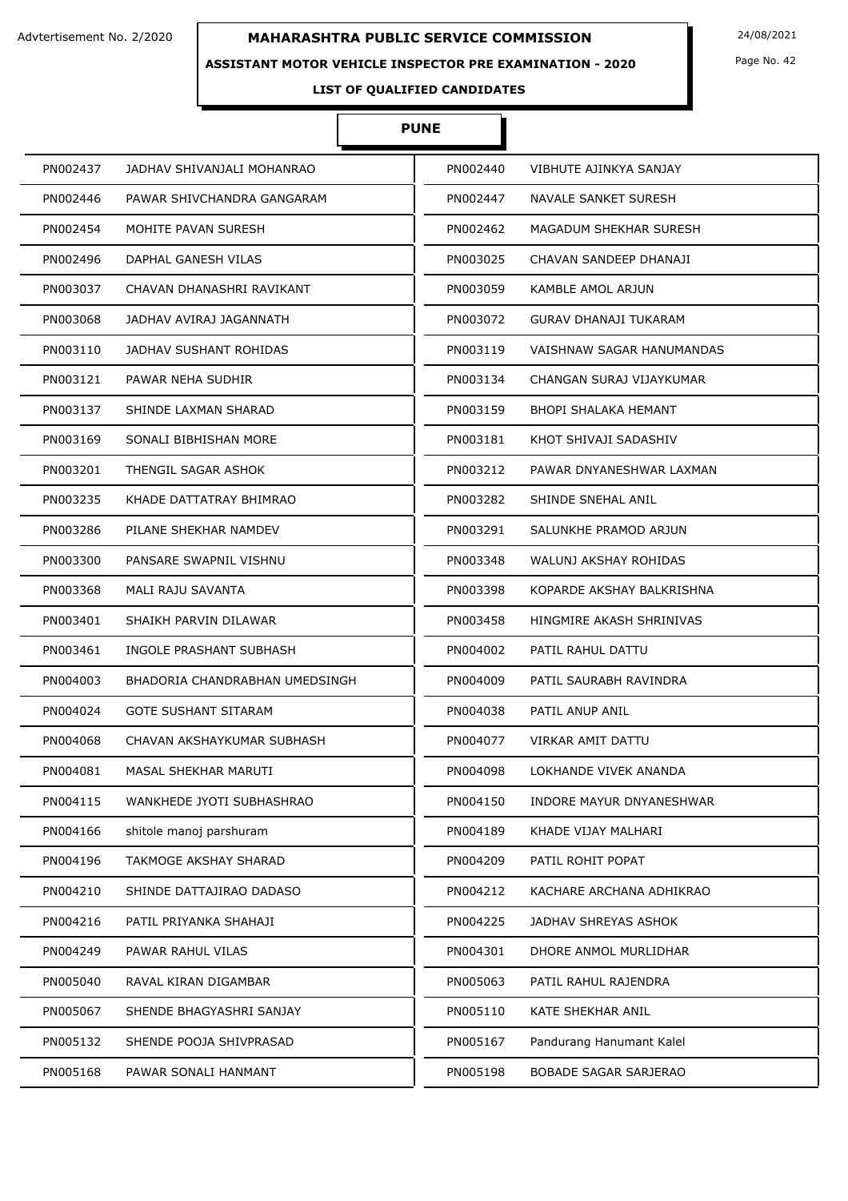Advtertisement No. 2/2020

# MAHARASHTRA PUBLIC SERVICE COMMISSION

24/08/2021

## ASSISTANT MOTOR VEHICLE INSPECTOR PRE EXAMINATION - 2020

### LIST OF QUALIFIED CANDIDATES

### PUNE

| | | | |
|---|---|---|---|
| PN002437 | JADHAV SHIVANJALI MOHANRAO | PN002440 | VIBHUTE AJINKYA SANJAY |
| PN002446 | PAWAR SHIVCHANDRA GANGARAM | PN002447 | NAVALE SANKET SURESH |
| PN002454 | MOHITE PAVAN SURESH | PN002462 | MAGADUM SHEKHAR SURESH |
| PN002496 | DAPHAL GANESH VILAS | PN003025 | CHAVAN SANDEEP DHANAJI |
| PN003037 | CHAVAN DHANASHRI RAVIKANT | PN003059 | KAMBLE AMOL ARJUN |
| PN003068 | JADHAV AVIRAJ JAGANNATH | PN003072 | GURAV DHANAJI TUKARAM |
| PN003110 | JADHAV SUSHANT ROHIDAS | PN003119 | VAISHNAW SAGAR HANUMANDAS |
| PN003121 | PAWAR NEHA SUDHIR | PN003134 | CHANGAN SURAJ VIJAYKUMAR |
| PN003137 | SHINDE LAXMAN SHARAD | PN003159 | BHOPI SHALAKA HEMANT |
| PN003169 | SONALI BIBHISHAN MORE | PN003181 | KHOT SHIVAJI SADASHIV |
| PN003201 | THENGIL SAGAR ASHOK | PN003212 | PAWAR DNYANESHWAR LAXMAN |
| PN003235 | KHADE DATTATRAY BHIMRAO | PN003282 | SHINDE SNEHAL ANIL |
| PN003286 | PILANE SHEKHAR NAMDEV | PN003291 | SALUNKHE PRAMOD ARJUN |
| PN003300 | PANSARE SWAPNIL VISHNU | PN003348 | WALUNJ AKSHAY ROHIDAS |
| PN003368 | MALI RAJU SAVANTA | PN003398 | KOPARDE AKSHAY BALKRISHNA |
| PN003401 | SHAIKH PARVIN DILAWAR | PN003458 | HINGMIRE AKASH SHRINIVAS |
| PN003461 | INGOLE PRASHANT SUBHASH | PN004002 | PATIL RAHUL DATTU |
| PN004003 | BHADORIA CHANDRABHAN UMEDSINGH | PN004009 | PATIL SAURABH RAVINDRA |
| PN004024 | GOTE SUSHANT SITARAM | PN004038 | PATIL ANUP ANIL |
| PN004068 | CHAVAN AKSHAYKUMAR SUBHASH | PN004077 | VIRKAR AMIT DATTU |
| PN004081 | MASAL SHEKHAR MARUTI | PN004098 | LOKHANDE VIVEK ANANDA |
| PN004115 | WANKHEDE JYOTI SUBHASHRAO | PN004150 | INDORE MAYUR DNYANESHWAR |
| PN004166 | shitole manoj parshuram | PN004189 | KHADE VIJAY MALHARI |
| PN004196 | TAKMOGE AKSHAY SHARAD | PN004209 | PATIL ROHIT POPAT |
| PN004210 | SHINDE DATTAJIRAO DADASO | PN004212 | KACHARE ARCHANA ADHIKRAO |
| PN004216 | PATIL PRIYANKA SHAHAJI | PN004225 | JADHAV SHREYAS ASHOK |
| PN004249 | PAWAR RAHUL VILAS | PN004301 | DHORE ANMOL MURLIDHAR |
| PN005040 | RAVAL KIRAN DIGAMBAR | PN005063 | PATIL RAHUL RAJENDRA |
| PN005067 | SHENDE BHAGYASHRI SANJAY | PN005110 | KATE SHEKHAR ANIL |
| PN005132 | SHENDE POOJA SHIVPRASAD | PN005167 | Pandurang Hanumant Kalel |
| PN005168 | PAWAR SONALI HANMANT | PN005198 | BOBADE SAGAR SARJERAO |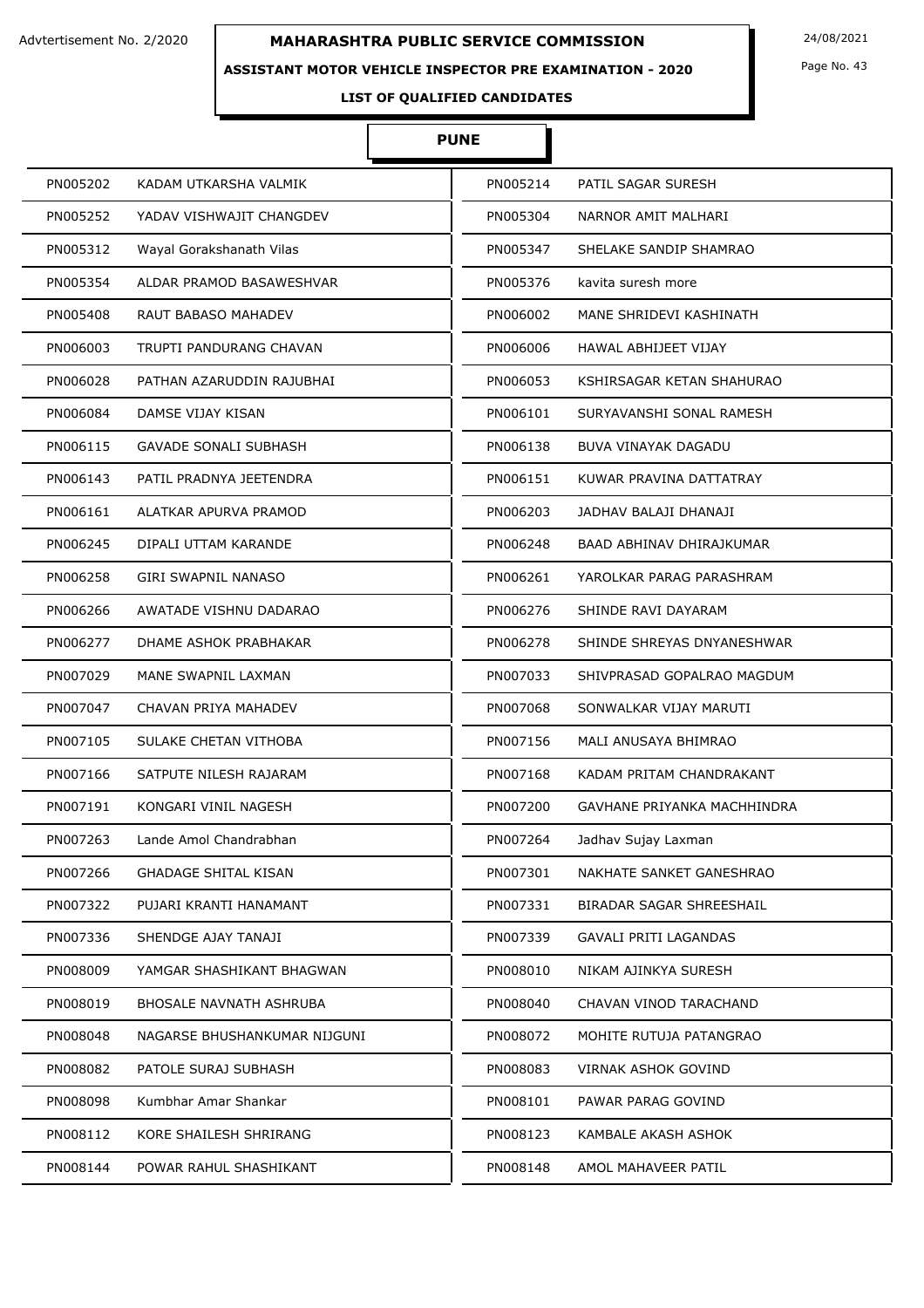Advtertisement No. 2/2020

# MAHARASHTRA PUBLIC SERVICE COMMISSION

24/08/2021

## ASSISTANT MOTOR VEHICLE INSPECTOR PRE EXAMINATION - 2020

### LIST OF QUALIFIED CANDIDATES

### PUNE

| | | | |
|---|---|---|---|
| PN005202 | KADAM UTKARSHA VALMIK | PN005214 | PATIL SAGAR SURESH |
| PN005252 | YADAV VISHWAJIT CHANGDEV | PN005304 | NARNOR AMIT MALHARI |
| PN005312 | Wayal Gorakshanath Vilas | PN005347 | SHELAKE SANDIP SHAMRAO |
| PN005354 | ALDAR PRAMOD BASAWESHVAR | PN005376 | kavita suresh more |
| PN005408 | RAUT BABASO MAHADEV | PN006002 | MANE SHRIDEVI KASHINATH |
| PN006003 | TRUPTI PANDURANG CHAVAN | PN006006 | HAWAL ABHIJEET VIJAY |
| PN006028 | PATHAN AZARUDDIN RAJUBHAI | PN006053 | KSHIRSAGAR KETAN SHAHURAO |
| PN006084 | DAMSE VIJAY KISAN | PN006101 | SURYAVANSHI SONAL RAMESH |
| PN006115 | GAVADE SONALI SUBHASH | PN006138 | BUVA VINAYAK DAGADU |
| PN006143 | PATIL PRADNYA JEETENDRA | PN006151 | KUWAR PRAVINA DATTATRAY |
| PN006161 | ALATKAR APURVA PRAMOD | PN006203 | JADHAV BALAJI DHANAJI |
| PN006245 | DIPALI UTTAM KARANDE | PN006248 | BAAD ABHINAV DHIRAJKUMAR |
| PN006258 | GIRI SWAPNIL NANASO | PN006261 | YAROLKAR PARAG PARASHRAM |
| PN006266 | AWATADE VISHNU DADARAO | PN006276 | SHINDE RAVI DAYARAM |
| PN006277 | DHAME ASHOK PRABHAKAR | PN006278 | SHINDE SHREYAS DNYANESHWAR |
| PN007029 | MANE SWAPNIL LAXMAN | PN007033 | SHIVPRASAD GOPALRAO MAGDUM |
| PN007047 | CHAVAN PRIYA MAHADEV | PN007068 | SONWALKAR VIJAY MARUTI |
| PN007105 | SULAKE CHETAN VITHOBA | PN007156 | MALI ANUSAYA BHIMRAO |
| PN007166 | SATPUTE NILESH RAJARAM | PN007168 | KADAM PRITAM CHANDRAKANT |
| PN007191 | KONGARI VINIL NAGESH | PN007200 | GAVHANE PRIYANKA MACHHINDRA |
| PN007263 | Lande Amol Chandrabhan | PN007264 | Jadhav Sujay Laxman |
| PN007266 | GHADAGE SHITAL KISAN | PN007301 | NAKHATE SANKET GANESHRAO |
| PN007322 | PUJARI KRANTI HANAMANT | PN007331 | BIRADAR SAGAR SHREESHAIL |
| PN007336 | SHENDGE AJAY TANAJI | PN007339 | GAVALI PRITI LAGANDAS |
| PN008009 | YAMGAR SHASHIKANT BHAGWAN | PN008010 | NIKAM AJINKYA SURESH |
| PN008019 | BHOSALE NAVNATH ASHRUBA | PN008040 | CHAVAN VINOD TARACHAND |
| PN008048 | NAGARSE BHUSHANKUMAR NIJGUNI | PN008072 | MOHITE RUTUJA PATANGRAO |
| PN008082 | PATOLE SURAJ SUBHASH | PN008083 | VIRNAK ASHOK GOVIND |
| PN008098 | Kumbhar Amar Shankar | PN008101 | PAWAR PARAG GOVIND |
| PN008112 | KORE SHAILESH SHRIRANG | PN008123 | KAMBALE AKASH ASHOK |
| PN008144 | POWAR RAHUL SHASHIKANT | PN008148 | AMOL MAHAVEER PATIL |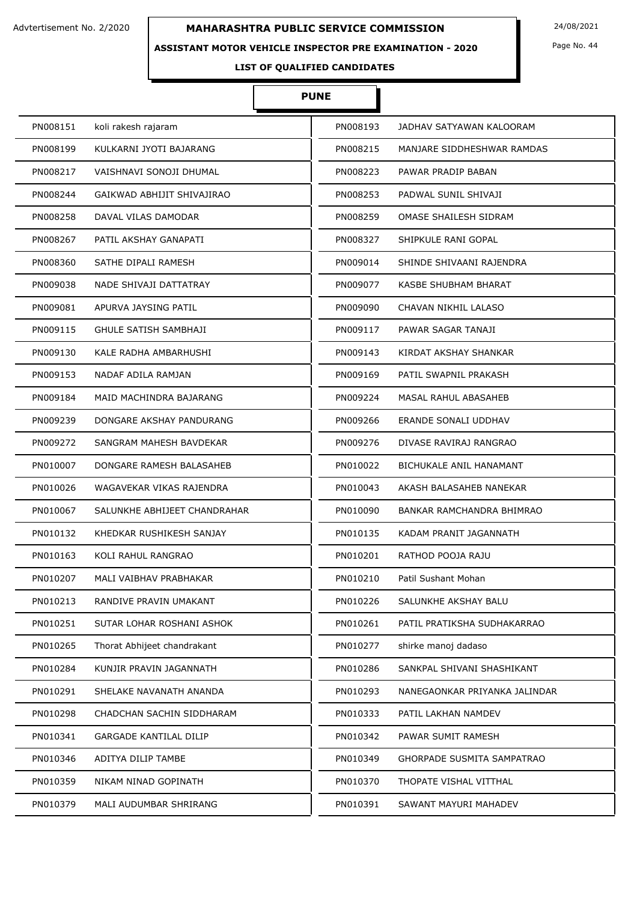Advtertisement No. 2/2020

# MAHARASHTRA PUBLIC SERVICE COMMISSION

24/08/2021

**ASSISTANT MOTOR VEHICLE INSPECTOR PRE EXAMINATION - 2020**

**LIST OF QUALIFIED CANDIDATES**

## PUNE

| | | | |
|---|---|---|---|
| PN008151 | koli rakesh rajaram | PN008193 | JADHAV SATYAWAN KALOORAM |
| PN008199 | KULKARNI JYOTI BAJARANG | PN008215 | MANJARE SIDDHESHWAR RAMDAS |
| PN008217 | VAISHNAVI SONOJI DHUMAL | PN008223 | PAWAR PRADIP BABAN |
| PN008244 | GAIKWAD ABHIJIT SHIVAJIRAO | PN008253 | PADWAL SUNIL SHIVAJI |
| PN008258 | DAVAL VILAS DAMODAR | PN008259 | OMASE SHAILESH SIDRAM |
| PN008267 | PATIL AKSHAY GANAPATI | PN008327 | SHIPKULE RANI GOPAL |
| PN008360 | SATHE DIPALI RAMESH | PN009014 | SHINDE SHIVAANI RAJENDRA |
| PN009038 | NADE SHIVAJI DATTATRAY | PN009077 | KASBE SHUBHAM BHARAT |
| PN009081 | APURVA JAYSING PATIL | PN009090 | CHAVAN NIKHIL LALASO |
| PN009115 | GHULE SATISH SAMBHAJI | PN009117 | PAWAR SAGAR TANAJI |
| PN009130 | KALE RADHA AMBARHUSHI | PN009143 | KIRDAT AKSHAY SHANKAR |
| PN009153 | NADAF ADILA RAMJAN | PN009169 | PATIL SWAPNIL PRAKASH |
| PN009184 | MAID MACHINDRA BAJARANG | PN009224 | MASAL RAHUL ABASAHEB |
| PN009239 | DONGARE AKSHAY PANDURANG | PN009266 | ERANDE SONALI UDDHAV |
| PN009272 | SANGRAM MAHESH BAVDEKAR | PN009276 | DIVASE RAVIRAJ RANGRAO |
| PN010007 | DONGARE RAMESH BALASAHEB | PN010022 | BICHUKALE ANIL HANAMANT |
| PN010026 | WAGAVEKAR VIKAS RAJENDRA | PN010043 | AKASH BALASAHEB NANEKAR |
| PN010067 | SALUNKHE ABHIJEET CHANDRAHAR | PN010090 | BANKAR RAMCHANDRA BHIMRAO |
| PN010132 | KHEDKAR RUSHIKESH SANJAY | PN010135 | KADAM PRANIT JAGANNATH |
| PN010163 | KOLI RAHUL RANGRAO | PN010201 | RATHOD POOJA RAJU |
| PN010207 | MALI VAIBHAV PRABHAKAR | PN010210 | Patil Sushant Mohan |
| PN010213 | RANDIVE PRAVIN UMAKANT | PN010226 | SALUNKHE AKSHAY BALU |
| PN010251 | SUTAR LOHAR ROSHANI ASHOK | PN010261 | PATIL PRATIKSHA SUDHAKARRAO |
| PN010265 | Thorat Abhijeet chandrakant | PN010277 | shirke manoj dadaso |
| PN010284 | KUNJIR PRAVIN JAGANNATH | PN010286 | SANKPAL SHIVANI SHASHIKANT |
| PN010291 | SHELAKE NAVANATH ANANDA | PN010293 | NANEGAONKAR PRIYANKA JALINDAR |
| PN010298 | CHADCHAN SACHIN SIDDHARAM | PN010333 | PATIL LAKHAN NAMDEV |
| PN010341 | GARGADE KANTILAL DILIP | PN010342 | PAWAR SUMIT RAMESH |
| PN010346 | ADITYA DILIP TAMBE | PN010349 | GHORPADE SUSMITA SAMPATRAO |
| PN010359 | NIKAM NINAD GOPINATH | PN010370 | THOPATE VISHAL VITTHAL |
| PN010379 | MALI AUDUMBAR SHRIRANG | PN010391 | SAWANT MAYURI MAHADEV |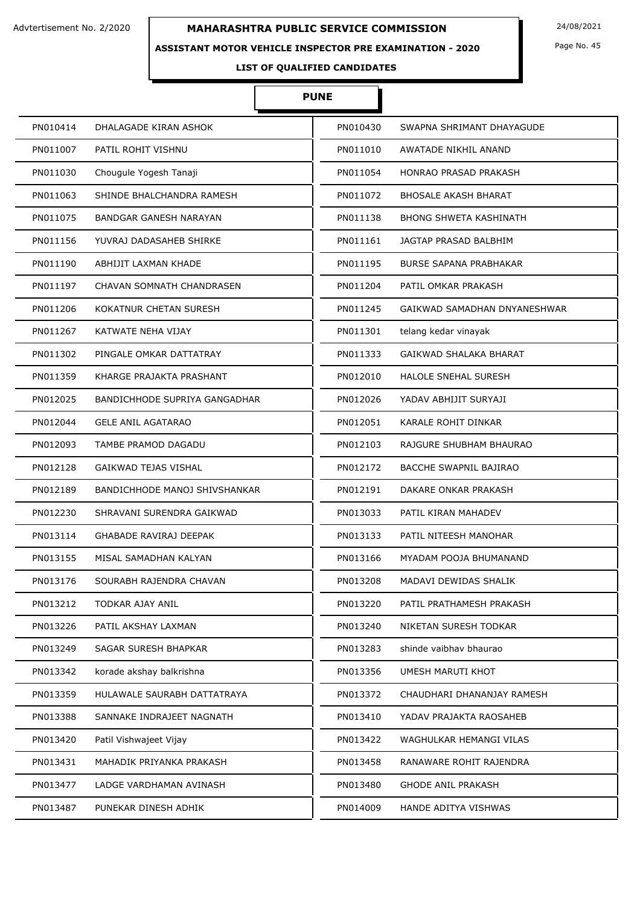Advtertisement No. 2/2020

# MAHARASHTRA PUBLIC SERVICE COMMISSION

24/08/2021

## ASSISTANT MOTOR VEHICLE INSPECTOR PRE EXAMINATION - 2020

### LIST OF QUALIFIED CANDIDATES

### PUNE

| | | | |
|---|---|---|---|
| PN010414 | DHALAGADE KIRAN ASHOK | PN010430 | SWAPNA SHRIMANT DHAYAGUDE |
| PN011007 | PATIL ROHIT VISHNU | PN011010 | AWATADE NIKHIL ANAND |
| PN011030 | Chougule Yogesh Tanaji | PN011054 | HONRAO PRASAD PRAKASH |
| PN011063 | SHINDE BHALCHANDRA RAMESH | PN011072 | BHOSALE AKASH BHARAT |
| PN011075 | BANDGAR GANESH NARAYAN | PN011138 | BHONG SHWETA KASHINATH |
| PN011156 | YUVRAJ DADASAHEB SHIRKE | PN011161 | JAGTAP PRASAD BALBHIM |
| PN011190 | ABHIJIT LAXMAN KHADE | PN011195 | BURSE SAPANA PRABHAKAR |
| PN011197 | CHAVAN SOMNATH CHANDRASEN | PN011204 | PATIL OMKAR PRAKASH |
| PN011206 | KOKATNUR CHETAN SURESH | PN011245 | GAIKWAD SAMADHAN DNYANESHWAR |
| PN011267 | KATWATE NEHA VIJAY | PN011301 | telang kedar vinayak |
| PN011302 | PINGALE OMKAR DATTATRAY | PN011333 | GAIKWAD SHALAKA BHARAT |
| PN011359 | KHARGE PRAJAKTA PRASHANT | PN012010 | HALOLE SNEHAL SURESH |
| PN012025 | BANDICHHODE SUPRIYA GANGADHAR | PN012026 | YADAV ABHIJIT SURYAJI |
| PN012044 | GELE ANIL AGATARAO | PN012051 | KARALE ROHIT DINKAR |
| PN012093 | TAMBE PRAMOD DAGADU | PN012103 | RAJGURE SHUBHAM BHAURAO |
| PN012128 | GAIKWAD TEJAS VISHAL | PN012172 | BACCHE SWAPNIL BAJIRAO |
| PN012189 | BANDICHHODE MANOJ SHIVSHANKAR | PN012191 | DAKARE ONKAR PRAKASH |
| PN012230 | SHRAVANI SURENDRA GAIKWAD | PN013033 | PATIL KIRAN MAHADEV |
| PN013114 | GHABADE RAVIRAJ DEEPAK | PN013133 | PATIL NITEESH MANOHAR |
| PN013155 | MISAL SAMADHAN KALYAN | PN013166 | MYADAM POOJA BHUMANAND |
| PN013176 | SOURABH RAJENDRA CHAVAN | PN013208 | MADAVI DEWIDAS SHALIK |
| PN013212 | TODKAR AJAY ANIL | PN013220 | PATIL PRATHAMESH PRAKASH |
| PN013226 | PATIL AKSHAY LAXMAN | PN013240 | NIKETAN SURESH TODKAR |
| PN013249 | SAGAR SURESH BHAPKAR | PN013283 | shinde vaibhav bhaurao |
| PN013342 | korade akshay balkrishna | PN013356 | UMESH MARUTI KHOT |
| PN013359 | HULAWALE SAURABH DATTATRAYA | PN013372 | CHAUDHARI DHANANJAY RAMESH |
| PN013388 | SANNAKE INDRAJEET NAGNATH | PN013410 | YADAV PRAJAKTA RAOSAHEB |
| PN013420 | Patil Vishwajeet Vijay | PN013422 | WAGHULKAR HEMANGI VILAS |
| PN013431 | MAHADIK PRIYANKA PRAKASH | PN013458 | RANAWARE ROHIT RAJENDRA |
| PN013477 | LADGE VARDHAMAN AVINASH | PN013480 | GHODE ANIL PRAKASH |
| PN013487 | PUNEKAR DINESH ADHIK | PN014009 | HANDE ADITYA VISHWAS |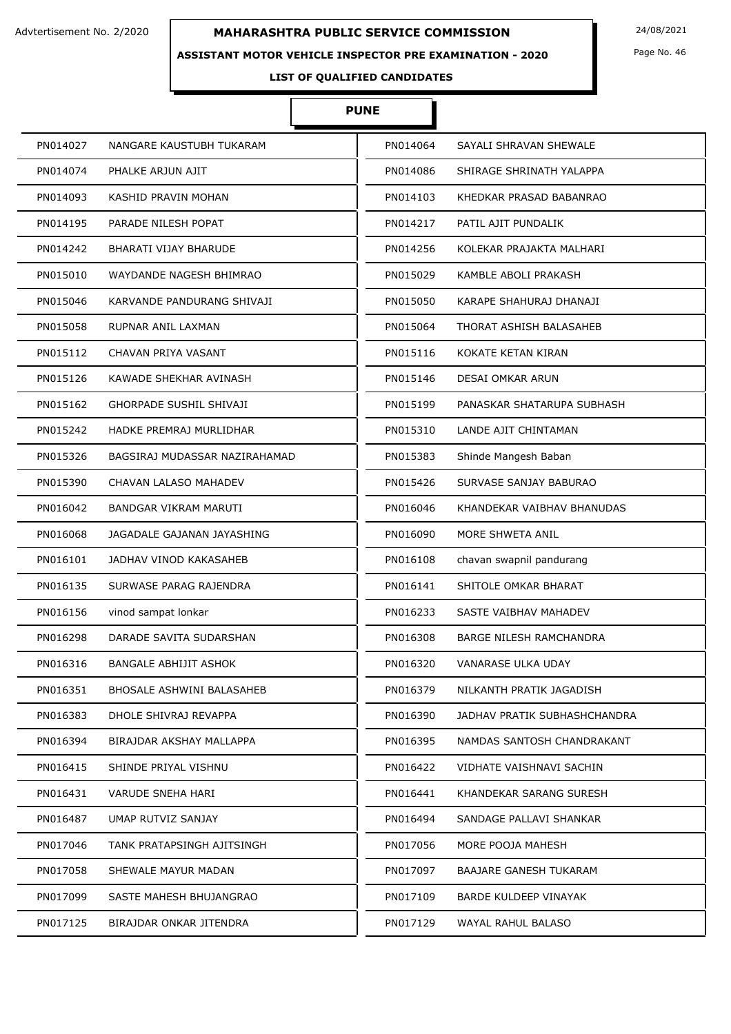Advtertisement No. 2/2020

# MAHARASHTRA PUBLIC SERVICE COMMISSION

24/08/2021

## ASSISTANT MOTOR VEHICLE INSPECTOR PRE EXAMINATION - 2020

### LIST OF QUALIFIED CANDIDATES

### PUNE

| | | | |
|---|---|---|---|
| PN014027 | NANGARE KAUSTUBH TUKARAM | PN014064 | SAYALI SHRAVAN SHEWALE |
| PN014074 | PHALKE ARJUN AJIT | PN014086 | SHIRAGE SHRINATH YALAPPA |
| PN014093 | KASHID PRAVIN MOHAN | PN014103 | KHEDKAR PRASAD BABANRAO |
| PN014195 | PARADE NILESH POPAT | PN014217 | PATIL AJIT PUNDALIK |
| PN014242 | BHARATI VIJAY BHARUDE | PN014256 | KOLEKAR PRAJAKTA MALHARI |
| PN015010 | WAYDANDE NAGESH BHIMRAO | PN015029 | KAMBLE ABOLI PRAKASH |
| PN015046 | KARVANDE PANDURANG SHIVAJI | PN015050 | KARAPE SHAHURAJ DHANAJI |
| PN015058 | RUPNAR ANIL LAXMAN | PN015064 | THORAT ASHISH BALASAHEB |
| PN015112 | CHAVAN PRIYA VASANT | PN015116 | KOKATE KETAN KIRAN |
| PN015126 | KAWADE SHEKHAR AVINASH | PN015146 | DESAI OMKAR ARUN |
| PN015162 | GHORPADE SUSHIL SHIVAJI | PN015199 | PANASKAR SHATARUPA SUBHASH |
| PN015242 | HADKE PREMRAJ MURLIDHAR | PN015310 | LANDE AJIT CHINTAMAN |
| PN015326 | BAGSIRAJ MUDASSAR NAZIRAHAMAD | PN015383 | Shinde Mangesh Baban |
| PN015390 | CHAVAN LALASO MAHADEV | PN015426 | SURVASE SANJAY BABURAO |
| PN016042 | BANDGAR VIKRAM MARUTI | PN016046 | KHANDEKAR VAIBHAV BHANUDAS |
| PN016068 | JAGADALE GAJANAN JAYASHING | PN016090 | MORE SHWETA ANIL |
| PN016101 | JADHAV VINOD KAKASAHEB | PN016108 | chavan swapnil pandurang |
| PN016135 | SURWASE PARAG RAJENDRA | PN016141 | SHITOLE OMKAR BHARAT |
| PN016156 | vinod sampat lonkar | PN016233 | SASTE VAIBHAV MAHADEV |
| PN016298 | DARADE SAVITA SUDARSHAN | PN016308 | BARGE NILESH RAMCHANDRA |
| PN016316 | BANGALE ABHIJIT ASHOK | PN016320 | VANARASE ULKA UDAY |
| PN016351 | BHOSALE ASHWINI BALASAHEB | PN016379 | NILKANTH PRATIK JAGADISH |
| PN016383 | DHOLE SHIVRAJ REVAPPA | PN016390 | JADHAV PRATIK SUBHASHCHANDRA |
| PN016394 | BIRAJDAR AKSHAY MALLAPPA | PN016395 | NAMDAS SANTOSH CHANDRAKANT |
| PN016415 | SHINDE PRIYAL VISHNU | PN016422 | VIDHATE VAISHNAVI SACHIN |
| PN016431 | VARUDE SNEHA HARI | PN016441 | KHANDEKAR SARANG SURESH |
| PN016487 | UMAP RUTVIZ SANJAY | PN016494 | SANDAGE PALLAVI SHANKAR |
| PN017046 | TANK PRATAPSINGH AJITSINGH | PN017056 | MORE POOJA MAHESH |
| PN017058 | SHEWALE MAYUR MADAN | PN017097 | BAAJARE GANESH TUKARAM |
| PN017099 | SASTE MAHESH BHUJANGRAO | PN017109 | BARDE KULDEEP VINAYAK |
| PN017125 | BIRAJDAR ONKAR JITENDRA | PN017129 | WAYAL RAHUL BALASO |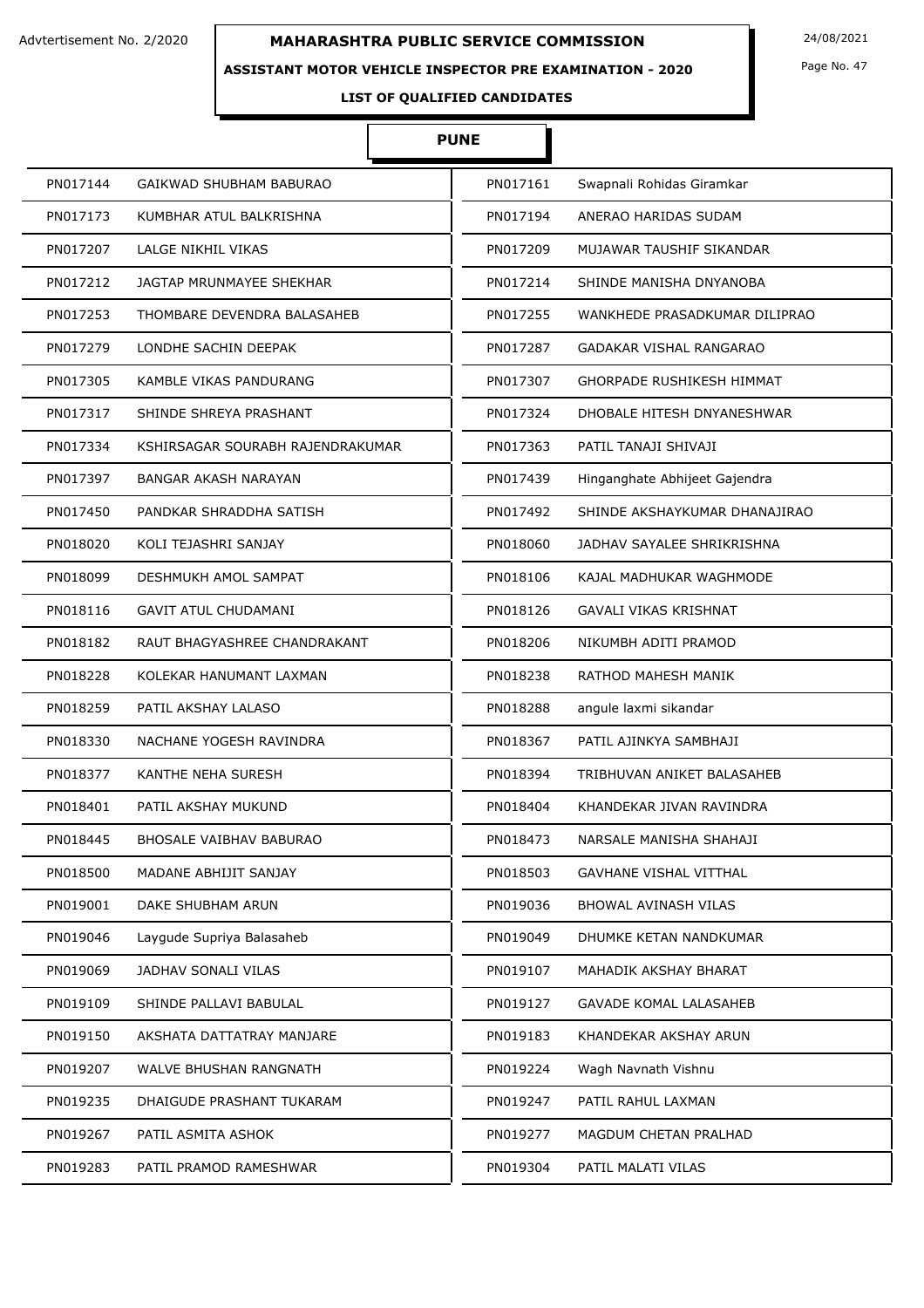Advtertisement No. 2/2020

# MAHARASHTRA PUBLIC SERVICE COMMISSION

24/08/2021

## ASSISTANT MOTOR VEHICLE INSPECTOR PRE EXAMINATION - 2020

### LIST OF QUALIFIED CANDIDATES

### PUNE

| | | | |
|---|---|---|---|
| PN017144 | GAIKWAD SHUBHAM BABURAO | PN017161 | Swapnali Rohidas Giramkar |
| PN017173 | KUMBHAR ATUL BALKRISHNA | PN017194 | ANERAO HARIDAS SUDAM |
| PN017207 | LALGE NIKHIL VIKAS | PN017209 | MUJAWAR TAUSHIF SIKANDAR |
| PN017212 | JAGTAP MRUNMAYEE SHEKHAR | PN017214 | SHINDE MANISHA DNYANOBA |
| PN017253 | THOMBARE DEVENDRA BALASAHEB | PN017255 | WANKHEDE PRASADKUMAR DILIPRAO |
| PN017279 | LONDHE SACHIN DEEPAK | PN017287 | GADAKAR VISHAL RANGARAO |
| PN017305 | KAMBLE VIKAS PANDURANG | PN017307 | GHORPADE RUSHIKESH HIMMAT |
| PN017317 | SHINDE SHREYA PRASHANT | PN017324 | DHOBALE HITESH DNYANESHWAR |
| PN017334 | KSHIRSAGAR SOURABH RAJENDRAKUMAR | PN017363 | PATIL TANAJI SHIVAJI |
| PN017397 | BANGAR AKASH NARAYAN | PN017439 | Hinganghate Abhijeet Gajendra |
| PN017450 | PANDKAR SHRADDHA SATISH | PN017492 | SHINDE AKSHAYKUMAR DHANAJIRAO |
| PN018020 | KOLI TEJASHRI SANJAY | PN018060 | JADHAV SAYALEE SHRIKRISHNA |
| PN018099 | DESHMUKH AMOL SAMPAT | PN018106 | KAJAL MADHUKAR WAGHMODE |
| PN018116 | GAVIT ATUL CHUDAMANI | PN018126 | GAVALI VIKAS KRISHNAT |
| PN018182 | RAUT BHAGYASHREE CHANDRAKANT | PN018206 | NIKUMBH ADITI PRAMOD |
| PN018228 | KOLEKAR HANUMANT LAXMAN | PN018238 | RATHOD MAHESH MANIK |
| PN018259 | PATIL AKSHAY LALASO | PN018288 | angule laxmi sikandar |
| PN018330 | NACHANE YOGESH RAVINDRA | PN018367 | PATIL AJINKYA SAMBHAJI |
| PN018377 | KANTHE NEHA SURESH | PN018394 | TRIBHUVAN ANIKET BALASAHEB |
| PN018401 | PATIL AKSHAY MUKUND | PN018404 | KHANDEKAR JIVAN RAVINDRA |
| PN018445 | BHOSALE VAIBHAV BABURAO | PN018473 | NARSALE MANISHA SHAHAJI |
| PN018500 | MADANE ABHIJIT SANJAY | PN018503 | GAVHANE VISHAL VITTHAL |
| PN019001 | DAKE SHUBHAM ARUN | PN019036 | BHOWAL AVINASH VILAS |
| PN019046 | Laygude Supriya Balasaheb | PN019049 | DHUMKE KETAN NANDKUMAR |
| PN019069 | JADHAV SONALI VILAS | PN019107 | MAHADIK AKSHAY BHARAT |
| PN019109 | SHINDE PALLAVI BABULAL | PN019127 | GAVADE KOMAL LALASAHEB |
| PN019150 | AKSHATA DATTATRAY MANJARE | PN019183 | KHANDEKAR AKSHAY ARUN |
| PN019207 | WALVE BHUSHAN RANGNATH | PN019224 | Wagh Navnath Vishnu |
| PN019235 | DHAIGUDE PRASHANT TUKARAM | PN019247 | PATIL RAHUL LAXMAN |
| PN019267 | PATIL ASMITA ASHOK | PN019277 | MAGDUM CHETAN PRALHAD |
| PN019283 | PATIL PRAMOD RAMESHWAR | PN019304 | PATIL MALATI VILAS |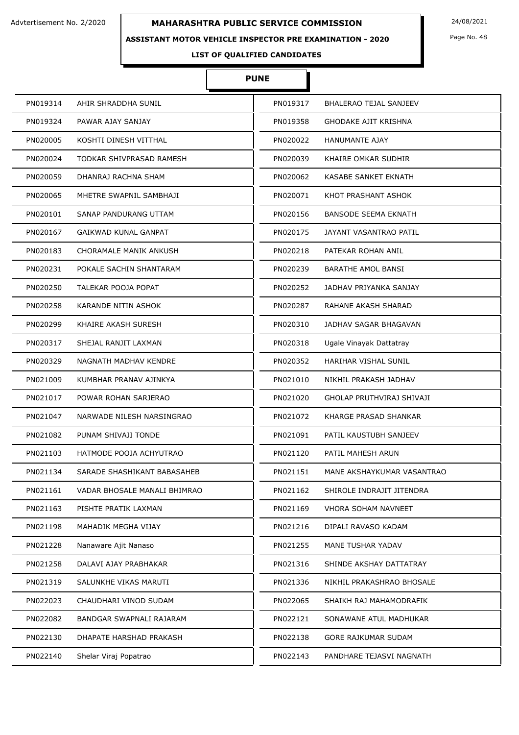Advtertisement No. 2/2020

# MAHARASHTRA PUBLIC SERVICE COMMISSION

24/08/2021

## ASSISTANT MOTOR VEHICLE INSPECTOR PRE EXAMINATION - 2020

### LIST OF QUALIFIED CANDIDATES

### PUNE

| | | | |
|---|---|---|---|
| PN019314 | AHIR SHRADDHA SUNIL | PN019317 | BHALERAO TEJAL SANJEEV |
| PN019324 | PAWAR AJAY SANJAY | PN019358 | GHODAKE AJIT KRISHNA |
| PN020005 | KOSHTI DINESH VITTHAL | PN020022 | HANUMANTE AJAY |
| PN020024 | TODKAR SHIVPRASAD RAMESH | PN020039 | KHAIRE OMKAR SUDHIR |
| PN020059 | DHANRAJ RACHNA SHAM | PN020062 | KASABE SANKET EKNATH |
| PN020065 | MHETRE SWAPNIL SAMBHAJI | PN020071 | KHOT PRASHANT ASHOK |
| PN020101 | SANAP PANDURANG UTTAM | PN020156 | BANSODE SEEMA EKNATH |
| PN020167 | GAIKWAD KUNAL GANPAT | PN020175 | JAYANT VASANTRAO PATIL |
| PN020183 | CHORAMALE MANIK ANKUSH | PN020218 | PATEKAR ROHAN ANIL |
| PN020231 | POKALE SACHIN SHANTARAM | PN020239 | BARATHE AMOL BANSI |
| PN020250 | TALEKAR POOJA POPAT | PN020252 | JADHAV PRIYANKA SANJAY |
| PN020258 | KARANDE NITIN ASHOK | PN020287 | RAHANE AKASH SHARAD |
| PN020299 | KHAIRE AKASH SURESH | PN020310 | JADHAV SAGAR BHAGAVAN |
| PN020317 | SHEJAL RANJIT LAXMAN | PN020318 | Ugale Vinayak Dattatray |
| PN020329 | NAGNATH MADHAV KENDRE | PN020352 | HARIHAR VISHAL SUNIL |
| PN021009 | KUMBHAR PRANAV AJINKYA | PN021010 | NIKHIL PRAKASH JADHAV |
| PN021017 | POWAR ROHAN SARJERAO | PN021020 | GHOLAP PRUTHVIRAJ SHIVAJI |
| PN021047 | NARWADE NILESH NARSINGRAO | PN021072 | KHARGE PRASAD SHANKAR |
| PN021082 | PUNAM SHIVAJI TONDE | PN021091 | PATIL KAUSTUBH SANJEEV |
| PN021103 | HATMODE POOJA ACHYUTRAO | PN021120 | PATIL MAHESH ARUN |
| PN021134 | SARADE SHASHIKANT BABASAHEB | PN021151 | MANE AKSHAYKUMAR VASANTRAO |
| PN021161 | VADAR BHOSALE MANALI BHIMRAO | PN021162 | SHIROLE INDRAJIT JITENDRA |
| PN021163 | PISHTE PRATIK LAXMAN | PN021169 | VHORA SOHAM NAVNEET |
| PN021198 | MAHADIK MEGHA VIJAY | PN021216 | DIPALI RAVASO KADAM |
| PN021228 | Nanaware Ajit Nanaso | PN021255 | MANE TUSHAR YADAV |
| PN021258 | DALAVI AJAY PRABHAKAR | PN021316 | SHINDE AKSHAY DATTATRAY |
| PN021319 | SALUNKHE VIKAS MARUTI | PN021336 | NIKHIL PRAKASHRAO BHOSALE |
| PN022023 | CHAUDHARI VINOD SUDAM | PN022065 | SHAIKH RAJ MAHAMODRAFIK |
| PN022082 | BANDGAR SWAPNALI RAJARAM | PN022121 | SONAWANE ATUL MADHUKAR |
| PN022130 | DHAPATE HARSHAD PRAKASH | PN022138 | GORE RAJKUMAR SUDAM |
| PN022140 | Shelar Viraj Popatrao | PN022143 | PANDHARE TEJASVI NAGNATH |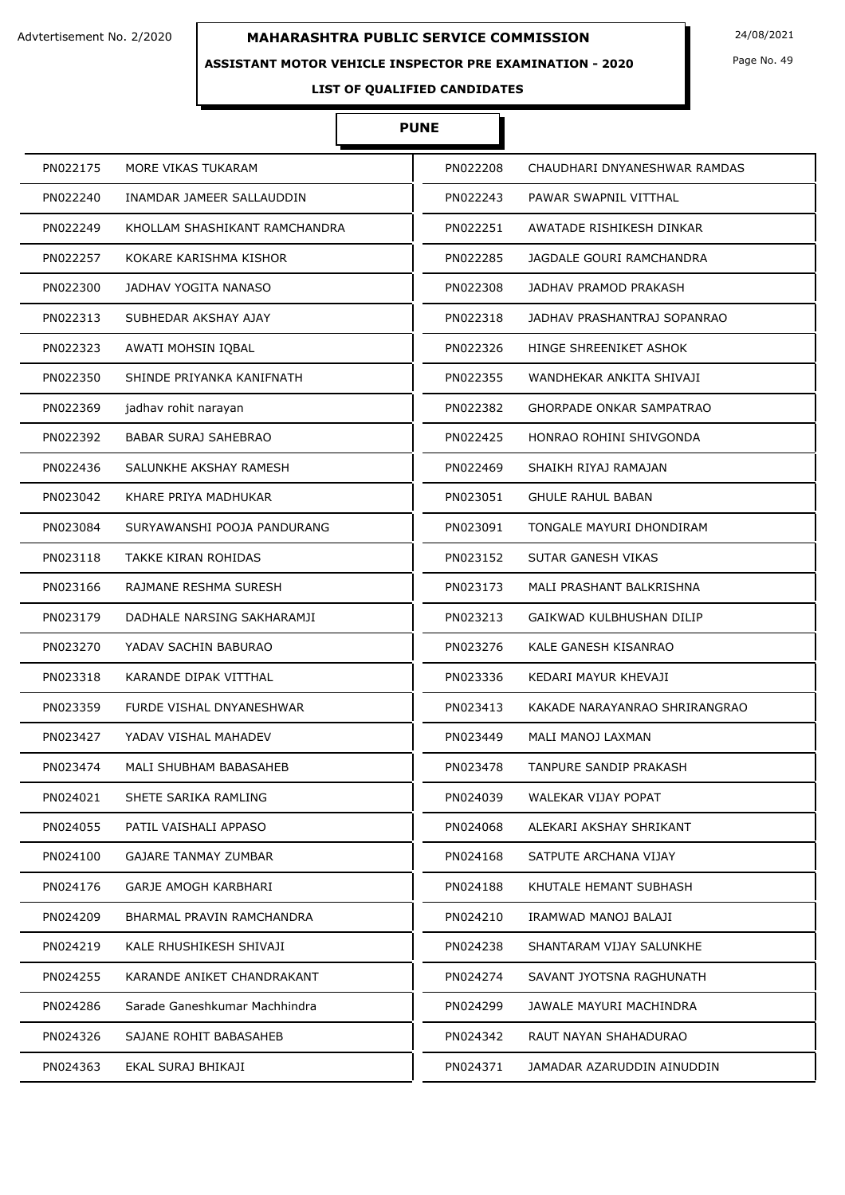Advtertisement No. 2/2020

# MAHARASHTRA PUBLIC SERVICE COMMISSION

24/08/2021

## ASSISTANT MOTOR VEHICLE INSPECTOR PRE EXAMINATION - 2020

### LIST OF QUALIFIED CANDIDATES

### PUNE

| | | | |
|---|---|---|---|
| PN022175 | MORE VIKAS TUKARAM | PN022208 | CHAUDHARI DNYANESHWAR RAMDAS |
| PN022240 | INAMDAR JAMEER SALLAUDDIN | PN022243 | PAWAR SWAPNIL VITTHAL |
| PN022249 | KHOLLAM SHASHIKANT RAMCHANDRA | PN022251 | AWATADE RISHIKESH DINKAR |
| PN022257 | KOKARE KARISHMA KISHOR | PN022285 | JAGDALE GOURI RAMCHANDRA |
| PN022300 | JADHAV YOGITA NANASO | PN022308 | JADHAV PRAMOD PRAKASH |
| PN022313 | SUBHEDAR AKSHAY AJAY | PN022318 | JADHAV PRASHANTRAJ SOPANRAO |
| PN022323 | AWATI MOHSIN IQBAL | PN022326 | HINGE SHREENIKET ASHOK |
| PN022350 | SHINDE PRIYANKA KANIFNATH | PN022355 | WANDHEKAR ANKITA SHIVAJI |
| PN022369 | jadhav rohit narayan | PN022382 | GHORPADE ONKAR SAMPATRAO |
| PN022392 | BABAR SURAJ SAHEBRAO | PN022425 | HONRAO ROHINI SHIVGONDA |
| PN022436 | SALUNKHE AKSHAY RAMESH | PN022469 | SHAIKH RIYAJ RAMAJAN |
| PN023042 | KHARE PRIYA MADHUKAR | PN023051 | GHULE RAHUL BABAN |
| PN023084 | SURYAWANSHI POOJA PANDURANG | PN023091 | TONGALE MAYURI DHONDIRAM |
| PN023118 | TAKKE KIRAN ROHIDAS | PN023152 | SUTAR GANESH VIKAS |
| PN023166 | RAJMANE RESHMA SURESH | PN023173 | MALI PRASHANT BALKRISHNA |
| PN023179 | DADHALE NARSING SAKHARAMJI | PN023213 | GAIKWAD KULBHUSHAN DILIP |
| PN023270 | YADAV SACHIN BABURAO | PN023276 | KALE GANESH KISANRAO |
| PN023318 | KARANDE DIPAK VITTHAL | PN023336 | KEDARI MAYUR KHEVAJI |
| PN023359 | FURDE VISHAL DNYANESHWAR | PN023413 | KAKADE NARAYANRAO SHRIRANGRAO |
| PN023427 | YADAV VISHAL MAHADEV | PN023449 | MALI MANOJ LAXMAN |
| PN023474 | MALI SHUBHAM BABASAHEB | PN023478 | TANPURE SANDIP PRAKASH |
| PN024021 | SHETE SARIKA RAMLING | PN024039 | WALEKAR VIJAY POPAT |
| PN024055 | PATIL VAISHALI APPASO | PN024068 | ALEKARI AKSHAY SHRIKANT |
| PN024100 | GAJARE TANMAY ZUMBAR | PN024168 | SATPUTE ARCHANA VIJAY |
| PN024176 | GARJE AMOGH KARBHARI | PN024188 | KHUTALE HEMANT SUBHASH |
| PN024209 | BHARMAL PRAVIN RAMCHANDRA | PN024210 | IRAMWAD MANOJ BALAJI |
| PN024219 | KALE RHUSHIKESH SHIVAJI | PN024238 | SHANTARAM VIJAY SALUNKHE |
| PN024255 | KARANDE ANIKET CHANDRAKANT | PN024274 | SAVANT JYOTSNA RAGHUNATH |
| PN024286 | Sarade Ganeshkumar Machhindra | PN024299 | JAWALE MAYURI MACHINDRA |
| PN024326 | SAJANE ROHIT BABASAHEB | PN024342 | RAUT NAYAN SHAHADURAO |
| PN024363 | EKAL SURAJ BHIKAJI | PN024371 | JAMADAR AZARUDDIN AINUDDIN |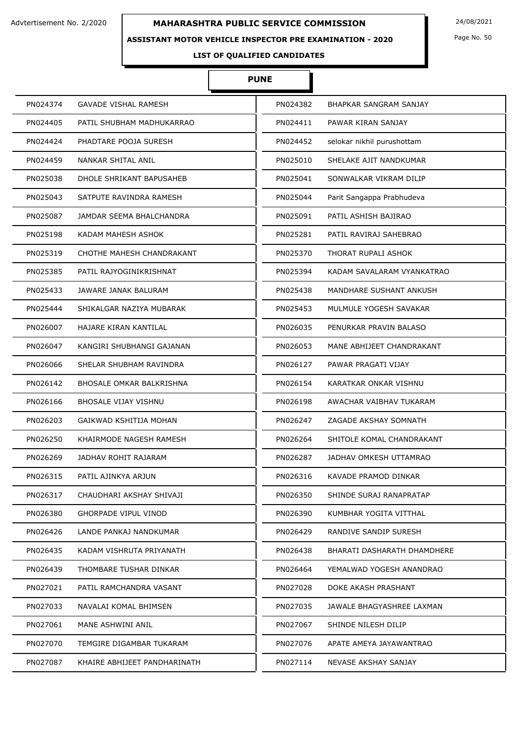Advtertisement No. 2/2020

# MAHARASHTRA PUBLIC SERVICE COMMISSION

24/08/2021

## ASSISTANT MOTOR VEHICLE INSPECTOR PRE EXAMINATION - 2020

### LIST OF QUALIFIED CANDIDATES

### PUNE

| | | | |
|---|---|---|---|
| PN024374 | GAVADE VISHAL RAMESH | PN024382 | BHAPKAR SANGRAM SANJAY |
| PN024405 | PATIL SHUBHAM MADHUKARRAO | PN024411 | PAWAR KIRAN SANJAY |
| PN024424 | PHADTARE POOJA SURESH | PN024452 | selokar nikhil purushottam |
| PN024459 | NANKAR SHITAL ANIL | PN025010 | SHELAKE AJIT NANDKUMAR |
| PN025038 | DHOLE SHRIKANT BAPUSAHEB | PN025041 | SONWALKAR VIKRAM DILIP |
| PN025043 | SATPUTE RAVINDRA RAMESH | PN025044 | Parit Sangappa Prabhudeva |
| PN025087 | JAMDAR SEEMA BHALCHANDRA | PN025091 | PATIL ASHISH BAJIRAO |
| PN025198 | KADAM MAHESH ASHOK | PN025281 | PATIL RAVIRAJ SAHEBRAO |
| PN025319 | CHOTHE MAHESH CHANDRAKANT | PN025370 | THORAT RUPALI ASHOK |
| PN025385 | PATIL RAJYOGINIKRISHNAT | PN025394 | KADAM SAVALARAM VYANKATRAO |
| PN025433 | JAWARE JANAK BALURAM | PN025438 | MANDHARE SUSHANT ANKUSH |
| PN025444 | SHIKALGAR NAZIYA MUBARAK | PN025453 | MULMULE YOGESH SAVAKAR |
| PN026007 | HAJARE KIRAN KANTILAL | PN026035 | PENURKAR PRAVIN BALASO |
| PN026047 | KANGIRI SHUBHANGI GAJANAN | PN026053 | MANE ABHIJEET CHANDRAKANT |
| PN026066 | SHELAR SHUBHAM RAVINDRA | PN026127 | PAWAR PRAGATI VIJAY |
| PN026142 | BHOSALE OMKAR BALKRISHNA | PN026154 | KARATKAR ONKAR VISHNU |
| PN026166 | BHOSALE VIJAY VISHNU | PN026198 | AWACHAR VAIBHAV TUKARAM |
| PN026203 | GAIKWAD KSHITIJA MOHAN | PN026247 | ZAGADE AKSHAY SOMNATH |
| PN026250 | KHAIRMODE NAGESH RAMESH | PN026264 | SHITOLE KOMAL CHANDRAKANT |
| PN026269 | JADHAV ROHIT RAJARAM | PN026287 | JADHAV OMKESH UTTAMRAO |
| PN026315 | PATIL AJINKYA ARJUN | PN026316 | KAVADE PRAMOD DINKAR |
| PN026317 | CHAUDHARI AKSHAY SHIVAJI | PN026350 | SHINDE SURAJ RANAPRATAP |
| PN026380 | GHORPADE VIPUL VINOD | PN026390 | KUMBHAR YOGITA VITTHAL |
| PN026426 | LANDE PANKAJ NANDKUMAR | PN026429 | RANDIVE SANDIP SURESH |
| PN026435 | KADAM VISHRUTA PRIYANATH | PN026438 | BHARATI DASHARATH DHAMDHERE |
| PN026439 | THOMBARE TUSHAR DINKAR | PN026464 | YEMALWAD YOGESH ANANDRAO |
| PN027021 | PATIL RAMCHANDRA VASANT | PN027028 | DOKE AKASH PRASHANT |
| PN027033 | NAVALAI KOMAL BHIMSEN | PN027035 | JAWALE BHAGYASHREE LAXMAN |
| PN027061 | MANE ASHWINI ANIL | PN027067 | SHINDE NILESH DILIP |
| PN027070 | TEMGIRE DIGAMBAR TUKARAM | PN027076 | APATE AMEYA JAYAWANTRAO |
| PN027087 | KHAIRE ABHIJEET PANDHARINATH | PN027114 | NEVASE AKSHAY SANJAY |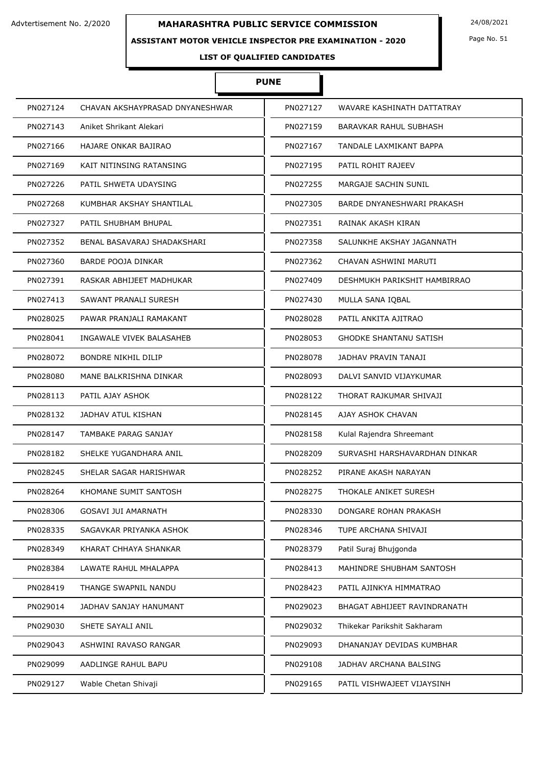# MAHARASHTRA PUBLIC SERVICE COMMISSION

Advtertisement No. 2/2020

24/08/2021

**ASSISTANT MOTOR VEHICLE INSPECTOR PRE EXAMINATION - 2020**

**LIST OF QUALIFIED CANDIDATES**

## PUNE

| | | | |
|---|---|---|---|
| PN027124 | CHAVAN AKSHAYPRASAD DNYANESHWAR | PN027127 | WAVARE KASHINATH DATTATRAY |
| PN027143 | Aniket Shrikant Alekari | PN027159 | BARAVKAR RAHUL SUBHASH |
| PN027166 | HAJARE ONKAR BAJIRAO | PN027167 | TANDALE LAXMIKANT BAPPA |
| PN027169 | KAIT NITINSING RATANSING | PN027195 | PATIL ROHIT RAJEEV |
| PN027226 | PATIL SHWETA UDAYSING | PN027255 | MARGAJE SACHIN SUNIL |
| PN027268 | KUMBHAR AKSHAY SHANTILAL | PN027305 | BARDE DNYANESHWARI PRAKASH |
| PN027327 | PATIL SHUBHAM BHUPAL | PN027351 | RAINAK AKASH KIRAN |
| PN027352 | BENAL BASAVARAJ SHADAKSHARI | PN027358 | SALUNKHE AKSHAY JAGANNATH |
| PN027360 | BARDE POOJA DINKAR | PN027362 | CHAVAN ASHWINI MARUTI |
| PN027391 | RASKAR ABHIJEET MADHUKAR | PN027409 | DESHMUKH PARIKSHIT HAMBIRRAO |
| PN027413 | SAWANT PRANALI SURESH | PN027430 | MULLA SANA IQBAL |
| PN028025 | PAWAR PRANJALI RAMAKANT | PN028028 | PATIL ANKITA AJITRAO |
| PN028041 | INGAWALE VIVEK BALASAHEB | PN028053 | GHODKE SHANTANU SATISH |
| PN028072 | BONDRE NIKHIL DILIP | PN028078 | JADHAV PRAVIN TANAJI |
| PN028080 | MANE BALKRISHNA DINKAR | PN028093 | DALVI SANVID VIJAYKUMAR |
| PN028113 | PATIL AJAY ASHOK | PN028122 | THORAT RAJKUMAR SHIVAJI |
| PN028132 | JADHAV ATUL KISHAN | PN028145 | AJAY ASHOK CHAVAN |
| PN028147 | TAMBAKE PARAG SANJAY | PN028158 | Kulal Rajendra Shreemant |
| PN028182 | SHELKE YUGANDHARA ANIL | PN028209 | SURVASHI HARSHAVARDHAN DINKAR |
| PN028245 | SHELAR SAGAR HARISHWAR | PN028252 | PIRANE AKASH NARAYAN |
| PN028264 | KHOMANE SUMIT SANTOSH | PN028275 | THOKALE ANIKET SURESH |
| PN028306 | GOSAVI JUI AMARNATH | PN028330 | DONGARE ROHAN PRAKASH |
| PN028335 | SAGAVKAR PRIYANKA ASHOK | PN028346 | TUPE ARCHANA SHIVAJI |
| PN028349 | KHARAT CHHAYA SHANKAR | PN028379 | Patil Suraj Bhujgonda |
| PN028384 | LAWATE RAHUL MHALAPPA | PN028413 | MAHINDRE SHUBHAM SANTOSH |
| PN028419 | THANGE SWAPNIL NANDU | PN028423 | PATIL AJINKYA HIMMATRAO |
| PN029014 | JADHAV SANJAY HANUMANT | PN029023 | BHAGAT ABHIJEET RAVINDRANATH |
| PN029030 | SHETE SAYALI ANIL | PN029032 | Thikekar Parikshit Sakharam |
| PN029043 | ASHWINI RAVASO RANGAR | PN029093 | DHANANJAY DEVIDAS KUMBHAR |
| PN029099 | AADLINGE RAHUL BAPU | PN029108 | JADHAV ARCHANA BALSING |
| PN029127 | Wable Chetan Shivaji | PN029165 | PATIL VISHWAJEET VIJAYSINH |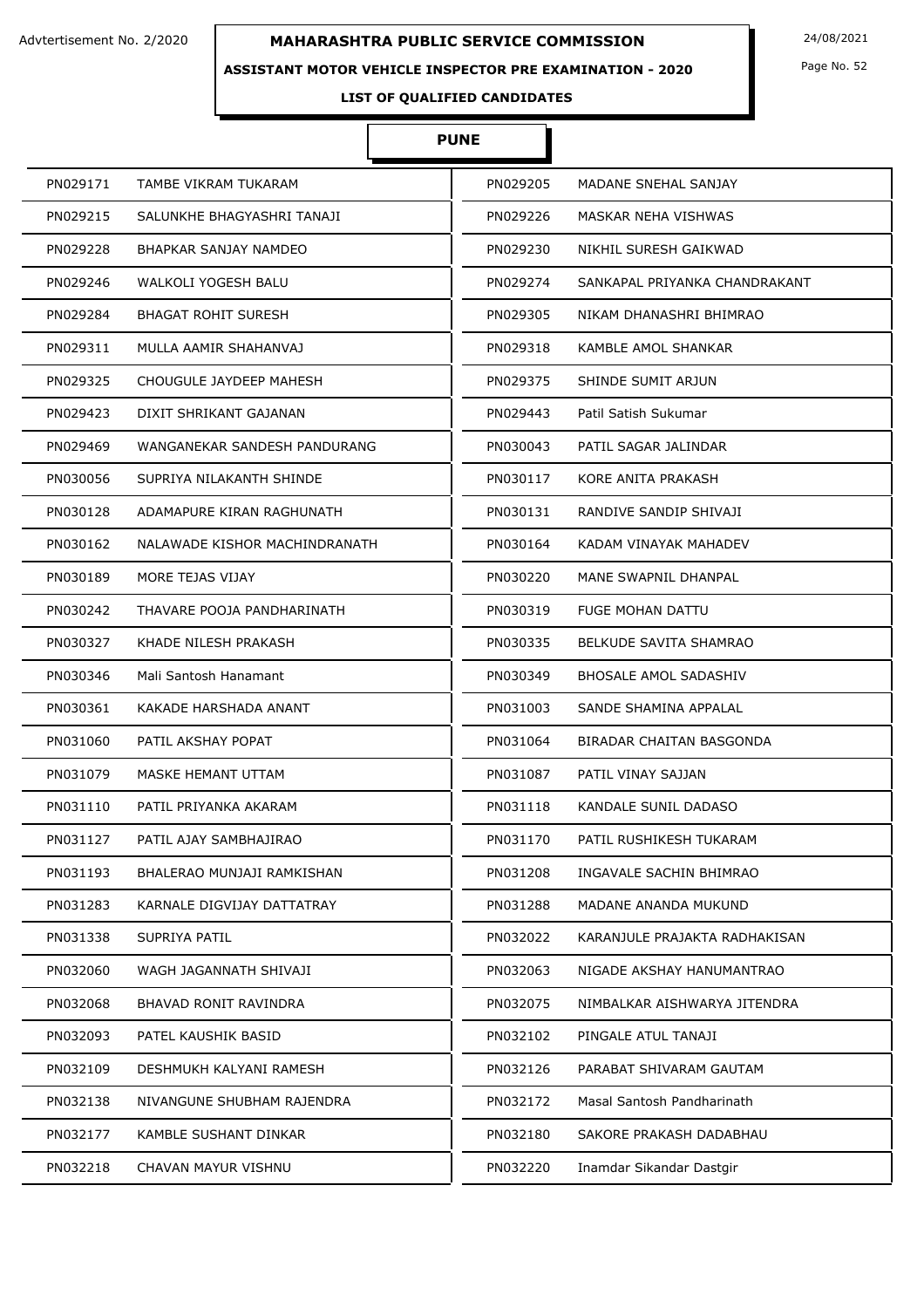Advtertisement No. 2/2020

# MAHARASHTRA PUBLIC SERVICE COMMISSION

24/08/2021

## ASSISTANT MOTOR VEHICLE INSPECTOR PRE EXAMINATION - 2020

### LIST OF QUALIFIED CANDIDATES

### PUNE

| | | | |
|---|---|---|---|
| PN029171 | TAMBE VIKRAM TUKARAM | PN029205 | MADANE SNEHAL SANJAY |
| PN029215 | SALUNKHE BHAGYASHRI TANAJI | PN029226 | MASKAR NEHA VISHWAS |
| PN029228 | BHAPKAR SANJAY NAMDEO | PN029230 | NIKHIL SURESH GAIKWAD |
| PN029246 | WALKOLI YOGESH BALU | PN029274 | SANKAPAL PRIYANKA CHANDRAKANT |
| PN029284 | BHAGAT ROHIT SURESH | PN029305 | NIKAM DHANASHRI BHIMRAO |
| PN029311 | MULLA AAMIR SHAHANVAJ | PN029318 | KAMBLE AMOL SHANKAR |
| PN029325 | CHOUGULE JAYDEEP MAHESH | PN029375 | SHINDE SUMIT ARJUN |
| PN029423 | DIXIT SHRIKANT GAJANAN | PN029443 | Patil Satish Sukumar |
| PN029469 | WANGANEKAR SANDESH PANDURANG | PN030043 | PATIL SAGAR JALINDAR |
| PN030056 | SUPRIYA NILAKANTH SHINDE | PN030117 | KORE ANITA PRAKASH |
| PN030128 | ADAMAPURE KIRAN RAGHUNATH | PN030131 | RANDIVE SANDIP SHIVAJI |
| PN030162 | NALAWADE KISHOR MACHINDRANATH | PN030164 | KADAM VINAYAK MAHADEV |
| PN030189 | MORE TEJAS VIJAY | PN030220 | MANE SWAPNIL DHANPAL |
| PN030242 | THAVARE POOJA PANDHARINATH | PN030319 | FUGE MOHAN DATTU |
| PN030327 | KHADE NILESH PRAKASH | PN030335 | BELKUDE SAVITA SHAMRAO |
| PN030346 | Mali Santosh Hanamant | PN030349 | BHOSALE AMOL SADASHIV |
| PN030361 | KAKADE HARSHADA ANANT | PN031003 | SANDE SHAMINA APPALAL |
| PN031060 | PATIL AKSHAY POPAT | PN031064 | BIRADAR CHAITAN BASGONDA |
| PN031079 | MASKE HEMANT UTTAM | PN031087 | PATIL VINAY SAJJAN |
| PN031110 | PATIL PRIYANKA AKARAM | PN031118 | KANDALE SUNIL DADASO |
| PN031127 | PATIL AJAY SAMBHAJIRAO | PN031170 | PATIL RUSHIKESH TUKARAM |
| PN031193 | BHALERAO MUNJAJI RAMKISHAN | PN031208 | INGAVALE SACHIN BHIMRAO |
| PN031283 | KARNALE DIGVIJAY DATTATRAY | PN031288 | MADANE ANANDA MUKUND |
| PN031338 | SUPRIYA PATIL | PN032022 | KARANJULE PRAJAKTA RADHAKISAN |
| PN032060 | WAGH JAGANNATH SHIVAJI | PN032063 | NIGADE AKSHAY HANUMANTRAO |
| PN032068 | BHAVAD RONIT RAVINDRA | PN032075 | NIMBALKAR AISHWARYA JITENDRA |
| PN032093 | PATEL KAUSHIK BASID | PN032102 | PINGALE ATUL TANAJI |
| PN032109 | DESHMUKH KALYANI RAMESH | PN032126 | PARABAT SHIVARAM GAUTAM |
| PN032138 | NIVANGUNE SHUBHAM RAJENDRA | PN032172 | Masal Santosh Pandharinath |
| PN032177 | KAMBLE SUSHANT DINKAR | PN032180 | SAKORE PRAKASH DADABHAU |
| PN032218 | CHAVAN MAYUR VISHNU | PN032220 | Inamdar Sikandar Dastgir |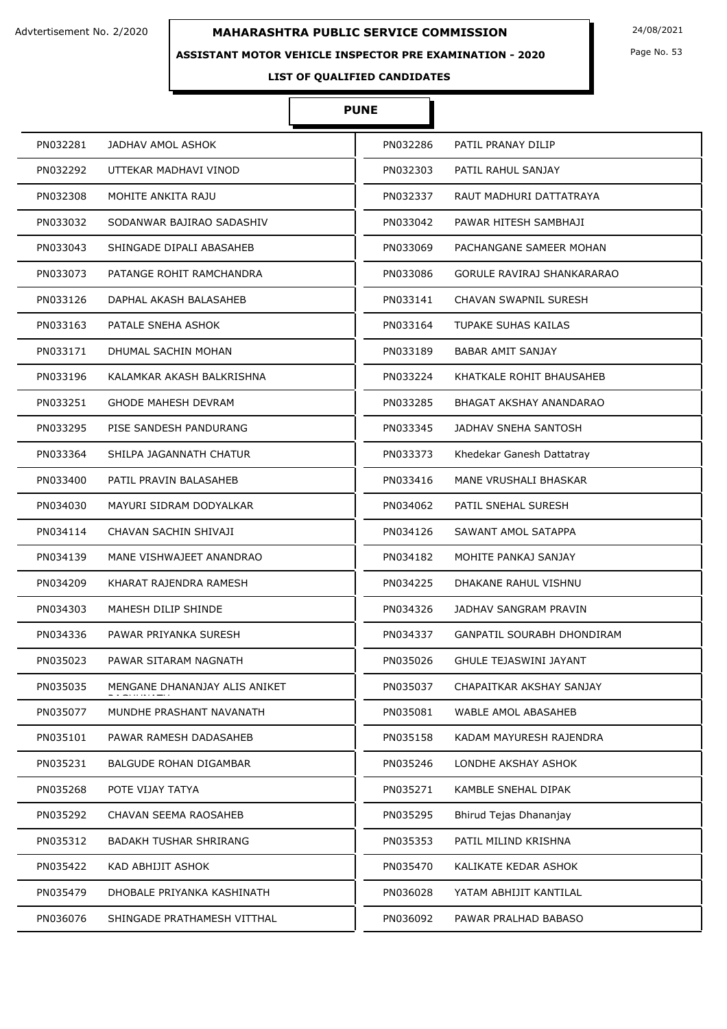Advtertisement No. 2/2020

# MAHARASHTRA PUBLIC SERVICE COMMISSION

24/08/2021

## ASSISTANT MOTOR VEHICLE INSPECTOR PRE EXAMINATION - 2020

### LIST OF QUALIFIED CANDIDATES

### PUNE

| | | | |
|---|---|---|---|
| PN032281 | JADHAV AMOL ASHOK | PN032286 | PATIL PRANAY DILIP |
| PN032292 | UTTEKAR MADHAVI VINOD | PN032303 | PATIL RAHUL SANJAY |
| PN032308 | MOHITE ANKITA RAJU | PN032337 | RAUT MADHURI DATTATRAYA |
| PN033032 | SODANWAR BAJIRAO SADASHIV | PN033042 | PAWAR HITESH SAMBHAJI |
| PN033043 | SHINGADE DIPALI ABASAHEB | PN033069 | PACHANGANE SAMEER MOHAN |
| PN033073 | PATANGE ROHIT RAMCHANDRA | PN033086 | GORULE RAVIRAJ SHANKARARAO |
| PN033126 | DAPHAL AKASH BALASAHEB | PN033141 | CHAVAN SWAPNIL SURESH |
| PN033163 | PATALE SNEHA ASHOK | PN033164 | TUPAKE SUHAS KAILAS |
| PN033171 | DHUMAL SACHIN MOHAN | PN033189 | BABAR AMIT SANJAY |
| PN033196 | KALAMKAR AKASH BALKRISHNA | PN033224 | KHATKALE ROHIT BHAUSAHEB |
| PN033251 | GHODE MAHESH DEVRAM | PN033285 | BHAGAT AKSHAY ANANDARAO |
| PN033295 | PISE SANDESH PANDURANG | PN033345 | JADHAV SNEHA SANTOSH |
| PN033364 | SHILPA JAGANNATH CHATUR | PN033373 | Khedekar Ganesh Dattatray |
| PN033400 | PATIL PRAVIN BALASAHEB | PN033416 | MANE VRUSHALI BHASKAR |
| PN034030 | MAYURI SIDRAM DODYALKAR | PN034062 | PATIL SNEHAL SURESH |
| PN034114 | CHAVAN SACHIN SHIVAJI | PN034126 | SAWANT AMOL SATAPPA |
| PN034139 | MANE VISHWAJEET ANANDRAO | PN034182 | MOHITE PANKAJ SANJAY |
| PN034209 | KHARAT RAJENDRA RAMESH | PN034225 | DHAKANE RAHUL VISHNU |
| PN034303 | MAHESH DILIP SHINDE | PN034326 | JADHAV SANGRAM PRAVIN |
| PN034336 | PAWAR PRIYANKA SURESH | PN034337 | GANPATIL SOURABH DHONDIRAM |
| PN035023 | PAWAR SITARAM NAGNATH | PN035026 | GHULE TEJASWINI JAYANT |
| PN035035 | MENGANE DHANANJAY ALIS ANIKET | PN035037 | CHAPAITKAR AKSHAY SANJAY |
| PN035077 | MUNDHE PRASHANT NAVANATH | PN035081 | WABLE AMOL ABASAHEB |
| PN035101 | PAWAR RAMESH DADASAHEB | PN035158 | KADAM MAYURESH RAJENDRA |
| PN035231 | BALGUDE ROHAN DIGAMBAR | PN035246 | LONDHE AKSHAY ASHOK |
| PN035268 | POTE VIJAY TATYA | PN035271 | KAMBLE SNEHAL DIPAK |
| PN035292 | CHAVAN SEEMA RAOSAHEB | PN035295 | Bhirud Tejas Dhananjay |
| PN035312 | BADAKH TUSHAR SHRIRANG | PN035353 | PATIL MILIND KRISHNA |
| PN035422 | KAD ABHIJIT ASHOK | PN035470 | KALIKATE KEDAR ASHOK |
| PN035479 | DHOBALE PRIYANKA KASHINATH | PN036028 | YATAM ABHIJIT KANTILAL |
| PN036076 | SHINGADE PRATHAMESH VITTHAL | PN036092 | PAWAR PRALHAD BABASO |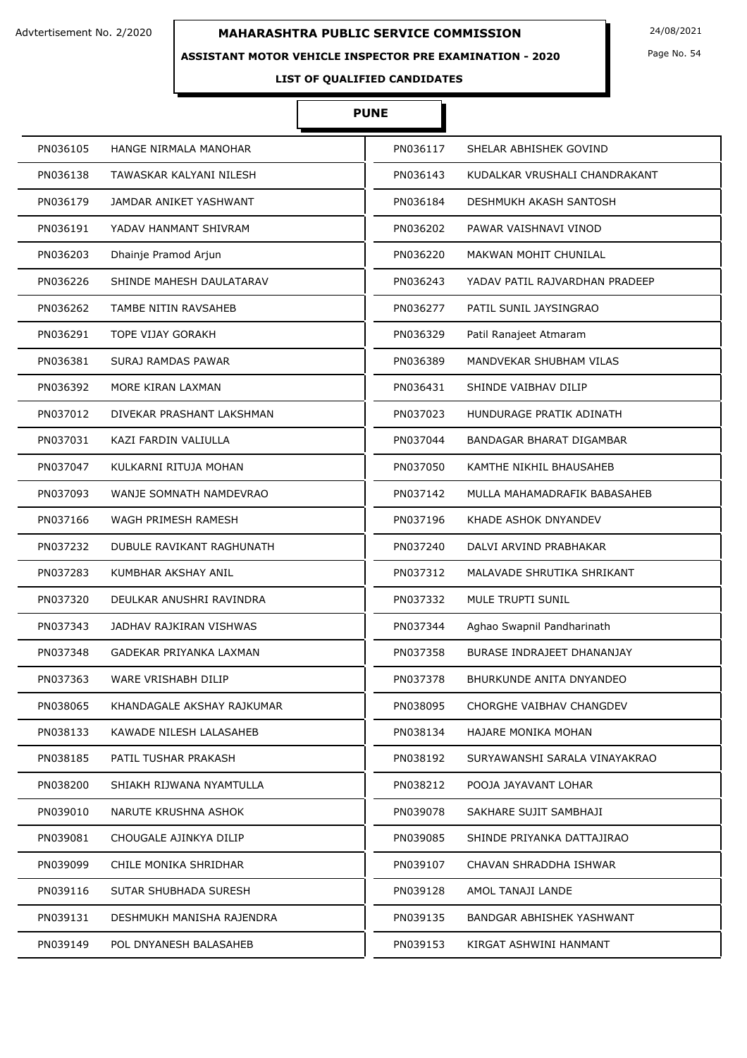Advtertisement No. 2/2020

# MAHARASHTRA PUBLIC SERVICE COMMISSION

24/08/2021

## ASSISTANT MOTOR VEHICLE INSPECTOR PRE EXAMINATION - 2020

### LIST OF QUALIFIED CANDIDATES

### PUNE

| | | | |
|---|---|---|---|
| PN036105 | HANGE NIRMALA MANOHAR | PN036117 | SHELAR ABHISHEK GOVIND |
| PN036138 | TAWASKAR KALYANI NILESH | PN036143 | KUDALKAR VRUSHALI CHANDRAKANT |
| PN036179 | JAMDAR ANIKET YASHWANT | PN036184 | DESHMUKH AKASH SANTOSH |
| PN036191 | YADAV HANMANT SHIVRAM | PN036202 | PAWAR VAISHNAVI VINOD |
| PN036203 | Dhainje Pramod Arjun | PN036220 | MAKWAN MOHIT CHUNILAL |
| PN036226 | SHINDE MAHESH DAULATARAV | PN036243 | YADAV PATIL RAJVARDHAN PRADEEP |
| PN036262 | TAMBE NITIN RAVSAHEB | PN036277 | PATIL SUNIL JAYSINGRAO |
| PN036291 | TOPE VIJAY GORAKH | PN036329 | Patil Ranajeet Atmaram |
| PN036381 | SURAJ RAMDAS PAWAR | PN036389 | MANDVEKAR SHUBHAM VILAS |
| PN036392 | MORE KIRAN LAXMAN | PN036431 | SHINDE VAIBHAV DILIP |
| PN037012 | DIVEKAR PRASHANT LAKSHMAN | PN037023 | HUNDURAGE PRATIK ADINATH |
| PN037031 | KAZI FARDIN VALIULLA | PN037044 | BANDAGAR BHARAT DIGAMBAR |
| PN037047 | KULKARNI RITUJA MOHAN | PN037050 | KAMTHE NIKHIL BHAUSAHEB |
| PN037093 | WANJE SOMNATH NAMDEVRAO | PN037142 | MULLA MAHAMADRAFIK BABASAHEB |
| PN037166 | WAGH PRIMESH RAMESH | PN037196 | KHADE ASHOK DNYANDEV |
| PN037232 | DUBULE RAVIKANT RAGHUNATH | PN037240 | DALVI ARVIND PRABHAKAR |
| PN037283 | KUMBHAR AKSHAY ANIL | PN037312 | MALAVADE SHRUTIKA SHRIKANT |
| PN037320 | DEULKAR ANUSHRI RAVINDRA | PN037332 | MULE TRUPTI SUNIL |
| PN037343 | JADHAV RAJKIRAN VISHWAS | PN037344 | Aghao Swapnil Pandharinath |
| PN037348 | GADEKAR PRIYANKA LAXMAN | PN037358 | BURASE INDRAJEET DHANANJAY |
| PN037363 | WARE VRISHABH DILIP | PN037378 | BHURKUNDE ANITA DNYANDEO |
| PN038065 | KHANDAGALE AKSHAY RAJKUMAR | PN038095 | CHORGHE VAIBHAV CHANGDEV |
| PN038133 | KAWADE NILESH LALASAHEB | PN038134 | HAJARE MONIKA MOHAN |
| PN038185 | PATIL TUSHAR PRAKASH | PN038192 | SURYAWANSHI SARALA VINAYAKRAO |
| PN038200 | SHIAKH RIJWANA NYAMTULLA | PN038212 | POOJA JAYAVANT LOHAR |
| PN039010 | NARUTE KRUSHNA ASHOK | PN039078 | SAKHARE SUJIT SAMBHAJI |
| PN039081 | CHOUGALE AJINKYA DILIP | PN039085 | SHINDE PRIYANKA DATTAJIRAO |
| PN039099 | CHILE MONIKA SHRIDHAR | PN039107 | CHAVAN SHRADDHA ISHWAR |
| PN039116 | SUTAR SHUBHADA SURESH | PN039128 | AMOL TANAJI LANDE |
| PN039131 | DESHMUKH MANISHA RAJENDRA | PN039135 | BANDGAR ABHISHEK YASHWANT |
| PN039149 | POL DNYANESH BALASAHEB | PN039153 | KIRGAT ASHWINI HANMANT |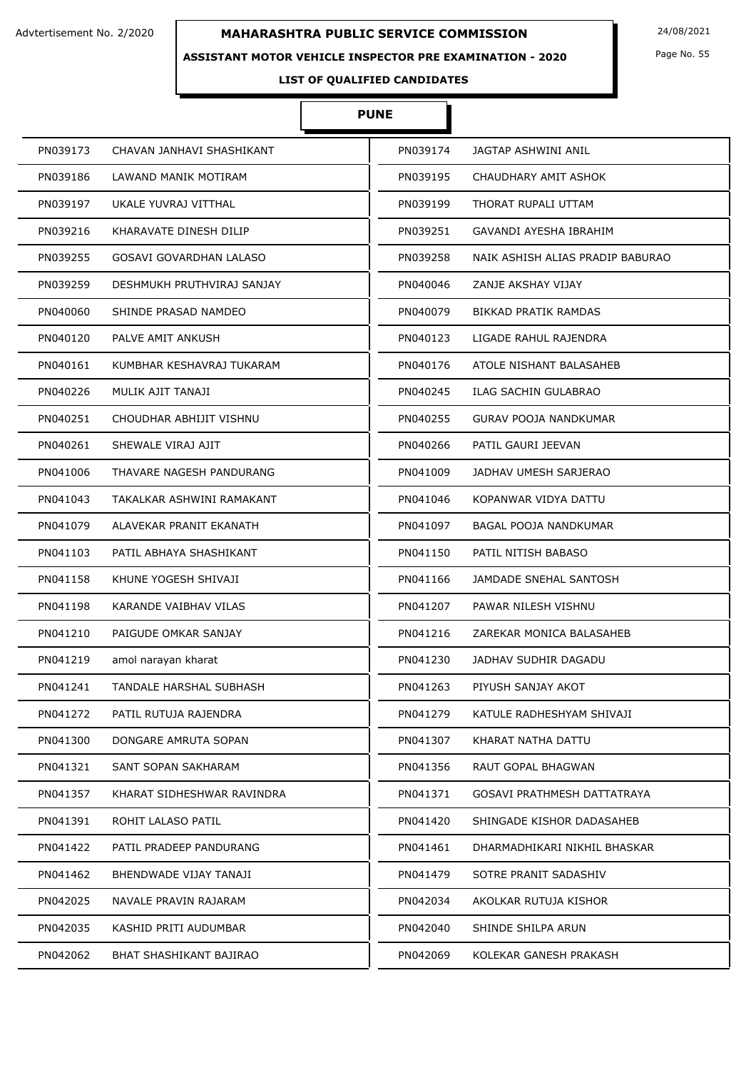Advtertisement No. 2/2020

# MAHARASHTRA PUBLIC SERVICE COMMISSION

24/08/2021

## ASSISTANT MOTOR VEHICLE INSPECTOR PRE EXAMINATION - 2020

### LIST OF QUALIFIED CANDIDATES

### PUNE

| | | | |
|---|---|---|---|
| PN039173 | CHAVAN JANHAVI SHASHIKANT | PN039174 | JAGTAP ASHWINI ANIL |
| PN039186 | LAWAND MANIK MOTIRAM | PN039195 | CHAUDHARY AMIT ASHOK |
| PN039197 | UKALE YUVRAJ VITTHAL | PN039199 | THORAT RUPALI UTTAM |
| PN039216 | KHARAVATE DINESH DILIP | PN039251 | GAVANDI AYESHA IBRAHIM |
| PN039255 | GOSAVI GOVARDHAN LALASO | PN039258 | NAIK ASHISH ALIAS PRADIP BABURAO |
| PN039259 | DESHMUKH PRUTHVIRAJ SANJAY | PN040046 | ZANJE AKSHAY VIJAY |
| PN040060 | SHINDE PRASAD NAMDEO | PN040079 | BIKKAD PRATIK RAMDAS |
| PN040120 | PALVE AMIT ANKUSH | PN040123 | LIGADE RAHUL RAJENDRA |
| PN040161 | KUMBHAR KESHAVRAJ TUKARAM | PN040176 | ATOLE NISHANT BALASAHEB |
| PN040226 | MULIK AJIT TANAJI | PN040245 | ILAG SACHIN GULABRAO |
| PN040251 | CHOUDHAR ABHIJIT VISHNU | PN040255 | GURAV POOJA NANDKUMAR |
| PN040261 | SHEWALE VIRAJ AJIT | PN040266 | PATIL GAURI JEEVAN |
| PN041006 | THAVARE NAGESH PANDURANG | PN041009 | JADHAV UMESH SARJERAO |
| PN041043 | TAKALKAR ASHWINI RAMAKANT | PN041046 | KOPANWAR VIDYA DATTU |
| PN041079 | ALAVEKAR PRANIT EKANATH | PN041097 | BAGAL POOJA NANDKUMAR |
| PN041103 | PATIL ABHAYA SHASHIKANT | PN041150 | PATIL NITISH BABASO |
| PN041158 | KHUNE YOGESH SHIVAJI | PN041166 | JAMDADE SNEHAL SANTOSH |
| PN041198 | KARANDE VAIBHAV VILAS | PN041207 | PAWAR NILESH VISHNU |
| PN041210 | PAIGUDE OMKAR SANJAY | PN041216 | ZAREKAR MONICA BALASAHEB |
| PN041219 | amol narayan kharat | PN041230 | JADHAV SUDHIR DAGADU |
| PN041241 | TANDALE HARSHAL SUBHASH | PN041263 | PIYUSH SANJAY AKOT |
| PN041272 | PATIL RUTUJA RAJENDRA | PN041279 | KATULE RADHESHYAM SHIVAJI |
| PN041300 | DONGARE AMRUTA SOPAN | PN041307 | KHARAT NATHA DATTU |
| PN041321 | SANT SOPAN SAKHARAM | PN041356 | RAUT GOPAL BHAGWAN |
| PN041357 | KHARAT SIDHESHWAR RAVINDRA | PN041371 | GOSAVI PRATHMESH DATTATRAYA |
| PN041391 | ROHIT LALASO PATIL | PN041420 | SHINGADE KISHOR DADASAHEB |
| PN041422 | PATIL PRADEEP PANDURANG | PN041461 | DHARMADHIKARI NIKHIL BHASKAR |
| PN041462 | BHENDWADE VIJAY TANAJI | PN041479 | SOTRE PRANIT SADASHIV |
| PN042025 | NAVALE PRAVIN RAJARAM | PN042034 | AKOLKAR RUTUJA KISHOR |
| PN042035 | KASHID PRITI AUDUMBAR | PN042040 | SHINDE SHILPA ARUN |
| PN042062 | BHAT SHASHIKANT BAJIRAO | PN042069 | KOLEKAR GANESH PRAKASH |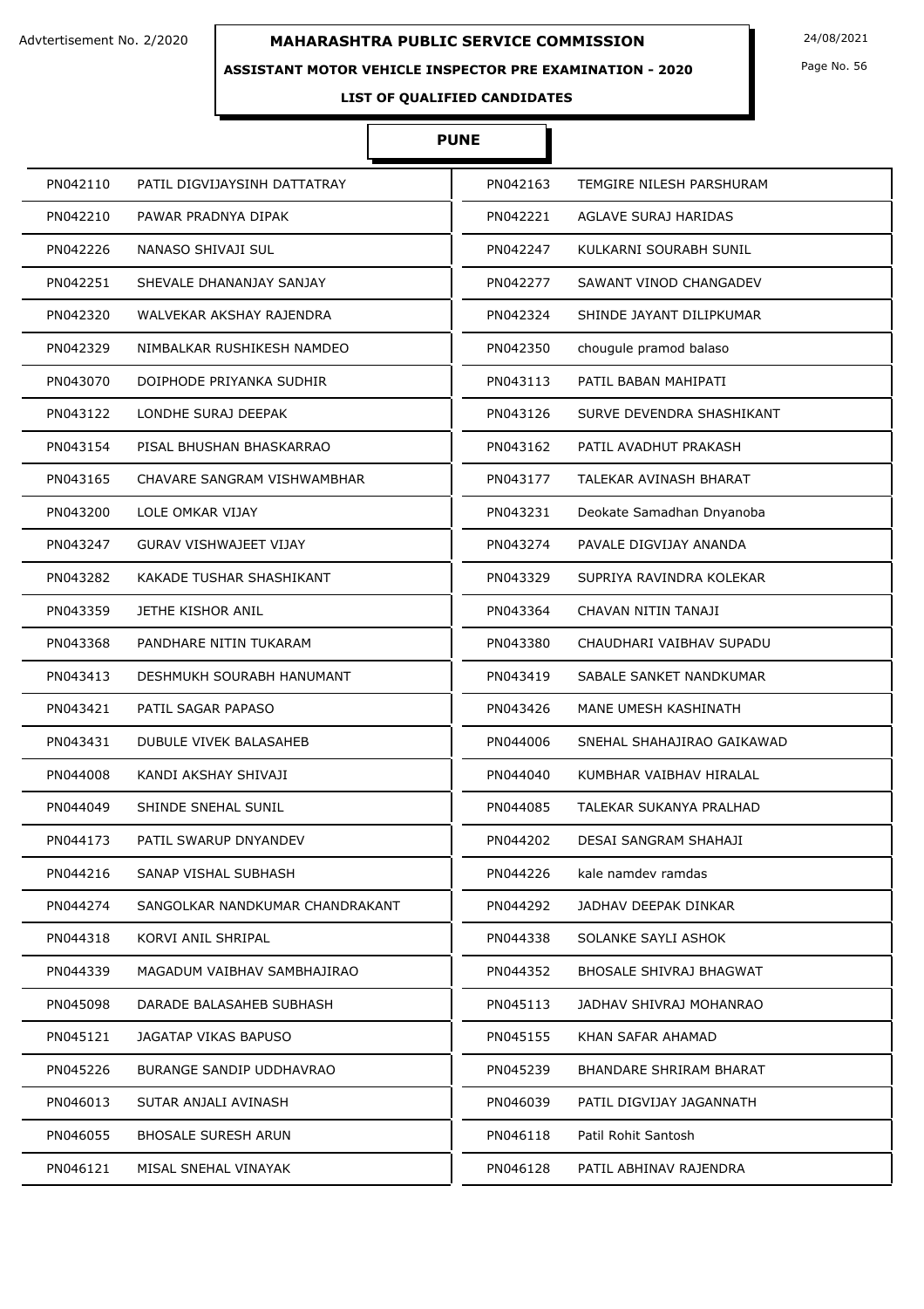Advtertisement No. 2/2020

# MAHARASHTRA PUBLIC SERVICE COMMISSION

24/08/2021

## ASSISTANT MOTOR VEHICLE INSPECTOR PRE EXAMINATION - 2020

### LIST OF QUALIFIED CANDIDATES

### PUNE

| | | | |
|---|---|---|---|
| PN042110 | PATIL DIGVIJAYSINH DATTATRAY | PN042163 | TEMGIRE NILESH PARSHURAM |
| PN042210 | PAWAR PRADNYA DIPAK | PN042221 | AGLAVE SURAJ HARIDAS |
| PN042226 | NANASO SHIVAJI SUL | PN042247 | KULKARNI SOURABH SUNIL |
| PN042251 | SHEVALE DHANANJAY SANJAY | PN042277 | SAWANT VINOD CHANGADEV |
| PN042320 | WALVEKAR AKSHAY RAJENDRA | PN042324 | SHINDE JAYANT DILIPKUMAR |
| PN042329 | NIMBALKAR RUSHIKESH NAMDEO | PN042350 | chougule pramod balaso |
| PN043070 | DOIPHODE PRIYANKA SUDHIR | PN043113 | PATIL BABAN MAHIPATI |
| PN043122 | LONDHE SURAJ DEEPAK | PN043126 | SURVE DEVENDRA SHASHIKANT |
| PN043154 | PISAL BHUSHAN BHASKARRAO | PN043162 | PATIL AVADHUT PRAKASH |
| PN043165 | CHAVARE SANGRAM VISHWAMBHAR | PN043177 | TALEKAR AVINASH BHARAT |
| PN043200 | LOLE OMKAR VIJAY | PN043231 | Deokate Samadhan Dnyanoba |
| PN043247 | GURAV VISHWAJEET VIJAY | PN043274 | PAVALE DIGVIJAY ANANDA |
| PN043282 | KAKADE TUSHAR SHASHIKANT | PN043329 | SUPRIYA RAVINDRA KOLEKAR |
| PN043359 | JETHE KISHOR ANIL | PN043364 | CHAVAN NITIN TANAJI |
| PN043368 | PANDHARE NITIN TUKARAM | PN043380 | CHAUDHARI VAIBHAV SUPADU |
| PN043413 | DESHMUKH SOURABH HANUMANT | PN043419 | SABALE SANKET NANDKUMAR |
| PN043421 | PATIL SAGAR PAPASO | PN043426 | MANE UMESH KASHINATH |
| PN043431 | DUBULE VIVEK BALASAHEB | PN044006 | SNEHAL SHAHAJIRAO GAIKAWAD |
| PN044008 | KANDI AKSHAY SHIVAJI | PN044040 | KUMBHAR VAIBHAV HIRALAL |
| PN044049 | SHINDE SNEHAL SUNIL | PN044085 | TALEKAR SUKANYA PRALHAD |
| PN044173 | PATIL SWARUP DNYANDEV | PN044202 | DESAI SANGRAM SHAHAJI |
| PN044216 | SANAP VISHAL SUBHASH | PN044226 | kale namdev ramdas |
| PN044274 | SANGOLKAR NANDKUMAR CHANDRAKANT | PN044292 | JADHAV DEEPAK DINKAR |
| PN044318 | KORVI ANIL SHRIPAL | PN044338 | SOLANKE SAYLI ASHOK |
| PN044339 | MAGADUM VAIBHAV SAMBHAJIRAO | PN044352 | BHOSALE SHIVRAJ BHAGWAT |
| PN045098 | DARADE BALASAHEB SUBHASH | PN045113 | JADHAV SHIVRAJ MOHANRAO |
| PN045121 | JAGATAP VIKAS BAPUSO | PN045155 | KHAN SAFAR AHAMAD |
| PN045226 | BURANGE SANDIP UDDHAVRAO | PN045239 | BHANDARE SHRIRAM BHARAT |
| PN046013 | SUTAR ANJALI AVINASH | PN046039 | PATIL DIGVIJAY JAGANNATH |
| PN046055 | BHOSALE SURESH ARUN | PN046118 | Patil Rohit Santosh |
| PN046121 | MISAL SNEHAL VINAYAK | PN046128 | PATIL ABHINAV RAJENDRA |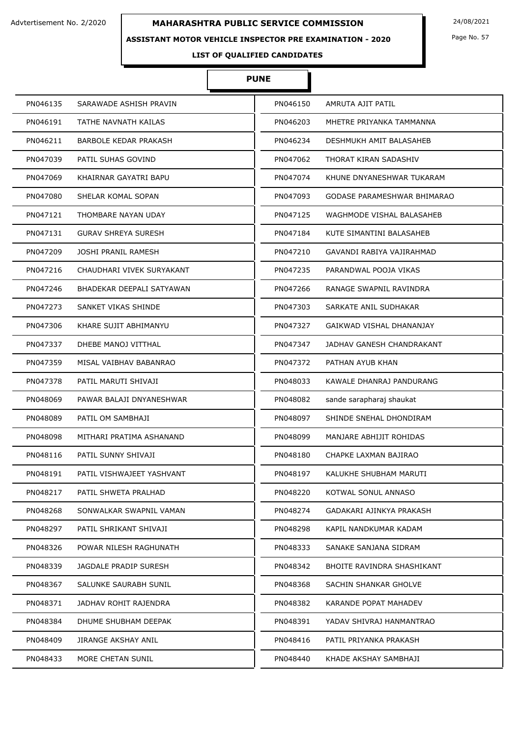Advtertisement No. 2/2020

# MAHARASHTRA PUBLIC SERVICE COMMISSION

24/08/2021

## ASSISTANT MOTOR VEHICLE INSPECTOR PRE EXAMINATION - 2020

### LIST OF QUALIFIED CANDIDATES

### PUNE

| | | | |
|---|---|---|---|
| PN046135 | SARAWADE ASHISH PRAVIN | PN046150 | AMRUTA AJIT PATIL |
| PN046191 | TATHE NAVNATH KAILAS | PN046203 | MHETRE PRIYANKA TAMMANNA |
| PN046211 | BARBOLE KEDAR PRAKASH | PN046234 | DESHMUKH AMIT BALASAHEB |
| PN047039 | PATIL SUHAS GOVIND | PN047062 | THORAT KIRAN SADASHIV |
| PN047069 | KHAIRNAR GAYATRI BAPU | PN047074 | KHUNE DNYANESHWAR TUKARAM |
| PN047080 | SHELAR KOMAL SOPAN | PN047093 | GODASE PARAMESHWAR BHIMARAO |
| PN047121 | THOMBARE NAYAN UDAY | PN047125 | WAGHMODE VISHAL BALASAHEB |
| PN047131 | GURAV SHREYA SURESH | PN047184 | KUTE SIMANTINI BALASAHEB |
| PN047209 | JOSHI PRANIL RAMESH | PN047210 | GAVANDI RABIYA VAJIRAHMAD |
| PN047216 | CHAUDHARI VIVEK SURYAKANT | PN047235 | PARANDWAL POOJA VIKAS |
| PN047246 | BHADEKAR DEEPALI SATYAWAN | PN047266 | RANAGE SWAPNIL RAVINDRA |
| PN047273 | SANKET VIKAS SHINDE | PN047303 | SARKATE ANIL SUDHAKAR |
| PN047306 | KHARE SUJIT ABHIMANYU | PN047327 | GAIKWAD VISHAL DHANANJAY |
| PN047337 | DHEBE MANOJ VITTHAL | PN047347 | JADHAV GANESH CHANDRAKANT |
| PN047359 | MISAL VAIBHAV BABANRAO | PN047372 | PATHAN AYUB KHAN |
| PN047378 | PATIL MARUTI SHIVAJI | PN048033 | KAWALE DHANRAJ PANDURANG |
| PN048069 | PAWAR BALAJI DNYANESHWAR | PN048082 | sande sarapharaj shaukat |
| PN048089 | PATIL OM SAMBHAJI | PN048097 | SHINDE SNEHAL DHONDIRAM |
| PN048098 | MITHARI PRATIMA ASHANAND | PN048099 | MANJARE ABHIJIT ROHIDAS |
| PN048116 | PATIL SUNNY SHIVAJI | PN048180 | CHAPKE LAXMAN BAJIRAO |
| PN048191 | PATIL VISHWAJEET YASHVANT | PN048197 | KALUKHE SHUBHAM MARUTI |
| PN048217 | PATIL SHWETA PRALHAD | PN048220 | KOTWAL SONUL ANNASO |
| PN048268 | SONWALKAR SWAPNIL VAMAN | PN048274 | GADAKARI AJINKYA PRAKASH |
| PN048297 | PATIL SHRIKANT SHIVAJI | PN048298 | KAPIL NANDKUMAR KADAM |
| PN048326 | POWAR NILESH RAGHUNATH | PN048333 | SANAKE SANJANA SIDRAM |
| PN048339 | JAGDALE PRADIP SURESH | PN048342 | BHOITE RAVINDRA SHASHIKANT |
| PN048367 | SALUNKE SAURABH SUNIL | PN048368 | SACHIN SHANKAR GHOLVE |
| PN048371 | JADHAV ROHIT RAJENDRA | PN048382 | KARANDE POPAT MAHADEV |
| PN048384 | DHUME SHUBHAM DEEPAK | PN048391 | YADAV SHIVRAJ HANMANTRAO |
| PN048409 | JIRANGE AKSHAY ANIL | PN048416 | PATIL PRIYANKA PRAKASH |
| PN048433 | MORE CHETAN SUNIL | PN048440 | KHADE AKSHAY SAMBHAJI |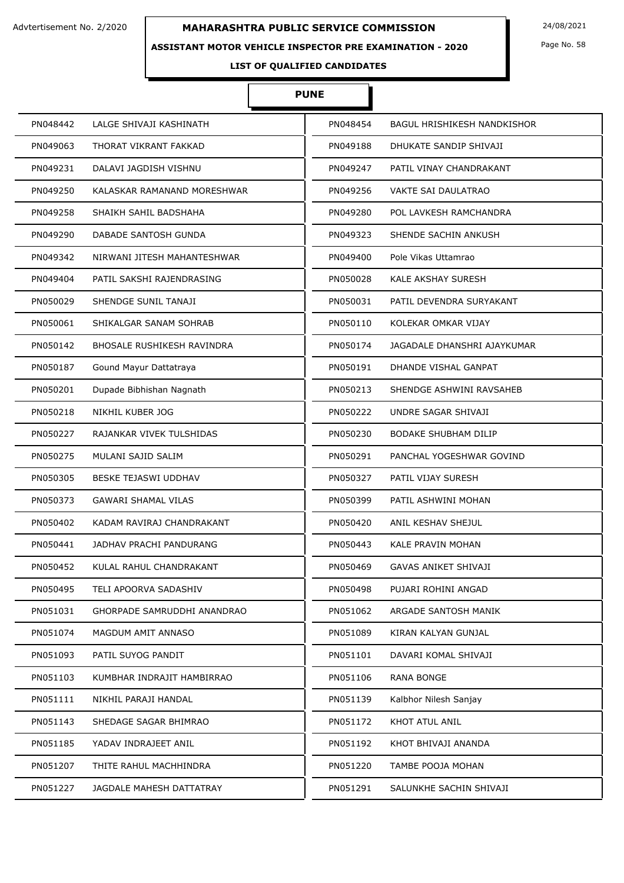Advtertisement No. 2/2020

# MAHARASHTRA PUBLIC SERVICE COMMISSION

24/08/2021

## ASSISTANT MOTOR VEHICLE INSPECTOR PRE EXAMINATION - 2020

### LIST OF QUALIFIED CANDIDATES

### PUNE

| | | | |
|---|---|---|---|
| PN048442 | LALGE SHIVAJI KASHINATH | PN048454 | BAGUL HRISHIKESH NANDKISHOR |
| PN049063 | THORAT VIKRANT FAKKAD | PN049188 | DHUKATE SANDIP SHIVAJI |
| PN049231 | DALAVI JAGDISH VISHNU | PN049247 | PATIL VINAY CHANDRAKANT |
| PN049250 | KALASKAR RAMANAND MORESHWAR | PN049256 | VAKTE SAI DAULATRAO |
| PN049258 | SHAIKH SAHIL BADSHAHA | PN049280 | POL LAVKESH RAMCHANDRA |
| PN049290 | DABADE SANTOSH GUNDA | PN049323 | SHENDE SACHIN ANKUSH |
| PN049342 | NIRWANI JITESH MAHANTESHWAR | PN049400 | Pole Vikas Uttamrao |
| PN049404 | PATIL SAKSHI RAJENDRASING | PN050028 | KALE AKSHAY SURESH |
| PN050029 | SHENDGE SUNIL TANAJI | PN050031 | PATIL DEVENDRA SURYAKANT |
| PN050061 | SHIKALGAR SANAM SOHRAB | PN050110 | KOLEKAR OMKAR VIJAY |
| PN050142 | BHOSALE RUSHIKESH RAVINDRA | PN050174 | JAGADALE DHANSHRI AJAYKUMAR |
| PN050187 | Gound Mayur Dattatraya | PN050191 | DHANDE VISHAL GANPAT |
| PN050201 | Dupade Bibhishan Nagnath | PN050213 | SHENDGE ASHWINI RAVSAHEB |
| PN050218 | NIKHIL KUBER JOG | PN050222 | UNDRE SAGAR SHIVAJI |
| PN050227 | RAJANKAR VIVEK TULSHIDAS | PN050230 | BODAKE SHUBHAM DILIP |
| PN050275 | MULANI SAJID SALIM | PN050291 | PANCHAL YOGESHWAR GOVIND |
| PN050305 | BESKE TEJASWI UDDHAV | PN050327 | PATIL VIJAY SURESH |
| PN050373 | GAWARI SHAMAL VILAS | PN050399 | PATIL ASHWINI MOHAN |
| PN050402 | KADAM RAVIRAJ CHANDRAKANT | PN050420 | ANIL KESHAV SHEJUL |
| PN050441 | JADHAV PRACHI PANDURANG | PN050443 | KALE PRAVIN MOHAN |
| PN050452 | KULAL RAHUL CHANDRAKANT | PN050469 | GAVAS ANIKET SHIVAJI |
| PN050495 | TELI APOORVA SADASHIV | PN050498 | PUJARI ROHINI ANGAD |
| PN051031 | GHORPADE SAMRUDDHI ANANDRAO | PN051062 | ARGADE SANTOSH MANIK |
| PN051074 | MAGDUM AMIT ANNASO | PN051089 | KIRAN KALYAN GUNJAL |
| PN051093 | PATIL SUYOG PANDIT | PN051101 | DAVARI KOMAL SHIVAJI |
| PN051103 | KUMBHAR INDRAJIT HAMBIRRAO | PN051106 | RANA BONGE |
| PN051111 | NIKHIL PARAJI HANDAL | PN051139 | Kalbhor Nilesh Sanjay |
| PN051143 | SHEDAGE SAGAR BHIMRAO | PN051172 | KHOT ATUL ANIL |
| PN051185 | YADAV INDRAJEET ANIL | PN051192 | KHOT BHIVAJI ANANDA |
| PN051207 | THITE RAHUL MACHHINDRA | PN051220 | TAMBE POOJA MOHAN |
| PN051227 | JAGDALE MAHESH DATTATRAY | PN051291 | SALUNKHE SACHIN SHIVAJI |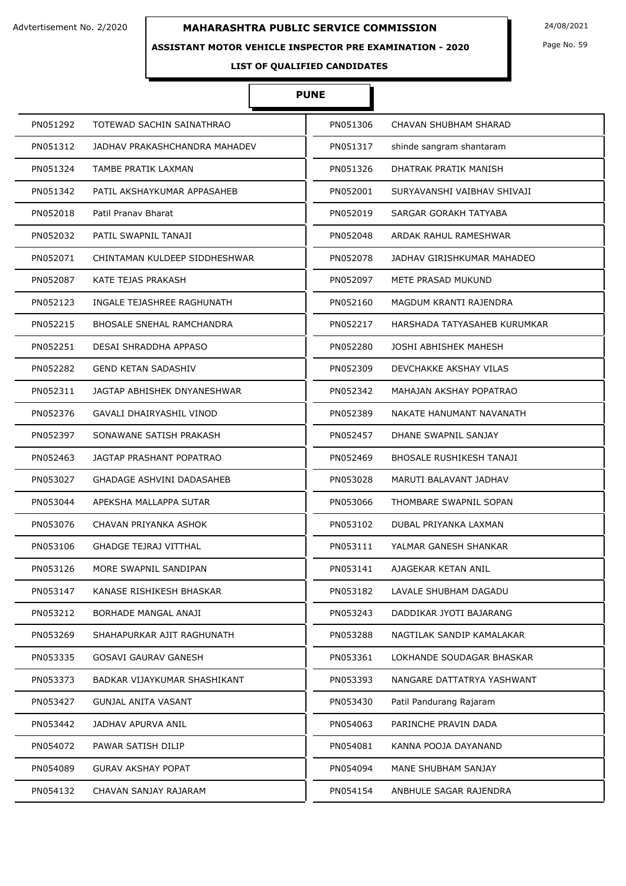Advtertisement No. 2/2020

# MAHARASHTRA PUBLIC SERVICE COMMISSION

24/08/2021

## ASSISTANT MOTOR VEHICLE INSPECTOR PRE EXAMINATION - 2020

### LIST OF QUALIFIED CANDIDATES

### PUNE

| | | | |
|---|---|---|---|
| PN051292 | TOTEWAD SACHIN SAINATHRAO | PN051306 | CHAVAN SHUBHAM SHARAD |
| PN051312 | JADHAV PRAKASHCHANDRA MAHADEV | PN051317 | shinde sangram shantaram |
| PN051324 | TAMBE PRATIK LAXMAN | PN051326 | DHATRAK PRATIK MANISH |
| PN051342 | PATIL AKSHAYKUMAR APPASAHEB | PN052001 | SURYAVANSHI VAIBHAV SHIVAJI |
| PN052018 | Patil Pranav Bharat | PN052019 | SARGAR GORAKH TATYABA |
| PN052032 | PATIL SWAPNIL TANAJI | PN052048 | ARDAK RAHUL RAMESHWAR |
| PN052071 | CHINTAMAN KULDEEP SIDDHESHWAR | PN052078 | JADHAV GIRISHKUMAR MAHADEO |
| PN052087 | KATE TEJAS PRAKASH | PN052097 | METE PRASAD MUKUND |
| PN052123 | INGALE TEJASHREE RAGHUNATH | PN052160 | MAGDUM KRANTI RAJENDRA |
| PN052215 | BHOSALE SNEHAL RAMCHANDRA | PN052217 | HARSHADA TATYASAHEB KURUMKAR |
| PN052251 | DESAI SHRADDHA APPASO | PN052280 | JOSHI ABHISHEK MAHESH |
| PN052282 | GEND KETAN SADASHIV | PN052309 | DEVCHAKKE AKSHAY VILAS |
| PN052311 | JAGTAP ABHISHEK DNYANESHWAR | PN052342 | MAHAJAN AKSHAY POPATRAO |
| PN052376 | GAVALI DHAIRYASHIL VINOD | PN052389 | NAKATE HANUMANT NAVANATH |
| PN052397 | SONAWANE SATISH PRAKASH | PN052457 | DHANE SWAPNIL SANJAY |
| PN052463 | JAGTAP PRASHANT POPATRAO | PN052469 | BHOSALE RUSHIKESH TANAJI |
| PN053027 | GHADAGE ASHVINI DADASAHEB | PN053028 | MARUTI BALAVANT JADHAV |
| PN053044 | APEKSHA MALLAPPA SUTAR | PN053066 | THOMBARE SWAPNIL SOPAN |
| PN053076 | CHAVAN PRIYANKA ASHOK | PN053102 | DUBAL PRIYANKA LAXMAN |
| PN053106 | GHADGE TEJRAJ VITTHAL | PN053111 | YALMAR GANESH SHANKAR |
| PN053126 | MORE SWAPNIL SANDIPAN | PN053141 | AJAGEKAR KETAN ANIL |
| PN053147 | KANASE RISHIKESH BHASKAR | PN053182 | LAVALE SHUBHAM DAGADU |
| PN053212 | BORHADE MANGAL ANAJI | PN053243 | DADDIKAR JYOTI BAJARANG |
| PN053269 | SHAHAPURKAR AJIT RAGHUNATH | PN053288 | NAGTILAK SANDIP KAMALAKAR |
| PN053335 | GOSAVI GAURAV GANESH | PN053361 | LOKHANDE SOUDAGAR BHASKAR |
| PN053373 | BADKAR VIJAYKUMAR SHASHIKANT | PN053393 | NANGARE DATTATRYA YASHWANT |
| PN053427 | GUNJAL ANITA VASANT | PN053430 | Patil Pandurang Rajaram |
| PN053442 | JADHAV APURVA ANIL | PN054063 | PARINCHE PRAVIN DADA |
| PN054072 | PAWAR SATISH DILIP | PN054081 | KANNA POOJA DAYANAND |
| PN054089 | GURAV AKSHAY POPAT | PN054094 | MANE SHUBHAM SANJAY |
| PN054132 | CHAVAN SANJAY RAJARAM | PN054154 | ANBHULE SAGAR RAJENDRA |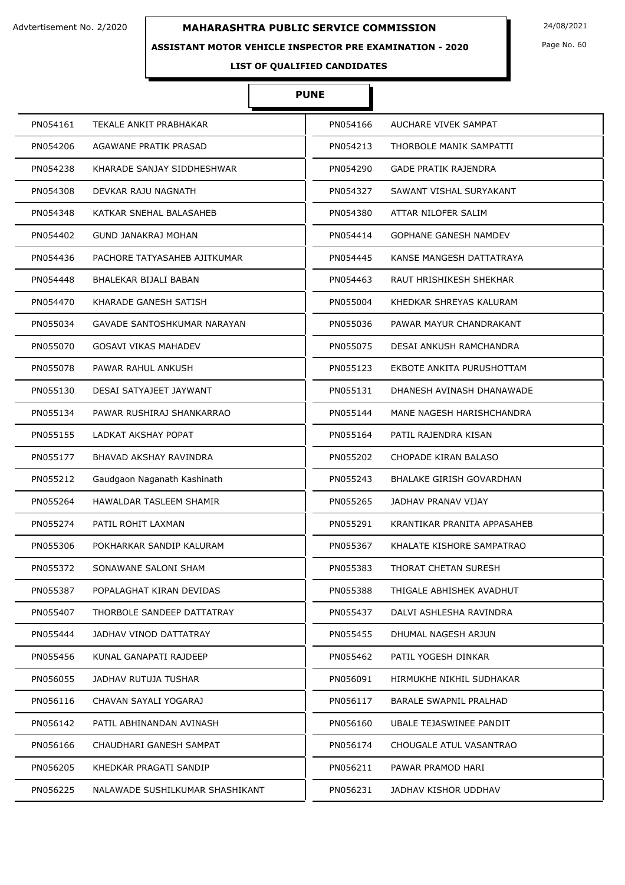Advtertisement No. 2/2020

# MAHARASHTRA PUBLIC SERVICE COMMISSION

24/08/2021

## ASSISTANT MOTOR VEHICLE INSPECTOR PRE EXAMINATION - 2020

### LIST OF QUALIFIED CANDIDATES

### PUNE

| | | | |
|---|---|---|---|
| PN054161 | TEKALE ANKIT PRABHAKAR | PN054166 | AUCHARE VIVEK SAMPAT |
| PN054206 | AGAWANE PRATIK PRASAD | PN054213 | THORBOLE MANIK SAMPATTI |
| PN054238 | KHARADE SANJAY SIDDHESHWAR | PN054290 | GADE PRATIK RAJENDRA |
| PN054308 | DEVKAR RAJU NAGNATH | PN054327 | SAWANT VISHAL SURYAKANT |
| PN054348 | KATKAR SNEHAL BALASAHEB | PN054380 | ATTAR NILOFER SALIM |
| PN054402 | GUND JANAKRAJ MOHAN | PN054414 | GOPHANE GANESH NAMDEV |
| PN054436 | PACHORE TATYASAHEB AJITKUMAR | PN054445 | KANSE MANGESH DATTATRAYA |
| PN054448 | BHALEKAR BIJALI BABAN | PN054463 | RAUT HRISHIKESH SHEKHAR |
| PN054470 | KHARADE GANESH SATISH | PN055004 | KHEDKAR SHREYAS KALURAM |
| PN055034 | GAVADE SANTOSHKUMAR NARAYAN | PN055036 | PAWAR MAYUR CHANDRAKANT |
| PN055070 | GOSAVI VIKAS MAHADEV | PN055075 | DESAI ANKUSH RAMCHANDRA |
| PN055078 | PAWAR RAHUL ANKUSH | PN055123 | EKBOTE ANKITA PURUSHOTTAM |
| PN055130 | DESAI SATYAJEET JAYWANT | PN055131 | DHANESH AVINASH DHANAWADE |
| PN055134 | PAWAR RUSHIRAJ SHANKARRAO | PN055144 | MANE NAGESH HARISHCHANDRA |
| PN055155 | LADKAT AKSHAY POPAT | PN055164 | PATIL RAJENDRA KISAN |
| PN055177 | BHAVAD AKSHAY RAVINDRA | PN055202 | CHOPADE KIRAN BALASO |
| PN055212 | Gaudgaon Naganath Kashinath | PN055243 | BHALAKE GIRISH GOVARDHAN |
| PN055264 | HAWALDAR TASLEEM SHAMIR | PN055265 | JADHAV PRANAV VIJAY |
| PN055274 | PATIL ROHIT LAXMAN | PN055291 | KRANTIKAR PRANITA APPASAHEB |
| PN055306 | POKHARKAR SANDIP KALURAM | PN055367 | KHALATE KISHORE SAMPATRAO |
| PN055372 | SONAWANE SALONI SHAM | PN055383 | THORAT CHETAN SURESH |
| PN055387 | POPALAGHAT KIRAN DEVIDAS | PN055388 | THIGALE ABHISHEK AVADHUT |
| PN055407 | THORBOLE SANDEEP DATTATRAY | PN055437 | DALVI ASHLESHA RAVINDRA |
| PN055444 | JADHAV VINOD DATTATRAY | PN055455 | DHUMAL NAGESH ARJUN |
| PN055456 | KUNAL GANAPATI RAJDEEP | PN055462 | PATIL YOGESH DINKAR |
| PN056055 | JADHAV RUTUJA TUSHAR | PN056091 | HIRMUKHE NIKHIL SUDHAKAR |
| PN056116 | CHAVAN SAYALI YOGARAJ | PN056117 | BARALE SWAPNIL PRALHAD |
| PN056142 | PATIL ABHINANDAN AVINASH | PN056160 | UBALE TEJASWINEE PANDIT |
| PN056166 | CHAUDHARI GANESH SAMPAT | PN056174 | CHOUGALE ATUL VASANTRAO |
| PN056205 | KHEDKAR PRAGATI SANDIP | PN056211 | PAWAR PRAMOD HARI |
| PN056225 | NALAWADE SUSHILKUMAR SHASHIKANT | PN056231 | JADHAV KISHOR UDDHAV |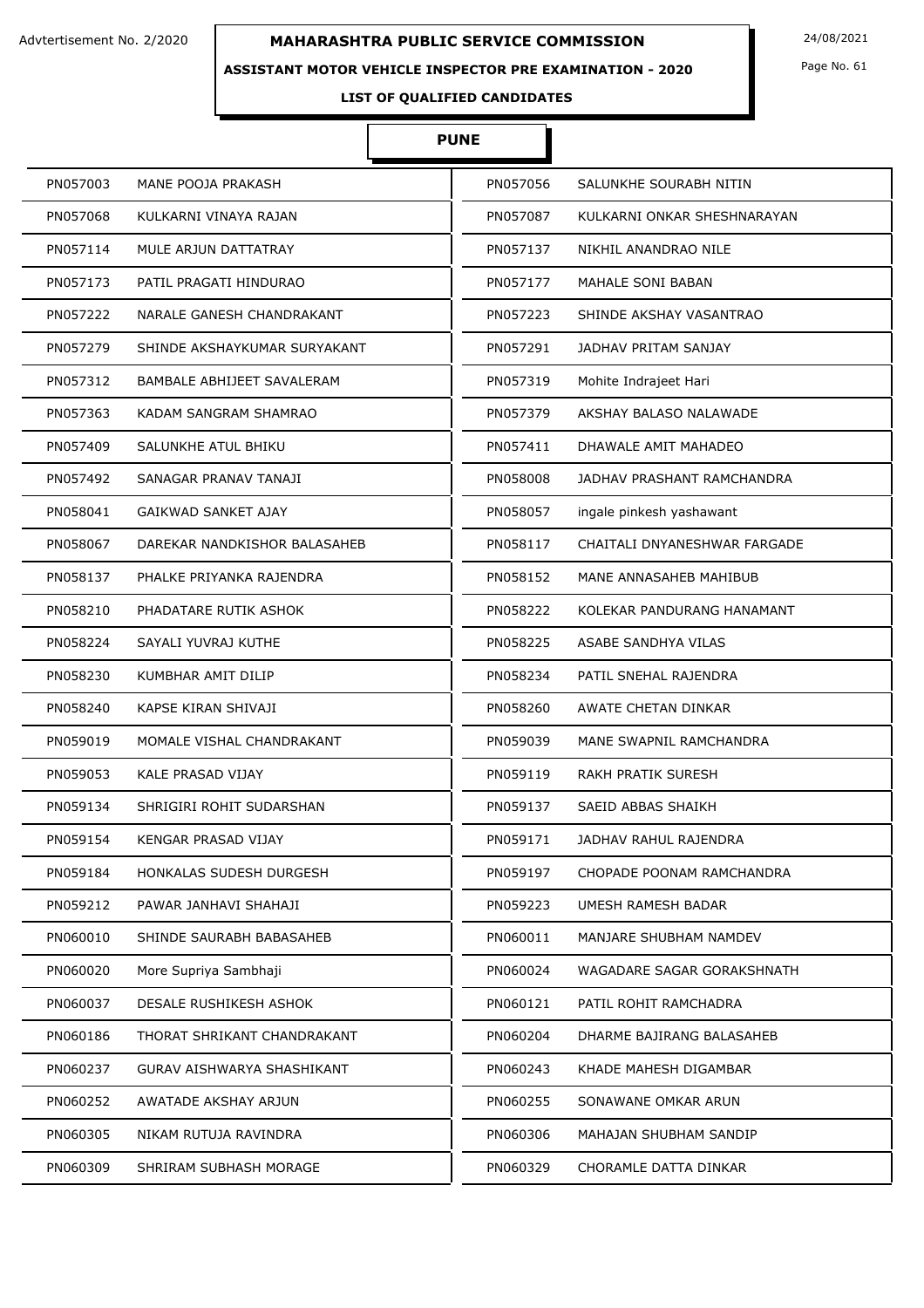Advtertisement No. 2/2020

# MAHARASHTRA PUBLIC SERVICE COMMISSION

24/08/2021

**ASSISTANT MOTOR VEHICLE INSPECTOR PRE EXAMINATION - 2020**

**LIST OF QUALIFIED CANDIDATES**

## PUNE

| | | | |
|---|---|---|---|
| PN057003 | MANE POOJA PRAKASH | PN057056 | SALUNKHE SOURABH NITIN |
| PN057068 | KULKARNI VINAYA RAJAN | PN057087 | KULKARNI ONKAR SHESHNARAYAN |
| PN057114 | MULE ARJUN DATTATRAY | PN057137 | NIKHIL ANANDRAO NILE |
| PN057173 | PATIL PRAGATI HINDURAO | PN057177 | MAHALE SONI BABAN |
| PN057222 | NARALE GANESH CHANDRAKANT | PN057223 | SHINDE AKSHAY VASANTRAO |
| PN057279 | SHINDE AKSHAYKUMAR SURYAKANT | PN057291 | JADHAV PRITAM SANJAY |
| PN057312 | BAMBALE ABHIJEET SAVALERAM | PN057319 | Mohite Indrajeet Hari |
| PN057363 | KADAM SANGRAM SHAMRAO | PN057379 | AKSHAY BALASO NALAWADE |
| PN057409 | SALUNKHE ATUL BHIKU | PN057411 | DHAWALE AMIT MAHADEO |
| PN057492 | SANAGAR PRANAV TANAJI | PN058008 | JADHAV PRASHANT RAMCHANDRA |
| PN058041 | GAIKWAD SANKET AJAY | PN058057 | ingale pinkesh yashawant |
| PN058067 | DAREKAR NANDKISHOR BALASAHEB | PN058117 | CHAITALI DNYANESHWAR FARGADE |
| PN058137 | PHALKE PRIYANKA RAJENDRA | PN058152 | MANE ANNASAHEB MAHIBUB |
| PN058210 | PHADATARE RUTIK ASHOK | PN058222 | KOLEKAR PANDURANG HANAMANT |
| PN058224 | SAYALI YUVRAJ KUTHE | PN058225 | ASABE SANDHYA VILAS |
| PN058230 | KUMBHAR AMIT DILIP | PN058234 | PATIL SNEHAL RAJENDRA |
| PN058240 | KAPSE KIRAN SHIVAJI | PN058260 | AWATE CHETAN DINKAR |
| PN059019 | MOMALE VISHAL CHANDRAKANT | PN059039 | MANE SWAPNIL RAMCHANDRA |
| PN059053 | KALE PRASAD VIJAY | PN059119 | RAKH PRATIK SURESH |
| PN059134 | SHRIGIRI ROHIT SUDARSHAN | PN059137 | SAEID ABBAS SHAIKH |
| PN059154 | KENGAR PRASAD VIJAY | PN059171 | JADHAV RAHUL RAJENDRA |
| PN059184 | HONKALAS SUDESH DURGESH | PN059197 | CHOPADE POONAM RAMCHANDRA |
| PN059212 | PAWAR JANHAVI SHAHAJI | PN059223 | UMESH RAMESH BADAR |
| PN060010 | SHINDE SAURABH BABASAHEB | PN060011 | MANJARE SHUBHAM NAMDEV |
| PN060020 | More Supriya Sambhaji | PN060024 | WAGADARE SAGAR GORAKSHNATH |
| PN060037 | DESALE RUSHIKESH ASHOK | PN060121 | PATIL ROHIT RAMCHADRA |
| PN060186 | THORAT SHRIKANT CHANDRAKANT | PN060204 | DHARME BAJIRANG BALASAHEB |
| PN060237 | GURAV AISHWARYA SHASHIKANT | PN060243 | KHADE MAHESH DIGAMBAR |
| PN060252 | AWATADE AKSHAY ARJUN | PN060255 | SONAWANE OMKAR ARUN |
| PN060305 | NIKAM RUTUJA RAVINDRA | PN060306 | MAHAJAN SHUBHAM SANDIP |
| PN060309 | SHRIRAM SUBHASH MORAGE | PN060329 | CHORAMLE DATTA DINKAR |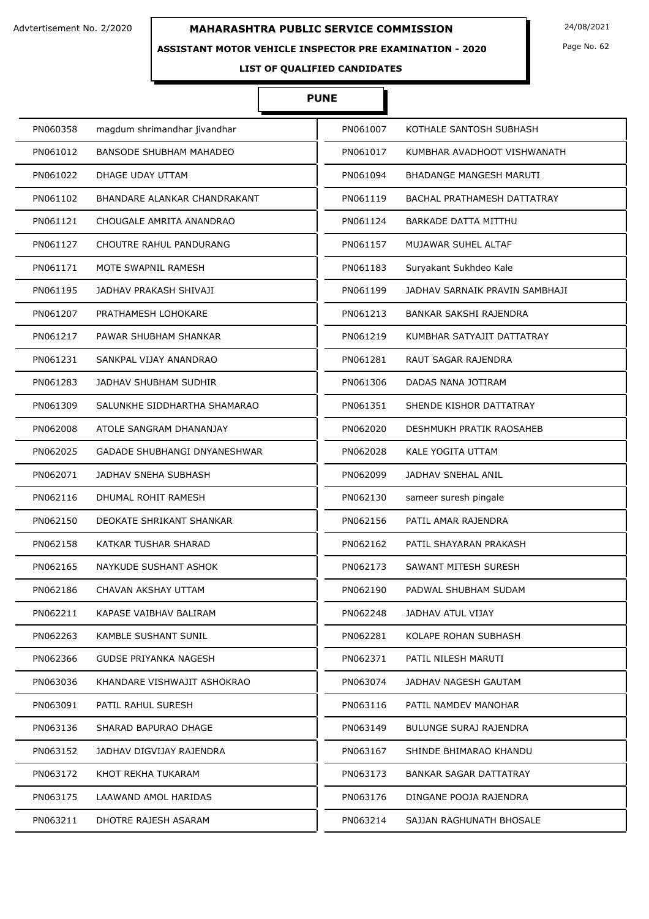Advtertisement No. 2/2020

# MAHARASHTRA PUBLIC SERVICE COMMISSION

24/08/2021

## ASSISTANT MOTOR VEHICLE INSPECTOR PRE EXAMINATION - 2020

### LIST OF QUALIFIED CANDIDATES

### PUNE

| | | | |
|---|---|---|---|
| PN060358 | magdum shrimandhar jivandhar | PN061007 | KOTHALE SANTOSH SUBHASH |
| PN061012 | BANSODE SHUBHAM MAHADEO | PN061017 | KUMBHAR AVADHOOT VISHWANATH |
| PN061022 | DHAGE UDAY UTTAM | PN061094 | BHADANGE MANGESH MARUTI |
| PN061102 | BHANDARE ALANKAR CHANDRAKANT | PN061119 | BACHAL PRATHAMESH DATTATRAY |
| PN061121 | CHOUGALE AMRITA ANANDRAO | PN061124 | BARKADE DATTA MITTHU |
| PN061127 | CHOUTRE RAHUL PANDURANG | PN061157 | MUJAWAR SUHEL ALTAF |
| PN061171 | MOTE SWAPNIL RAMESH | PN061183 | Suryakant Sukhdeo Kale |
| PN061195 | JADHAV PRAKASH SHIVAJI | PN061199 | JADHAV SARNAIK PRAVIN SAMBHAJI |
| PN061207 | PRATHAMESH LOHOKARE | PN061213 | BANKAR SAKSHI RAJENDRA |
| PN061217 | PAWAR SHUBHAM SHANKAR | PN061219 | KUMBHAR SATYAJIT DATTATRAY |
| PN061231 | SANKPAL VIJAY ANANDRAO | PN061281 | RAUT SAGAR RAJENDRA |
| PN061283 | JADHAV SHUBHAM SUDHIR | PN061306 | DADAS NANA JOTIRAM |
| PN061309 | SALUNKHE SIDDHARTHA SHAMARAO | PN061351 | SHENDE KISHOR DATTATRAY |
| PN062008 | ATOLE SANGRAM DHANANJAY | PN062020 | DESHMUKH PRATIK RAOSAHEB |
| PN062025 | GADADE SHUBHANGI DNYANESHWAR | PN062028 | KALE YOGITA UTTAM |
| PN062071 | JADHAV SNEHA SUBHASH | PN062099 | JADHAV SNEHAL ANIL |
| PN062116 | DHUMAL ROHIT RAMESH | PN062130 | sameer suresh pingale |
| PN062150 | DEOKATE SHRIKANT SHANKAR | PN062156 | PATIL AMAR RAJENDRA |
| PN062158 | KATKAR TUSHAR SHARAD | PN062162 | PATIL SHAYARAN PRAKASH |
| PN062165 | NAYKUDE SUSHANT ASHOK | PN062173 | SAWANT MITESH SURESH |
| PN062186 | CHAVAN AKSHAY UTTAM | PN062190 | PADWAL SHUBHAM SUDAM |
| PN062211 | KAPASE VAIBHAV BALIRAM | PN062248 | JADHAV ATUL VIJAY |
| PN062263 | KAMBLE SUSHANT SUNIL | PN062281 | KOLAPE ROHAN SUBHASH |
| PN062366 | GUDSE PRIYANKA NAGESH | PN062371 | PATIL NILESH MARUTI |
| PN063036 | KHANDARE VISHWAJIT ASHOKRAO | PN063074 | JADHAV NAGESH GAUTAM |
| PN063091 | PATIL RAHUL SURESH | PN063116 | PATIL NAMDEV MANOHAR |
| PN063136 | SHARAD BAPURAO DHAGE | PN063149 | BULUNGE SURAJ RAJENDRA |
| PN063152 | JADHAV DIGVIJAY RAJENDRA | PN063167 | SHINDE BHIMARAO KHANDU |
| PN063172 | KHOT REKHA TUKARAM | PN063173 | BANKAR SAGAR DATTATRAY |
| PN063175 | LAAWAND AMOL HARIDAS | PN063176 | DINGANE POOJA RAJENDRA |
| PN063211 | DHOTRE RAJESH ASARAM | PN063214 | SAJJAN RAGHUNATH BHOSALE |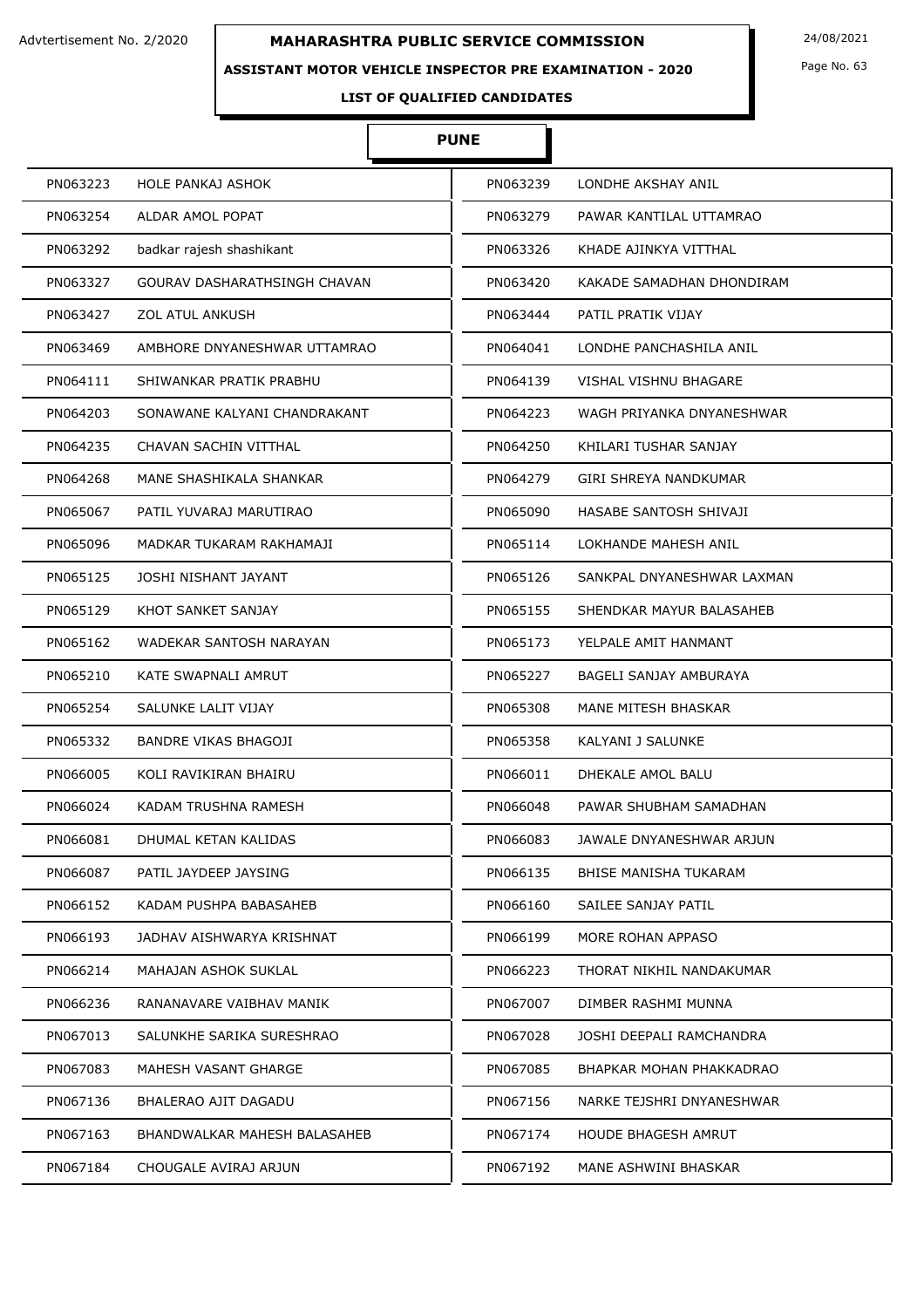Advtertisement No. 2/2020

# MAHARASHTRA PUBLIC SERVICE COMMISSION

24/08/2021

## ASSISTANT MOTOR VEHICLE INSPECTOR PRE EXAMINATION - 2020

### LIST OF QUALIFIED CANDIDATES

### PUNE

| | | | |
|---|---|---|---|
| PN063223 | HOLE PANKAJ ASHOK | PN063239 | LONDHE AKSHAY ANIL |
| PN063254 | ALDAR AMOL POPAT | PN063279 | PAWAR KANTILAL UTTAMRAO |
| PN063292 | badkar rajesh shashikant | PN063326 | KHADE AJINKYA VITTHAL |
| PN063327 | GOURAV DASHARATHSINGH CHAVAN | PN063420 | KAKADE SAMADHAN DHONDIRAM |
| PN063427 | ZOL ATUL ANKUSH | PN063444 | PATIL PRATIK VIJAY |
| PN063469 | AMBHORE DNYANESHWAR UTTAMRAO | PN064041 | LONDHE PANCHASHILA ANIL |
| PN064111 | SHIWANKAR PRATIK PRABHU | PN064139 | VISHAL VISHNU BHAGARE |
| PN064203 | SONAWANE KALYANI CHANDRAKANT | PN064223 | WAGH PRIYANKA DNYANESHWAR |
| PN064235 | CHAVAN SACHIN VITTHAL | PN064250 | KHILARI TUSHAR SANJAY |
| PN064268 | MANE SHASHIKALA SHANKAR | PN064279 | GIRI SHREYA NANDKUMAR |
| PN065067 | PATIL YUVARAJ MARUTIRAO | PN065090 | HASABE SANTOSH SHIVAJI |
| PN065096 | MADKAR TUKARAM RAKHAMAJI | PN065114 | LOKHANDE MAHESH ANIL |
| PN065125 | JOSHI NISHANT JAYANT | PN065126 | SANKPAL DNYANESHWAR LAXMAN |
| PN065129 | KHOT SANKET SANJAY | PN065155 | SHENDKAR MAYUR BALASAHEB |
| PN065162 | WADEKAR SANTOSH NARAYAN | PN065173 | YELPALE AMIT HANMANT |
| PN065210 | KATE SWAPNALI AMRUT | PN065227 | BAGELI SANJAY AMBURAYA |
| PN065254 | SALUNKE LALIT VIJAY | PN065308 | MANE MITESH BHASKAR |
| PN065332 | BANDRE VIKAS BHAGOJI | PN065358 | KALYANI J SALUNKE |
| PN066005 | KOLI RAVIKIRAN BHAIRU | PN066011 | DHEKALE AMOL BALU |
| PN066024 | KADAM TRUSHNA RAMESH | PN066048 | PAWAR SHUBHAM SAMADHAN |
| PN066081 | DHUMAL KETAN KALIDAS | PN066083 | JAWALE DNYANESHWAR ARJUN |
| PN066087 | PATIL JAYDEEP JAYSING | PN066135 | BHISE MANISHA TUKARAM |
| PN066152 | KADAM PUSHPA BABASAHEB | PN066160 | SAILEE SANJAY PATIL |
| PN066193 | JADHAV AISHWARYA KRISHNAT | PN066199 | MORE ROHAN APPASO |
| PN066214 | MAHAJAN ASHOK SUKLAL | PN066223 | THORAT NIKHIL NANDAKUMAR |
| PN066236 | RANANAVARE VAIBHAV MANIK | PN067007 | DIMBER RASHMI MUNNA |
| PN067013 | SALUNKHE SARIKA SURESHRAO | PN067028 | JOSHI DEEPALI RAMCHANDRA |
| PN067083 | MAHESH VASANT GHARGE | PN067085 | BHAPKAR MOHAN PHAKKADRAO |
| PN067136 | BHALERAO AJIT DAGADU | PN067156 | NARKE TEJSHRI DNYANESHWAR |
| PN067163 | BHANDWALKAR MAHESH BALASAHEB | PN067174 | HOUDE BHAGESH AMRUT |
| PN067184 | CHOUGALE AVIRAJ ARJUN | PN067192 | MANE ASHWINI BHASKAR |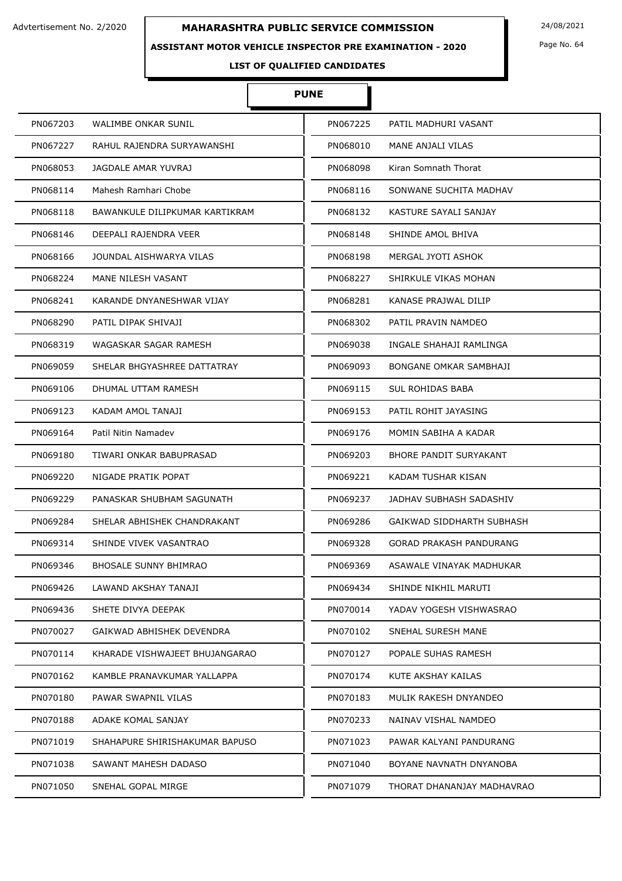Advtertisement No. 2/2020

# MAHARASHTRA PUBLIC SERVICE COMMISSION

24/08/2021

## ASSISTANT MOTOR VEHICLE INSPECTOR PRE EXAMINATION - 2020

### LIST OF QUALIFIED CANDIDATES

### PUNE

| | | | |
|---|---|---|---|
| PN067203 | WALIMBE ONKAR SUNIL | PN067225 | PATIL MADHURI VASANT |
| PN067227 | RAHUL RAJENDRA SURYAWANSHI | PN068010 | MANE ANJALI VILAS |
| PN068053 | JAGDALE AMAR YUVRAJ | PN068098 | Kiran Somnath Thorat |
| PN068114 | Mahesh Ramhari Chobe | PN068116 | SONWANE SUCHITA MADHAV |
| PN068118 | BAWANKULE DILIPKUMAR KARTIKRAM | PN068132 | KASTURE SAYALI SANJAY |
| PN068146 | DEEPALI RAJENDRA VEER | PN068148 | SHINDE AMOL BHIVA |
| PN068166 | JOUNDAL AISHWARYA VILAS | PN068198 | MERGAL JYOTI ASHOK |
| PN068224 | MANE NILESH VASANT | PN068227 | SHIRKULE VIKAS MOHAN |
| PN068241 | KARANDE DNYANESHWAR VIJAY | PN068281 | KANASE PRAJWAL DILIP |
| PN068290 | PATIL DIPAK SHIVAJI | PN068302 | PATIL PRAVIN NAMDEO |
| PN068319 | WAGASKAR SAGAR RAMESH | PN069038 | INGALE SHAHAJI RAMLINGA |
| PN069059 | SHELAR BHGYASHREE DATTATRAY | PN069093 | BONGANE OMKAR SAMBHAJI |
| PN069106 | DHUMAL UTTAM RAMESH | PN069115 | SUL ROHIDAS BABA |
| PN069123 | KADAM AMOL TANAJI | PN069153 | PATIL ROHIT JAYASING |
| PN069164 | Patil Nitin Namadev | PN069176 | MOMIN SABIHA A KADAR |
| PN069180 | TIWARI ONKAR BABUPRASAD | PN069203 | BHORE PANDIT SURYAKANT |
| PN069220 | NIGADE PRATIK POPAT | PN069221 | KADAM TUSHAR KISAN |
| PN069229 | PANASKAR SHUBHAM SAGUNATH | PN069237 | JADHAV SUBHASH SADASHIV |
| PN069284 | SHELAR ABHISHEK CHANDRAKANT | PN069286 | GAIKWAD SIDDHARTH SUBHASH |
| PN069314 | SHINDE VIVEK VASANTRAO | PN069328 | GORAD PRAKASH PANDURANG |
| PN069346 | BHOSALE SUNNY BHIMRAO | PN069369 | ASAWALE VINAYAK MADHUKAR |
| PN069426 | LAWAND AKSHAY TANAJI | PN069434 | SHINDE NIKHIL MARUTI |
| PN069436 | SHETE DIVYA DEEPAK | PN070014 | YADAV YOGESH VISHWASRAO |
| PN070027 | GAIKWAD ABHISHEK DEVENDRA | PN070102 | SNEHAL SURESH MANE |
| PN070114 | KHARADE VISHWAJEET BHUJANGARAO | PN070127 | POPALE SUHAS RAMESH |
| PN070162 | KAMBLE PRANAVKUMAR YALLAPPA | PN070174 | KUTE AKSHAY KAILAS |
| PN070180 | PAWAR SWAPNIL VILAS | PN070183 | MULIK RAKESH DNYANDEO |
| PN070188 | ADAKE KOMAL SANJAY | PN070233 | NAINAV VISHAL NAMDEO |
| PN071019 | SHAHAPURE SHIRISHAKUMAR BAPUSO | PN071023 | PAWAR KALYANI PANDURANG |
| PN071038 | SAWANT MAHESH DADASO | PN071040 | BOYANE NAVNATH DNYANOBA |
| PN071050 | SNEHAL GOPAL MIRGE | PN071079 | THORAT DHANANJAY MADHAVRAO |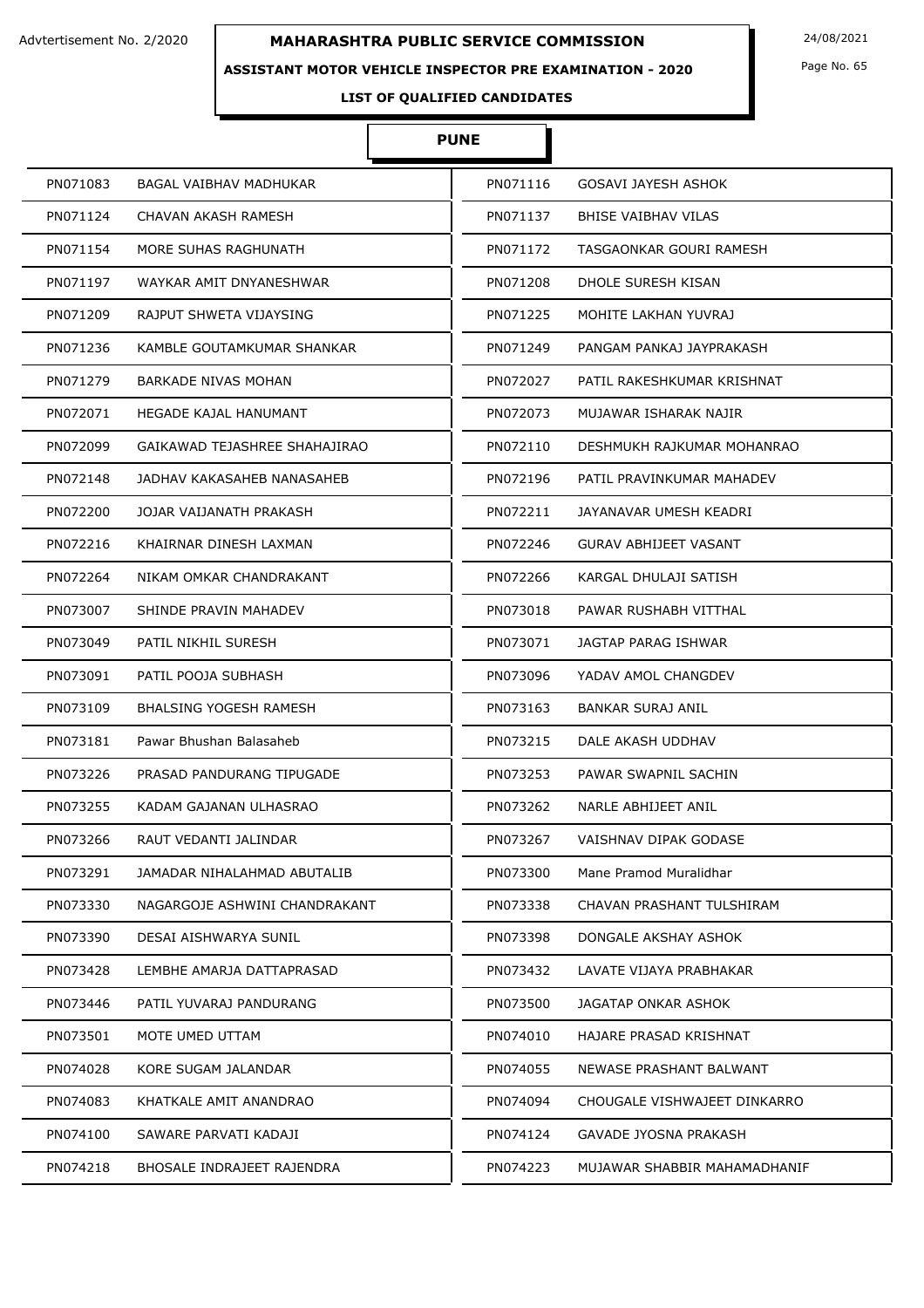Advtertisement No. 2/2020

# MAHARASHTRA PUBLIC SERVICE COMMISSION

24/08/2021

## ASSISTANT MOTOR VEHICLE INSPECTOR PRE EXAMINATION - 2020

### LIST OF QUALIFIED CANDIDATES

### PUNE

| | | | |
|---|---|---|---|
| PN071083 | BAGAL VAIBHAV MADHUKAR | PN071116 | GOSAVI JAYESH ASHOK |
| PN071124 | CHAVAN AKASH RAMESH | PN071137 | BHISE VAIBHAV VILAS |
| PN071154 | MORE SUHAS RAGHUNATH | PN071172 | TASGAONKAR GOURI RAMESH |
| PN071197 | WAYKAR AMIT DNYANESHWAR | PN071208 | DHOLE SURESH KISAN |
| PN071209 | RAJPUT SHWETA VIJAYSING | PN071225 | MOHITE LAKHAN YUVRAJ |
| PN071236 | KAMBLE GOUTAMKUMAR SHANKAR | PN071249 | PANGAM PANKAJ JAYPRAKASH |
| PN071279 | BARKADE NIVAS MOHAN | PN072027 | PATIL RAKESHKUMAR KRISHNAT |
| PN072071 | HEGADE KAJAL HANUMANT | PN072073 | MUJAWAR ISHARAK NAJIR |
| PN072099 | GAIKAWAD TEJASHREE SHAHAJIRAO | PN072110 | DESHMUKH RAJKUMAR MOHANRAO |
| PN072148 | JADHAV KAKASAHEB NANASAHEB | PN072196 | PATIL PRAVINKUMAR MAHADEV |
| PN072200 | JOJAR VAIJANATH PRAKASH | PN072211 | JAYANAVAR UMESH KEADRI |
| PN072216 | KHAIRNAR DINESH LAXMAN | PN072246 | GURAV ABHIJEET VASANT |
| PN072264 | NIKAM OMKAR CHANDRAKANT | PN072266 | KARGAL DHULAJI SATISH |
| PN073007 | SHINDE PRAVIN MAHADEV | PN073018 | PAWAR RUSHABH VITTHAL |
| PN073049 | PATIL NIKHIL SURESH | PN073071 | JAGTAP PARAG ISHWAR |
| PN073091 | PATIL POOJA SUBHASH | PN073096 | YADAV AMOL CHANGDEV |
| PN073109 | BHALSING YOGESH RAMESH | PN073163 | BANKAR SURAJ ANIL |
| PN073181 | Pawar Bhushan Balasaheb | PN073215 | DALE AKASH UDDHAV |
| PN073226 | PRASAD PANDURANG TIPUGADE | PN073253 | PAWAR SWAPNIL SACHIN |
| PN073255 | KADAM GAJANAN ULHASRAO | PN073262 | NARLE ABHIJEET ANIL |
| PN073266 | RAUT VEDANTI JALINDAR | PN073267 | VAISHNAV DIPAK GODASE |
| PN073291 | JAMADAR NIHALAHMAD ABUTALIB | PN073300 | Mane Pramod Muralidhar |
| PN073330 | NAGARGOJE ASHWINI CHANDRAKANT | PN073338 | CHAVAN PRASHANT TULSHIRAM |
| PN073390 | DESAI AISHWARYA SUNIL | PN073398 | DONGALE AKSHAY ASHOK |
| PN073428 | LEMBHE AMARJA DATTAPRASAD | PN073432 | LAVATE VIJAYA PRABHAKAR |
| PN073446 | PATIL YUVARAJ PANDURANG | PN073500 | JAGATAP ONKAR ASHOK |
| PN073501 | MOTE UMED UTTAM | PN074010 | HAJARE PRASAD KRISHNAT |
| PN074028 | KORE SUGAM JALANDAR | PN074055 | NEWASE PRASHANT BALWANT |
| PN074083 | KHATKALE AMIT ANANDRAO | PN074094 | CHOUGALE VISHWAJEET DINKARRO |
| PN074100 | SAWARE PARVATI KADAJI | PN074124 | GAVADE JYOSNA PRAKASH |
| PN074218 | BHOSALE INDRAJEET RAJENDRA | PN074223 | MUJAWAR SHABBIR MAHAMADHANIF |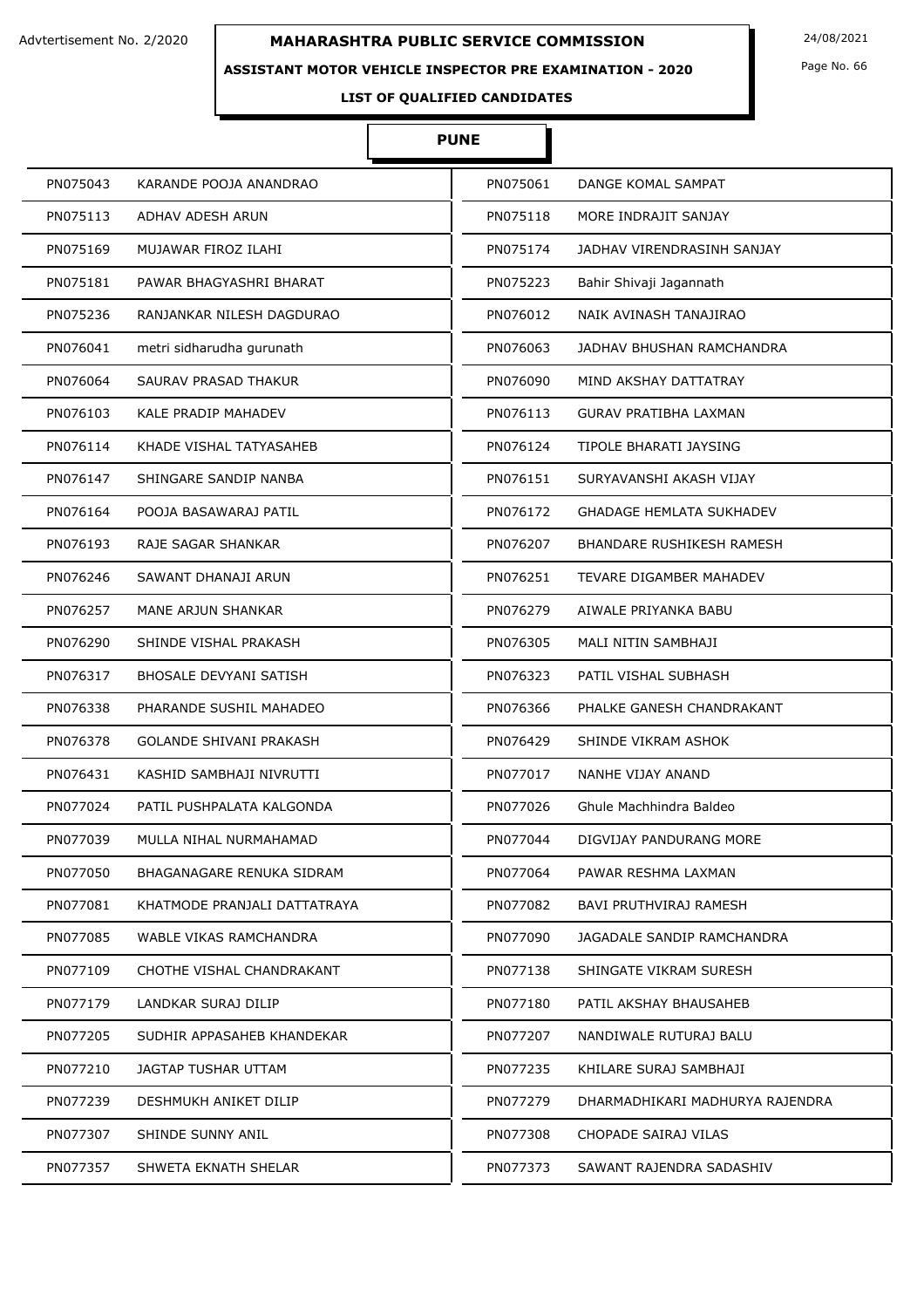Advtertisement No. 2/2020

# MAHARASHTRA PUBLIC SERVICE COMMISSION

24/08/2021

## ASSISTANT MOTOR VEHICLE INSPECTOR PRE EXAMINATION - 2020

### LIST OF QUALIFIED CANDIDATES

### PUNE

| | | | |
|---|---|---|---|
| PN075043 | KARANDE POOJA ANANDRAO | PN075061 | DANGE KOMAL SAMPAT |
| PN075113 | ADHAV ADESH ARUN | PN075118 | MORE INDRAJIT SANJAY |
| PN075169 | MUJAWAR FIROZ ILAHI | PN075174 | JADHAV VIRENDRASINH SANJAY |
| PN075181 | PAWAR BHAGYASHRI BHARAT | PN075223 | Bahir Shivaji Jagannath |
| PN075236 | RANJANKAR NILESH DAGDURAO | PN076012 | NAIK AVINASH TANAJIRAO |
| PN076041 | metri sidharudha gurunath | PN076063 | JADHAV BHUSHAN RAMCHANDRA |
| PN076064 | SAURAV PRASAD THAKUR | PN076090 | MIND AKSHAY DATTATRAY |
| PN076103 | KALE PRADIP MAHADEV | PN076113 | GURAV PRATIBHA LAXMAN |
| PN076114 | KHADE VISHAL TATYASAHEB | PN076124 | TIPOLE BHARATI JAYSING |
| PN076147 | SHINGARE SANDIP NANBA | PN076151 | SURYAVANSHI AKASH VIJAY |
| PN076164 | POOJA BASAWARAJ PATIL | PN076172 | GHADAGE HEMLATA SUKHADEV |
| PN076193 | RAJE SAGAR SHANKAR | PN076207 | BHANDARE RUSHIKESH RAMESH |
| PN076246 | SAWANT DHANAJI ARUN | PN076251 | TEVARE DIGAMBER MAHADEV |
| PN076257 | MANE ARJUN SHANKAR | PN076279 | AIWALE PRIYANKA BABU |
| PN076290 | SHINDE VISHAL PRAKASH | PN076305 | MALI NITIN SAMBHAJI |
| PN076317 | BHOSALE DEVYANI SATISH | PN076323 | PATIL VISHAL SUBHASH |
| PN076338 | PHARANDE SUSHIL MAHADEO | PN076366 | PHALKE GANESH CHANDRAKANT |
| PN076378 | GOLANDE SHIVANI PRAKASH | PN076429 | SHINDE VIKRAM ASHOK |
| PN076431 | KASHID SAMBHAJI NIVRUTTI | PN077017 | NANHE VIJAY ANAND |
| PN077024 | PATIL PUSHPALATA KALGONDA | PN077026 | Ghule Machhindra Baldeo |
| PN077039 | MULLA NIHAL NURMAHAMAD | PN077044 | DIGVIJAY PANDURANG MORE |
| PN077050 | BHAGANAGARE RENUKA SIDRAM | PN077064 | PAWAR RESHMA LAXMAN |
| PN077081 | KHATMODE PRANJALI DATTATRAYA | PN077082 | BAVI PRUTHVIRAJ RAMESH |
| PN077085 | WABLE VIKAS RAMCHANDRA | PN077090 | JAGADALE SANDIP RAMCHANDRA |
| PN077109 | CHOTHE VISHAL CHANDRAKANT | PN077138 | SHINGATE VIKRAM SURESH |
| PN077179 | LANDKAR SURAJ DILIP | PN077180 | PATIL AKSHAY BHAUSAHEB |
| PN077205 | SUDHIR APPASAHEB KHANDEKAR | PN077207 | NANDIWALE RUTURAJ BALU |
| PN077210 | JAGTAP TUSHAR UTTAM | PN077235 | KHILARE SURAJ SAMBHAJI |
| PN077239 | DESHMUKH ANIKET DILIP | PN077279 | DHARMADHIKARI MADHURYA RAJENDRA |
| PN077307 | SHINDE SUNNY ANIL | PN077308 | CHOPADE SAIRAJ VILAS |
| PN077357 | SHWETA EKNATH SHELAR | PN077373 | SAWANT RAJENDRA SADASHIV |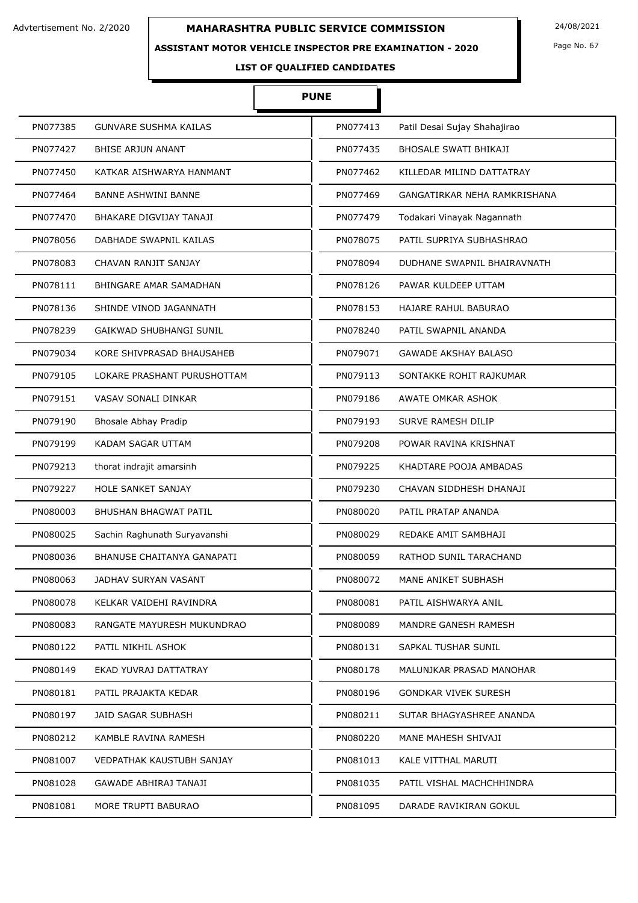Advtertisement No. 2/2020

# MAHARASHTRA PUBLIC SERVICE COMMISSION

24/08/2021

## ASSISTANT MOTOR VEHICLE INSPECTOR PRE EXAMINATION - 2020

### LIST OF QUALIFIED CANDIDATES

### PUNE

| | | | |
|---|---|---|---|
| PN077385 | GUNVARE SUSHMA KAILAS | PN077413 | Patil Desai Sujay Shahajirao |
| PN077427 | BHISE ARJUN ANANT | PN077435 | BHOSALE SWATI BHIKAJI |
| PN077450 | KATKAR AISHWARYA HANMANT | PN077462 | KILLEDAR MILIND DATTATRAY |
| PN077464 | BANNE ASHWINI BANNE | PN077469 | GANGATIRKAR NEHA RAMKRISHANA |
| PN077470 | BHAKARE DIGVIJAY TANAJI | PN077479 | Todakari Vinayak Nagannath |
| PN078056 | DABHADE SWAPNIL KAILAS | PN078075 | PATIL SUPRIYA SUBHASHRAO |
| PN078083 | CHAVAN RANJIT SANJAY | PN078094 | DUDHANE SWAPNIL BHAIRAVNATH |
| PN078111 | BHINGARE AMAR SAMADHAN | PN078126 | PAWAR KULDEEP UTTAM |
| PN078136 | SHINDE VINOD JAGANNATH | PN078153 | HAJARE RAHUL BABURAO |
| PN078239 | GAIKWAD SHUBHANGI SUNIL | PN078240 | PATIL SWAPNIL ANANDA |
| PN079034 | KORE SHIVPRASAD BHAUSAHEB | PN079071 | GAWADE AKSHAY BALASO |
| PN079105 | LOKARE PRASHANT PURUSHOTTAM | PN079113 | SONTAKKE ROHIT RAJKUMAR |
| PN079151 | VASAV SONALI DINKAR | PN079186 | AWATE OMKAR ASHOK |
| PN079190 | Bhosale Abhay Pradip | PN079193 | SURVE RAMESH DILIP |
| PN079199 | KADAM SAGAR UTTAM | PN079208 | POWAR RAVINA KRISHNAT |
| PN079213 | thorat indrajit amarsinh | PN079225 | KHADTARE POOJA AMBADAS |
| PN079227 | HOLE SANKET SANJAY | PN079230 | CHAVAN SIDDHESH DHANAJI |
| PN080003 | BHUSHAN BHAGWAT PATIL | PN080020 | PATIL PRATAP ANANDA |
| PN080025 | Sachin Raghunath Suryavanshi | PN080029 | REDAKE AMIT SAMBHAJI |
| PN080036 | BHANUSE CHAITANYA GANAPATI | PN080059 | RATHOD SUNIL TARACHAND |
| PN080063 | JADHAV SURYAN VASANT | PN080072 | MANE ANIKET SUBHASH |
| PN080078 | KELKAR VAIDEHI RAVINDRA | PN080081 | PATIL AISHWARYA ANIL |
| PN080083 | RANGATE MAYURESH MUKUNDRAO | PN080089 | MANDRE GANESH RAMESH |
| PN080122 | PATIL NIKHIL ASHOK | PN080131 | SAPKAL TUSHAR SUNIL |
| PN080149 | EKAD YUVRAJ DATTATRAY | PN080178 | MALUNJKAR PRASAD MANOHAR |
| PN080181 | PATIL PRAJAKTA KEDAR | PN080196 | GONDKAR VIVEK SURESH |
| PN080197 | JAID SAGAR SUBHASH | PN080211 | SUTAR BHAGYASHREE ANANDA |
| PN080212 | KAMBLE RAVINA RAMESH | PN080220 | MANE MAHESH SHIVAJI |
| PN081007 | VEDPATHAK KAUSTUBH SANJAY | PN081013 | KALE VITTHAL MARUTI |
| PN081028 | GAWADE ABHIRAJ TANAJI | PN081035 | PATIL VISHAL MACHCHHINDRA |
| PN081081 | MORE TRUPTI BABURAO | PN081095 | DARADE RAVIKIRAN GOKUL |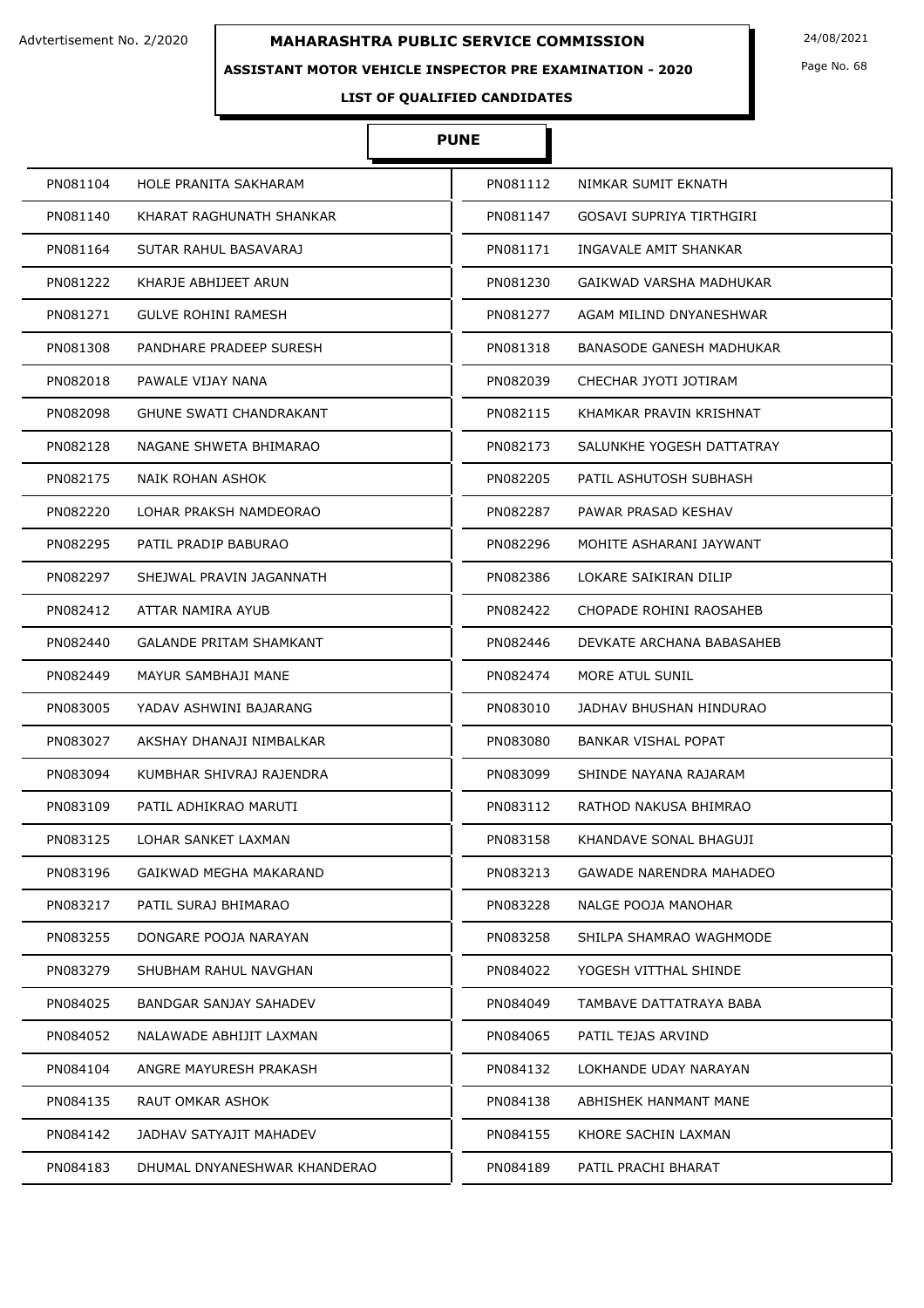Advtertisement No. 2/2020

# MAHARASHTRA PUBLIC SERVICE COMMISSION

24/08/2021

## ASSISTANT MOTOR VEHICLE INSPECTOR PRE EXAMINATION - 2020

### LIST OF QUALIFIED CANDIDATES

### PUNE

| | | | |
|---|---|---|---|
| PN081104 | HOLE PRANITA SAKHARAM | PN081112 | NIMKAR SUMIT EKNATH |
| PN081140 | KHARAT RAGHUNATH SHANKAR | PN081147 | GOSAVI SUPRIYA TIRTHGIRI |
| PN081164 | SUTAR RAHUL BASAVARAJ | PN081171 | INGAVALE AMIT SHANKAR |
| PN081222 | KHARJE ABHIJEET ARUN | PN081230 | GAIKWAD VARSHA MADHUKAR |
| PN081271 | GULVE ROHINI RAMESH | PN081277 | AGAM MILIND DNYANESHWAR |
| PN081308 | PANDHARE PRADEEP SURESH | PN081318 | BANASODE GANESH MADHUKAR |
| PN082018 | PAWALE VIJAY NANA | PN082039 | CHECHAR JYOTI JOTIRAM |
| PN082098 | GHUNE SWATI CHANDRAKANT | PN082115 | KHAMKAR PRAVIN KRISHNAT |
| PN082128 | NAGANE SHWETA BHIMARAO | PN082173 | SALUNKHE YOGESH DATTATRAY |
| PN082175 | NAIK ROHAN ASHOK | PN082205 | PATIL ASHUTOSH SUBHASH |
| PN082220 | LOHAR PRAKSH NAMDEORAO | PN082287 | PAWAR PRASAD KESHAV |
| PN082295 | PATIL PRADIP BABURAO | PN082296 | MOHITE ASHARANI JAYWANT |
| PN082297 | SHEJWAL PRAVIN JAGANNATH | PN082386 | LOKARE SAIKIRAN DILIP |
| PN082412 | ATTAR NAMIRA AYUB | PN082422 | CHOPADE ROHINI RAOSAHEB |
| PN082440 | GALANDE PRITAM SHAMKANT | PN082446 | DEVKATE ARCHANA BABASAHEB |
| PN082449 | MAYUR SAMBHAJI MANE | PN082474 | MORE ATUL SUNIL |
| PN083005 | YADAV ASHWINI BAJARANG | PN083010 | JADHAV BHUSHAN HINDURAO |
| PN083027 | AKSHAY DHANAJI NIMBALKAR | PN083080 | BANKAR VISHAL POPAT |
| PN083094 | KUMBHAR SHIVRAJ RAJENDRA | PN083099 | SHINDE NAYANA RAJARAM |
| PN083109 | PATIL ADHIKRAO MARUTI | PN083112 | RATHOD NAKUSA BHIMRAO |
| PN083125 | LOHAR SANKET LAXMAN | PN083158 | KHANDAVE SONAL BHAGUJI |
| PN083196 | GAIKWAD MEGHA MAKARAND | PN083213 | GAWADE NARENDRA MAHADEO |
| PN083217 | PATIL SURAJ BHIMARAO | PN083228 | NALGE POOJA MANOHAR |
| PN083255 | DONGARE POOJA NARAYAN | PN083258 | SHILPA SHAMRAO WAGHMODE |
| PN083279 | SHUBHAM RAHUL NAVGHAN | PN084022 | YOGESH VITTHAL SHINDE |
| PN084025 | BANDGAR SANJAY SAHADEV | PN084049 | TAMBAVE DATTATRAYA BABA |
| PN084052 | NALAWADE ABHIJIT LAXMAN | PN084065 | PATIL TEJAS ARVIND |
| PN084104 | ANGRE MAYURESH PRAKASH | PN084132 | LOKHANDE UDAY NARAYAN |
| PN084135 | RAUT OMKAR ASHOK | PN084138 | ABHISHEK HANMANT MANE |
| PN084142 | JADHAV SATYAJIT MAHADEV | PN084155 | KHORE SACHIN LAXMAN |
| PN084183 | DHUMAL DNYANESHWAR KHANDERAO | PN084189 | PATIL PRACHI BHARAT |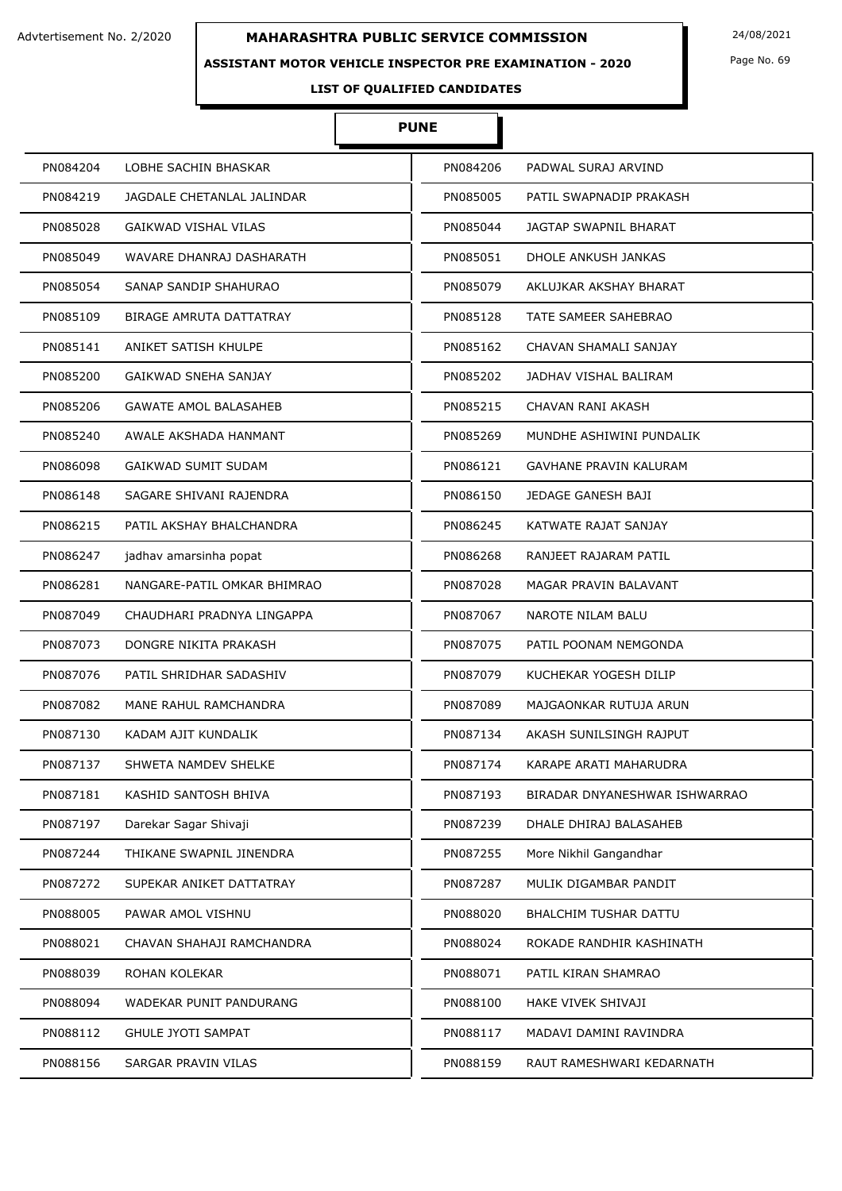Advtertisement No. 2/2020

**MAHARASHTRA PUBLIC SERVICE COMMISSION**

24/08/2021

**ASSISTANT MOTOR VEHICLE INSPECTOR PRE EXAMINATION - 2020**

**LIST OF QUALIFIED CANDIDATES**

## PUNE

| PN084204 | LOBHE SACHIN BHASKAR | PN084206 | PADWAL SURAJ ARVIND |
|---|---|---|---|
| PN084219 | JAGDALE CHETANLAL JALINDAR | PN085005 | PATIL SWAPNADIP PRAKASH |
| PN085028 | GAIKWAD VISHAL VILAS | PN085044 | JAGTAP SWAPNIL BHARAT |
| PN085049 | WAVARE DHANRAJ DASHARATH | PN085051 | DHOLE ANKUSH JANKAS |
| PN085054 | SANAP SANDIP SHAHURAO | PN085079 | AKLUJKAR AKSHAY BHARAT |
| PN085109 | BIRAGE AMRUTA DATTATRAY | PN085128 | TATE SAMEER SAHEBRAO |
| PN085141 | ANIKET SATISH KHULPE | PN085162 | CHAVAN SHAMALI SANJAY |
| PN085200 | GAIKWAD SNEHA SANJAY | PN085202 | JADHAV VISHAL BALIRAM |
| PN085206 | GAWATE AMOL BALASAHEB | PN085215 | CHAVAN RANI AKASH |
| PN085240 | AWALE AKSHADA HANMANT | PN085269 | MUNDHE ASHIWINI PUNDALIK |
| PN086098 | GAIKWAD SUMIT SUDAM | PN086121 | GAVHANE PRAVIN KALURAM |
| PN086148 | SAGARE SHIVANI RAJENDRA | PN086150 | JEDAGE GANESH BAJI |
| PN086215 | PATIL AKSHAY BHALCHANDRA | PN086245 | KATWATE RAJAT SANJAY |
| PN086247 | jadhav amarsinha popat | PN086268 | RANJEET RAJARAM PATIL |
| PN086281 | NANGARE-PATIL OMKAR BHIMRAO | PN087028 | MAGAR PRAVIN BALAVANT |
| PN087049 | CHAUDHARI PRADNYA LINGAPPA | PN087067 | NAROTE NILAM BALU |
| PN087073 | DONGRE NIKITA PRAKASH | PN087075 | PATIL POONAM NEMGONDA |
| PN087076 | PATIL SHRIDHAR SADASHIV | PN087079 | KUCHEKAR YOGESH DILIP |
| PN087082 | MANE RAHUL RAMCHANDRA | PN087089 | MAJGAONKAR RUTUJA ARUN |
| PN087130 | KADAM AJIT KUNDALIK | PN087134 | AKASH SUNILSINGH RAJPUT |
| PN087137 | SHWETA NAMDEV SHELKE | PN087174 | KARAPE ARATI MAHARUDRA |
| PN087181 | KASHID SANTOSH BHIVA | PN087193 | BIRADAR DNYANESHWAR ISHWARRAO |
| PN087197 | Darekar Sagar Shivaji | PN087239 | DHALE DHIRAJ BALASAHEB |
| PN087244 | THIKANE SWAPNIL JINENDRA | PN087255 | More Nikhil Gangandhar |
| PN087272 | SUPEKAR ANIKET DATTATRAY | PN087287 | MULIK DIGAMBAR PANDIT |
| PN088005 | PAWAR AMOL VISHNU | PN088020 | BHALCHIM TUSHAR DATTU |
| PN088021 | CHAVAN SHAHAJI RAMCHANDRA | PN088024 | ROKADE RANDHIR KASHINATH |
| PN088039 | ROHAN KOLEKAR | PN088071 | PATIL KIRAN SHAMRAO |
| PN088094 | WADEKAR PUNIT PANDURANG | PN088100 | HAKE VIVEK SHIVAJI |
| PN088112 | GHULE JYOTI SAMPAT | PN088117 | MADAVI DAMINI RAVINDRA |
| PN088156 | SARGAR PRAVIN VILAS | PN088159 | RAUT RAMESHWARI KEDARNATH |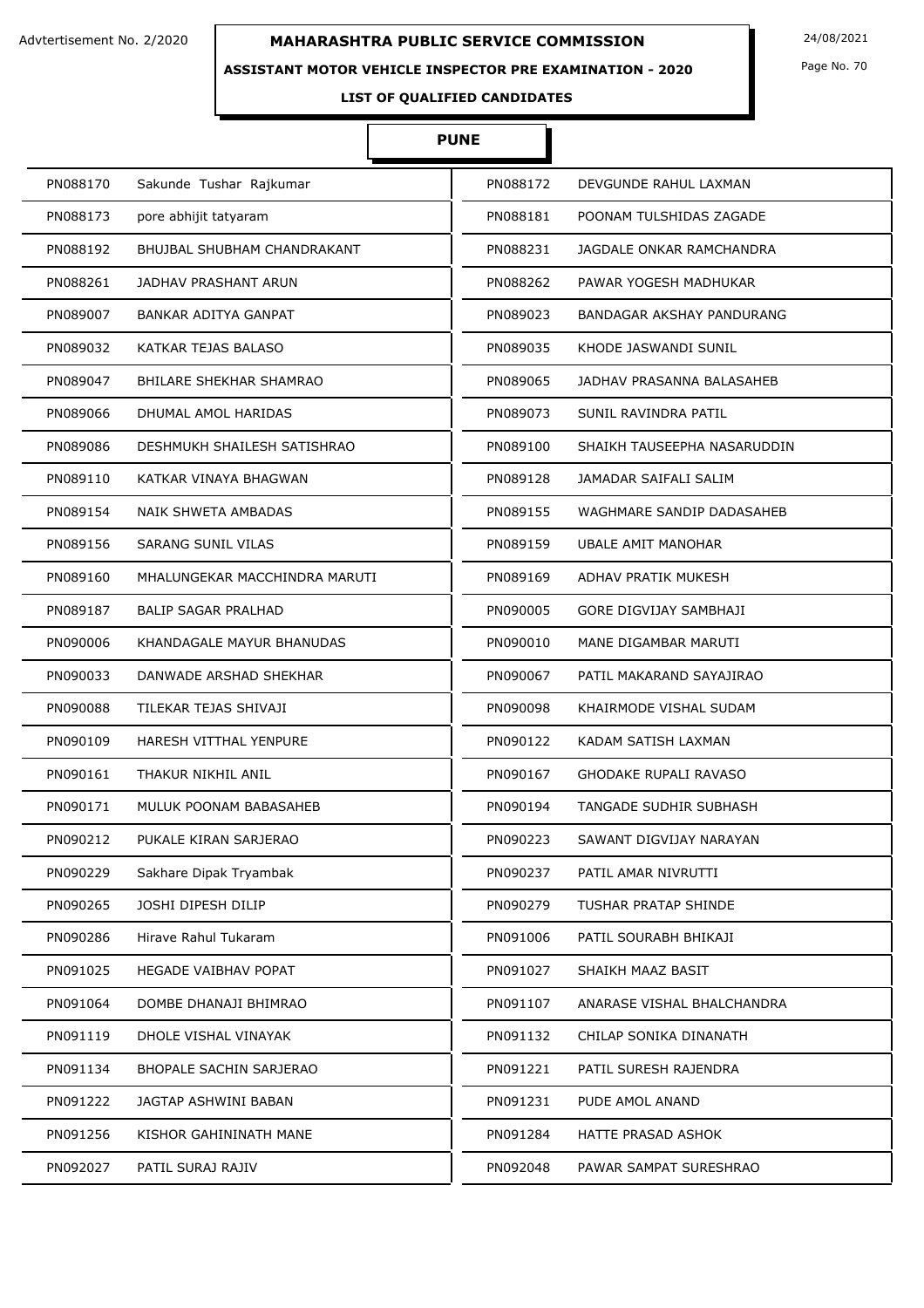Advtertisement No. 2/2020

# MAHARASHTRA PUBLIC SERVICE COMMISSION

24/08/2021

## ASSISTANT MOTOR VEHICLE INSPECTOR PRE EXAMINATION - 2020

### LIST OF QUALIFIED CANDIDATES

### PUNE

| | | | |
|---|---|---|---|
| PN088170 | Sakunde Tushar Rajkumar | PN088172 | DEVGUNDE RAHUL LAXMAN |
| PN088173 | pore abhijit tatyaram | PN088181 | POONAM TULSHIDAS ZAGADE |
| PN088192 | BHUJBAL SHUBHAM CHANDRAKANT | PN088231 | JAGDALE ONKAR RAMCHANDRA |
| PN088261 | JADHAV PRASHANT ARUN | PN088262 | PAWAR YOGESH MADHUKAR |
| PN089007 | BANKAR ADITYA GANPAT | PN089023 | BANDAGAR AKSHAY PANDURANG |
| PN089032 | KATKAR TEJAS BALASO | PN089035 | KHODE JASWANDI SUNIL |
| PN089047 | BHILARE SHEKHAR SHAMRAO | PN089065 | JADHAV PRASANNA BALASAHEB |
| PN089066 | DHUMAL AMOL HARIDAS | PN089073 | SUNIL RAVINDRA PATIL |
| PN089086 | DESHMUKH SHAILESH SATISHRAO | PN089100 | SHAIKH TAUSEEPHA NASARUDDIN |
| PN089110 | KATKAR VINAYA BHAGWAN | PN089128 | JAMADAR SAIFALI SALIM |
| PN089154 | NAIK SHWETA AMBADAS | PN089155 | WAGHMARE SANDIP DADASAHEB |
| PN089156 | SARANG SUNIL VILAS | PN089159 | UBALE AMIT MANOHAR |
| PN089160 | MHALUNGEKAR MACCHINDRA MARUTI | PN089169 | ADHAV PRATIK MUKESH |
| PN089187 | BALIP SAGAR PRALHAD | PN090005 | GORE DIGVIJAY SAMBHAJI |
| PN090006 | KHANDAGALE MAYUR BHANUDAS | PN090010 | MANE DIGAMBAR MARUTI |
| PN090033 | DANWADE ARSHAD SHEKHAR | PN090067 | PATIL MAKARAND SAYAJIRAO |
| PN090088 | TILEKAR TEJAS SHIVAJI | PN090098 | KHAIRMODE VISHAL SUDAM |
| PN090109 | HARESH VITTHAL YENPURE | PN090122 | KADAM SATISH LAXMAN |
| PN090161 | THAKUR NIKHIL ANIL | PN090167 | GHODAKE RUPALI RAVASO |
| PN090171 | MULUK POONAM BABASAHEB | PN090194 | TANGADE SUDHIR SUBHASH |
| PN090212 | PUKALE KIRAN SARJERAO | PN090223 | SAWANT DIGVIJAY NARAYAN |
| PN090229 | Sakhare Dipak Tryambak | PN090237 | PATIL AMAR NIVRUTTI |
| PN090265 | JOSHI DIPESH DILIP | PN090279 | TUSHAR PRATAP SHINDE |
| PN090286 | Hirave Rahul Tukaram | PN091006 | PATIL SOURABH BHIKAJI |
| PN091025 | HEGADE VAIBHAV POPAT | PN091027 | SHAIKH MAAZ BASIT |
| PN091064 | DOMBE DHANAJI BHIMRAO | PN091107 | ANARASE VISHAL BHALCHANDRA |
| PN091119 | DHOLE VISHAL VINAYAK | PN091132 | CHILAP SONIKA DINANATH |
| PN091134 | BHOPALE SACHIN SARJERAO | PN091221 | PATIL SURESH RAJENDRA |
| PN091222 | JAGTAP ASHWINI BABAN | PN091231 | PUDE AMOL ANAND |
| PN091256 | KISHOR GAHININATH MANE | PN091284 | HATTE PRASAD ASHOK |
| PN092027 | PATIL SURAJ RAJIV | PN092048 | PAWAR SAMPAT SURESHRAO |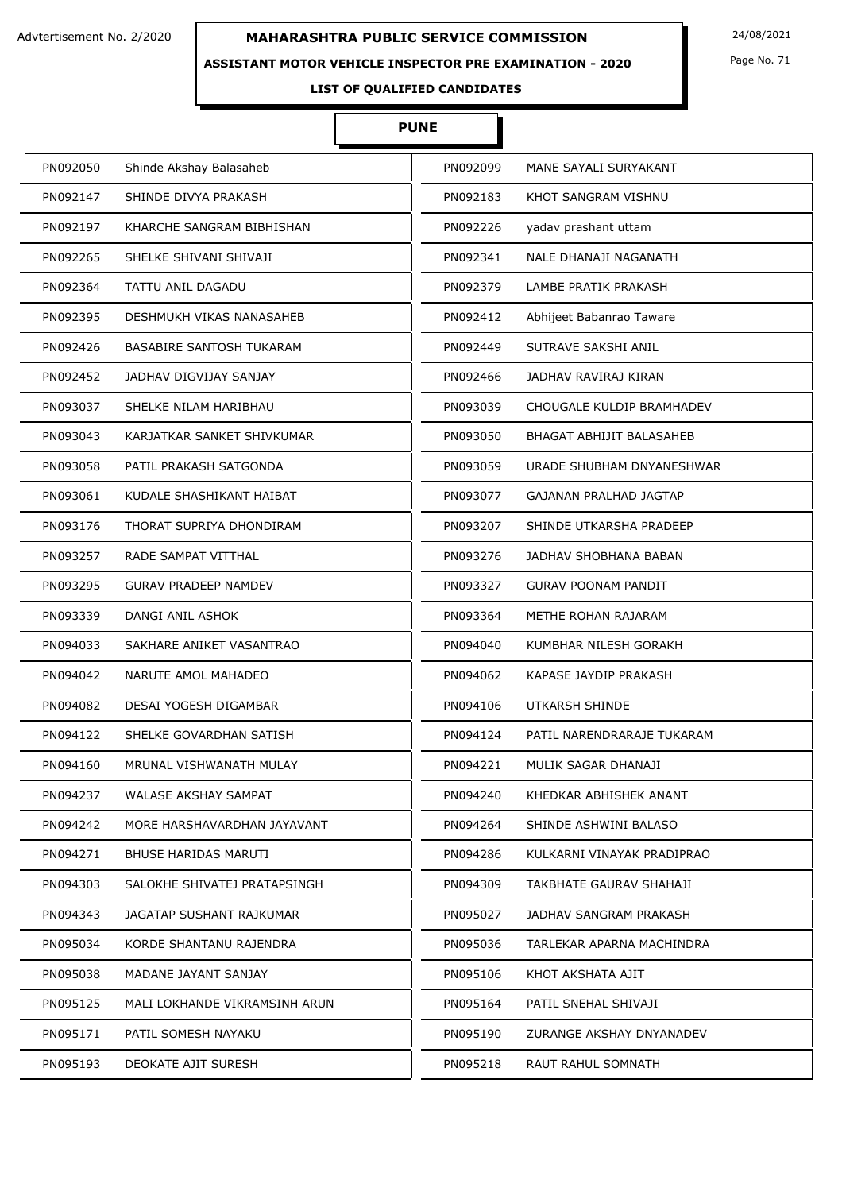Advtertisement No. 2/2020

# MAHARASHTRA PUBLIC SERVICE COMMISSION

24/08/2021

## ASSISTANT MOTOR VEHICLE INSPECTOR PRE EXAMINATION - 2020

### LIST OF QUALIFIED CANDIDATES

### PUNE

| | | | |
|---|---|---|---|
| PN092050 | Shinde Akshay Balasaheb | PN092099 | MANE SAYALI SURYAKANT |
| PN092147 | SHINDE DIVYA PRAKASH | PN092183 | KHOT SANGRAM VISHNU |
| PN092197 | KHARCHE SANGRAM BIBHISHAN | PN092226 | yadav prashant uttam |
| PN092265 | SHELKE SHIVANI SHIVAJI | PN092341 | NALE DHANAJI NAGANATH |
| PN092364 | TATTU ANIL DAGADU | PN092379 | LAMBE PRATIK PRAKASH |
| PN092395 | DESHMUKH VIKAS NANASAHEB | PN092412 | Abhijeet Babanrao Taware |
| PN092426 | BASABIRE SANTOSH TUKARAM | PN092449 | SUTRAVE SAKSHI ANIL |
| PN092452 | JADHAV DIGVIJAY SANJAY | PN092466 | JADHAV RAVIRAJ KIRAN |
| PN093037 | SHELKE NILAM HARIBHAU | PN093039 | CHOUGALE KULDIP BRAMHADEV |
| PN093043 | KARJATKAR SANKET SHIVKUMAR | PN093050 | BHAGAT ABHIJIT BALASAHEB |
| PN093058 | PATIL PRAKASH SATGONDA | PN093059 | URADE SHUBHAM DNYANESHWAR |
| PN093061 | KUDALE SHASHIKANT HAIBAT | PN093077 | GAJANAN PRALHAD JAGTAP |
| PN093176 | THORAT SUPRIYA DHONDIRAM | PN093207 | SHINDE UTKARSHA PRADEEP |
| PN093257 | RADE SAMPAT VITTHAL | PN093276 | JADHAV SHOBHANA BABAN |
| PN093295 | GURAV PRADEEP NAMDEV | PN093327 | GURAV POONAM PANDIT |
| PN093339 | DANGI ANIL ASHOK | PN093364 | METHE ROHAN RAJARAM |
| PN094033 | SAKHARE ANIKET VASANTRAO | PN094040 | KUMBHAR NILESH GORAKH |
| PN094042 | NARUTE AMOL MAHADEO | PN094062 | KAPASE JAYDIP PRAKASH |
| PN094082 | DESAI YOGESH DIGAMBAR | PN094106 | UTKARSH SHINDE |
| PN094122 | SHELKE GOVARDHAN SATISH | PN094124 | PATIL NARENDRARAJE TUKARAM |
| PN094160 | MRUNAL VISHWANATH MULAY | PN094221 | MULIK SAGAR DHANAJI |
| PN094237 | WALASE AKSHAY SAMPAT | PN094240 | KHEDKAR ABHISHEK ANANT |
| PN094242 | MORE HARSHAVARDHAN JAYAVANT | PN094264 | SHINDE ASHWINI BALASO |
| PN094271 | BHUSE HARIDAS MARUTI | PN094286 | KULKARNI VINAYAK PRADIPRAO |
| PN094303 | SALOKHE SHIVATEJ PRATAPSINGH | PN094309 | TAKBHATE GAURAV SHAHAJI |
| PN094343 | JAGATAP SUSHANT RAJKUMAR | PN095027 | JADHAV SANGRAM PRAKASH |
| PN095034 | KORDE SHANTANU RAJENDRA | PN095036 | TARLEKAR APARNA MACHINDRA |
| PN095038 | MADANE JAYANT SANJAY | PN095106 | KHOT AKSHATA AJIT |
| PN095125 | MALI LOKHANDE VIKRAMSINH ARUN | PN095164 | PATIL SNEHAL SHIVAJI |
| PN095171 | PATIL SOMESH NAYAKU | PN095190 | ZURANGE AKSHAY DNYANADEV |
| PN095193 | DEOKATE AJIT SURESH | PN095218 | RAUT RAHUL SOMNATH |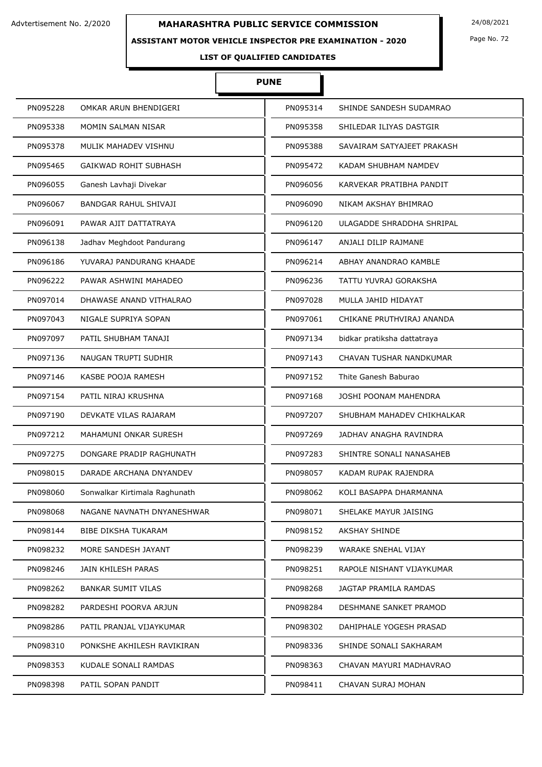Advtertisement No. 2/2020

# MAHARASHTRA PUBLIC SERVICE COMMISSION

24/08/2021

## ASSISTANT MOTOR VEHICLE INSPECTOR PRE EXAMINATION - 2020

### LIST OF QUALIFIED CANDIDATES

### PUNE

| | | | |
|---|---|---|---|
| PN095228 | OMKAR ARUN BHENDIGERI | PN095314 | SHINDE SANDESH SUDAMRAO |
| PN095338 | MOMIN SALMAN NISAR | PN095358 | SHILEDAR ILIYAS DASTGIR |
| PN095378 | MULIK MAHADEV VISHNU | PN095388 | SAVAIRAM SATYAJEET PRAKASH |
| PN095465 | GAIKWAD ROHIT SUBHASH | PN095472 | KADAM SHUBHAM NAMDEV |
| PN096055 | Ganesh Lavhaji Divekar | PN096056 | KARVEKAR PRATIBHA PANDIT |
| PN096067 | BANDGAR RAHUL SHIVAJI | PN096090 | NIKAM AKSHAY BHIMRAO |
| PN096091 | PAWAR AJIT DATTATRAYA | PN096120 | ULAGADDE SHRADDHA SHRIPAL |
| PN096138 | Jadhav Meghdoot Pandurang | PN096147 | ANJALI DILIP RAJMANE |
| PN096186 | YUVARAJ PANDURANG KHAADE | PN096214 | ABHAY ANANDRAO KAMBLE |
| PN096222 | PAWAR ASHWINI MAHADEO | PN096236 | TATTU YUVRAJ GORAKSHA |
| PN097014 | DHAWASE ANAND VITHALRAO | PN097028 | MULLA JAHID HIDAYAT |
| PN097043 | NIGALE SUPRIYA SOPAN | PN097061 | CHIKANE PRUTHVIRAJ ANANDA |
| PN097097 | PATIL SHUBHAM TANAJI | PN097134 | bidkar pratiksha dattatraya |
| PN097136 | NAUGAN TRUPTI SUDHIR | PN097143 | CHAVAN TUSHAR NANDKUMAR |
| PN097146 | KASBE POOJA RAMESH | PN097152 | Thite Ganesh Baburao |
| PN097154 | PATIL NIRAJ KRUSHNA | PN097168 | JOSHI POONAM MAHENDRA |
| PN097190 | DEVKATE VILAS RAJARAM | PN097207 | SHUBHAM MAHADEV CHIKHALKAR |
| PN097212 | MAHAMUNI ONKAR SURESH | PN097269 | JADHAV ANAGHA RAVINDRA |
| PN097275 | DONGARE PRADIP RAGHUNATH | PN097283 | SHINTRE SONALI NANASAHEB |
| PN098015 | DARADE ARCHANA DNYANDEV | PN098057 | KADAM RUPAK RAJENDRA |
| PN098060 | Sonwalkar Kirtimala Raghunath | PN098062 | KOLI BASAPPA DHARMANNA |
| PN098068 | NAGANE NAVNATH DNYANESHWAR | PN098071 | SHELAKE MAYUR JAISING |
| PN098144 | BIBE DIKSHA TUKARAM | PN098152 | AKSHAY SHINDE |
| PN098232 | MORE SANDESH JAYANT | PN098239 | WARAKE SNEHAL VIJAY |
| PN098246 | JAIN KHILESH PARAS | PN098251 | RAPOLE NISHANT VIJAYKUMAR |
| PN098262 | BANKAR SUMIT VILAS | PN098268 | JAGTAP PRAMILA RAMDAS |
| PN098282 | PARDESHI POORVA ARJUN | PN098284 | DESHMANE SANKET PRAMOD |
| PN098286 | PATIL PRANJAL VIJAYKUMAR | PN098302 | DAHIPHALE YOGESH PRASAD |
| PN098310 | PONKSHE AKHILESH RAVIKIRAN | PN098336 | SHINDE SONALI SAKHARAM |
| PN098353 | KUDALE SONALI RAMDAS | PN098363 | CHAVAN MAYURI MADHAVRAO |
| PN098398 | PATIL SOPAN PANDIT | PN098411 | CHAVAN SURAJ MOHAN |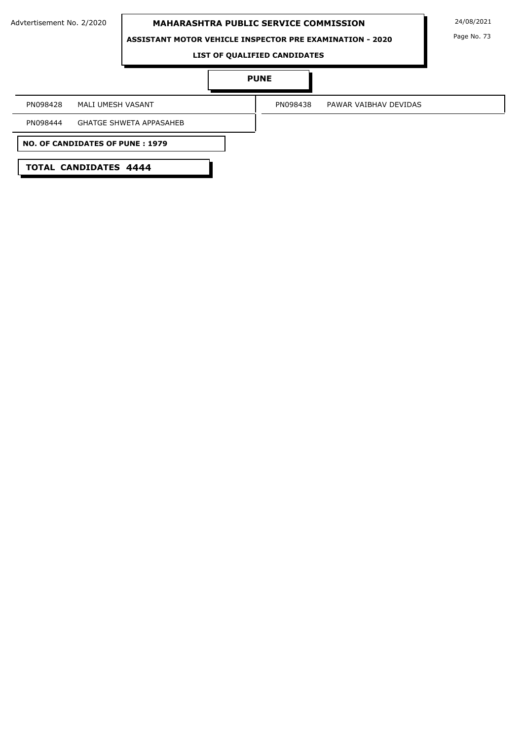## PUNE

| | | | |
|---|---|---|---|
| PN098428 | MALI UMESH VASANT | PN098438 | PAWAR VAIBHAV DEVIDAS |
| PN098444 | GHATGE SHWETA APPASAHEB | | |

**NO. OF CANDIDATES OF PUNE : 1979**

**TOTAL CANDIDATES 4444**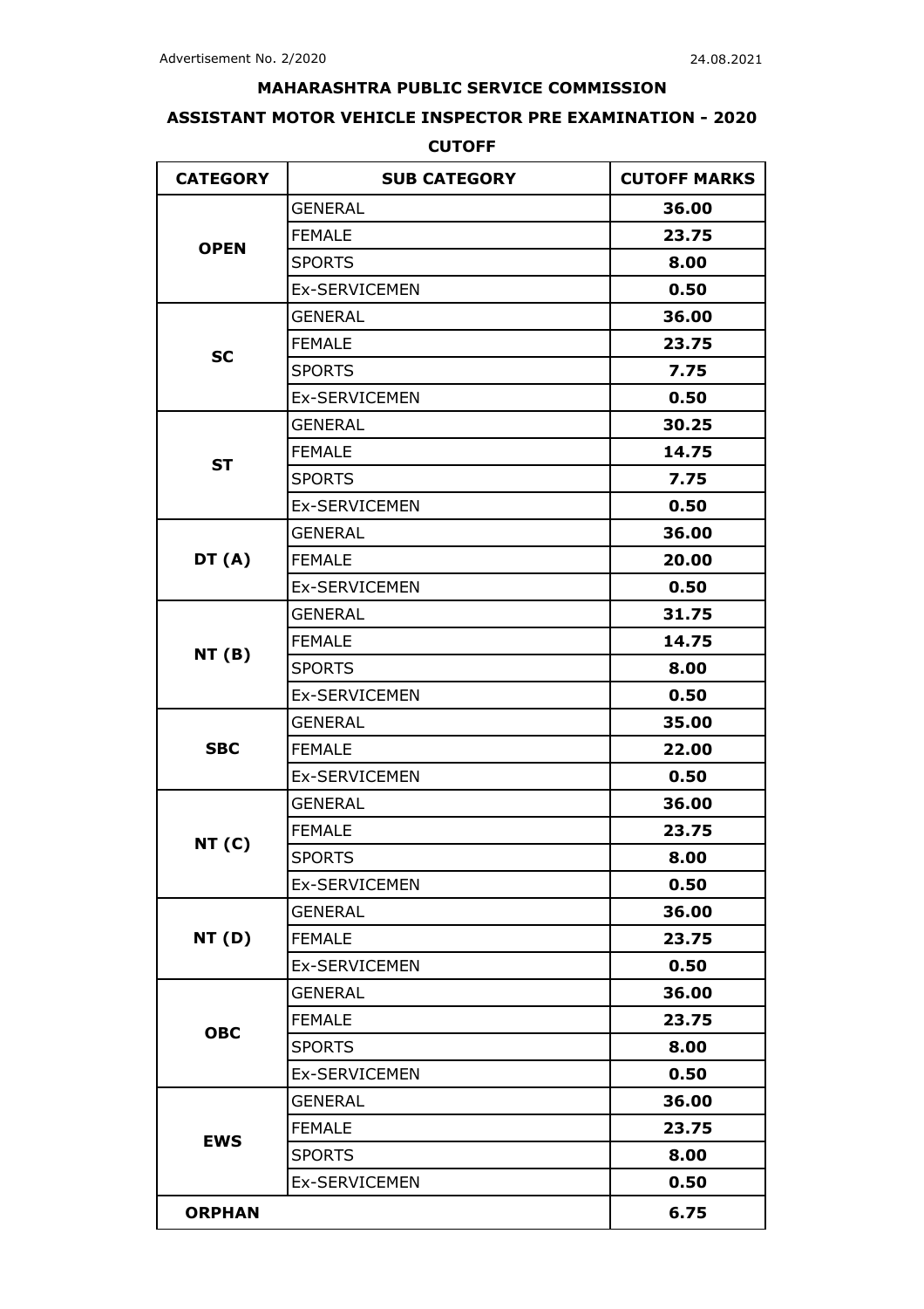Advertisement No. 2/2020

24.08.2021

**MAHARASHTRA PUBLIC SERVICE COMMISSION**

**ASSISTANT MOTOR VEHICLE INSPECTOR PRE EXAMINATION - 2020**

**CUTOFF**

| CATEGORY | SUB CATEGORY | CUTOFF MARKS |
|---|---|---|
| **OPEN** | GENERAL | **36.00** |
| | FEMALE | **23.75** |
| | SPORTS | **8.00** |
| | Ex-SERVICEMEN | **0.50** |
| **SC** | GENERAL | **36.00** |
| | FEMALE | **23.75** |
| | SPORTS | **7.75** |
| | Ex-SERVICEMEN | **0.50** |
| **ST** | GENERAL | **30.25** |
| | FEMALE | **14.75** |
| | SPORTS | **7.75** |
| | Ex-SERVICEMEN | **0.50** |
| **DT (A)** | GENERAL | **36.00** |
| | FEMALE | **20.00** |
| | Ex-SERVICEMEN | **0.50** |
| **NT (B)** | GENERAL | **31.75** |
| | FEMALE | **14.75** |
| | SPORTS | **8.00** |
| | Ex-SERVICEMEN | **0.50** |
| **SBC** | GENERAL | **35.00** |
| | FEMALE | **22.00** |
| | Ex-SERVICEMEN | **0.50** |
| **NT (C)** | GENERAL | **36.00** |
| | FEMALE | **23.75** |
| | SPORTS | **8.00** |
| | Ex-SERVICEMEN | **0.50** |
| **NT (D)** | GENERAL | **36.00** |
| | FEMALE | **23.75** |
| | Ex-SERVICEMEN | **0.50** |
| **OBC** | GENERAL | **36.00** |
| | FEMALE | **23.75** |
| | SPORTS | **8.00** |
| | Ex-SERVICEMEN | **0.50** |
| **EWS** | GENERAL | **36.00** |
| | FEMALE | **23.75** |
| | SPORTS | **8.00** |
| | Ex-SERVICEMEN | **0.50** |
| **ORPHAN** | | **6.75** |